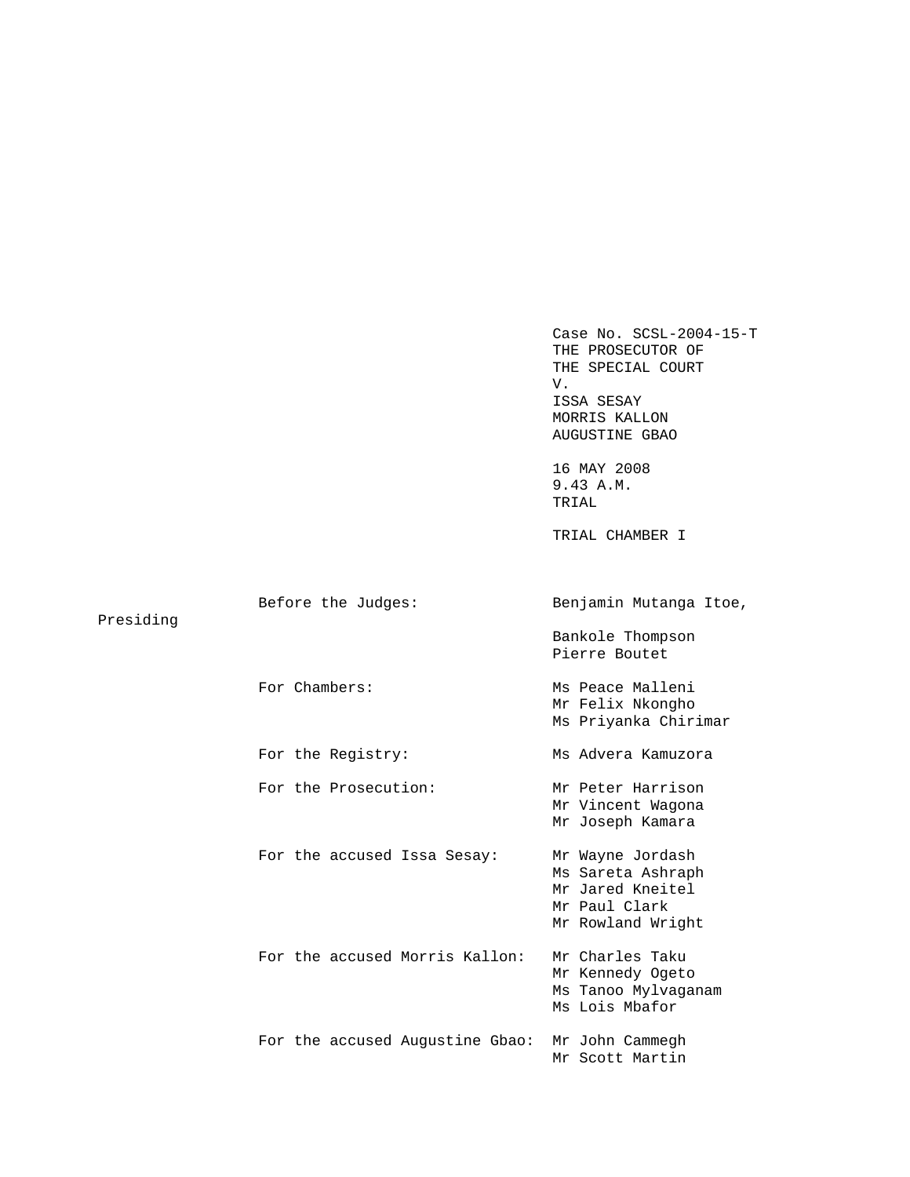Case No. SCSL-2004-15-T
THE PROSECUTOR OF
THE SPECIAL COURT
V.
ISSA SESAY
MORRIS KALLON
AUGUSTINE GBAO

16 MAY 2008
9.43 A.M.
TRIAL

TRIAL CHAMBER I

| | |
|---|---|
| Before the Judges: | Benjamin Mutanga Itoe, Presiding |
| | Bankole Thompson |
| | Pierre Boutet |
| For Chambers: | Ms Peace Malleni |
| | Mr Felix Nkongho |
| | Ms Priyanka Chirimar |
| For the Registry: | Ms Advera Kamuzora |
| For the Prosecution: | Mr Peter Harrison |
| | Mr Vincent Wagona |
| | Mr Joseph Kamara |
| For the accused Issa Sesay: | Mr Wayne Jordash |
| | Ms Sareta Ashraph |
| | Mr Jared Kneitel |
| | Mr Paul Clark |
| | Mr Rowland Wright |
| For the accused Morris Kallon: | Mr Charles Taku |
| | Mr Kennedy Ogeto |
| | Ms Tanoo Mylvaganam |
| | Ms Lois Mbafor |
| For the accused Augustine Gbao: | Mr John Cammegh |
| | Mr Scott Martin |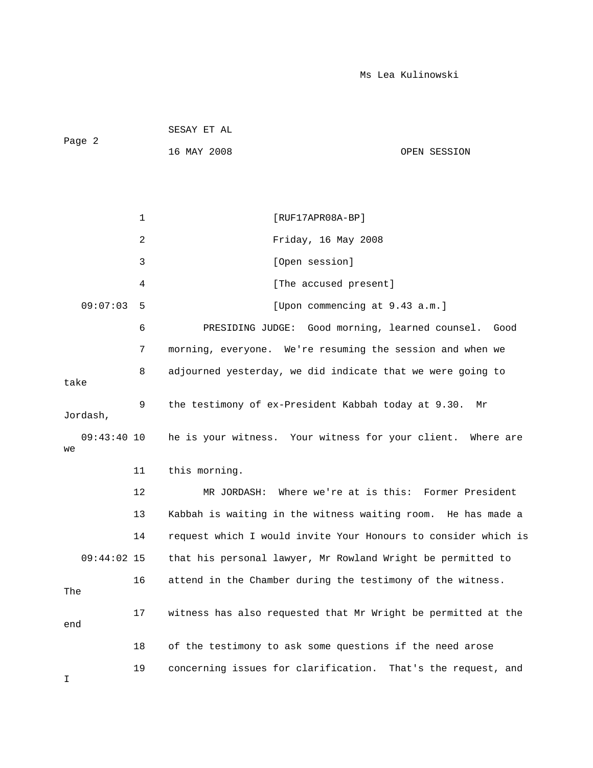SESAY ET AL

16 MAY 2008 OPEN SESSION

1 [RUF17APR08A-BP]

2 Friday, 16 May 2008

3 [Open session]

4 [The accused present]

09:07:03 5 [Upon commencing at 9.43 a.m.]

6 PRESIDING JUDGE: Good morning, learned counsel. Good

7 morning, everyone. We're resuming the session and when we

8 adjourned yesterday, we did indicate that we were going to take

9 the testimony of ex-President Kabbah today at 9.30. Mr Jordash,

09:43:40 10 he is your witness. Your witness for your client. Where are we

11 this morning.

12 MR JORDASH: Where we're at is this: Former President

13 Kabbah is waiting in the witness waiting room. He has made a

14 request which I would invite Your Honours to consider which is

09:44:02 15 that his personal lawyer, Mr Rowland Wright be permitted to

16 attend in the Chamber during the testimony of the witness. The

17 witness has also requested that Mr Wright be permitted at the end

18 of the testimony to ask some questions if the need arose

19 concerning issues for clarification. That's the request, and I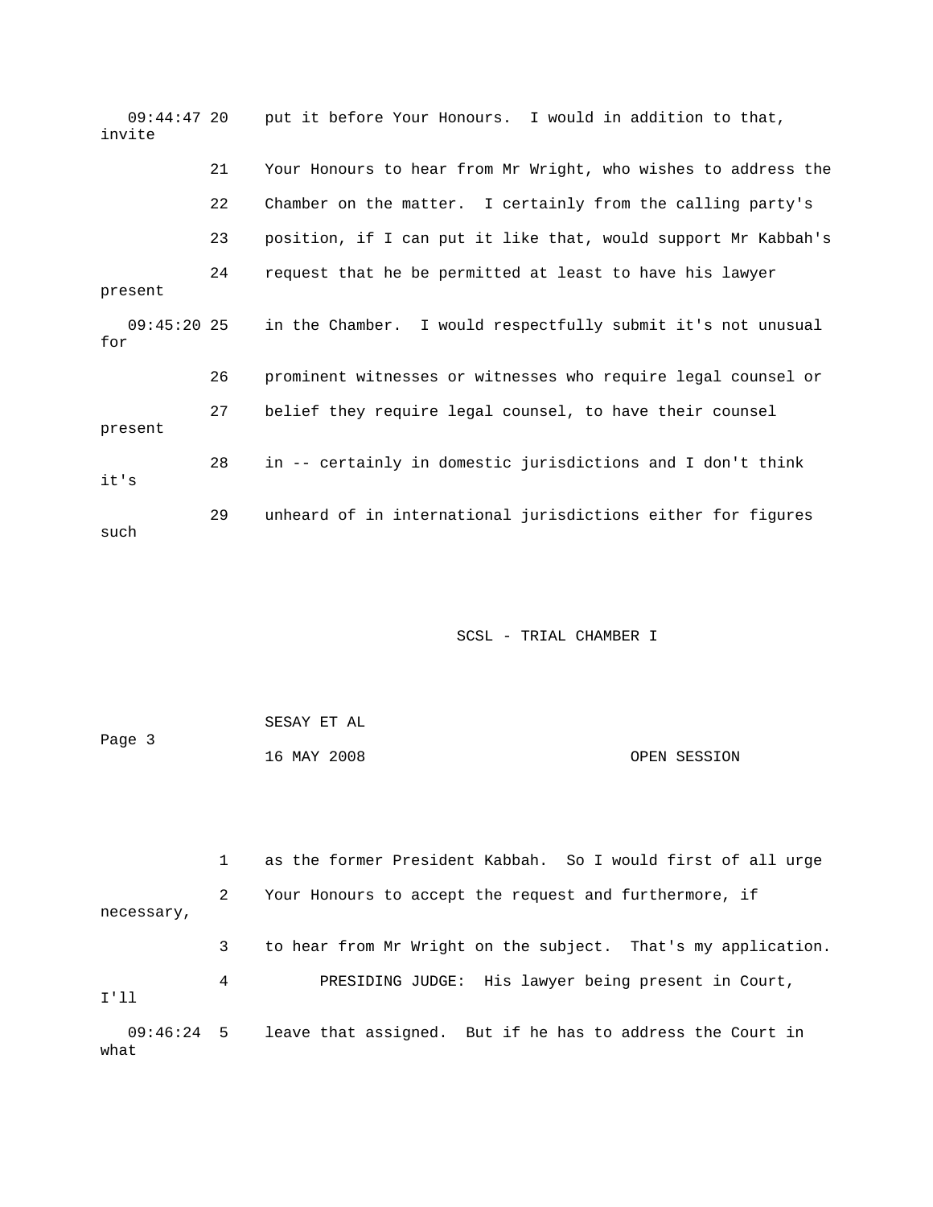09:44:47 20 put it before Your Honours. I would in addition to that, invite

21 Your Honours to hear from Mr Wright, who wishes to address the

22 Chamber on the matter. I certainly from the calling party's

23 position, if I can put it like that, would support Mr Kabbah's

24 request that he be permitted at least to have his lawyer present

09:45:20 25 in the Chamber. I would respectfully submit it's not unusual for

26 prominent witnesses or witnesses who require legal counsel or

27 belief they require legal counsel, to have their counsel present

28 in -- certainly in domestic jurisdictions and I don't think it's

29 unheard of in international jurisdictions either for figures such

1 as the former President Kabbah. So I would first of all urge

2 Your Honours to accept the request and furthermore, if necessary,

3 to hear from Mr Wright on the subject. That's my application.

4 PRESIDING JUDGE: His lawyer being present in Court, I'll

09:46:24 5 leave that assigned. But if he has to address the Court in what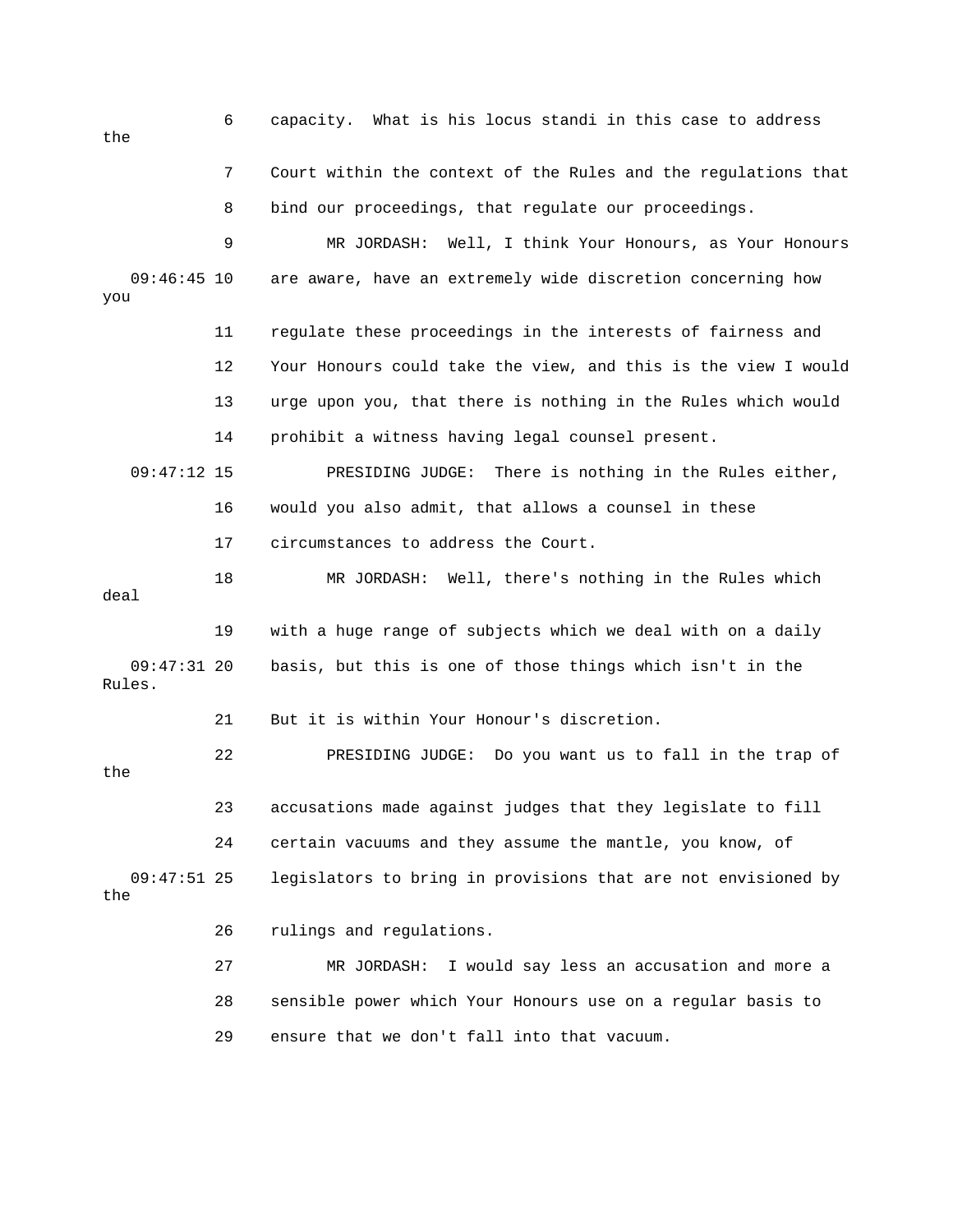6 capacity. What is his locus standi in this case to address the

7 Court within the context of the Rules and the regulations that

8 bind our proceedings, that regulate our proceedings.

9 MR JORDASH: Well, I think Your Honours, as Your Honours

09:46:45 10 are aware, have an extremely wide discretion concerning how you

11 regulate these proceedings in the interests of fairness and

12 Your Honours could take the view, and this is the view I would

13 urge upon you, that there is nothing in the Rules which would

14 prohibit a witness having legal counsel present.

09:47:12 15 PRESIDING JUDGE: There is nothing in the Rules either,

16 would you also admit, that allows a counsel in these

17 circumstances to address the Court.

18 MR JORDASH: Well, there's nothing in the Rules which deal

19 with a huge range of subjects which we deal with on a daily

09:47:31 20 basis, but this is one of those things which isn't in the Rules.

21 But it is within Your Honour's discretion.

22 PRESIDING JUDGE: Do you want us to fall in the trap of the

23 accusations made against judges that they legislate to fill

24 certain vacuums and they assume the mantle, you know, of

09:47:51 25 legislators to bring in provisions that are not envisioned by the

26 rulings and regulations.

27 MR JORDASH: I would say less an accusation and more a

28 sensible power which Your Honours use on a regular basis to

29 ensure that we don't fall into that vacuum.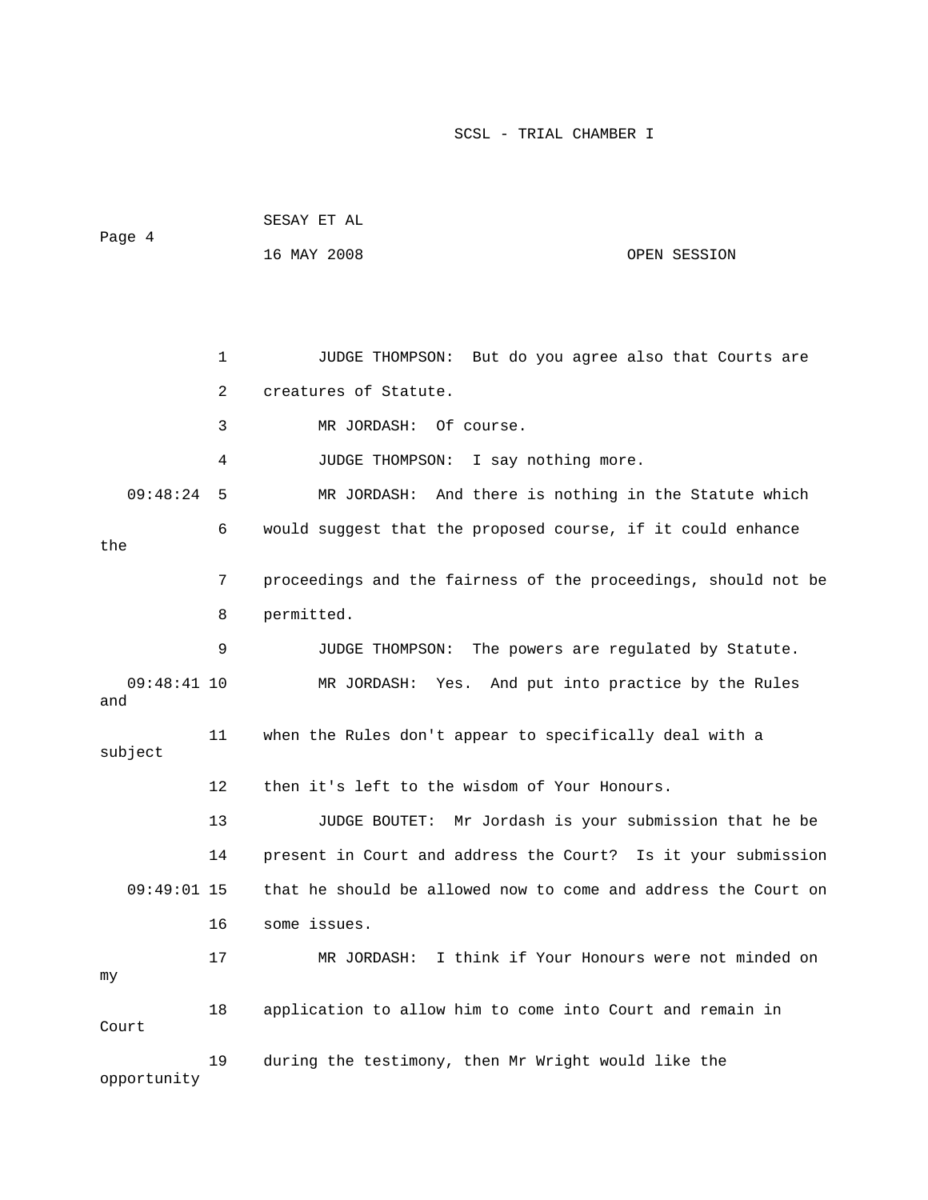1 JUDGE THOMPSON: But do you agree also that Courts are

2 creatures of Statute.

3 MR JORDASH: Of course.

4 JUDGE THOMPSON: I say nothing more.

09:48:24 5 MR JORDASH: And there is nothing in the Statute which

6 would suggest that the proposed course, if it could enhance the

7 proceedings and the fairness of the proceedings, should not be

8 permitted.

9 JUDGE THOMPSON: The powers are regulated by Statute.

09:48:41 10 MR JORDASH: Yes. And put into practice by the Rules and

11 when the Rules don't appear to specifically deal with a subject

12 then it's left to the wisdom of Your Honours.

13 JUDGE BOUTET: Mr Jordash is your submission that he be

14 present in Court and address the Court? Is it your submission

09:49:01 15 that he should be allowed now to come and address the Court on

16 some issues.

17 MR JORDASH: I think if Your Honours were not minded on my

18 application to allow him to come into Court and remain in Court

19 during the testimony, then Mr Wright would like the opportunity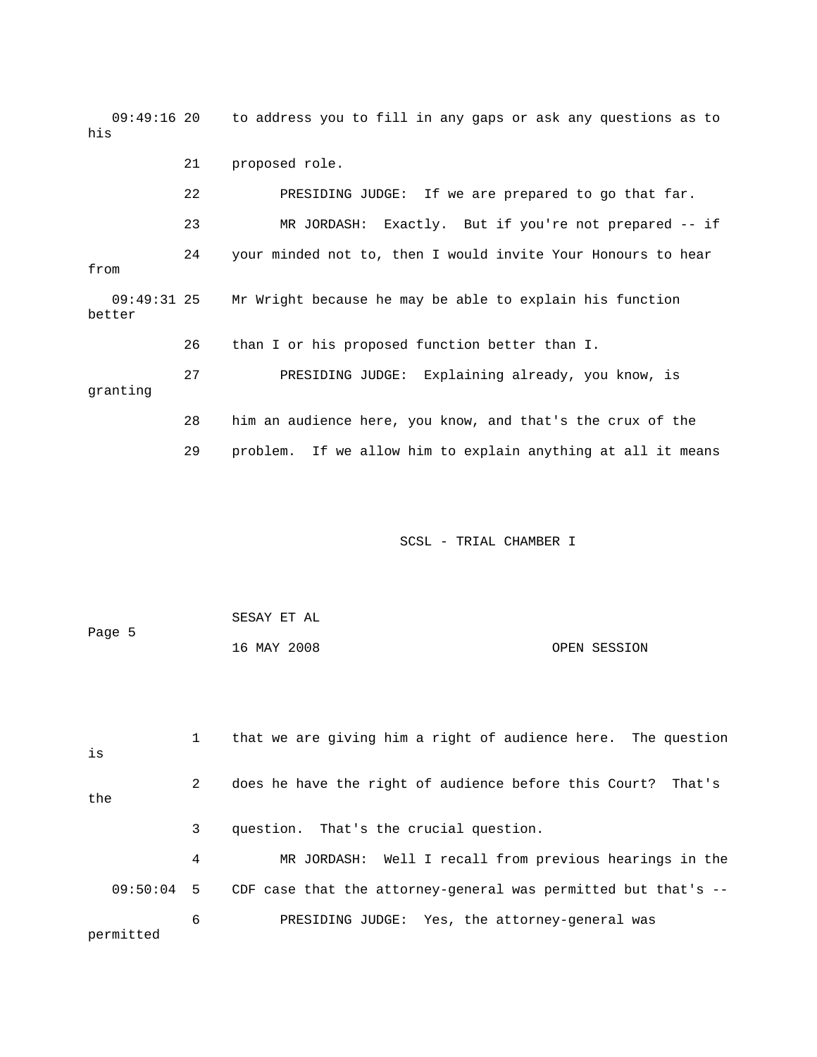09:49:16 20 to address you to fill in any gaps or ask any questions as to his

21 proposed role.

22 PRESIDING JUDGE: If we are prepared to go that far.

23 MR JORDASH: Exactly. But if you're not prepared -- if

24 your minded not to, then I would invite Your Honours to hear from

09:49:31 25 Mr Wright because he may be able to explain his function better

26 than I or his proposed function better than I.

27 PRESIDING JUDGE: Explaining already, you know, is granting

28 him an audience here, you know, and that's the crux of the

29 problem. If we allow him to explain anything at all it means

1 that we are giving him a right of audience here. The question is

2 does he have the right of audience before this Court? That's the

3 question. That's the crucial question.

4 MR JORDASH: Well I recall from previous hearings in the

09:50:04 5 CDF case that the attorney-general was permitted but that's --

6 PRESIDING JUDGE: Yes, the attorney-general was permitted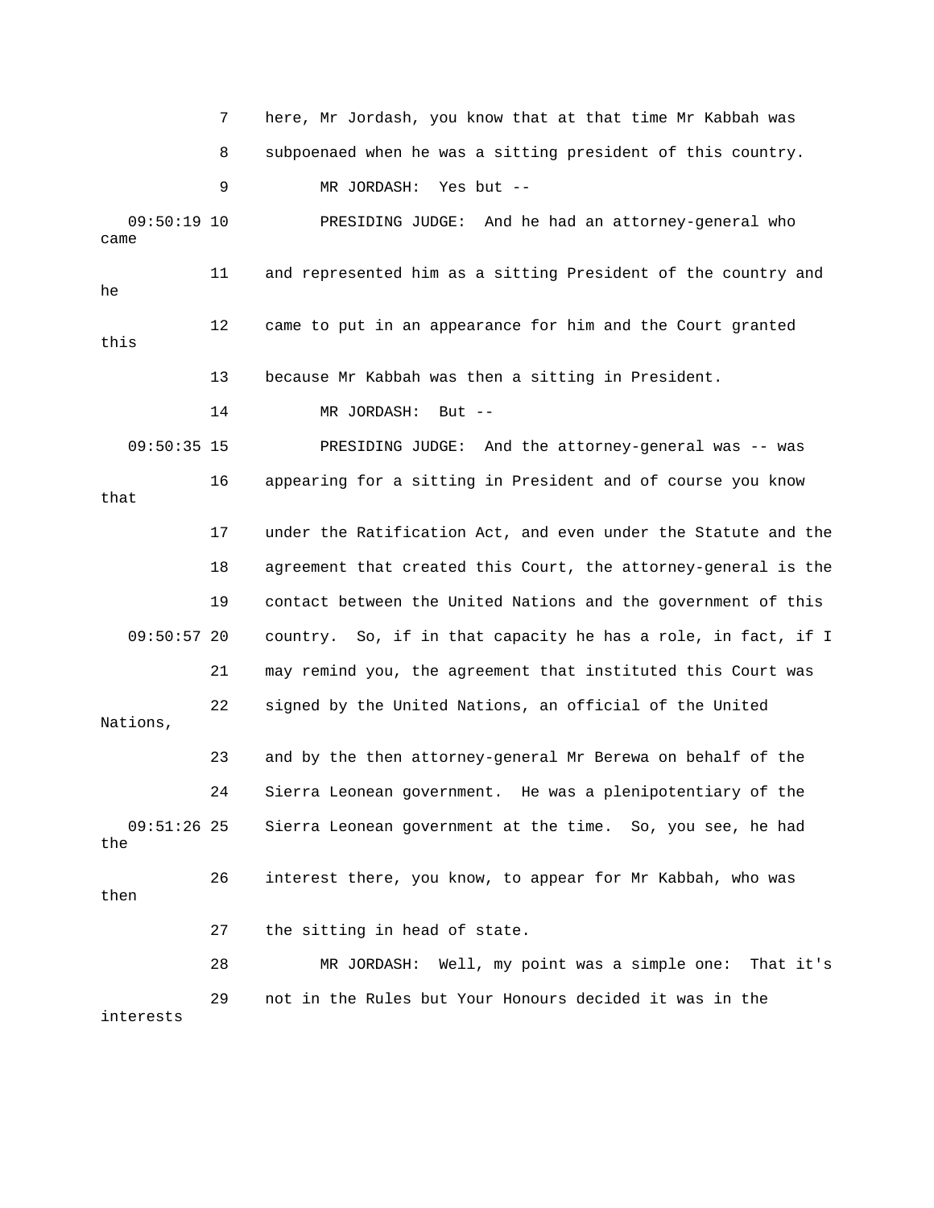here, Mr Jordash, you know that at that time Mr Kabbah was subpoenaed when he was a sitting president of this country.

MR JORDASH: Yes but --

PRESIDING JUDGE: And he had an attorney-general who came and represented him as a sitting President of the country and he came to put in an appearance for him and the Court granted this because Mr Kabbah was then a sitting in President.

MR JORDASH: But --

PRESIDING JUDGE: And the attorney-general was -- was appearing for a sitting in President and of course you know that under the Ratification Act, and even under the Statute and the agreement that created this Court, the attorney-general is the contact between the United Nations and the government of this country. So, if in that capacity he has a role, in fact, if I may remind you, the agreement that instituted this Court was signed by the United Nations, an official of the United Nations, and by the then attorney-general Mr Berewa on behalf of the Sierra Leonean government. He was a plenipotentiary of the Sierra Leonean government at the time. So, you see, he had the interest there, you know, to appear for Mr Kabbah, who was then the sitting in head of state.

MR JORDASH: Well, my point was a simple one: That it's not in the Rules but Your Honours decided it was in the interests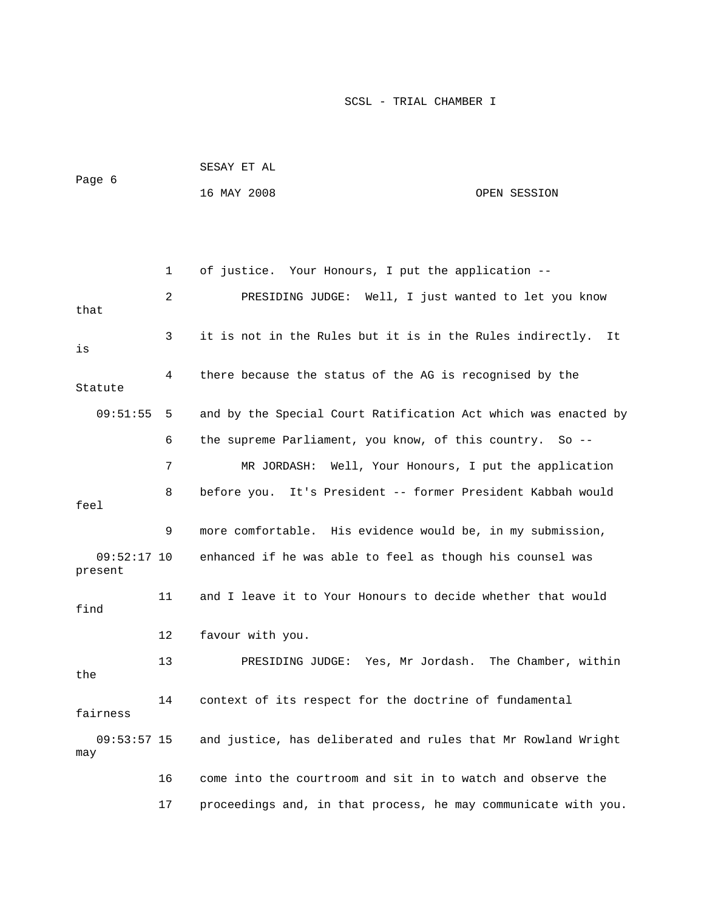1 of justice. Your Honours, I put the application --

2 PRESIDING JUDGE: Well, I just wanted to let you know that

3 it is not in the Rules but it is in the Rules indirectly. It is

4 there because the status of the AG is recognised by the Statute

09:51:55 5 and by the Special Court Ratification Act which was enacted by

6 the supreme Parliament, you know, of this country. So --

7 MR JORDASH: Well, Your Honours, I put the application

8 before you. It's President -- former President Kabbah would feel

9 more comfortable. His evidence would be, in my submission,

09:52:17 10 enhanced if he was able to feel as though his counsel was present

11 and I leave it to Your Honours to decide whether that would find

12 favour with you.

13 PRESIDING JUDGE: Yes, Mr Jordash. The Chamber, within the

14 context of its respect for the doctrine of fundamental fairness

09:53:57 15 and justice, has deliberated and rules that Mr Rowland Wright may

16 come into the courtroom and sit in to watch and observe the

17 proceedings and, in that process, he may communicate with you.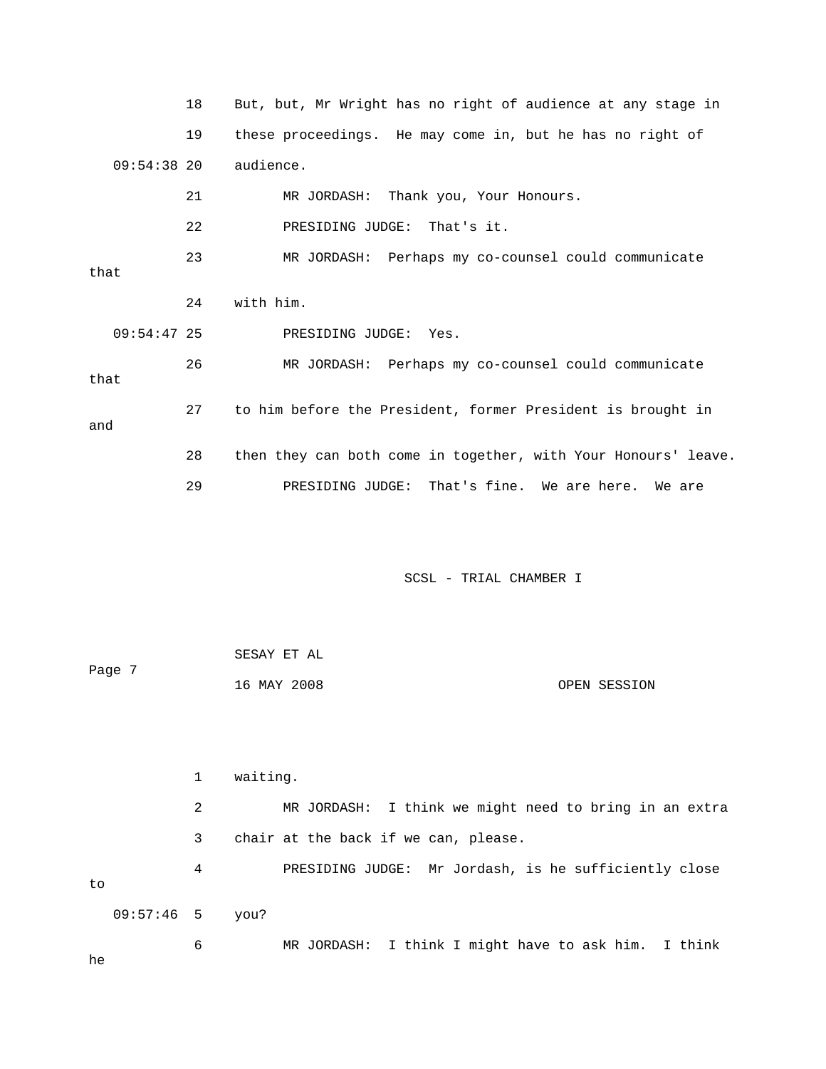18 But, but, Mr Wright has no right of audience at any stage in

19 these proceedings. He may come in, but he has no right of

09:54:38 20 audience.

21 MR JORDASH: Thank you, Your Honours.

22 PRESIDING JUDGE: That's it.

23 MR JORDASH: Perhaps my co-counsel could communicate that

24 with him.

09:54:47 25 PRESIDING JUDGE: Yes.

26 MR JORDASH: Perhaps my co-counsel could communicate that

27 to him before the President, former President is brought in and

28 then they can both come in together, with Your Honours' leave.

29 PRESIDING JUDGE: That's fine. We are here. We are

1 waiting.

2 MR JORDASH: I think we might need to bring in an extra

3 chair at the back if we can, please.

4 PRESIDING JUDGE: Mr Jordash, is he sufficiently close to

09:57:46 5 you?

6 MR JORDASH: I think I might have to ask him. I think he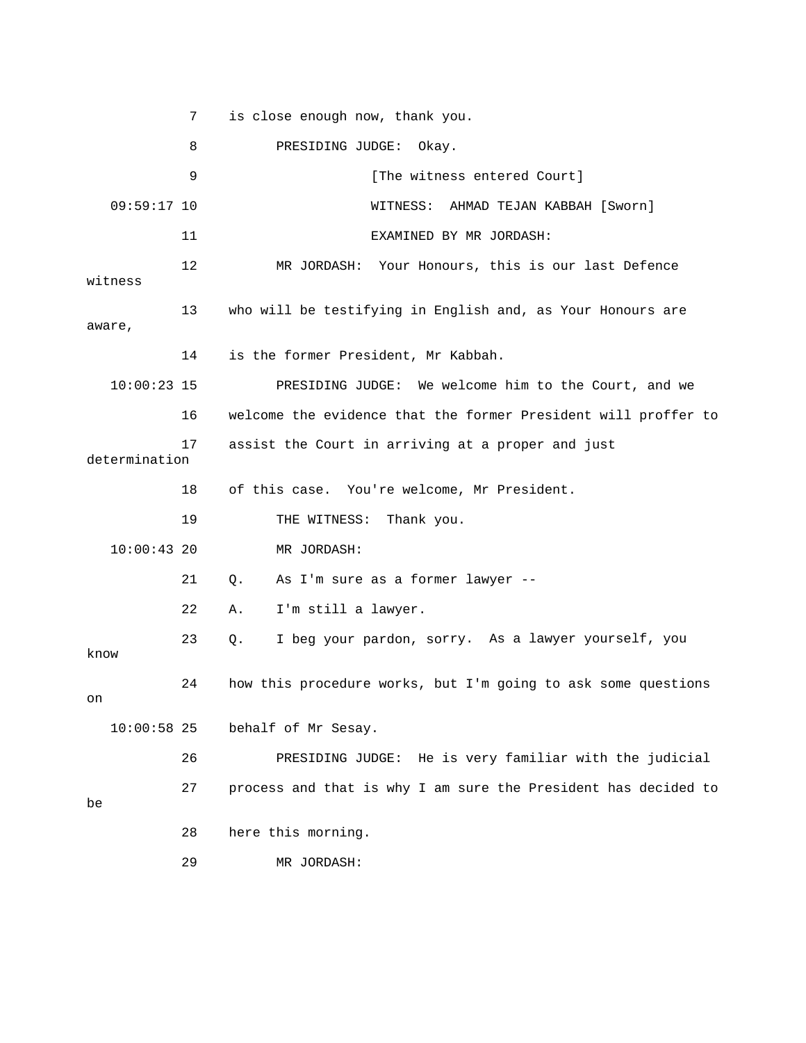7 is close enough now, thank you.

8 PRESIDING JUDGE: Okay.

9 [The witness entered Court]

09:59:17 10 WITNESS: AHMAD TEJAN KABBAH [Sworn]

11 EXAMINED BY MR JORDASH:

12 MR JORDASH: Your Honours, this is our last Defence witness

13 who will be testifying in English and, as Your Honours are aware,

14 is the former President, Mr Kabbah.

10:00:23 15 PRESIDING JUDGE: We welcome him to the Court, and we

16 welcome the evidence that the former President will proffer to

17 assist the Court in arriving at a proper and just determination

18 of this case. You're welcome, Mr President.

19 THE WITNESS: Thank you.

10:00:43 20 MR JORDASH:

21 Q. As I'm sure as a former lawyer --

22 A. I'm still a lawyer.

23 Q. I beg your pardon, sorry. As a lawyer yourself, you know

24 how this procedure works, but I'm going to ask some questions on

10:00:58 25 behalf of Mr Sesay.

26 PRESIDING JUDGE: He is very familiar with the judicial

27 process and that is why I am sure the President has decided to be

28 here this morning.

29 MR JORDASH: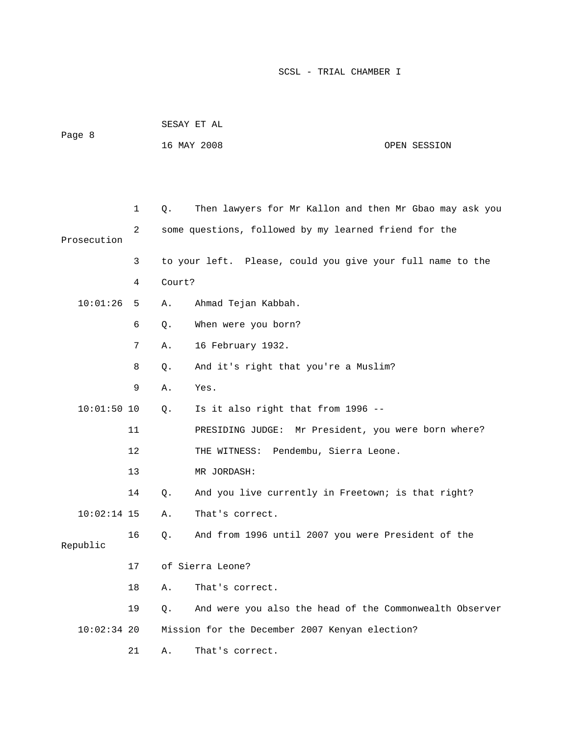1 Q. Then lawyers for Mr Kallon and then Mr Gbao may ask you

2 some questions, followed by my learned friend for the Prosecution

3 to your left. Please, could you give your full name to the

4 Court?

10:01:26 5 A. Ahmad Tejan Kabbah.

6 Q. When were you born?

7 A. 16 February 1932.

8 Q. And it's right that you're a Muslim?

9 A. Yes.

10:01:50 10 Q. Is it also right that from 1996 --

11 PRESIDING JUDGE: Mr President, you were born where?

12 THE WITNESS: Pendembu, Sierra Leone.

13 MR JORDASH:

14 Q. And you live currently in Freetown; is that right?

10:02:14 15 A. That's correct.

16 Q. And from 1996 until 2007 you were President of the Republic

17 of Sierra Leone?

18 A. That's correct.

19 Q. And were you also the head of the Commonwealth Observer

10:02:34 20 Mission for the December 2007 Kenyan election?

21 A. That's correct.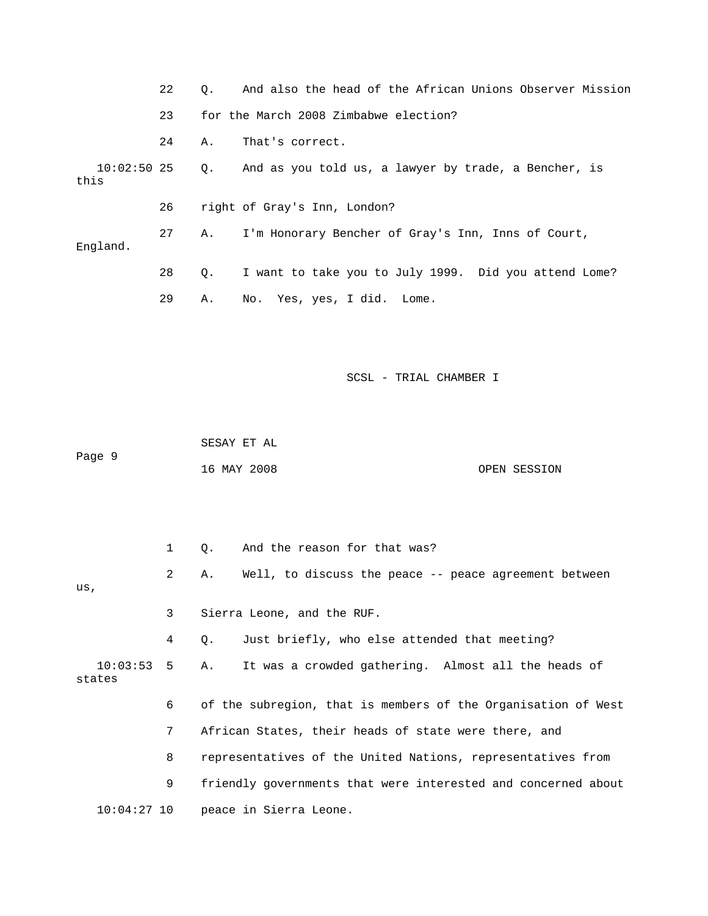22 Q. And also the head of the African Unions Observer Mission

23 for the March 2008 Zimbabwe election?

24 A. That's correct.

10:02:50 25 Q. And as you told us, a lawyer by trade, a Bencher, is this

26 right of Gray's Inn, London?

27 A. I'm Honorary Bencher of Gray's Inn, Inns of Court, England.

28 Q. I want to take you to July 1999. Did you attend Lome?

29 A. No. Yes, yes, I did. Lome.

1 Q. And the reason for that was?

2 A. Well, to discuss the peace -- peace agreement between us,

3 Sierra Leone, and the RUF.

4 Q. Just briefly, who else attended that meeting?

10:03:53 5 A. It was a crowded gathering. Almost all the heads of states

6 of the subregion, that is members of the Organisation of West

7 African States, their heads of state were there, and

8 representatives of the United Nations, representatives from

9 friendly governments that were interested and concerned about

10:04:27 10 peace in Sierra Leone.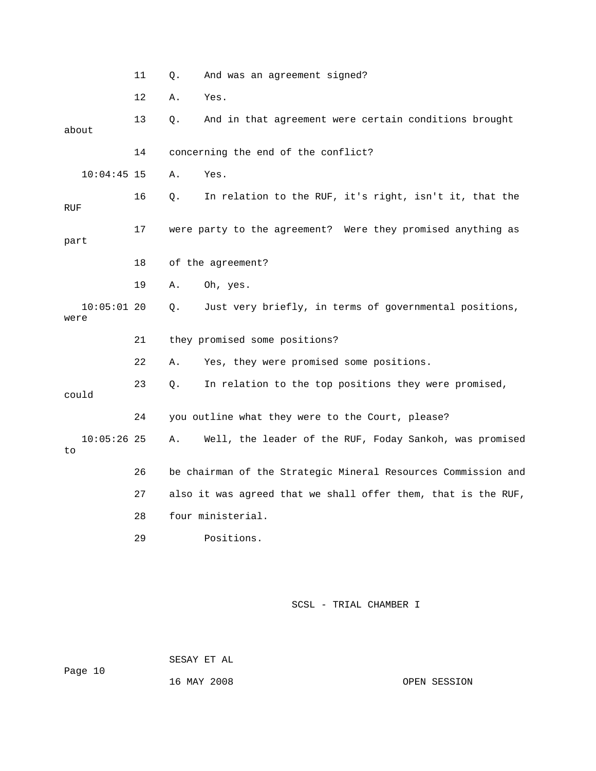11 Q. And was an agreement signed?

12 A. Yes.

13 Q. And in that agreement were certain conditions brought about

14 concerning the end of the conflict?

10:04:45 15 A. Yes.

16 Q. In relation to the RUF, it's right, isn't it, that the RUF

17 were party to the agreement? Were they promised anything as part

18 of the agreement?

19 A. Oh, yes.

10:05:01 20 Q. Just very briefly, in terms of governmental positions, were

21 they promised some positions?

22 A. Yes, they were promised some positions.

23 Q. In relation to the top positions they were promised, could

24 you outline what they were to the Court, please?

10:05:26 25 A. Well, the leader of the RUF, Foday Sankoh, was promised to

26 be chairman of the Strategic Mineral Resources Commission and

27 also it was agreed that we shall offer them, that is the RUF,

28 four ministerial.

29 Positions.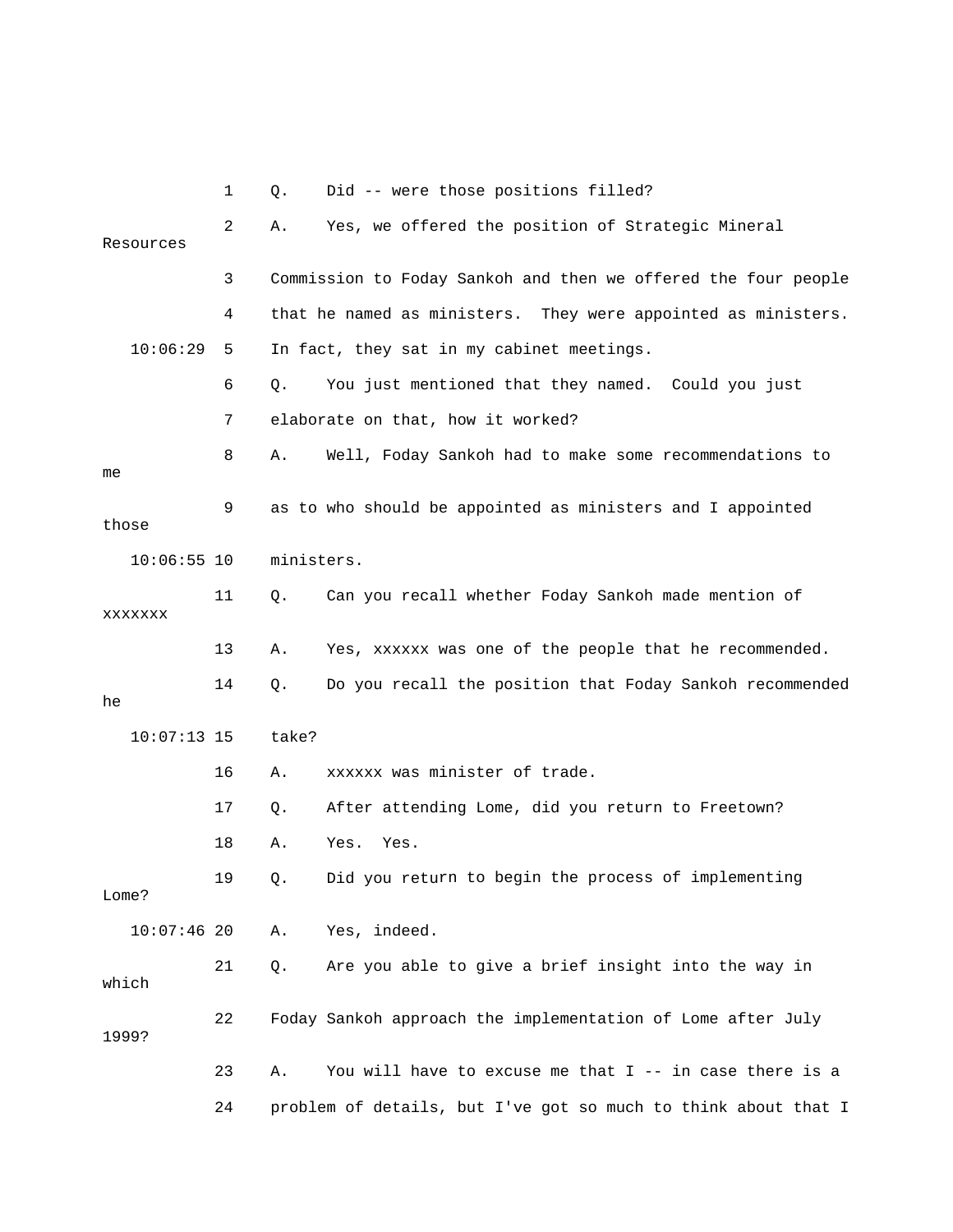1 Q. Did -- were those positions filled?

2 A. Yes, we offered the position of Strategic Mineral Resources

3 Commission to Foday Sankoh and then we offered the four people

4 that he named as ministers. They were appointed as ministers.

10:06:29 5 In fact, they sat in my cabinet meetings.

6 Q. You just mentioned that they named. Could you just

7 elaborate on that, how it worked?

8 A. Well, Foday Sankoh had to make some recommendations to me

9 as to who should be appointed as ministers and I appointed those

10:06:55 10 ministers.

11 Q. Can you recall whether Foday Sankoh made mention of xxxxxxx

13 A. Yes, xxxxxx was one of the people that he recommended.

14 Q. Do you recall the position that Foday Sankoh recommended he

10:07:13 15 take?

16 A. xxxxxx was minister of trade.

17 Q. After attending Lome, did you return to Freetown?

18 A. Yes. Yes.

19 Q. Did you return to begin the process of implementing Lome?

10:07:46 20 A. Yes, indeed.

21 Q. Are you able to give a brief insight into the way in which

22 Foday Sankoh approach the implementation of Lome after July 1999?

23 A. You will have to excuse me that I -- in case there is a

24 problem of details, but I've got so much to think about that I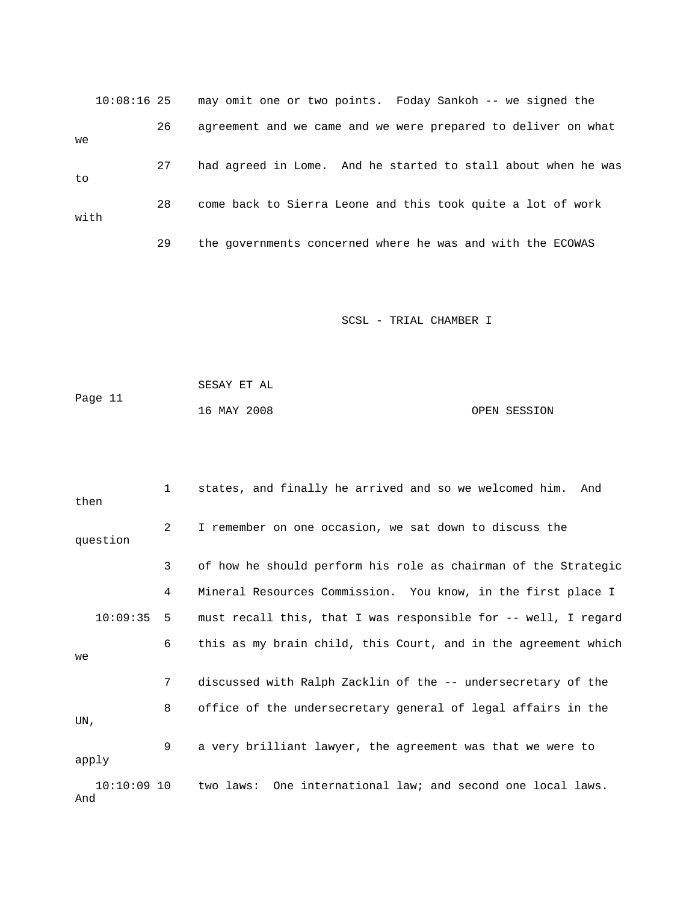10:08:16 25 may omit one or two points. Foday Sankoh -- we signed the

26 agreement and we came and we were prepared to deliver on what we

27 had agreed in Lome. And he started to stall about when he was to

28 come back to Sierra Leone and this took quite a lot of work with

29 the governments concerned where he was and with the ECOWAS

SCSL - TRIAL CHAMBER I

SESAY ET AL

Page 11

16 MAY 2008 OPEN SESSION

1 states, and finally he arrived and so we welcomed him. And then

2 I remember on one occasion, we sat down to discuss the question

3 of how he should perform his role as chairman of the Strategic

4 Mineral Resources Commission. You know, in the first place I

10:09:35 5 must recall this, that I was responsible for -- well, I regard

6 this as my brain child, this Court, and in the agreement which we

7 discussed with Ralph Zacklin of the -- undersecretary of the

8 office of the undersecretary general of legal affairs in the UN,

9 a very brilliant lawyer, the agreement was that we were to apply

10:10:09 10 two laws: One international law; and second one local laws. And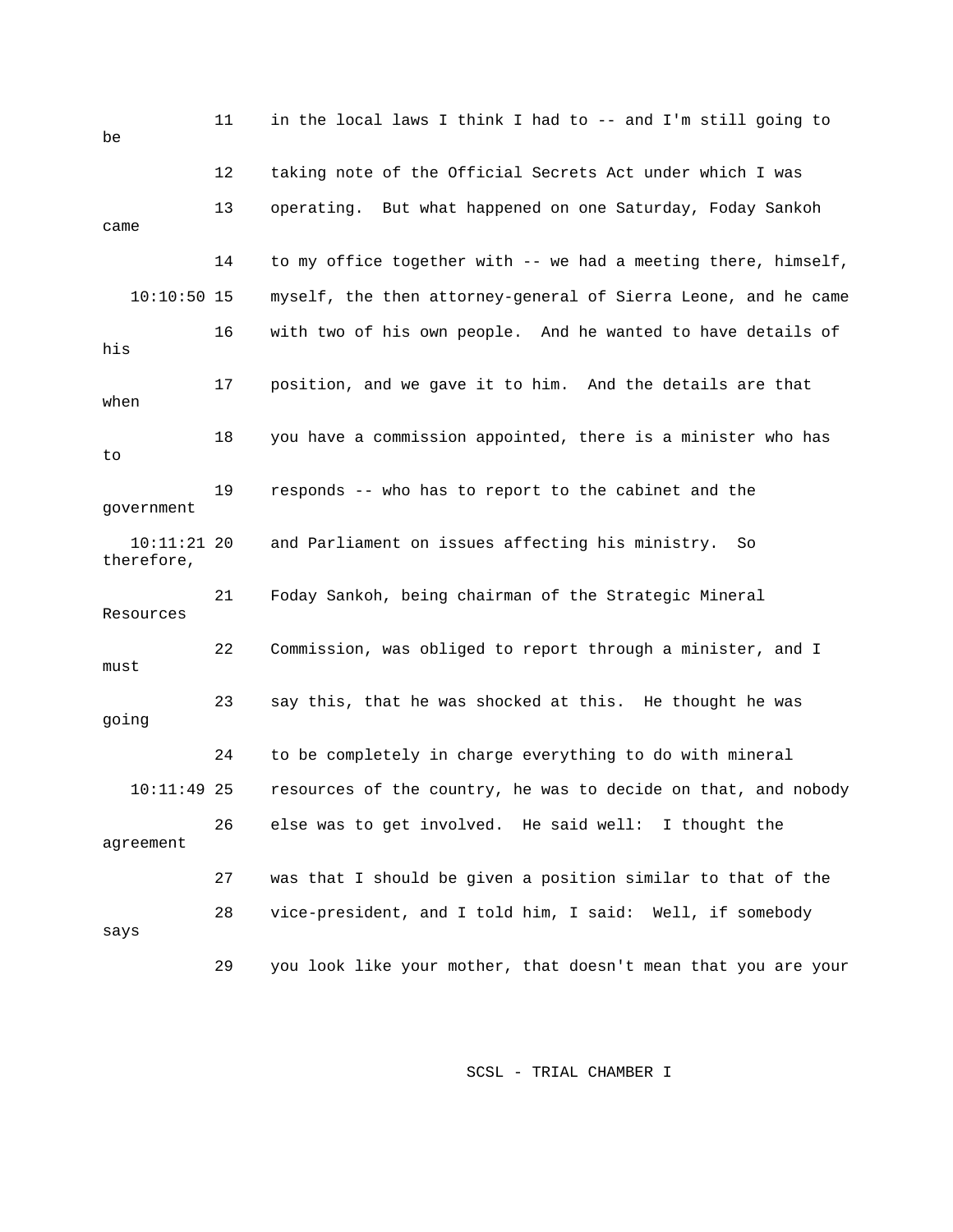11 in the local laws I think I had to -- and I'm still going to be

12 taking note of the Official Secrets Act under which I was

13 operating. But what happened on one Saturday, Foday Sankoh came

14 to my office together with -- we had a meeting there, himself,

10:10:50 15 myself, the then attorney-general of Sierra Leone, and he came

16 with two of his own people. And he wanted to have details of his

17 position, and we gave it to him. And the details are that when

18 you have a commission appointed, there is a minister who has to

19 responds -- who has to report to the cabinet and the government

10:11:21 20 and Parliament on issues affecting his ministry. So therefore,

21 Foday Sankoh, being chairman of the Strategic Mineral Resources

22 Commission, was obliged to report through a minister, and I must

23 say this, that he was shocked at this. He thought he was going

24 to be completely in charge everything to do with mineral

10:11:49 25 resources of the country, he was to decide on that, and nobody

26 else was to get involved. He said well: I thought the agreement

27 was that I should be given a position similar to that of the

28 vice-president, and I told him, I said: Well, if somebody says

29 you look like your mother, that doesn't mean that you are your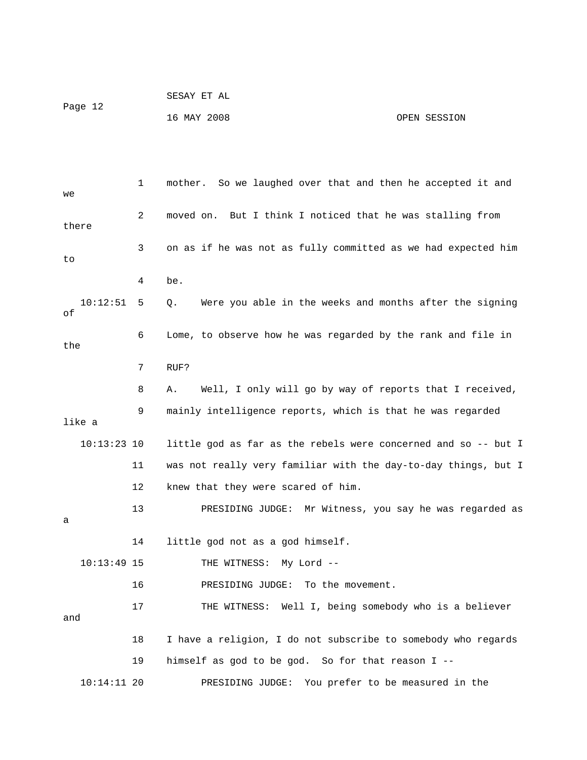1 mother. So we laughed over that and then he accepted it and we

2 moved on. But I think I noticed that he was stalling from there

3 on as if he was not as fully committed as we had expected him to

4 be.

10:12:51 5 Q. Were you able in the weeks and months after the signing of

6 Lome, to observe how he was regarded by the rank and file in the

7 RUF?

8 A. Well, I only will go by way of reports that I received,

9 mainly intelligence reports, which is that he was regarded like a

10:13:23 10 little god as far as the rebels were concerned and so -- but I

11 was not really very familiar with the day-to-day things, but I

12 knew that they were scared of him.

13 PRESIDING JUDGE: Mr Witness, you say he was regarded as a

14 little god not as a god himself.

10:13:49 15 THE WITNESS: My Lord --

16 PRESIDING JUDGE: To the movement.

17 THE WITNESS: Well I, being somebody who is a believer and

18 I have a religion, I do not subscribe to somebody who regards

19 himself as god to be god. So for that reason I --

10:14:11 20 PRESIDING JUDGE: You prefer to be measured in the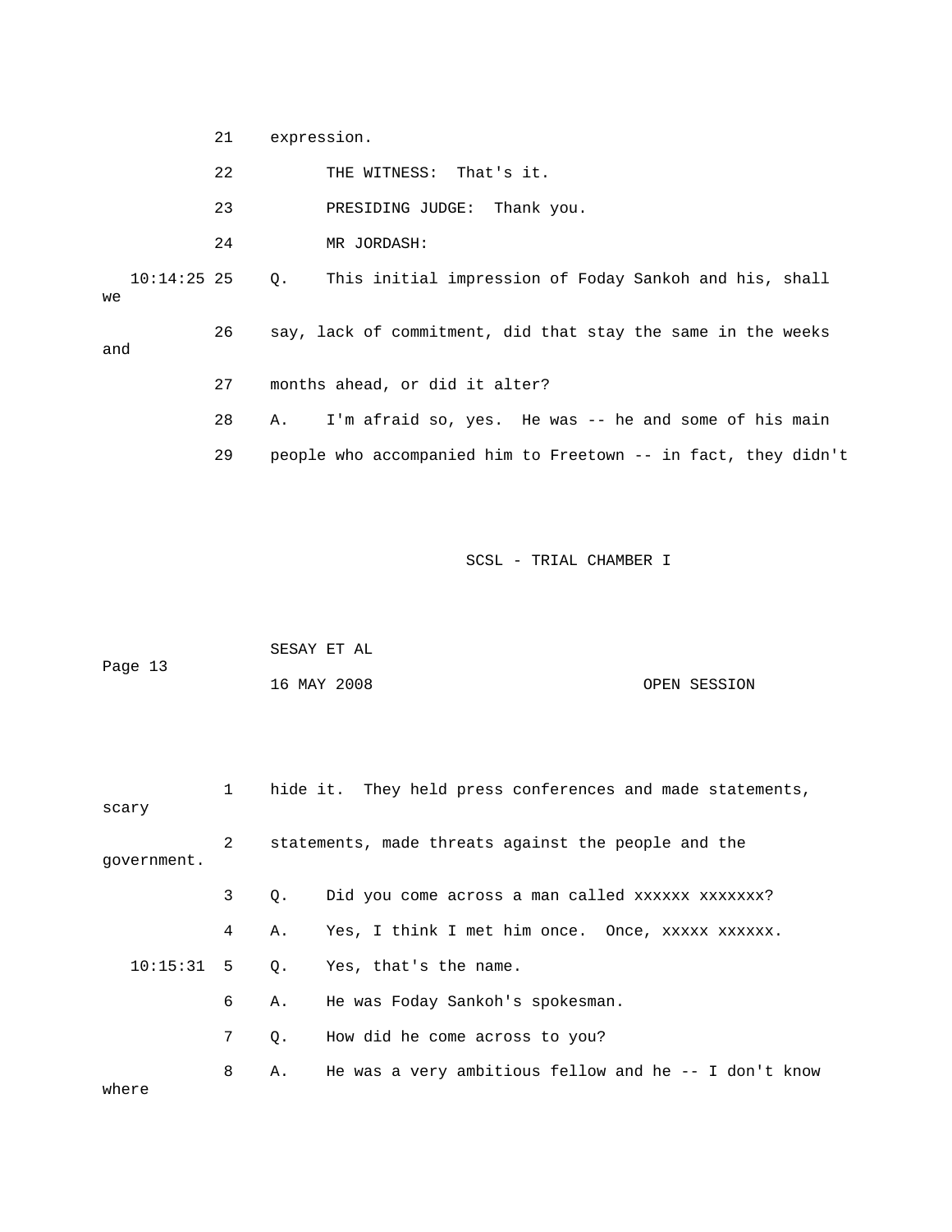21 expression.

22 THE WITNESS: That's it.

23 PRESIDING JUDGE: Thank you.

24 MR JORDASH:

10:14:25 25 Q. This initial impression of Foday Sankoh and his, shall we

26 say, lack of commitment, did that stay the same in the weeks and

27 months ahead, or did it alter?

28 A. I'm afraid so, yes. He was -- he and some of his main

29 people who accompanied him to Freetown -- in fact, they didn't

1 hide it. They held press conferences and made statements, scary

2 statements, made threats against the people and the government.

3 Q. Did you come across a man called xxxxxx xxxxxxx?

4 A. Yes, I think I met him once. Once, xxxxx xxxxxx.

10:15:31 5 Q. Yes, that's the name.

6 A. He was Foday Sankoh's spokesman.

7 Q. How did he come across to you?

8 A. He was a very ambitious fellow and he -- I don't know where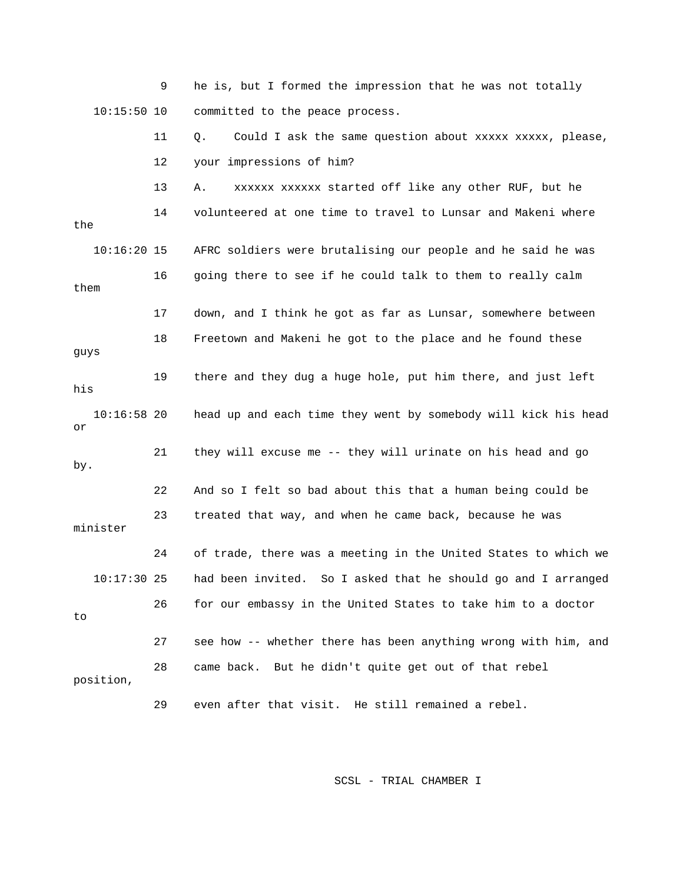9 he is, but I formed the impression that he was not totally

10:15:50 10 committed to the peace process.

11 Q. Could I ask the same question about xxxxx xxxxx, please,

12 your impressions of him?

13 A. xxxxxx xxxxxx started off like any other RUF, but he

14 volunteered at one time to travel to Lunsar and Makeni where the

10:16:20 15 AFRC soldiers were brutalising our people and he said he was

16 going there to see if he could talk to them to really calm them

17 down, and I think he got as far as Lunsar, somewhere between

18 Freetown and Makeni he got to the place and he found these guys

19 there and they dug a huge hole, put him there, and just left his

10:16:58 20 head up and each time they went by somebody will kick his head or

21 they will excuse me -- they will urinate on his head and go by.

22 And so I felt so bad about this that a human being could be

23 treated that way, and when he came back, because he was minister

24 of trade, there was a meeting in the United States to which we

10:17:30 25 had been invited. So I asked that he should go and I arranged

26 for our embassy in the United States to take him to a doctor to

27 see how -- whether there has been anything wrong with him, and

28 came back. But he didn't quite get out of that rebel position,

29 even after that visit. He still remained a rebel.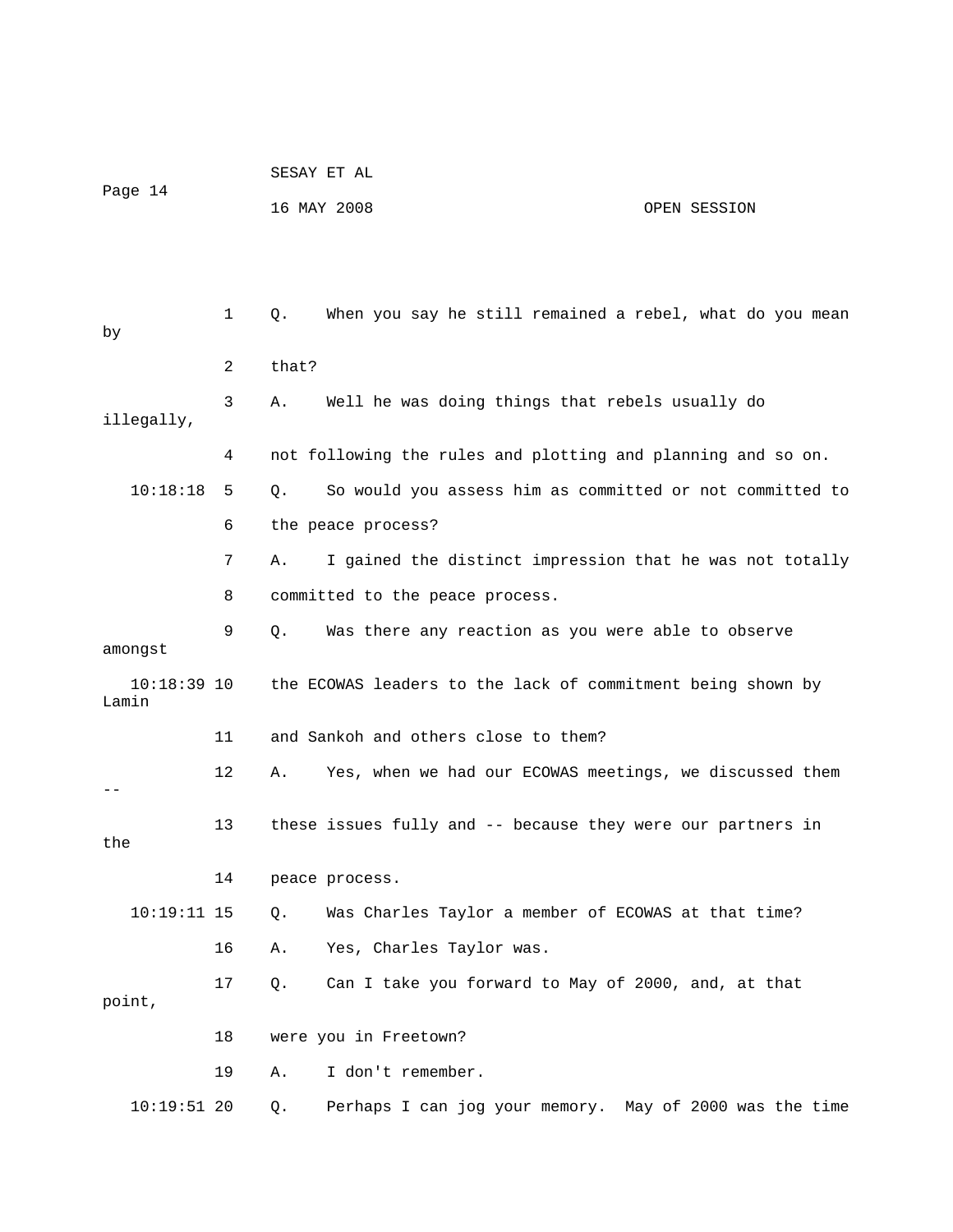1 Q. When you say he still remained a rebel, what do you mean by

2 that?

3 A. Well he was doing things that rebels usually do illegally,

4 not following the rules and plotting and planning and so on.

10:18:18 5 Q. So would you assess him as committed or not committed to

6 the peace process?

7 A. I gained the distinct impression that he was not totally

8 committed to the peace process.

9 Q. Was there any reaction as you were able to observe amongst

10:18:39 10 the ECOWAS leaders to the lack of commitment being shown by Lamin

11 and Sankoh and others close to them?

12 A. Yes, when we had our ECOWAS meetings, we discussed them --

13 these issues fully and -- because they were our partners in the

14 peace process.

10:19:11 15 Q. Was Charles Taylor a member of ECOWAS at that time?

16 A. Yes, Charles Taylor was.

17 Q. Can I take you forward to May of 2000, and, at that point,

18 were you in Freetown?

19 A. I don't remember.

10:19:51 20 Q. Perhaps I can jog your memory. May of 2000 was the time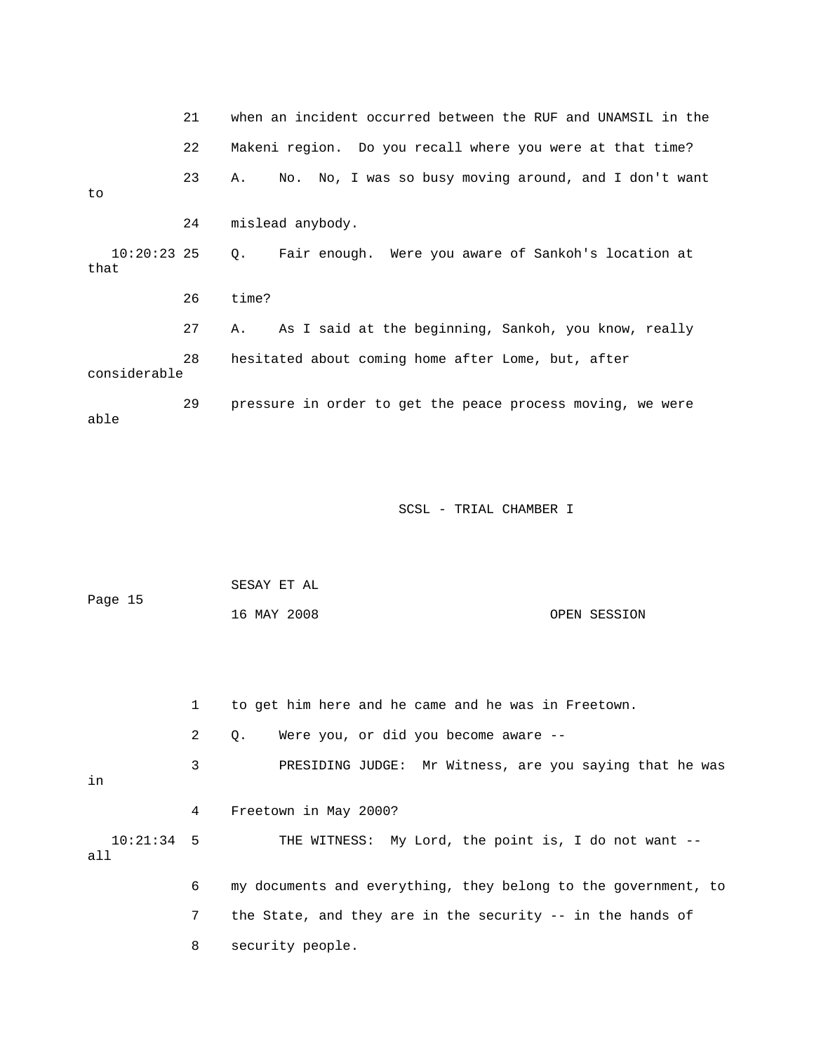21 when an incident occurred between the RUF and UNAMSIL in the

22 Makeni region. Do you recall where you were at that time?

23 A. No. No, I was so busy moving around, and I don't want to

24 mislead anybody.

10:20:23 25 Q. Fair enough. Were you aware of Sankoh's location at that

26 time?

27 A. As I said at the beginning, Sankoh, you know, really

28 hesitated about coming home after Lome, but, after considerable

29 pressure in order to get the peace process moving, we were able

1 to get him here and he came and he was in Freetown.

2 Q. Were you, or did you become aware --

3 PRESIDING JUDGE: Mr Witness, are you saying that he was in

4 Freetown in May 2000?

10:21:34 5 THE WITNESS: My Lord, the point is, I do not want -- all

6 my documents and everything, they belong to the government, to

7 the State, and they are in the security -- in the hands of

8 security people.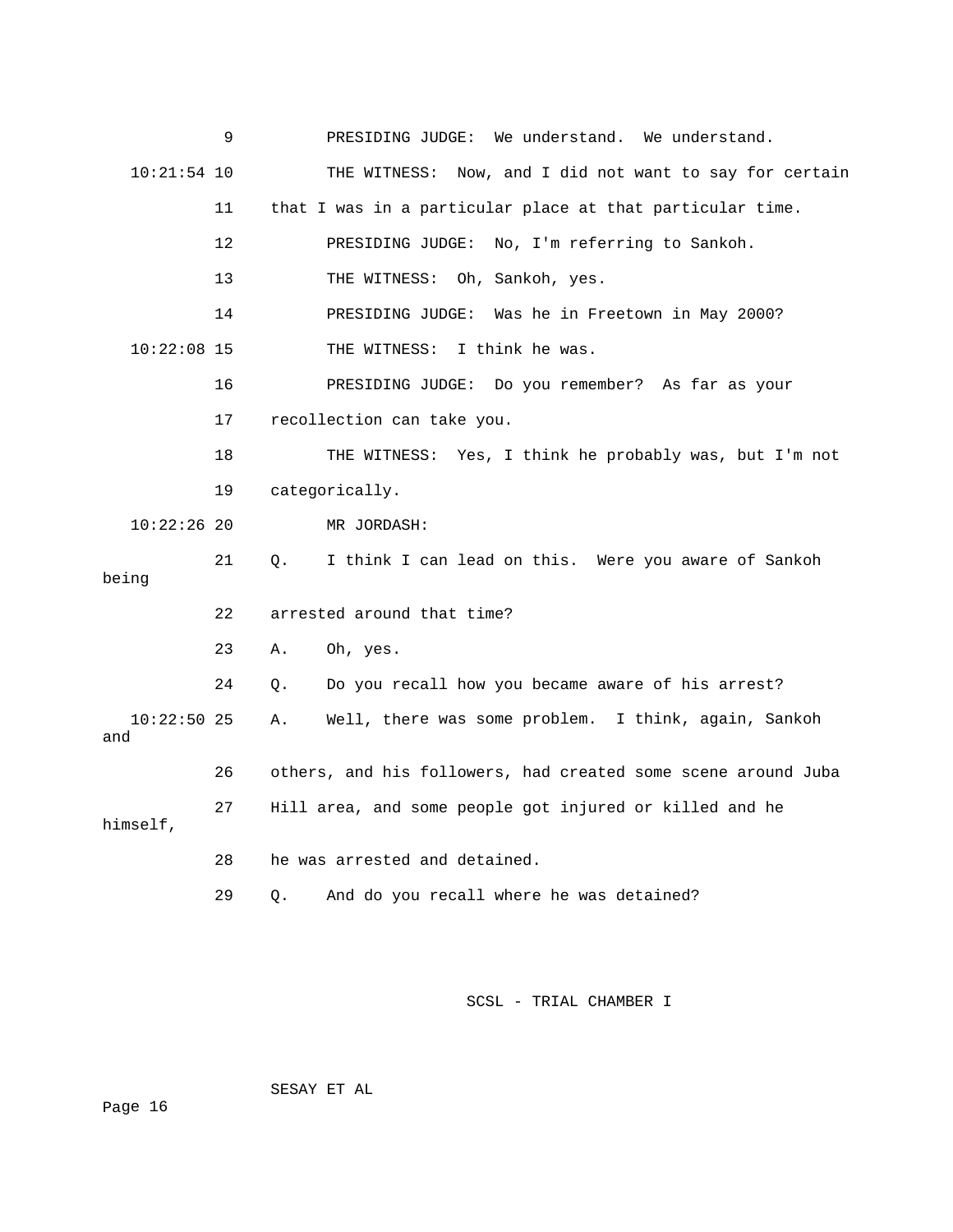PRESIDING JUDGE: We understand. We understand.

THE WITNESS: Now, and I did not want to say for certain that I was in a particular place at that particular time.

PRESIDING JUDGE: No, I'm referring to Sankoh.

THE WITNESS: Oh, Sankoh, yes.

PRESIDING JUDGE: Was he in Freetown in May 2000?

THE WITNESS: I think he was.

PRESIDING JUDGE: Do you remember? As far as your recollection can take you.

THE WITNESS: Yes, I think he probably was, but I'm not categorically.

MR JORDASH:

Q. I think I can lead on this. Were you aware of Sankoh being arrested around that time?

A. Oh, yes.

Q. Do you recall how you became aware of his arrest?

A. Well, there was some problem. I think, again, Sankoh and others, and his followers, had created some scene around Juba Hill area, and some people got injured or killed and he himself, he was arrested and detained.

Q. And do you recall where he was detained?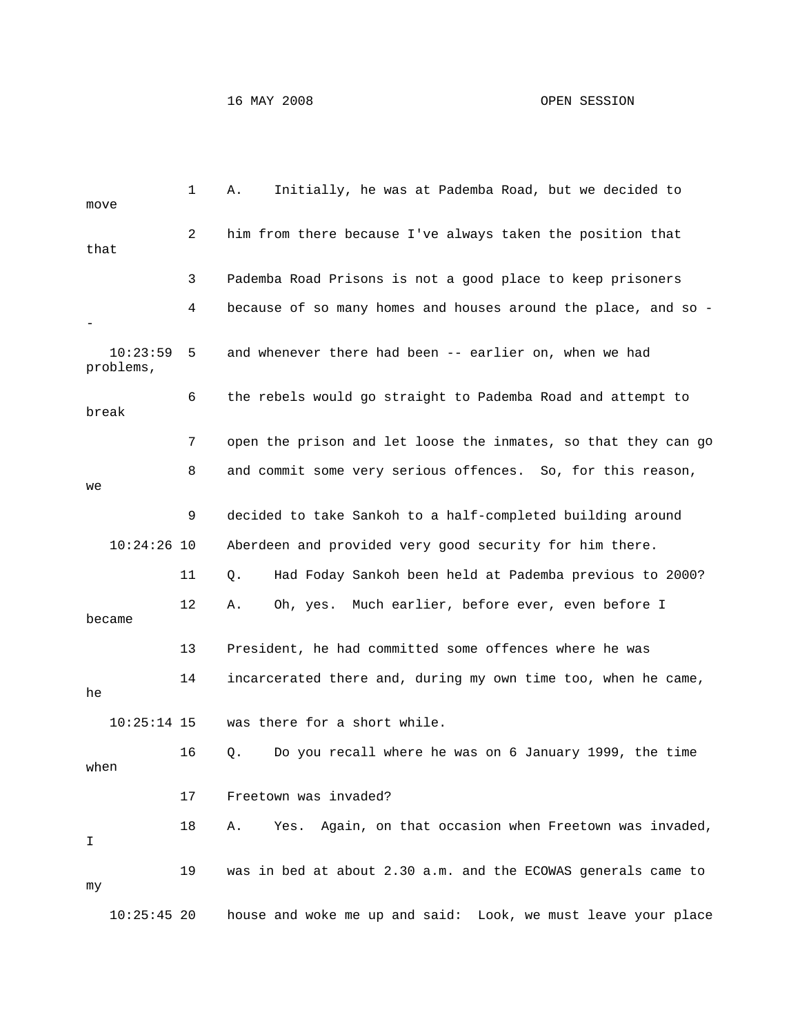1 A. Initially, he was at Pademba Road, but we decided to move

2 him from there because I've always taken the position that that

3 Pademba Road Prisons is not a good place to keep prisoners

4 because of so many homes and houses around the place, and so --

10:23:59 5 and whenever there had been -- earlier on, when we had problems,

6 the rebels would go straight to Pademba Road and attempt to break

7 open the prison and let loose the inmates, so that they can go

8 and commit some very serious offences. So, for this reason, we

9 decided to take Sankoh to a half-completed building around

10:24:26 10 Aberdeen and provided very good security for him there.

11 Q. Had Foday Sankoh been held at Pademba previous to 2000?

12 A. Oh, yes. Much earlier, before ever, even before I became

13 President, he had committed some offences where he was

14 incarcerated there and, during my own time too, when he came, he

10:25:14 15 was there for a short while.

16 Q. Do you recall where he was on 6 January 1999, the time when

17 Freetown was invaded?

18 A. Yes. Again, on that occasion when Freetown was invaded, I

19 was in bed at about 2.30 a.m. and the ECOWAS generals came to my

10:25:45 20 house and woke me up and said: Look, we must leave your place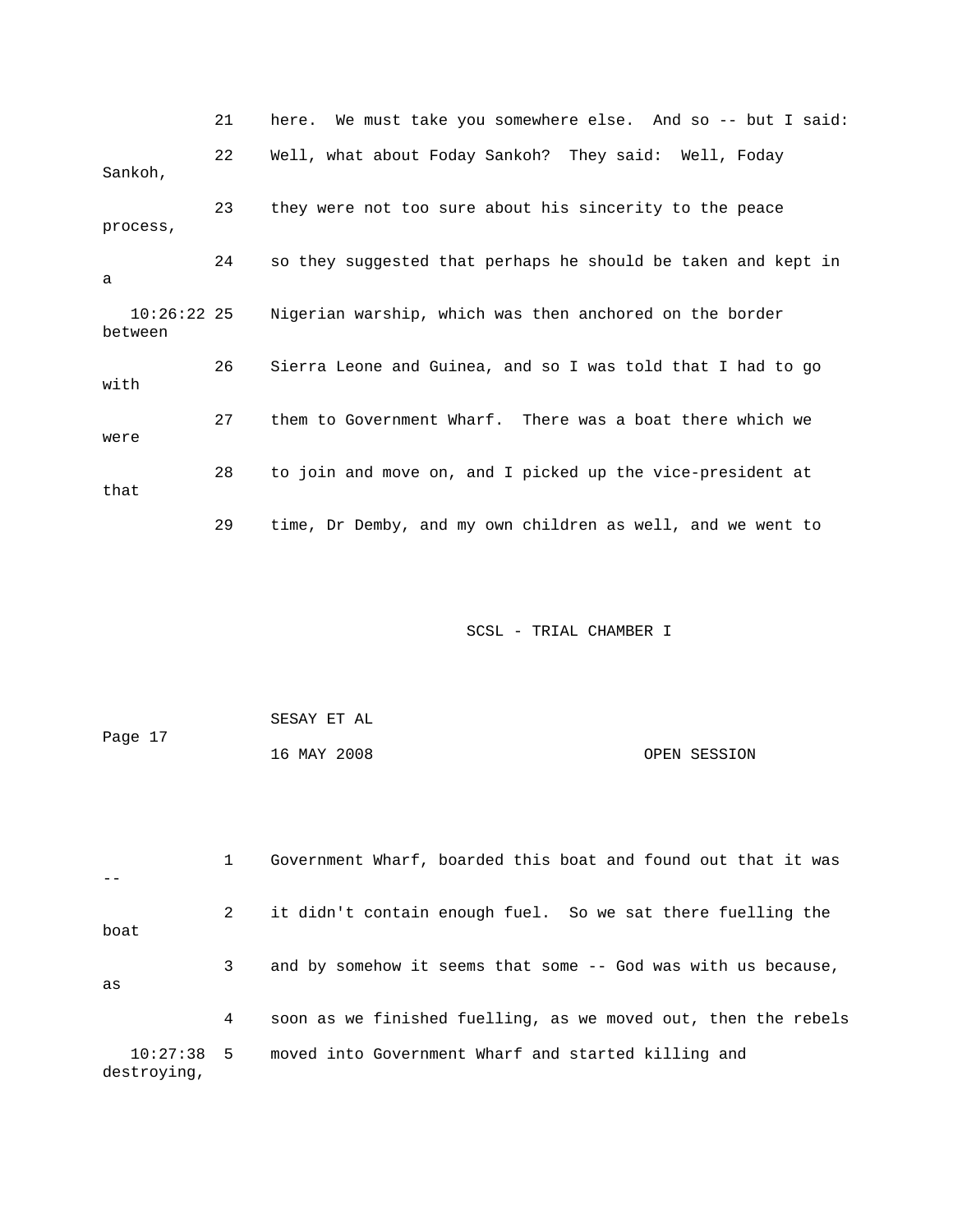21 here. We must take you somewhere else. And so -- but I said:

22 Well, what about Foday Sankoh? They said: Well, Foday Sankoh,

23 they were not too sure about his sincerity to the peace process,

24 so they suggested that perhaps he should be taken and kept in a

10:26:22 25 Nigerian warship, which was then anchored on the border between

26 Sierra Leone and Guinea, and so I was told that I had to go with

27 them to Government Wharf. There was a boat there which we were

28 to join and move on, and I picked up the vice-president at that

29 time, Dr Demby, and my own children as well, and we went to

1 Government Wharf, boarded this boat and found out that it was --

2 it didn't contain enough fuel. So we sat there fuelling the boat

3 and by somehow it seems that some -- God was with us because, as

4 soon as we finished fuelling, as we moved out, then the rebels

10:27:38 5 moved into Government Wharf and started killing and destroying,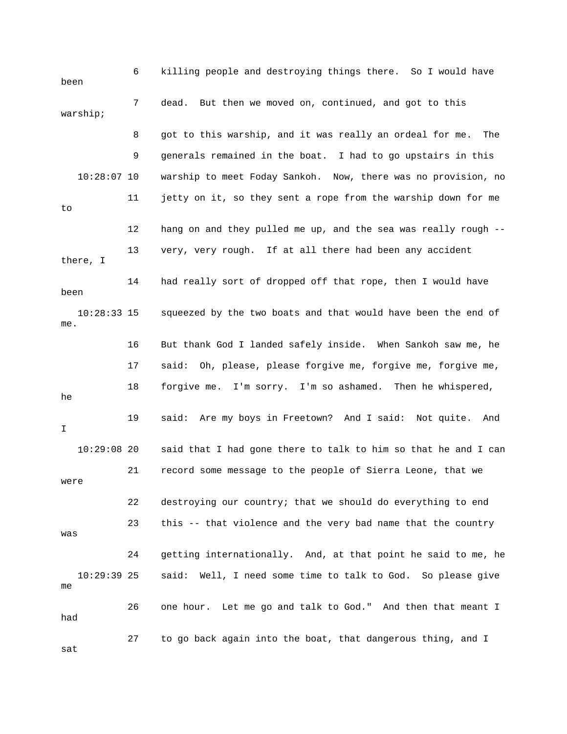6 killing people and destroying things there. So I would have been

7 dead. But then we moved on, continued, and got to this warship;

8 got to this warship, and it was really an ordeal for me. The

9 generals remained in the boat. I had to go upstairs in this

10:28:07 10 warship to meet Foday Sankoh. Now, there was no provision, no

11 jetty on it, so they sent a rope from the warship down for me to

12 hang on and they pulled me up, and the sea was really rough --

13 very, very rough. If at all there had been any accident there, I

14 had really sort of dropped off that rope, then I would have been

10:28:33 15 squeezed by the two boats and that would have been the end of me.

16 But thank God I landed safely inside. When Sankoh saw me, he

17 said: Oh, please, please forgive me, forgive me, forgive me,

18 forgive me. I'm sorry. I'm so ashamed. Then he whispered, he

19 said: Are my boys in Freetown? And I said: Not quite. And I

10:29:08 20 said that I had gone there to talk to him so that he and I can

21 record some message to the people of Sierra Leone, that we were

22 destroying our country; that we should do everything to end

23 this -- that violence and the very bad name that the country was

24 getting internationally. And, at that point he said to me, he

10:29:39 25 said: Well, I need some time to talk to God. So please give me

26 one hour. Let me go and talk to God." And then that meant I had

27 to go back again into the boat, that dangerous thing, and I sat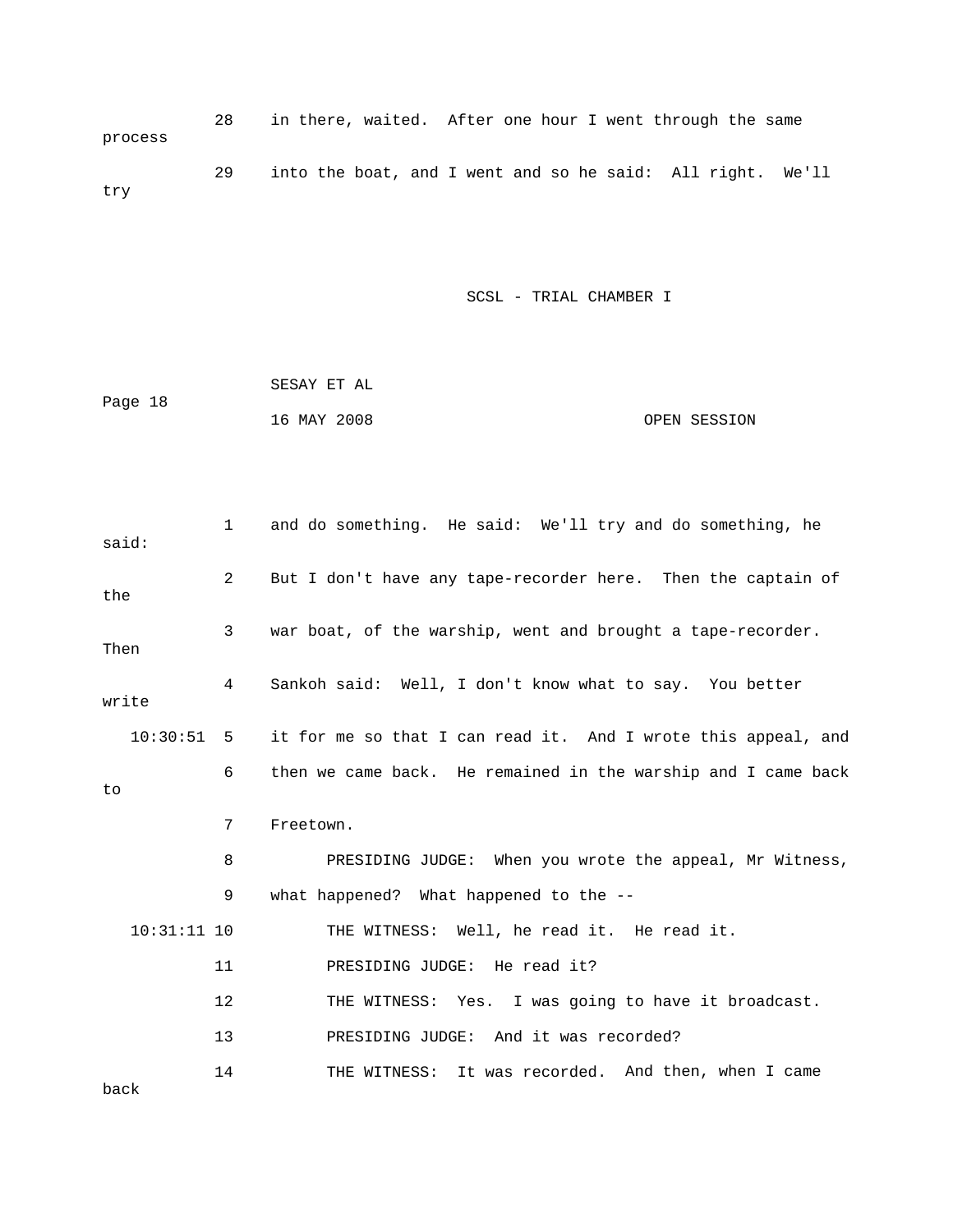28 in there, waited. After one hour I went through the same process

29 into the boat, and I went and so he said: All right. We'll try

1 and do something. He said: We'll try and do something, he said:

2 But I don't have any tape-recorder here. Then the captain of the

3 war boat, of the warship, went and brought a tape-recorder. Then

4 Sankoh said: Well, I don't know what to say. You better write

10:30:51 5 it for me so that I can read it. And I wrote this appeal, and

6 then we came back. He remained in the warship and I came back to

7 Freetown.

8 PRESIDING JUDGE: When you wrote the appeal, Mr Witness,

9 what happened? What happened to the --

10:31:11 10 THE WITNESS: Well, he read it. He read it.

11 PRESIDING JUDGE: He read it?

12 THE WITNESS: Yes. I was going to have it broadcast.

13 PRESIDING JUDGE: And it was recorded?

14 THE WITNESS: It was recorded. And then, when I came back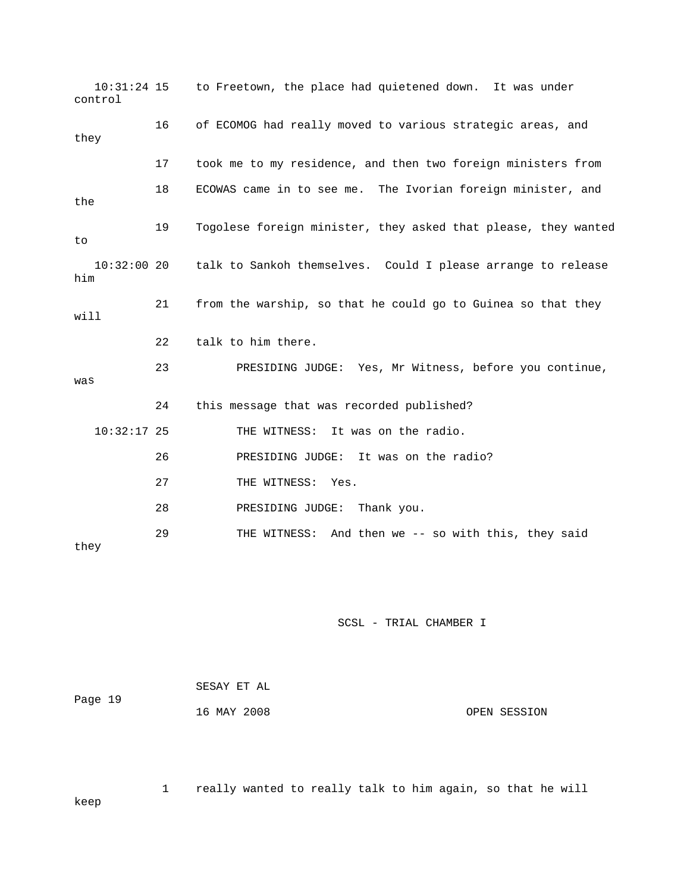10:31:24 15 to Freetown, the place had quietened down. It was under control

16 of ECOMOG had really moved to various strategic areas, and they

17 took me to my residence, and then two foreign ministers from

18 ECOWAS came in to see me. The Ivorian foreign minister, and the

19 Togolese foreign minister, they asked that please, they wanted to

10:32:00 20 talk to Sankoh themselves. Could I please arrange to release him

21 from the warship, so that he could go to Guinea so that they will

22 talk to him there.

23 PRESIDING JUDGE: Yes, Mr Witness, before you continue, was

24 this message that was recorded published?

10:32:17 25 THE WITNESS: It was on the radio.

26 PRESIDING JUDGE: It was on the radio?

27 THE WITNESS: Yes.

28 PRESIDING JUDGE: Thank you.

29 THE WITNESS: And then we -- so with this, they said they

1 really wanted to really talk to him again, so that he will keep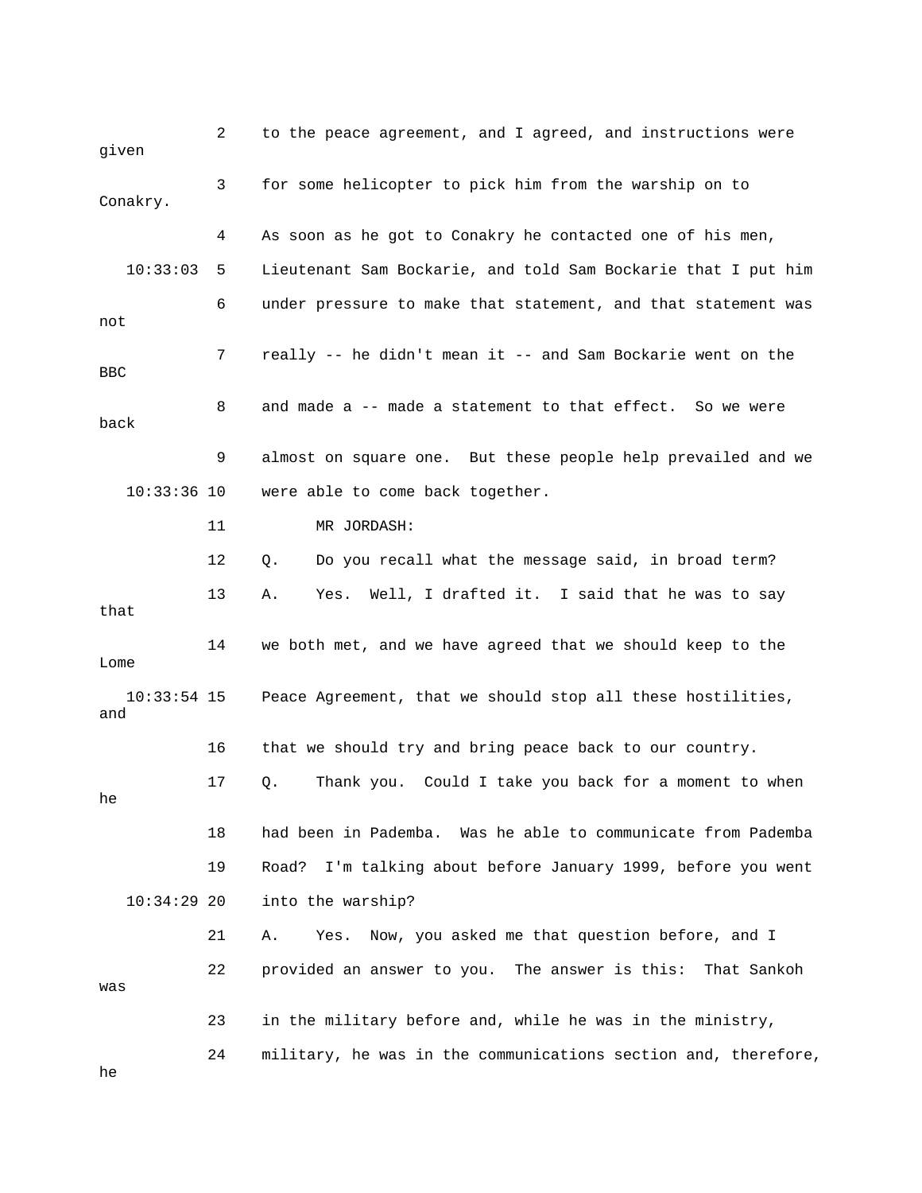2 to the peace agreement, and I agreed, and instructions were given

3 for some helicopter to pick him from the warship on to Conakry.

4 As soon as he got to Conakry he contacted one of his men,

10:33:03 5 Lieutenant Sam Bockarie, and told Sam Bockarie that I put him

6 under pressure to make that statement, and that statement was not

7 really -- he didn't mean it -- and Sam Bockarie went on the BBC

8 and made a -- made a statement to that effect. So we were back

9 almost on square one. But these people help prevailed and we

10:33:36 10 were able to come back together.

11 MR JORDASH:

12 Q. Do you recall what the message said, in broad term?

13 A. Yes. Well, I drafted it. I said that he was to say that

14 we both met, and we have agreed that we should keep to the Lome

10:33:54 15 Peace Agreement, that we should stop all these hostilities, and

16 that we should try and bring peace back to our country.

17 Q. Thank you. Could I take you back for a moment to when he

18 had been in Pademba. Was he able to communicate from Pademba

19 Road? I'm talking about before January 1999, before you went

10:34:29 20 into the warship?

21 A. Yes. Now, you asked me that question before, and I

22 provided an answer to you. The answer is this: That Sankoh was

23 in the military before and, while he was in the ministry,

24 military, he was in the communications section and, therefore, he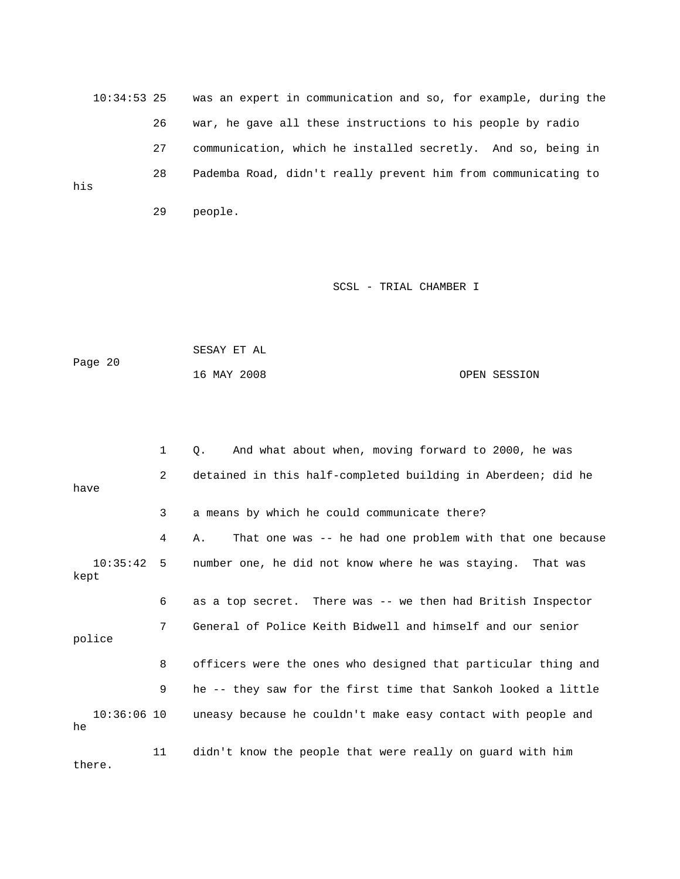10:34:53 25 was an expert in communication and so, for example, during the

26 war, he gave all these instructions to his people by radio

27 communication, which he installed secretly. And so, being in

28 Pademba Road, didn't really prevent him from communicating to his

29 people.

1 Q. And what about when, moving forward to 2000, he was

2 detained in this half-completed building in Aberdeen; did he have

3 a means by which he could communicate there?

4 A. That one was -- he had one problem with that one because

10:35:42 5 number one, he did not know where he was staying. That was kept

6 as a top secret. There was -- we then had British Inspector

7 General of Police Keith Bidwell and himself and our senior police

8 officers were the ones who designed that particular thing and

9 he -- they saw for the first time that Sankoh looked a little

10:36:06 10 uneasy because he couldn't make easy contact with people and he

11 didn't know the people that were really on guard with him there.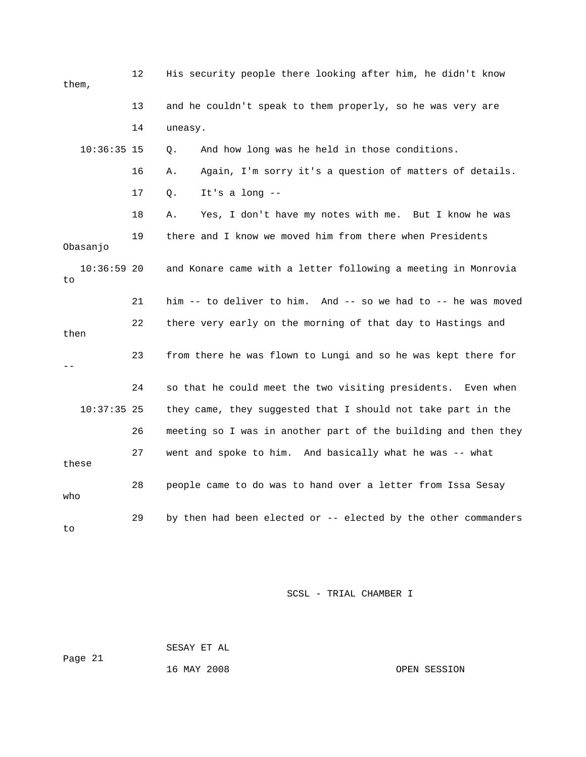12 His security people there looking after him, he didn't know them,

13 and he couldn't speak to them properly, so he was very are

14 uneasy.

10:36:35 15 Q. And how long was he held in those conditions.

16 A. Again, I'm sorry it's a question of matters of details.

17 Q. It's a long --

18 A. Yes, I don't have my notes with me. But I know he was

19 there and I know we moved him from there when Presidents Obasanjo

10:36:59 20 and Konare came with a letter following a meeting in Monrovia to

21 him -- to deliver to him. And -- so we had to -- he was moved

22 there very early on the morning of that day to Hastings and then

23 from there he was flown to Lungi and so he was kept there for --

24 so that he could meet the two visiting presidents. Even when

10:37:35 25 they came, they suggested that I should not take part in the

26 meeting so I was in another part of the building and then they

27 went and spoke to him. And basically what he was -- what these

28 people came to do was to hand over a letter from Issa Sesay who

29 by then had been elected or -- elected by the other commanders to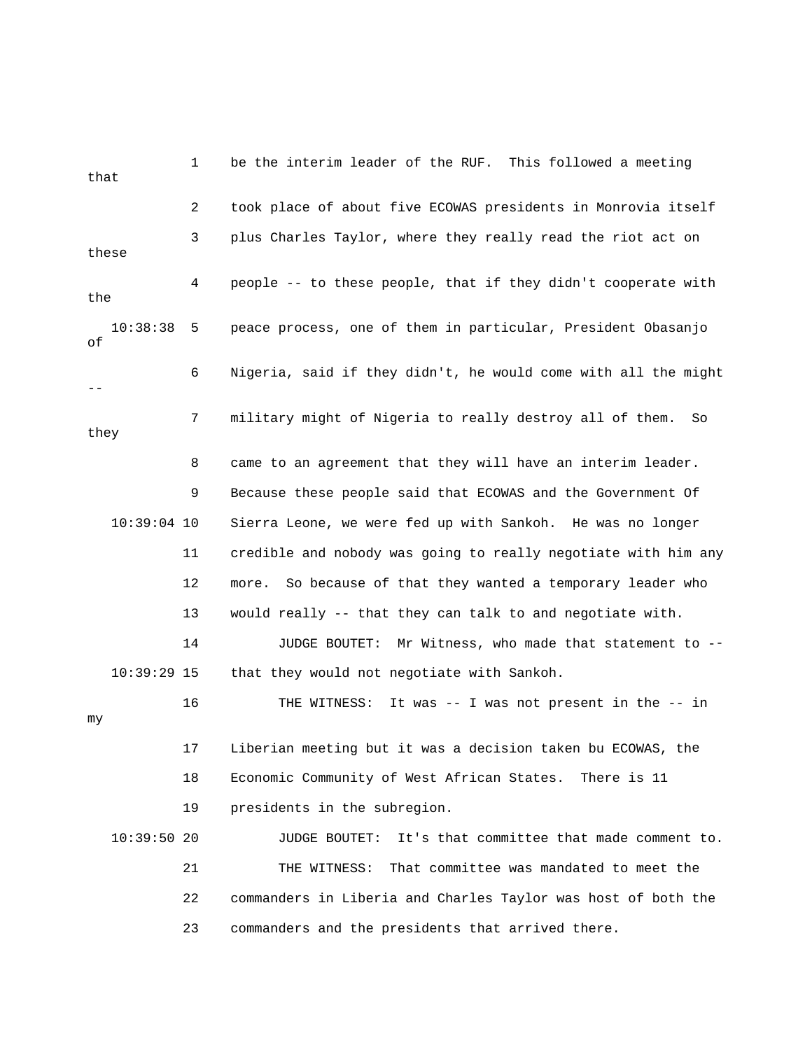1 be the interim leader of the RUF. This followed a meeting that

2 took place of about five ECOWAS presidents in Monrovia itself

3 plus Charles Taylor, where they really read the riot act on these

4 people -- to these people, that if they didn't cooperate with the

10:38:38 5 peace process, one of them in particular, President Obasanjo of

6 Nigeria, said if they didn't, he would come with all the might --

7 military might of Nigeria to really destroy all of them. So they

8 came to an agreement that they will have an interim leader.

9 Because these people said that ECOWAS and the Government Of

10:39:04 10 Sierra Leone, we were fed up with Sankoh. He was no longer

11 credible and nobody was going to really negotiate with him any

12 more. So because of that they wanted a temporary leader who

13 would really -- that they can talk to and negotiate with.

14 JUDGE BOUTET: Mr Witness, who made that statement to --

10:39:29 15 that they would not negotiate with Sankoh.

16 THE WITNESS: It was -- I was not present in the -- in my

17 Liberian meeting but it was a decision taken bu ECOWAS, the

18 Economic Community of West African States. There is 11

19 presidents in the subregion.

10:39:50 20 JUDGE BOUTET: It's that committee that made comment to.

21 THE WITNESS: That committee was mandated to meet the

22 commanders in Liberia and Charles Taylor was host of both the

23 commanders and the presidents that arrived there.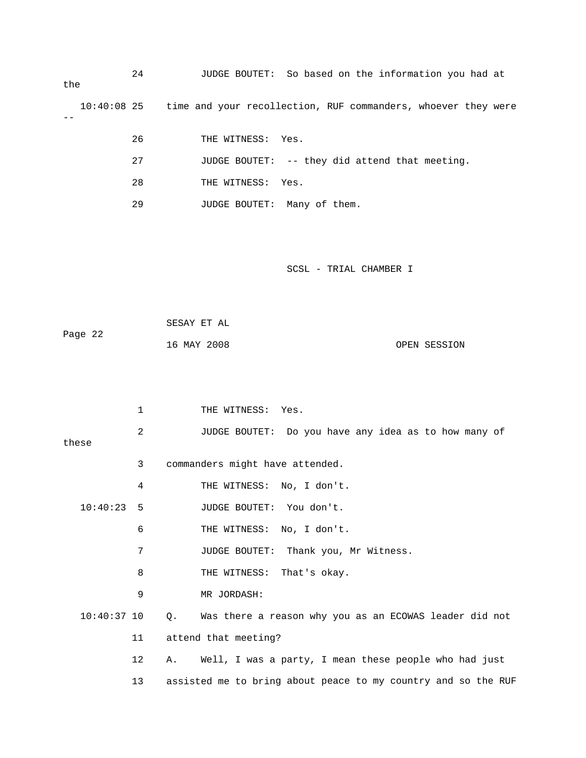24 JUDGE BOUTET: So based on the information you had at the

10:40:08 25 time and your recollection, RUF commanders, whoever they were --

26 THE WITNESS: Yes.

27 JUDGE BOUTET: -- they did attend that meeting.

28 THE WITNESS: Yes.

29 JUDGE BOUTET: Many of them.

1 THE WITNESS: Yes.

2 JUDGE BOUTET: Do you have any idea as to how many of these

3 commanders might have attended.

4 THE WITNESS: No, I don't.

10:40:23 5 JUDGE BOUTET: You don't.

6 THE WITNESS: No, I don't.

7 JUDGE BOUTET: Thank you, Mr Witness.

8 THE WITNESS: That's okay.

9 MR JORDASH:

10:40:37 10 Q. Was there a reason why you as an ECOWAS leader did not

11 attend that meeting?

12 A. Well, I was a party, I mean these people who had just

13 assisted me to bring about peace to my country and so the RUF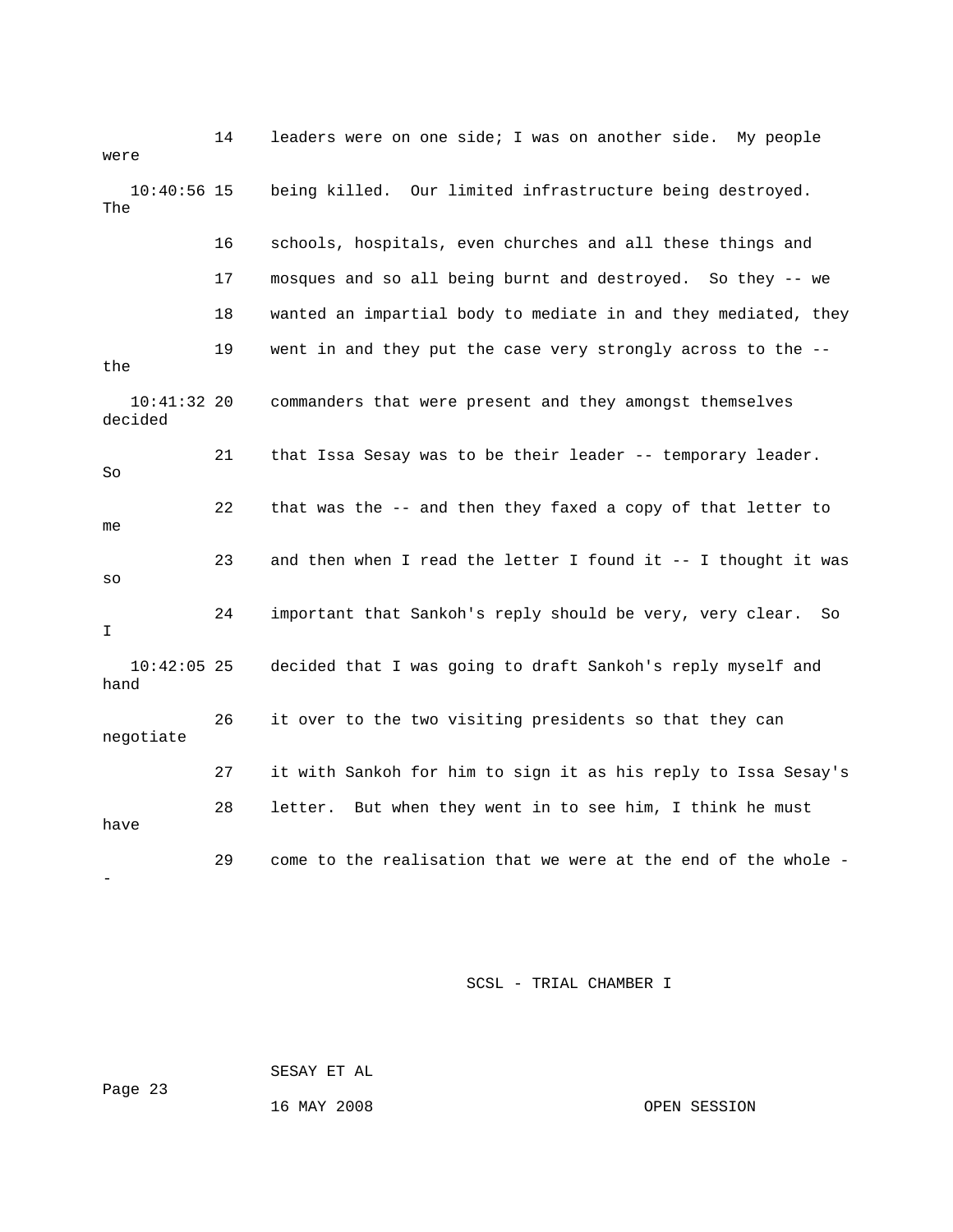14 leaders were on one side; I was on another side. My people were

10:40:56 15 being killed. Our limited infrastructure being destroyed. The

16 schools, hospitals, even churches and all these things and

17 mosques and so all being burnt and destroyed. So they -- we

18 wanted an impartial body to mediate in and they mediated, they

19 went in and they put the case very strongly across to the -- the

10:41:32 20 commanders that were present and they amongst themselves decided

21 that Issa Sesay was to be their leader -- temporary leader. So

22 that was the -- and then they faxed a copy of that letter to me

23 and then when I read the letter I found it -- I thought it was so

24 important that Sankoh's reply should be very, very clear. So I

10:42:05 25 decided that I was going to draft Sankoh's reply myself and hand

26 it over to the two visiting presidents so that they can negotiate

27 it with Sankoh for him to sign it as his reply to Issa Sesay's

28 letter. But when they went in to see him, I think he must have

29 come to the realisation that we were at the end of the whole --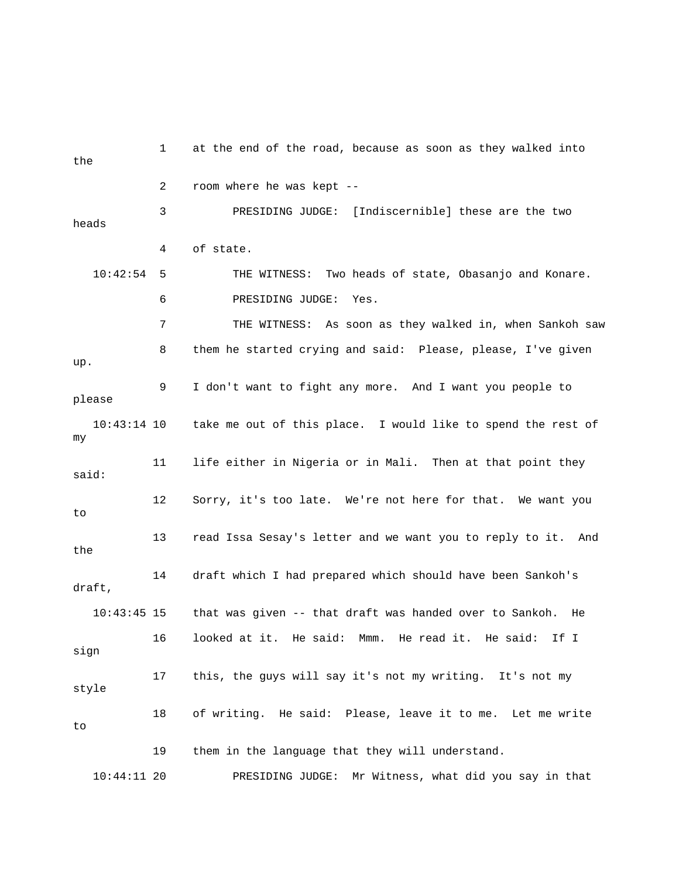1 at the end of the road, because as soon as they walked into the

2 room where he was kept --

3 PRESIDING JUDGE: [Indiscernible] these are the two heads

4 of state.

10:42:54 5 THE WITNESS: Two heads of state, Obasanjo and Konare.

6 PRESIDING JUDGE: Yes.

7 THE WITNESS: As soon as they walked in, when Sankoh saw

8 them he started crying and said: Please, please, I've given up.

9 I don't want to fight any more. And I want you people to please

10:43:14 10 take me out of this place. I would like to spend the rest of my

11 life either in Nigeria or in Mali. Then at that point they said:

12 Sorry, it's too late. We're not here for that. We want you to

13 read Issa Sesay's letter and we want you to reply to it. And the

14 draft which I had prepared which should have been Sankoh's draft,

10:43:45 15 that was given -- that draft was handed over to Sankoh. He

16 looked at it. He said: Mmm. He read it. He said: If I sign

17 this, the guys will say it's not my writing. It's not my style

18 of writing. He said: Please, leave it to me. Let me write to

19 them in the language that they will understand.

10:44:11 20 PRESIDING JUDGE: Mr Witness, what did you say in that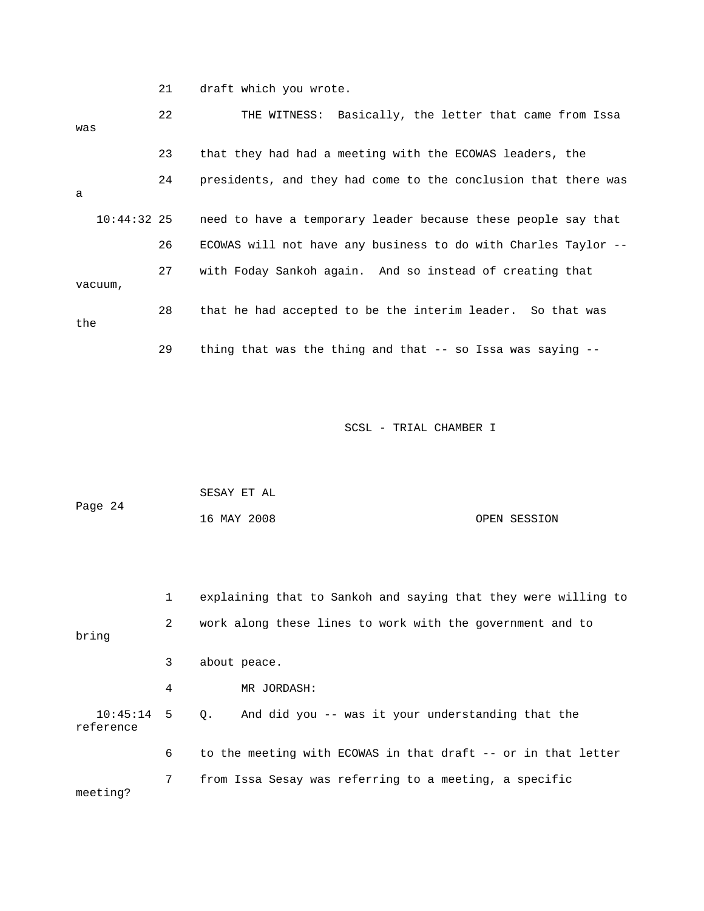21 draft which you wrote.

22 THE WITNESS: Basically, the letter that came from Issa was

23 that they had had a meeting with the ECOWAS leaders, the

24 presidents, and they had come to the conclusion that there was a

10:44:32 25 need to have a temporary leader because these people say that

26 ECOWAS will not have any business to do with Charles Taylor --

27 with Foday Sankoh again. And so instead of creating that vacuum,

28 that he had accepted to be the interim leader. So that was the

29 thing that was the thing and that -- so Issa was saying --

1 explaining that to Sankoh and saying that they were willing to

2 work along these lines to work with the government and to bring

3 about peace.

4 MR JORDASH:

10:45:14 5 Q. And did you -- was it your understanding that the reference

6 to the meeting with ECOWAS in that draft -- or in that letter

7 from Issa Sesay was referring to a meeting, a specific meeting?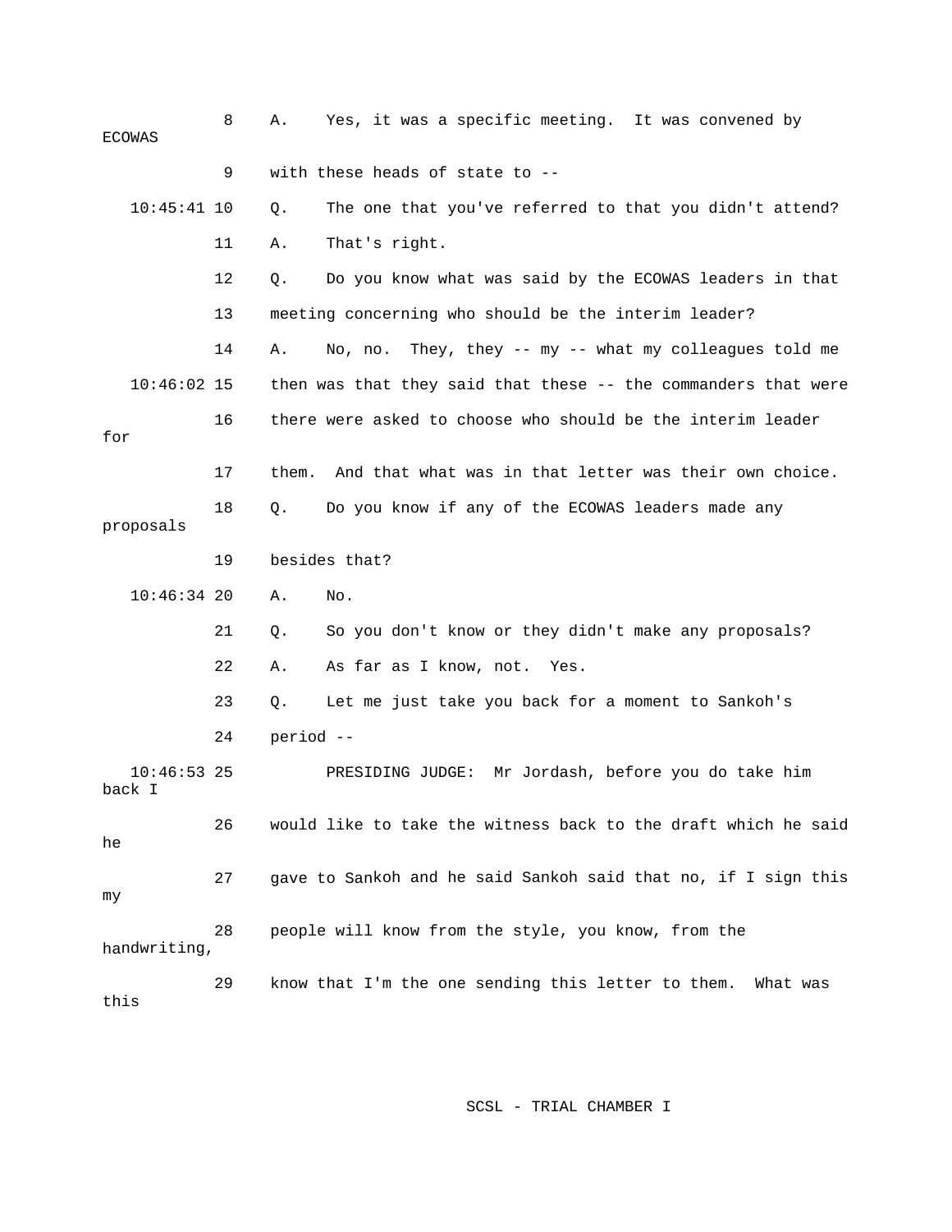8 A. Yes, it was a specific meeting. It was convened by ECOWAS

9 with these heads of state to --

10:45:41 10 Q. The one that you've referred to that you didn't attend?

11 A. That's right.

12 Q. Do you know what was said by the ECOWAS leaders in that

13 meeting concerning who should be the interim leader?

14 A. No, no. They, they -- my -- what my colleagues told me

10:46:02 15 then was that they said that these -- the commanders that were

16 there were asked to choose who should be the interim leader for

17 them. And that what was in that letter was their own choice.

18 Q. Do you know if any of the ECOWAS leaders made any proposals

19 besides that?

10:46:34 20 A. No.

21 Q. So you don't know or they didn't make any proposals?

22 A. As far as I know, not. Yes.

23 Q. Let me just take you back for a moment to Sankoh's

24 period --

10:46:53 25 PRESIDING JUDGE: Mr Jordash, before you do take him back I

26 would like to take the witness back to the draft which he said he

27 gave to Sankoh and he said Sankoh said that no, if I sign this my

28 people will know from the style, you know, from the handwriting,

29 know that I'm the one sending this letter to them. What was this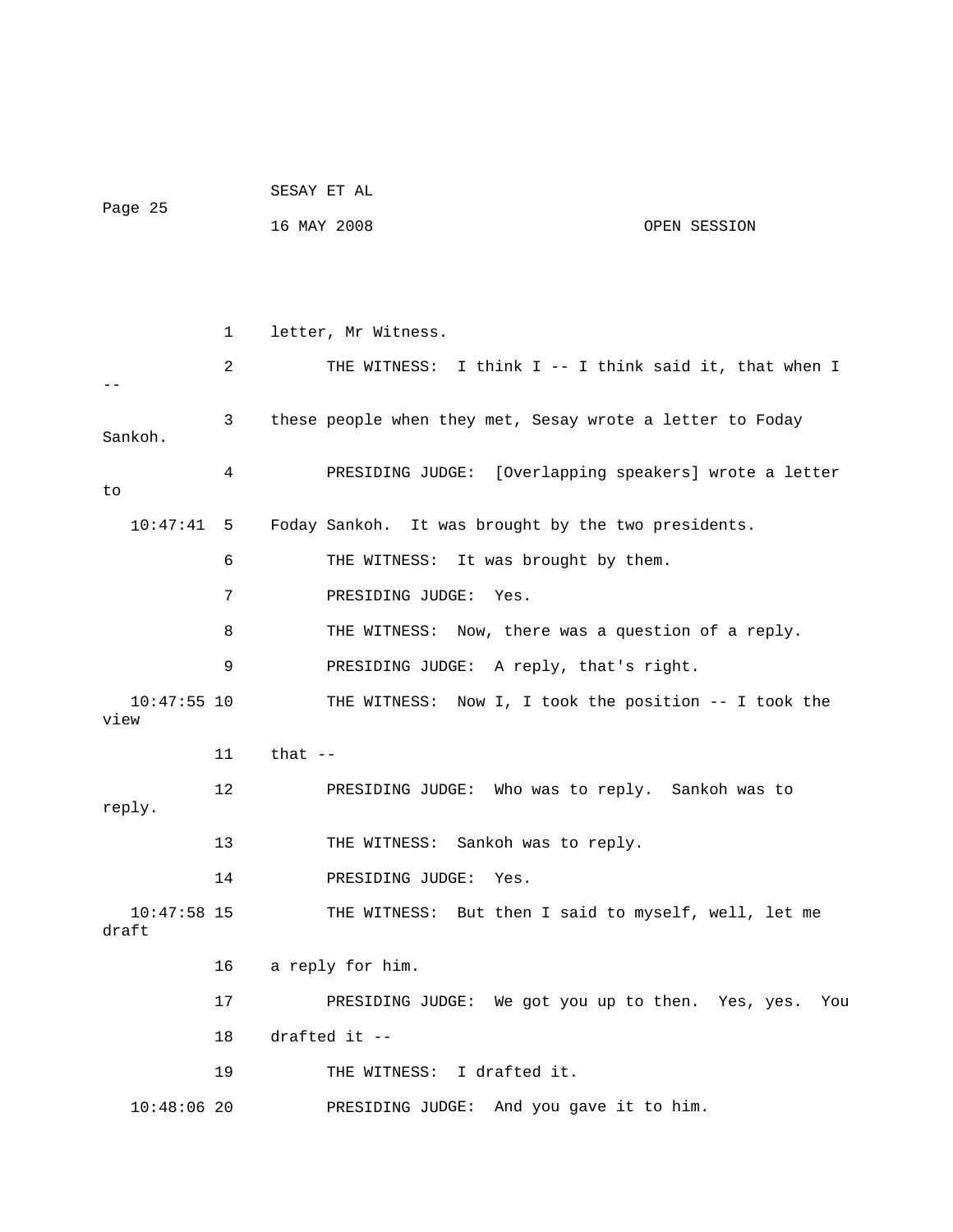1 letter, Mr Witness.

2 THE WITNESS: I think I -- I think said it, that when I --

3 these people when they met, Sesay wrote a letter to Foday Sankoh.

4 PRESIDING JUDGE: [Overlapping speakers] wrote a letter to

10:47:41 5 Foday Sankoh. It was brought by the two presidents.

6 THE WITNESS: It was brought by them.

7 PRESIDING JUDGE: Yes.

8 THE WITNESS: Now, there was a question of a reply.

9 PRESIDING JUDGE: A reply, that's right.

10:47:55 10 THE WITNESS: Now I, I took the position -- I took the view

11 that --

12 PRESIDING JUDGE: Who was to reply. Sankoh was to reply.

13 THE WITNESS: Sankoh was to reply.

14 PRESIDING JUDGE: Yes.

10:47:58 15 THE WITNESS: But then I said to myself, well, let me draft

16 a reply for him.

17 PRESIDING JUDGE: We got you up to then. Yes, yes. You

18 drafted it --

19 THE WITNESS: I drafted it.

10:48:06 20 PRESIDING JUDGE: And you gave it to him.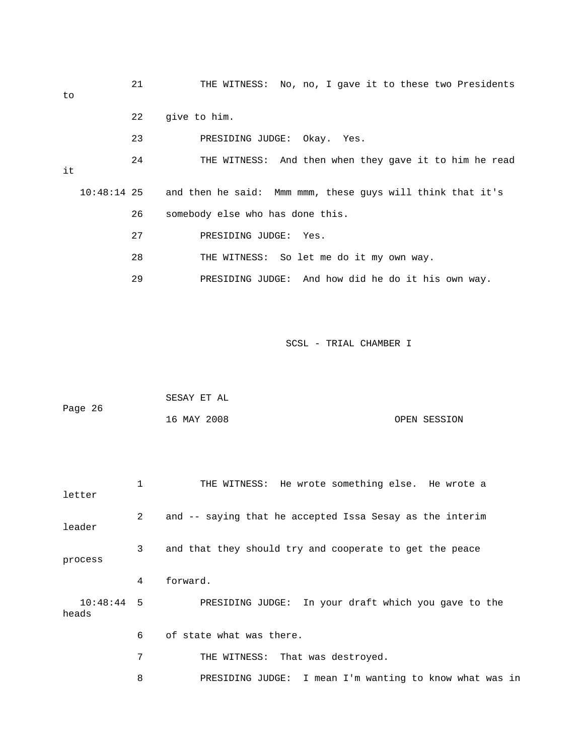21 THE WITNESS: No, no, I gave it to these two Presidents to

22 give to him.

23 PRESIDING JUDGE: Okay. Yes.

24 THE WITNESS: And then when they gave it to him he read it

10:48:14 25 and then he said: Mmm mmm, these guys will think that it's

26 somebody else who has done this.

27 PRESIDING JUDGE: Yes.

28 THE WITNESS: So let me do it my own way.

29 PRESIDING JUDGE: And how did he do it his own way.

1 THE WITNESS: He wrote something else. He wrote a letter

2 and -- saying that he accepted Issa Sesay as the interim leader

3 and that they should try and cooperate to get the peace process

4 forward.

10:48:44 5 PRESIDING JUDGE: In your draft which you gave to the heads

6 of state what was there.

7 THE WITNESS: That was destroyed.

8 PRESIDING JUDGE: I mean I'm wanting to know what was in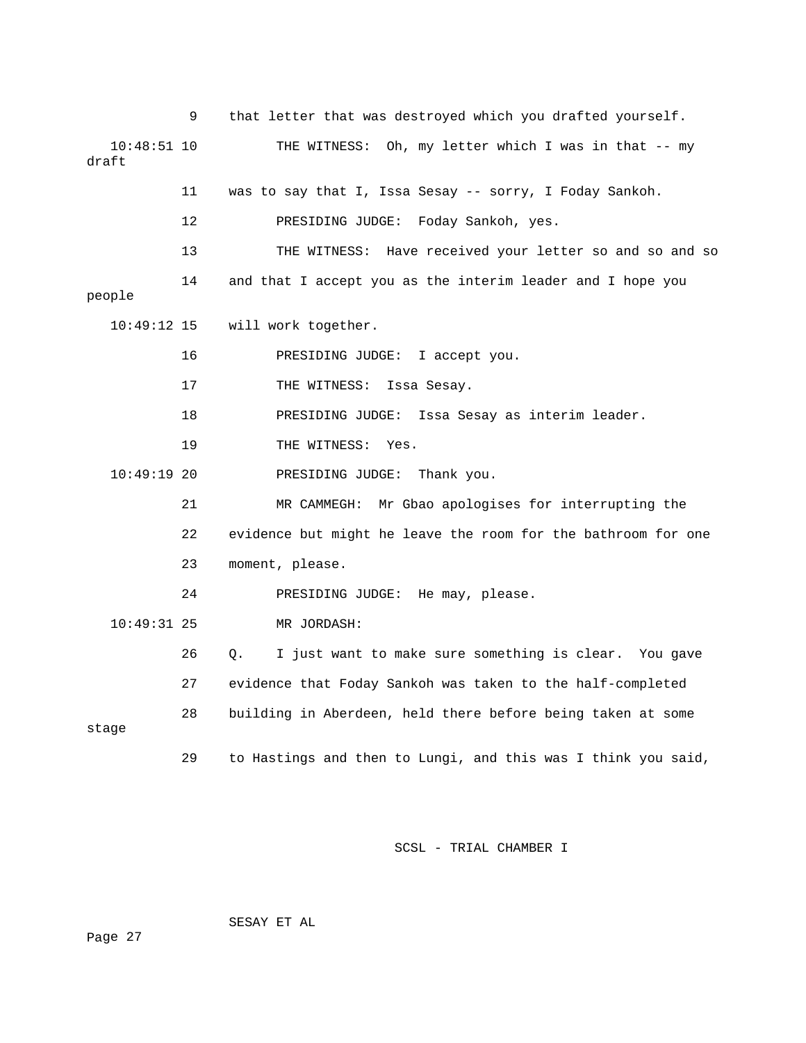9 that letter that was destroyed which you drafted yourself.

10:48:51 10 THE WITNESS: Oh, my letter which I was in that -- my draft

11 was to say that I, Issa Sesay -- sorry, I Foday Sankoh.

12 PRESIDING JUDGE: Foday Sankoh, yes.

13 THE WITNESS: Have received your letter so and so and so

14 and that I accept you as the interim leader and I hope you people

10:49:12 15 will work together.

16 PRESIDING JUDGE: I accept you.

17 THE WITNESS: Issa Sesay.

18 PRESIDING JUDGE: Issa Sesay as interim leader.

19 THE WITNESS: Yes.

10:49:19 20 PRESIDING JUDGE: Thank you.

21 MR CAMMEGH: Mr Gbao apologises for interrupting the

22 evidence but might he leave the room for the bathroom for one

23 moment, please.

24 PRESIDING JUDGE: He may, please.

10:49:31 25 MR JORDASH:

26 Q. I just want to make sure something is clear. You gave

27 evidence that Foday Sankoh was taken to the half-completed

28 building in Aberdeen, held there before being taken at some stage

29 to Hastings and then to Lungi, and this was I think you said,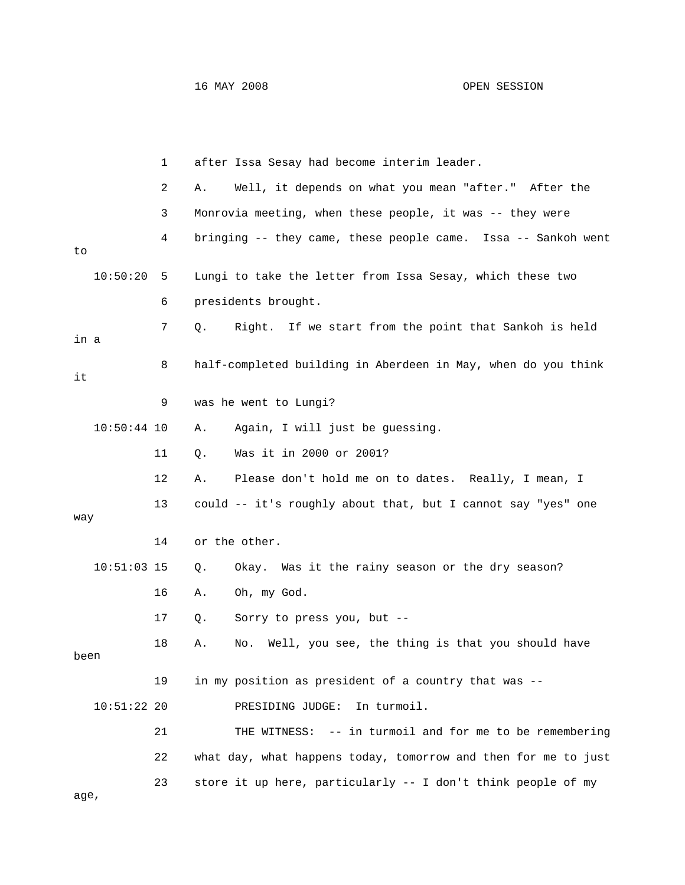1 after Issa Sesay had become interim leader.

2 A. Well, it depends on what you mean "after." After the

3 Monrovia meeting, when these people, it was -- they were

4 bringing -- they came, these people came. Issa -- Sankoh went to

10:50:20 5 Lungi to take the letter from Issa Sesay, which these two

6 presidents brought.

7 Q. Right. If we start from the point that Sankoh is held in a

8 half-completed building in Aberdeen in May, when do you think it

9 was he went to Lungi?

10:50:44 10 A. Again, I will just be guessing.

11 Q. Was it in 2000 or 2001?

12 A. Please don't hold me on to dates. Really, I mean, I

13 could -- it's roughly about that, but I cannot say "yes" one way

14 or the other.

10:51:03 15 Q. Okay. Was it the rainy season or the dry season?

16 A. Oh, my God.

17 Q. Sorry to press you, but --

18 A. No. Well, you see, the thing is that you should have been

19 in my position as president of a country that was --

10:51:22 20 PRESIDING JUDGE: In turmoil.

21 THE WITNESS: -- in turmoil and for me to be remembering

22 what day, what happens today, tomorrow and then for me to just

23 store it up here, particularly -- I don't think people of my age,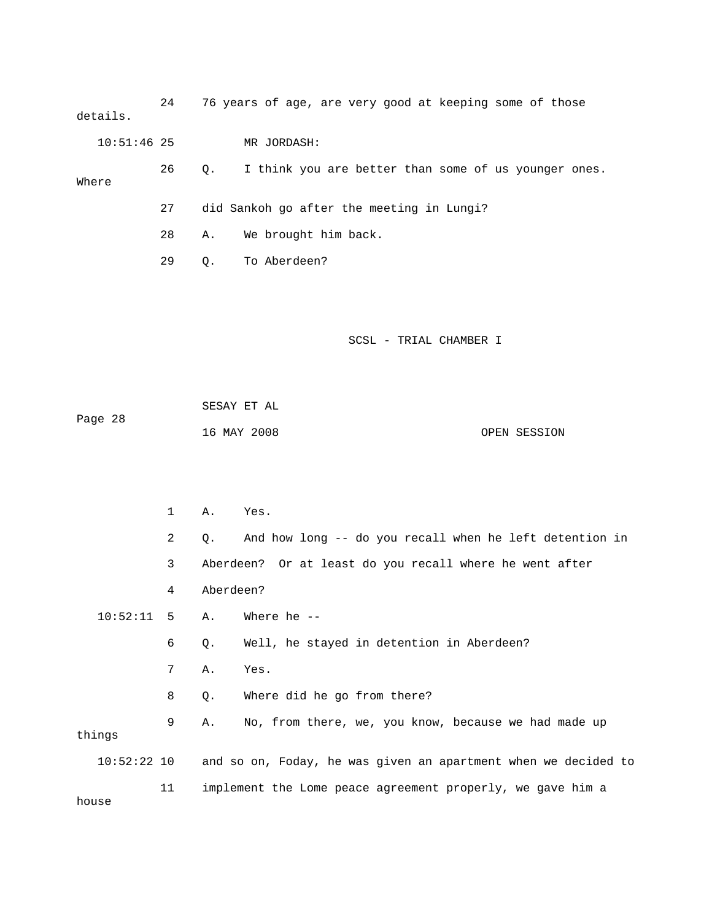24    76 years of age, are very good at keeping some of those details.

10:51:46 25    MR JORDASH:

26    Q.    I think you are better than some of us younger ones. Where

27    did Sankoh go after the meeting in Lungi?

28    A.    We brought him back.

29    Q.    To Aberdeen?

1    A.    Yes.

2    Q.    And how long -- do you recall when he left detention in

3    Aberdeen?  Or at least do you recall where he went after

4    Aberdeen?

10:52:11  5    A.    Where he --

6    Q.    Well, he stayed in detention in Aberdeen?

7    A.    Yes.

8    Q.    Where did he go from there?

9    A.    No, from there, we, you know, because we had made up things

10:52:22 10    and so on, Foday, he was given an apartment when we decided to

11    implement the Lome peace agreement properly, we gave him a house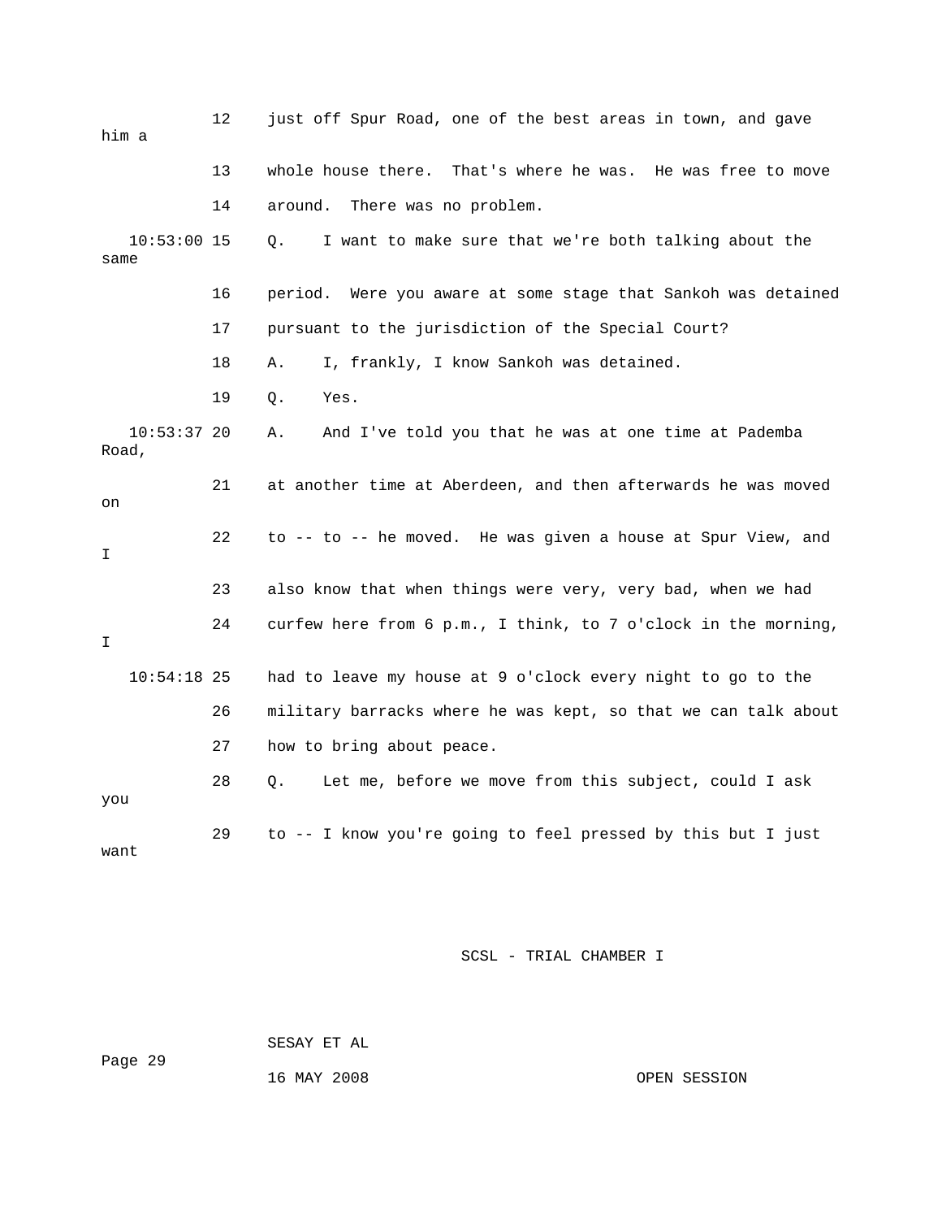12 just off Spur Road, one of the best areas in town, and gave him a

13 whole house there. That's where he was. He was free to move

14 around. There was no problem.

10:53:00 15 Q. I want to make sure that we're both talking about the same

16 period. Were you aware at some stage that Sankoh was detained

17 pursuant to the jurisdiction of the Special Court?

18 A. I, frankly, I know Sankoh was detained.

19 Q. Yes.

10:53:37 20 A. And I've told you that he was at one time at Pademba Road,

21 at another time at Aberdeen, and then afterwards he was moved on

22 to -- to -- he moved. He was given a house at Spur View, and I

23 also know that when things were very, very bad, when we had

24 curfew here from 6 p.m., I think, to 7 o'clock in the morning, I

10:54:18 25 had to leave my house at 9 o'clock every night to go to the

26 military barracks where he was kept, so that we can talk about

27 how to bring about peace.

28 Q. Let me, before we move from this subject, could I ask you

29 to -- I know you're going to feel pressed by this but I just want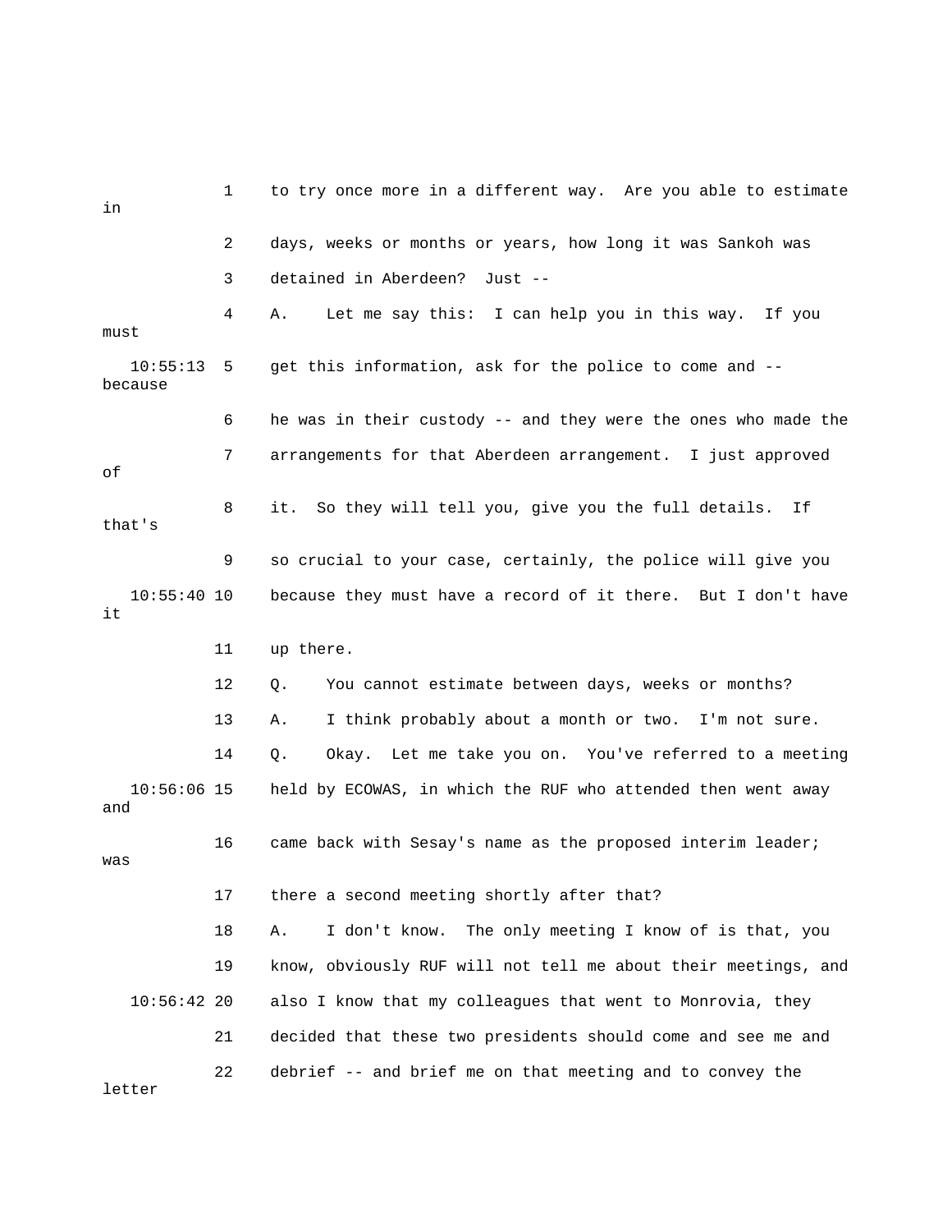1 to try once more in a different way. Are you able to estimate in

2 days, weeks or months or years, how long it was Sankoh was

3 detained in Aberdeen? Just --

4 A. Let me say this: I can help you in this way. If you must

10:55:13 5 get this information, ask for the police to come and -- because

6 he was in their custody -- and they were the ones who made the

7 arrangements for that Aberdeen arrangement. I just approved of

8 it. So they will tell you, give you the full details. If that's

9 so crucial to your case, certainly, the police will give you

10:55:40 10 because they must have a record of it there. But I don't have it

11 up there.

12 Q. You cannot estimate between days, weeks or months?

13 A. I think probably about a month or two. I'm not sure.

14 Q. Okay. Let me take you on. You've referred to a meeting

10:56:06 15 held by ECOWAS, in which the RUF who attended then went away and

16 came back with Sesay's name as the proposed interim leader; was

17 there a second meeting shortly after that?

18 A. I don't know. The only meeting I know of is that, you

19 know, obviously RUF will not tell me about their meetings, and

10:56:42 20 also I know that my colleagues that went to Monrovia, they

21 decided that these two presidents should come and see me and

22 debrief -- and brief me on that meeting and to convey the letter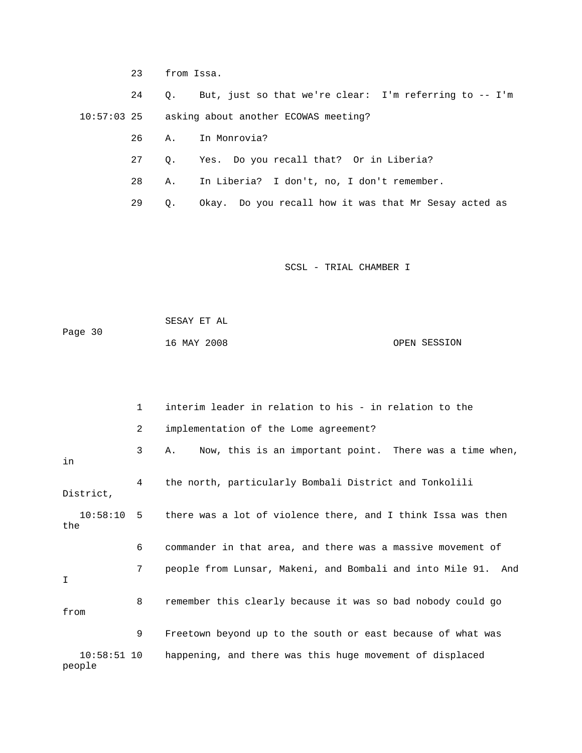23 from Issa.

24 Q. But, just so that we're clear: I'm referring to -- I'm

10:57:03 25 asking about another ECOWAS meeting?

26 A. In Monrovia?

27 Q. Yes. Do you recall that? Or in Liberia?

28 A. In Liberia? I don't, no, I don't remember.

29 Q. Okay. Do you recall how it was that Mr Sesay acted as

1 interim leader in relation to his - in relation to the

2 implementation of the Lome agreement?

3 A. Now, this is an important point. There was a time when, in

4 the north, particularly Bombali District and Tonkolili District,

10:58:10 5 there was a lot of violence there, and I think Issa was then the

6 commander in that area, and there was a massive movement of

7 people from Lunsar, Makeni, and Bombali and into Mile 91. And I

8 remember this clearly because it was so bad nobody could go from

9 Freetown beyond up to the south or east because of what was

10:58:51 10 happening, and there was this huge movement of displaced people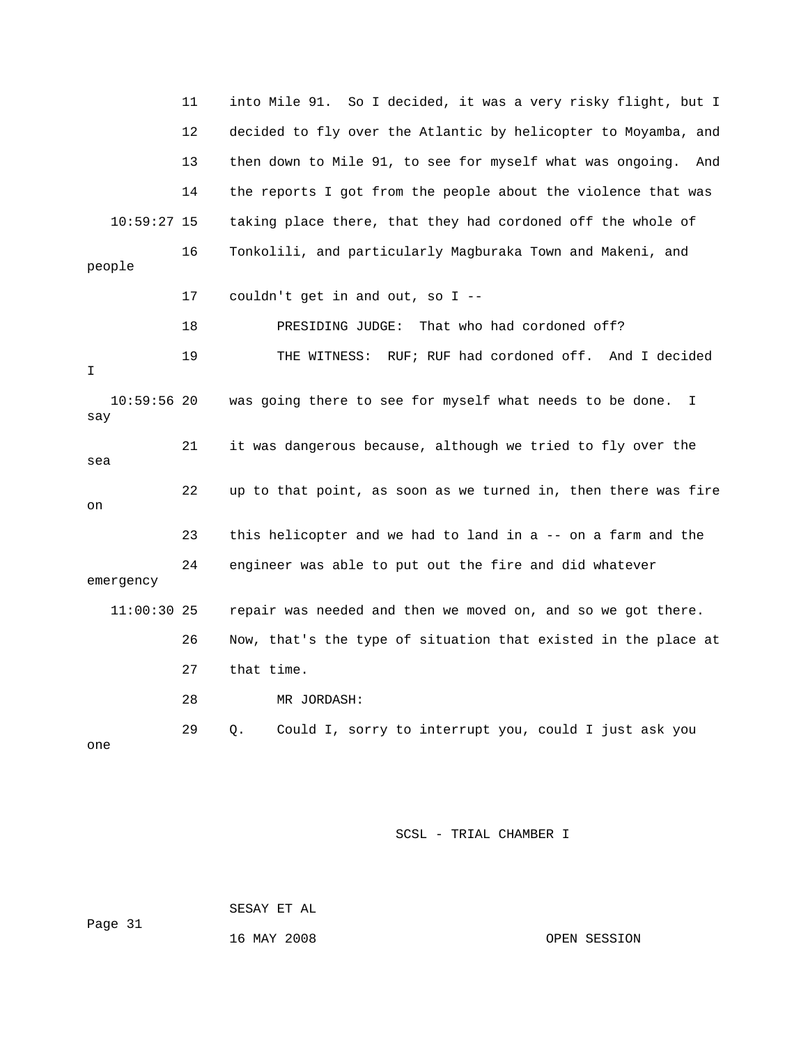11 into Mile 91. So I decided, it was a very risky flight, but I
12 decided to fly over the Atlantic by helicopter to Moyamba, and
13 then down to Mile 91, to see for myself what was ongoing. And
14 the reports I got from the people about the violence that was
10:59:27 15 taking place there, that they had cordoned off the whole of
16 Tonkolili, and particularly Magburaka Town and Makeni, and people
17 couldn't get in and out, so I --
18 PRESIDING JUDGE: That who had cordoned off?
19 THE WITNESS: RUF; RUF had cordoned off. And I decided I
10:59:56 20 was going there to see for myself what needs to be done. I say
21 it was dangerous because, although we tried to fly over the sea
22 up to that point, as soon as we turned in, then there was fire on
23 this helicopter and we had to land in a -- on a farm and the
24 engineer was able to put out the fire and did whatever emergency
11:00:30 25 repair was needed and then we moved on, and so we got there.
26 Now, that's the type of situation that existed in the place at
27 that time.
28 MR JORDASH:
29 Q. Could I, sorry to interrupt you, could I just ask you one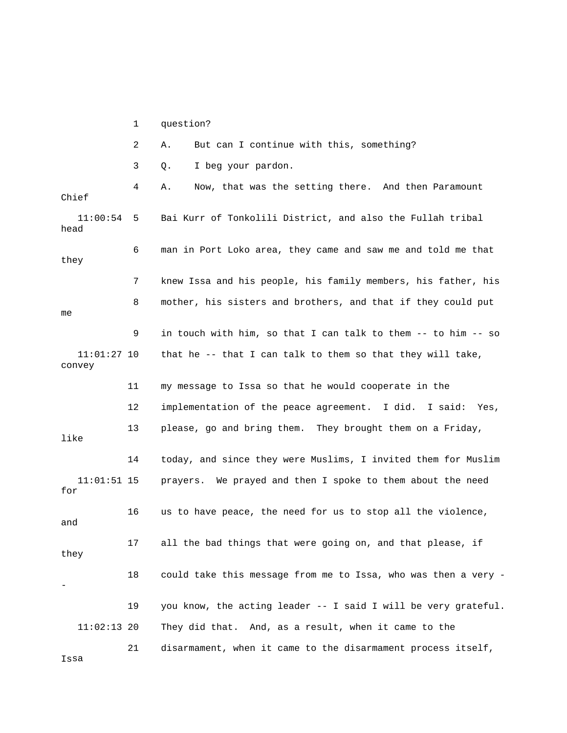1 question?

2 A. But can I continue with this, something?

3 Q. I beg your pardon.

4 A. Now, that was the setting there. And then Paramount Chief

11:00:54 5 Bai Kurr of Tonkolili District, and also the Fullah tribal head

6 man in Port Loko area, they came and saw me and told me that they

7 knew Issa and his people, his family members, his father, his

8 mother, his sisters and brothers, and that if they could put me

9 in touch with him, so that I can talk to them -- to him -- so

11:01:27 10 that he -- that I can talk to them so that they will take, convey

11 my message to Issa so that he would cooperate in the

12 implementation of the peace agreement. I did. I said: Yes,

13 please, go and bring them. They brought them on a Friday, like

14 today, and since they were Muslims, I invited them for Muslim

11:01:51 15 prayers. We prayed and then I spoke to them about the need for

16 us to have peace, the need for us to stop all the violence, and

17 all the bad things that were going on, and that please, if they

18 could take this message from me to Issa, who was then a very --

19 you know, the acting leader -- I said I will be very grateful.

11:02:13 20 They did that. And, as a result, when it came to the

21 disarmament, when it came to the disarmament process itself, Issa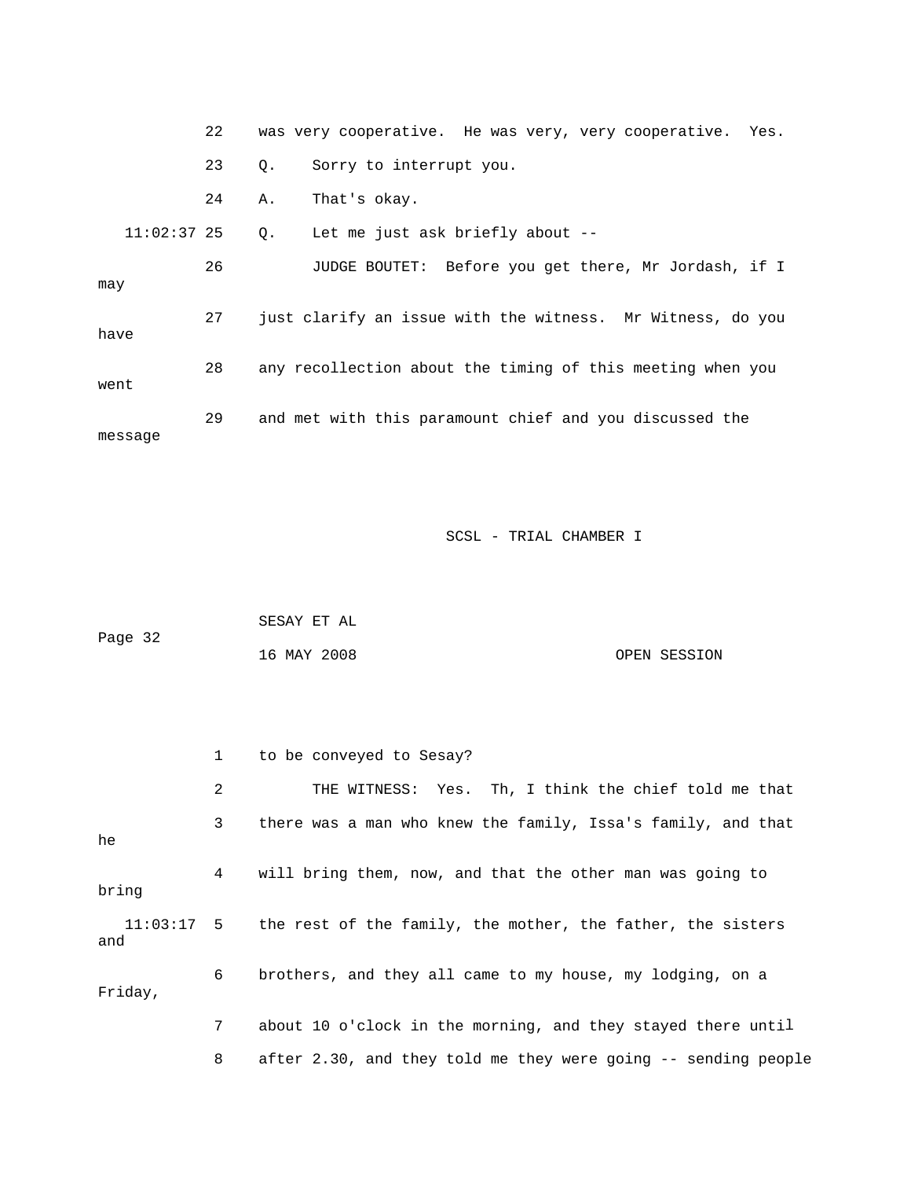22 was very cooperative. He was very, very cooperative. Yes.

23 Q. Sorry to interrupt you.

24 A. That's okay.

11:02:37 25 Q. Let me just ask briefly about --

26 JUDGE BOUTET: Before you get there, Mr Jordash, if I may

27 just clarify an issue with the witness. Mr Witness, do you have

28 any recollection about the timing of this meeting when you went

29 and met with this paramount chief and you discussed the message

1 to be conveyed to Sesay?

2 THE WITNESS: Yes. Th, I think the chief told me that

3 there was a man who knew the family, Issa's family, and that he

4 will bring them, now, and that the other man was going to bring

11:03:17 5 the rest of the family, the mother, the father, the sisters and

6 brothers, and they all came to my house, my lodging, on a Friday,

7 about 10 o'clock in the morning, and they stayed there until

8 after 2.30, and they told me they were going -- sending people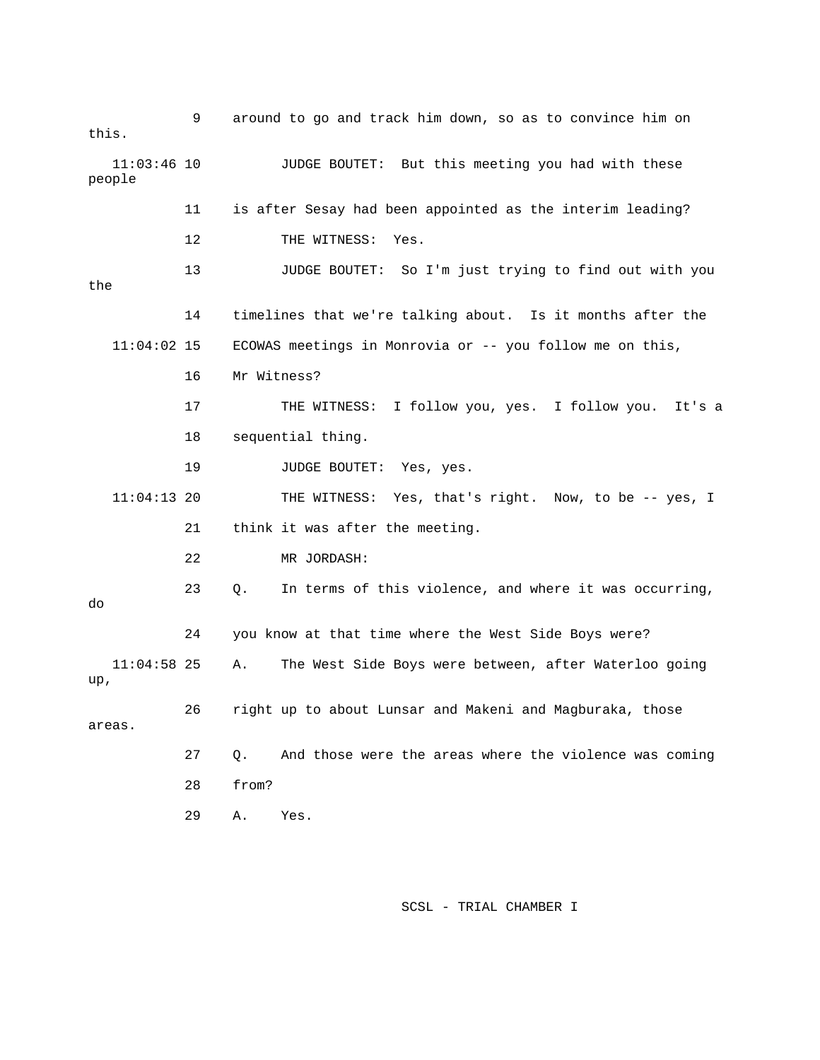9 around to go and track him down, so as to convince him on this.

11:03:46 10 JUDGE BOUTET: But this meeting you had with these people

11 is after Sesay had been appointed as the interim leading?

12 THE WITNESS: Yes.

13 JUDGE BOUTET: So I'm just trying to find out with you the

14 timelines that we're talking about. Is it months after the

11:04:02 15 ECOWAS meetings in Monrovia or -- you follow me on this,

16 Mr Witness?

17 THE WITNESS: I follow you, yes. I follow you. It's a

18 sequential thing.

19 JUDGE BOUTET: Yes, yes.

11:04:13 20 THE WITNESS: Yes, that's right. Now, to be -- yes, I

21 think it was after the meeting.

22 MR JORDASH:

23 Q. In terms of this violence, and where it was occurring, do

24 you know at that time where the West Side Boys were?

11:04:58 25 A. The West Side Boys were between, after Waterloo going up,

26 right up to about Lunsar and Makeni and Magburaka, those areas.

27 Q. And those were the areas where the violence was coming

28 from?

29 A. Yes.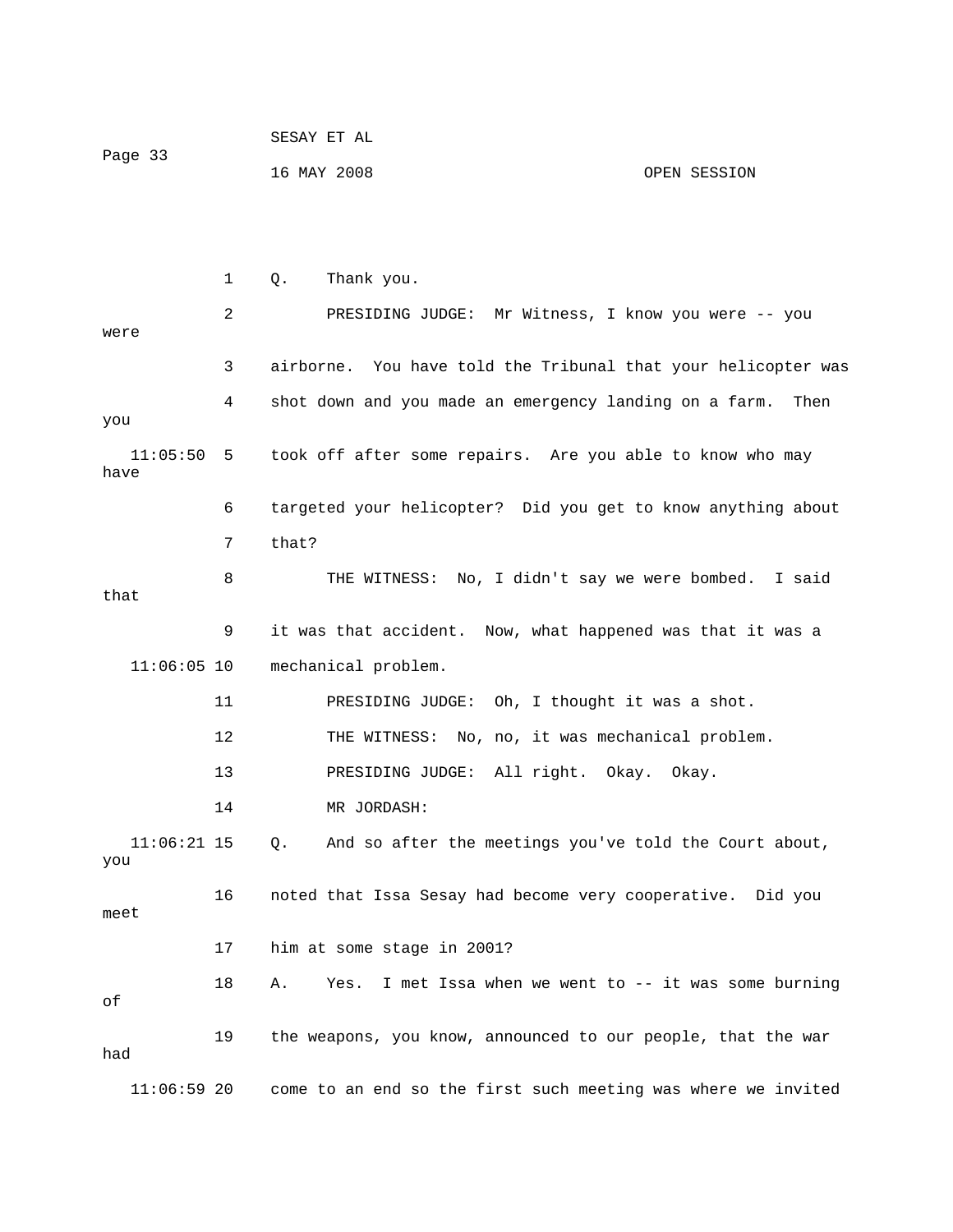1 Q. Thank you.

2 PRESIDING JUDGE: Mr Witness, I know you were -- you were

3 airborne. You have told the Tribunal that your helicopter was

4 shot down and you made an emergency landing on a farm. Then you

11:05:50 5 took off after some repairs. Are you able to know who may have

6 targeted your helicopter? Did you get to know anything about

7 that?

8 THE WITNESS: No, I didn't say we were bombed. I said that

9 it was that accident. Now, what happened was that it was a

11:06:05 10 mechanical problem.

11 PRESIDING JUDGE: Oh, I thought it was a shot.

12 THE WITNESS: No, no, it was mechanical problem.

13 PRESIDING JUDGE: All right. Okay. Okay.

14 MR JORDASH:

11:06:21 15 Q. And so after the meetings you've told the Court about, you

16 noted that Issa Sesay had become very cooperative. Did you meet

17 him at some stage in 2001?

18 A. Yes. I met Issa when we went to -- it was some burning of

19 the weapons, you know, announced to our people, that the war had

11:06:59 20 come to an end so the first such meeting was where we invited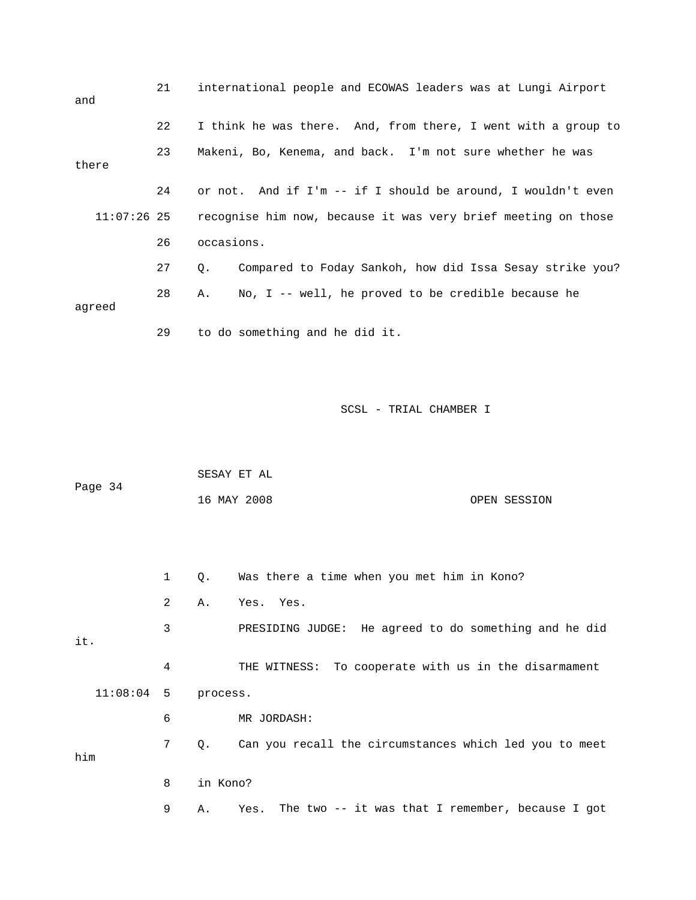21 international people and ECOWAS leaders was at Lungi Airport and

22 I think he was there. And, from there, I went with a group to

23 Makeni, Bo, Kenema, and back. I'm not sure whether he was there

24 or not. And if I'm -- if I should be around, I wouldn't even

11:07:26 25 recognise him now, because it was very brief meeting on those

26 occasions.

27 Q. Compared to Foday Sankoh, how did Issa Sesay strike you?

28 A. No, I -- well, he proved to be credible because he agreed

29 to do something and he did it.

1 Q. Was there a time when you met him in Kono?

2 A. Yes. Yes.

3 PRESIDING JUDGE: He agreed to do something and he did it.

4 THE WITNESS: To cooperate with us in the disarmament

11:08:04 5 process.

6 MR JORDASH:

7 Q. Can you recall the circumstances which led you to meet him

8 in Kono?

9 A. Yes. The two -- it was that I remember, because I got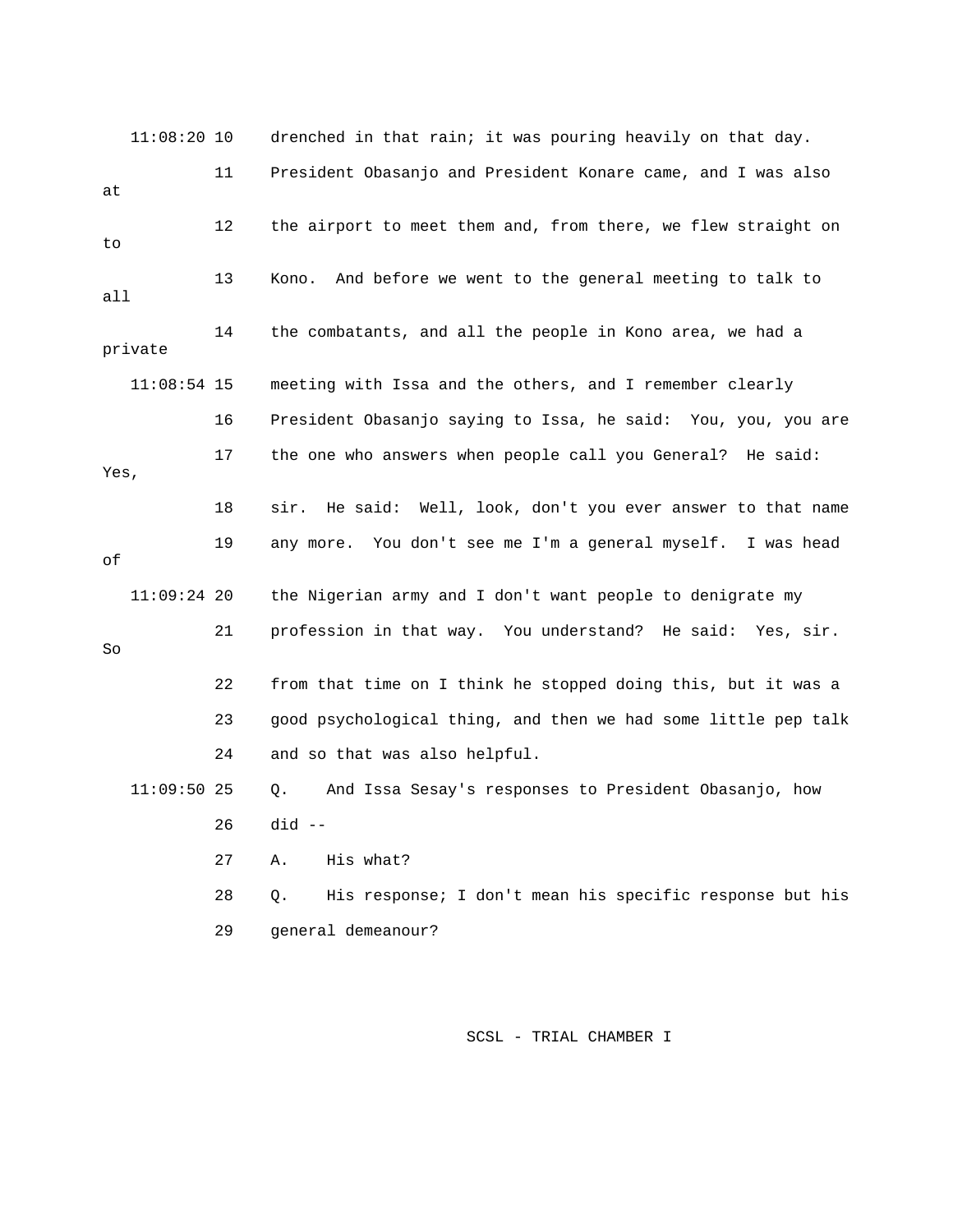11:08:20 10 drenched in that rain; it was pouring heavily on that day.

11 President Obasanjo and President Konare came, and I was also at

12 the airport to meet them and, from there, we flew straight on to

13 Kono. And before we went to the general meeting to talk to all

14 the combatants, and all the people in Kono area, we had a private

11:08:54 15 meeting with Issa and the others, and I remember clearly

16 President Obasanjo saying to Issa, he said: You, you, you are

17 the one who answers when people call you General? He said: Yes,

18 sir. He said: Well, look, don't you ever answer to that name

19 any more. You don't see me I'm a general myself. I was head of

11:09:24 20 the Nigerian army and I don't want people to denigrate my

21 profession in that way. You understand? He said: Yes, sir. So

22 from that time on I think he stopped doing this, but it was a

23 good psychological thing, and then we had some little pep talk

24 and so that was also helpful.

11:09:50 25 Q. And Issa Sesay's responses to President Obasanjo, how

26 did --

27 A. His what?

28 Q. His response; I don't mean his specific response but his

29 general demeanour?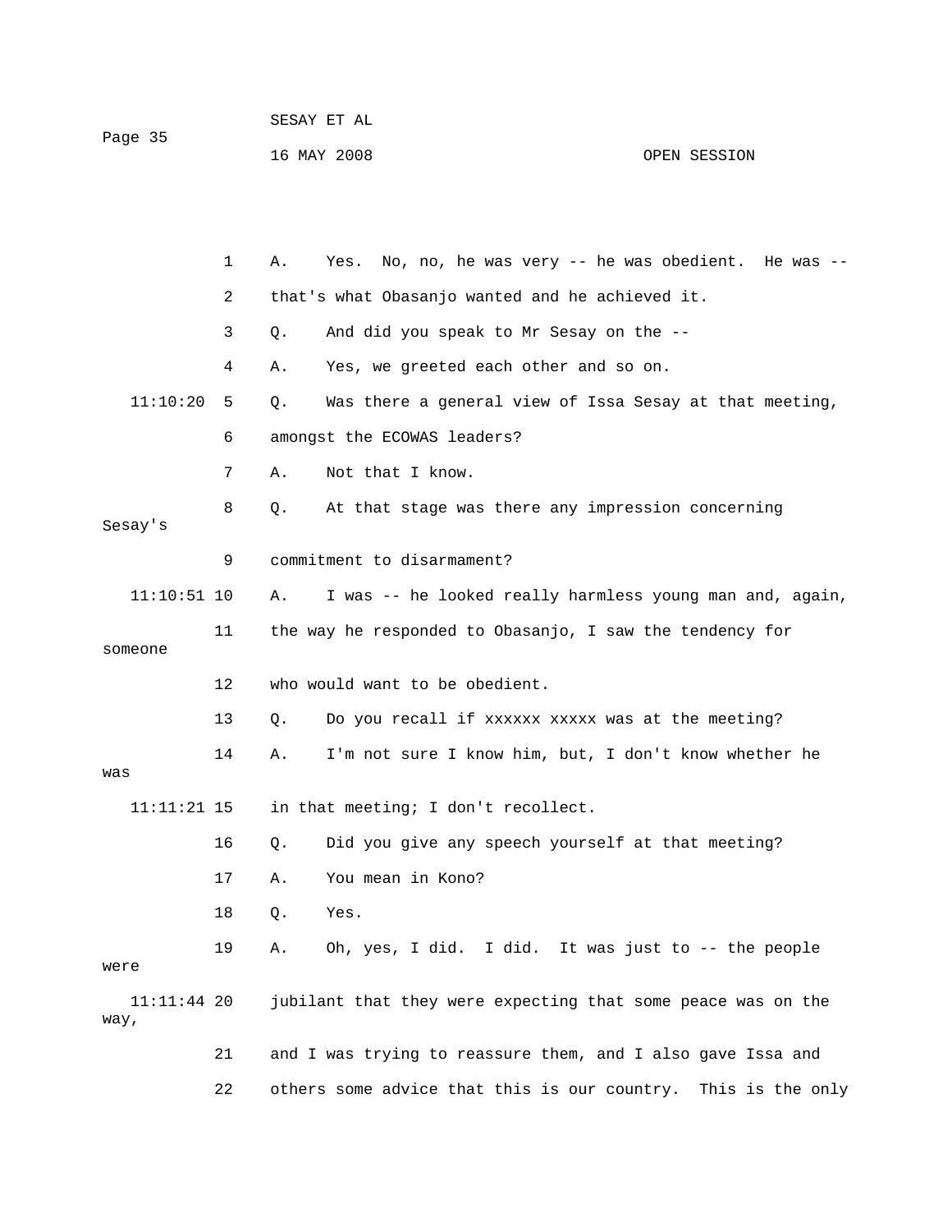1 A. Yes. No, no, he was very -- he was obedient. He was --

2 that's what Obasanjo wanted and he achieved it.

3 Q. And did you speak to Mr Sesay on the --

4 A. Yes, we greeted each other and so on.

11:10:20 5 Q. Was there a general view of Issa Sesay at that meeting,

6 amongst the ECOWAS leaders?

7 A. Not that I know.

8 Q. At that stage was there any impression concerning Sesay's

9 commitment to disarmament?

11:10:51 10 A. I was -- he looked really harmless young man and, again,

11 the way he responded to Obasanjo, I saw the tendency for someone

12 who would want to be obedient.

13 Q. Do you recall if xxxxxx xxxxx was at the meeting?

14 A. I'm not sure I know him, but, I don't know whether he was

11:11:21 15 in that meeting; I don't recollect.

16 Q. Did you give any speech yourself at that meeting?

17 A. You mean in Kono?

18 Q. Yes.

19 A. Oh, yes, I did. I did. It was just to -- the people were

11:11:44 20 jubilant that they were expecting that some peace was on the way,

21 and I was trying to reassure them, and I also gave Issa and

22 others some advice that this is our country. This is the only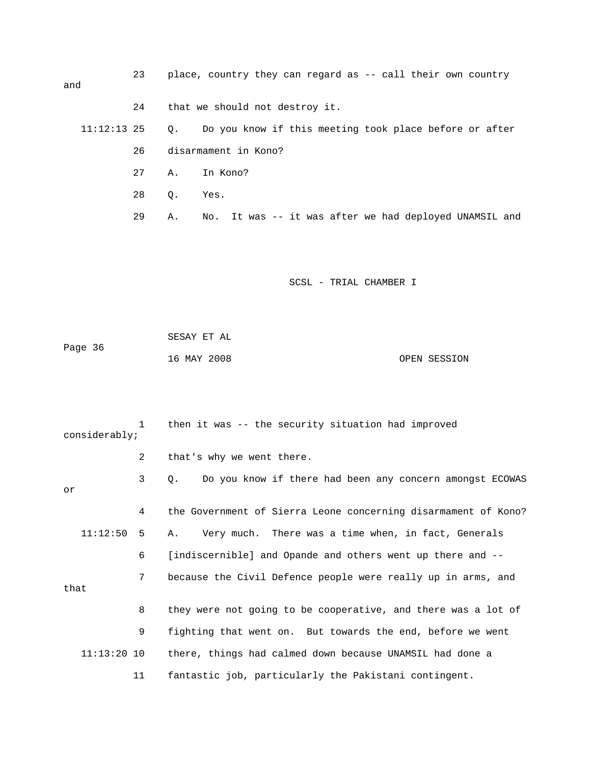23 place, country they can regard as -- call their own country and

24 that we should not destroy it.

11:12:13 25 Q. Do you know if this meeting took place before or after

26 disarmament in Kono?

27 A. In Kono?

28 Q. Yes.

29 A. No. It was -- it was after we had deployed UNAMSIL and

1 then it was -- the security situation had improved considerably;

2 that's why we went there.

3 Q. Do you know if there had been any concern amongst ECOWAS or

4 the Government of Sierra Leone concerning disarmament of Kono?

11:12:50 5 A. Very much. There was a time when, in fact, Generals

6 [indiscernible] and Opande and others went up there and --

7 because the Civil Defence people were really up in arms, and that

8 they were not going to be cooperative, and there was a lot of

9 fighting that went on. But towards the end, before we went

11:13:20 10 there, things had calmed down because UNAMSIL had done a

11 fantastic job, particularly the Pakistani contingent.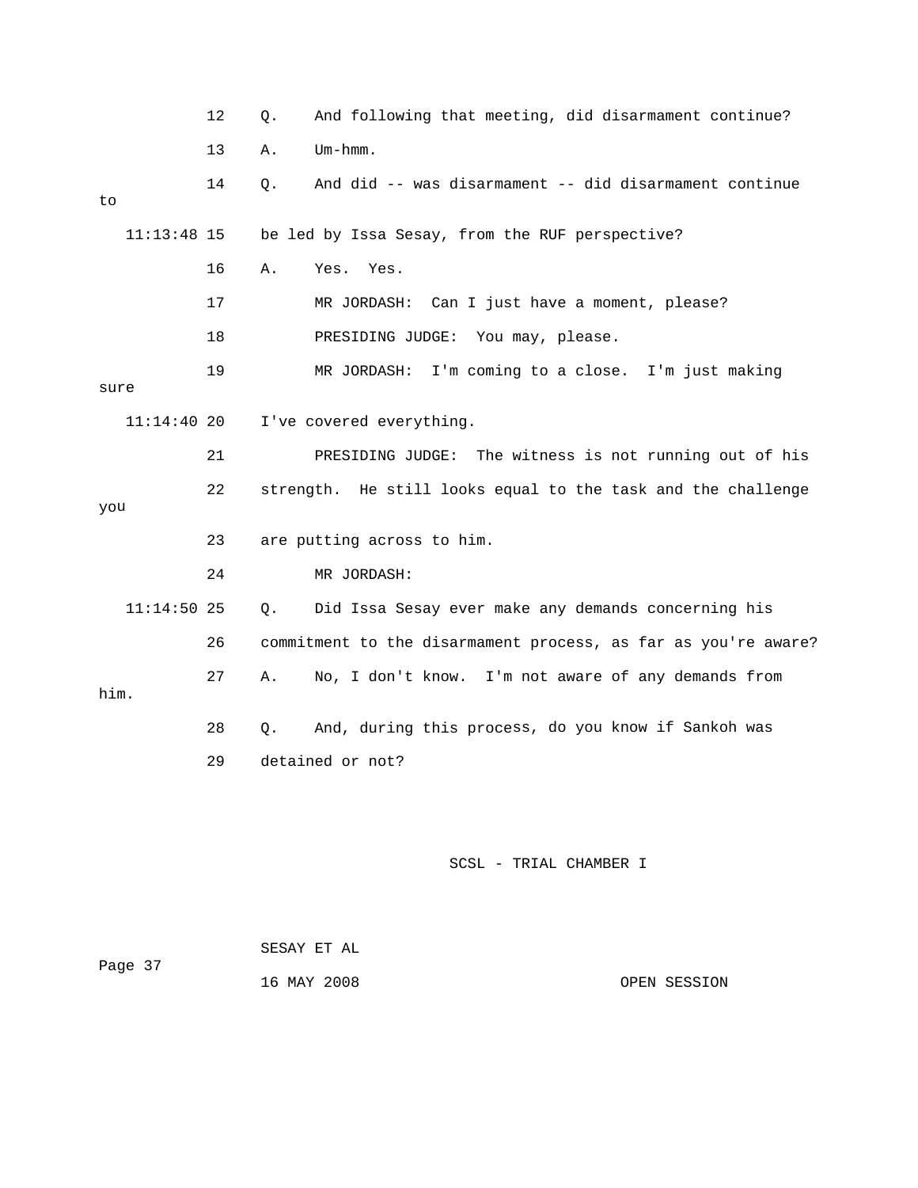12 Q. And following that meeting, did disarmament continue?

13 A. Um-hmm.

14 Q. And did -- was disarmament -- did disarmament continue to

11:13:48 15 be led by Issa Sesay, from the RUF perspective?

16 A. Yes. Yes.

17 MR JORDASH: Can I just have a moment, please?

18 PRESIDING JUDGE: You may, please.

19 MR JORDASH: I'm coming to a close. I'm just making sure

11:14:40 20 I've covered everything.

21 PRESIDING JUDGE: The witness is not running out of his

22 strength. He still looks equal to the task and the challenge you

23 are putting across to him.

24 MR JORDASH:

11:14:50 25 Q. Did Issa Sesay ever make any demands concerning his

26 commitment to the disarmament process, as far as you're aware?

27 A. No, I don't know. I'm not aware of any demands from him.

28 Q. And, during this process, do you know if Sankoh was

29 detained or not?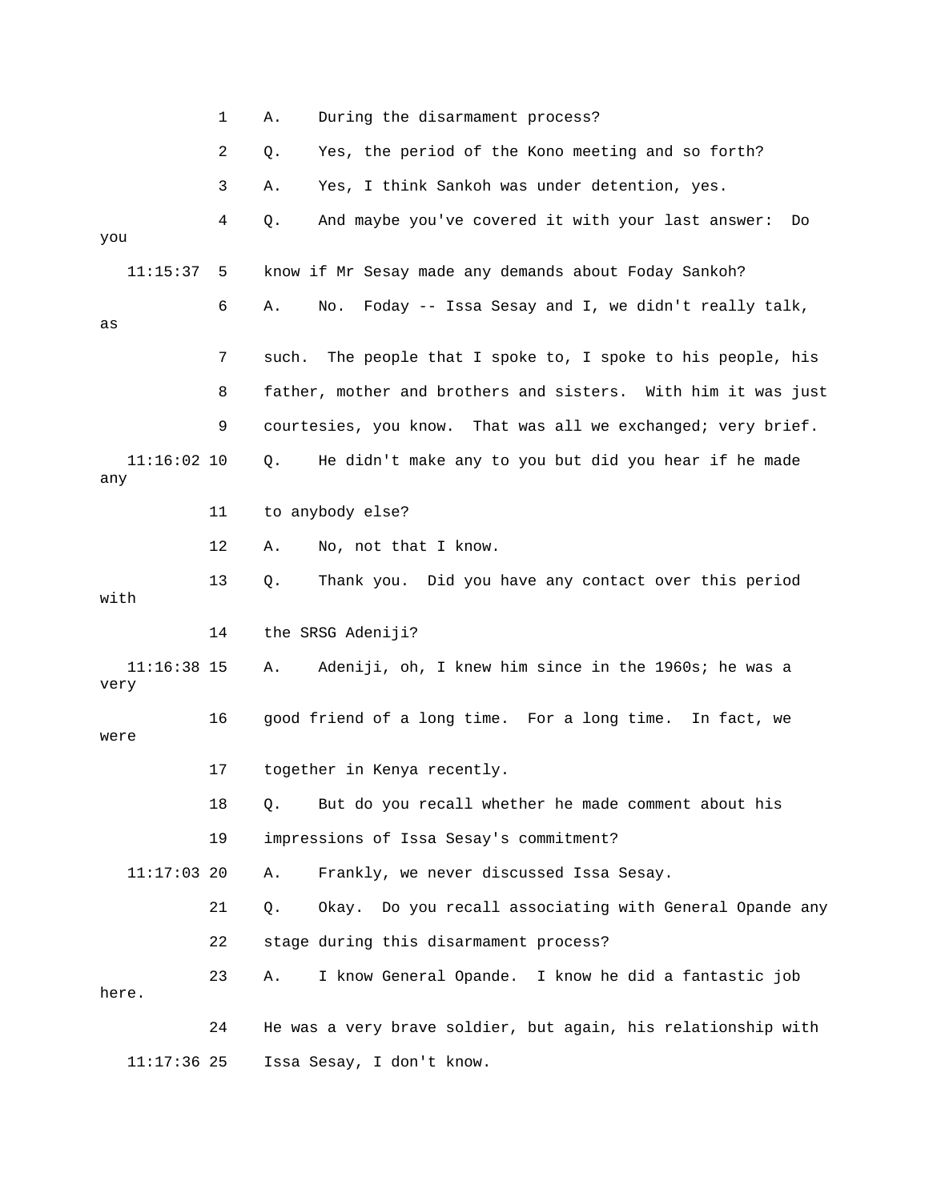1 A. During the disarmament process?

2 Q. Yes, the period of the Kono meeting and so forth?

3 A. Yes, I think Sankoh was under detention, yes.

4 Q. And maybe you've covered it with your last answer: Do you

11:15:37 5 know if Mr Sesay made any demands about Foday Sankoh?

6 A. No. Foday -- Issa Sesay and I, we didn't really talk, as

7 such. The people that I spoke to, I spoke to his people, his

8 father, mother and brothers and sisters. With him it was just

9 courtesies, you know. That was all we exchanged; very brief.

11:16:02 10 Q. He didn't make any to you but did you hear if he made any

11 to anybody else?

12 A. No, not that I know.

13 Q. Thank you. Did you have any contact over this period with

14 the SRSG Adeniji?

11:16:38 15 A. Adeniji, oh, I knew him since in the 1960s; he was a very

16 good friend of a long time. For a long time. In fact, we were

17 together in Kenya recently.

18 Q. But do you recall whether he made comment about his

19 impressions of Issa Sesay's commitment?

11:17:03 20 A. Frankly, we never discussed Issa Sesay.

21 Q. Okay. Do you recall associating with General Opande any

22 stage during this disarmament process?

23 A. I know General Opande. I know he did a fantastic job here.

24 He was a very brave soldier, but again, his relationship with

11:17:36 25 Issa Sesay, I don't know.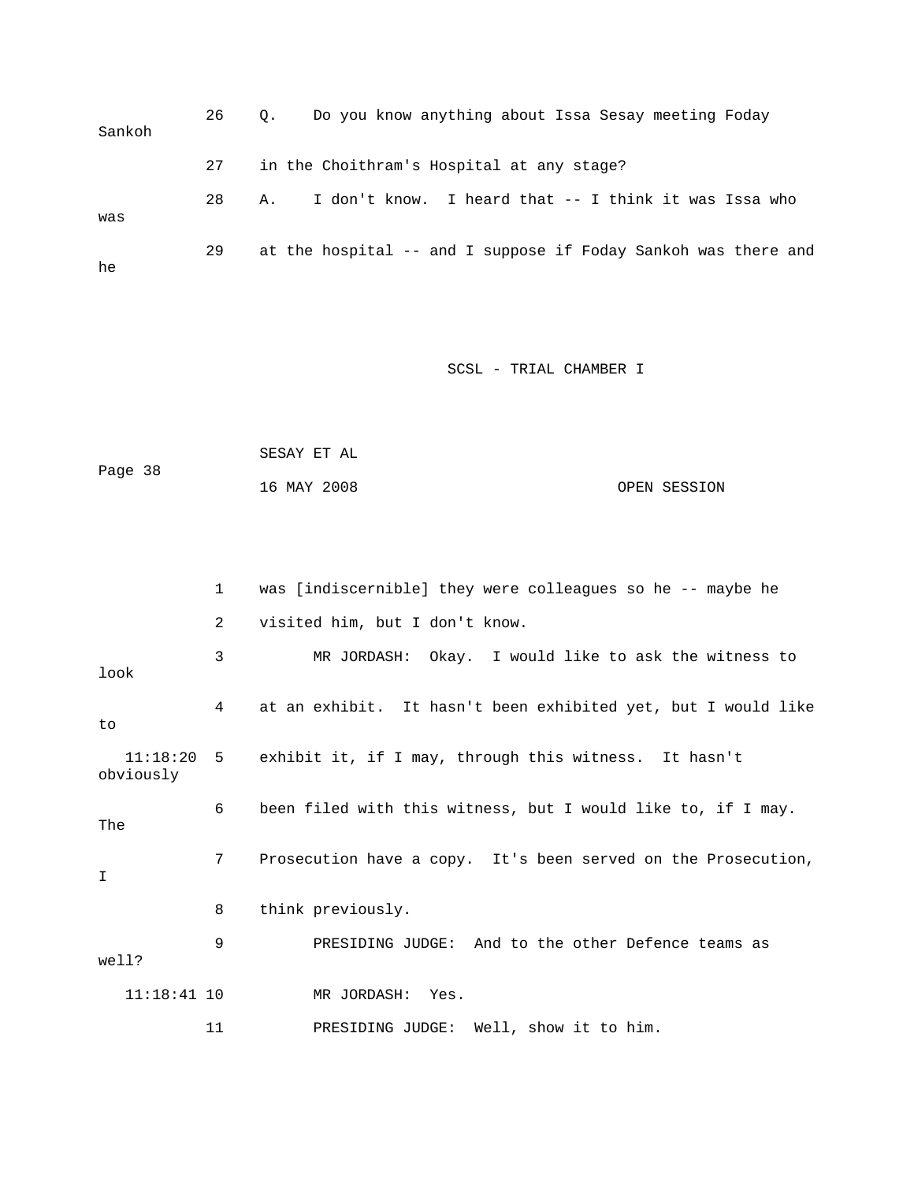26 Q. Do you know anything about Issa Sesay meeting Foday Sankoh

27 in the Choithram's Hospital at any stage?

28 A. I don't know. I heard that -- I think it was Issa who was

29 at the hospital -- and I suppose if Foday Sankoh was there and he

SCSL - TRIAL CHAMBER I

SESAY ET AL

16 MAY 2008 OPEN SESSION

1 was [indiscernible] they were colleagues so he -- maybe he

2 visited him, but I don't know.

3 MR JORDASH: Okay. I would like to ask the witness to look

4 at an exhibit. It hasn't been exhibited yet, but I would like to

11:18:20 5 exhibit it, if I may, through this witness. It hasn't obviously

6 been filed with this witness, but I would like to, if I may. The

7 Prosecution have a copy. It's been served on the Prosecution, I

8 think previously.

9 PRESIDING JUDGE: And to the other Defence teams as well?

11:18:41 10 MR JORDASH: Yes.

11 PRESIDING JUDGE: Well, show it to him.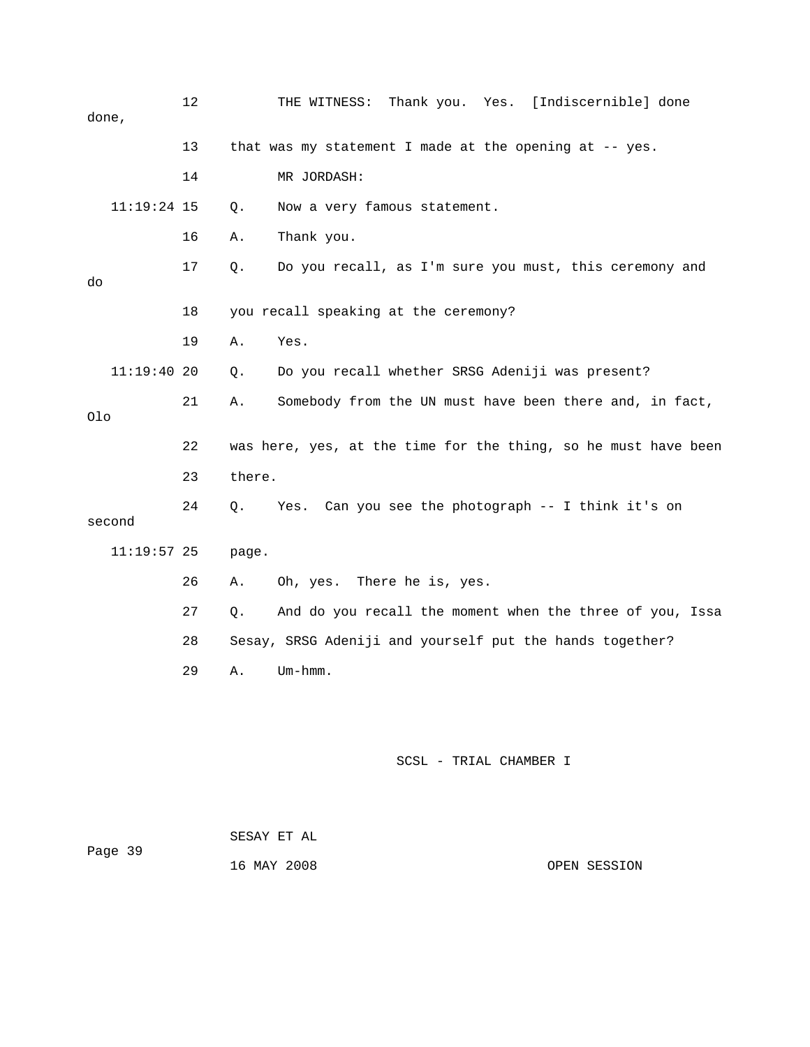12 THE WITNESS: Thank you. Yes. [Indiscernible] done done,

13 that was my statement I made at the opening at -- yes.

14 MR JORDASH:

11:19:24 15 Q. Now a very famous statement.

16 A. Thank you.

17 Q. Do you recall, as I'm sure you must, this ceremony and do

18 you recall speaking at the ceremony?

19 A. Yes.

11:19:40 20 Q. Do you recall whether SRSG Adeniji was present?

21 A. Somebody from the UN must have been there and, in fact, Olo

22 was here, yes, at the time for the thing, so he must have been

23 there.

24 Q. Yes. Can you see the photograph -- I think it's on second

11:19:57 25 page.

26 A. Oh, yes. There he is, yes.

27 Q. And do you recall the moment when the three of you, Issa

28 Sesay, SRSG Adeniji and yourself put the hands together?

29 A. Um-hmm.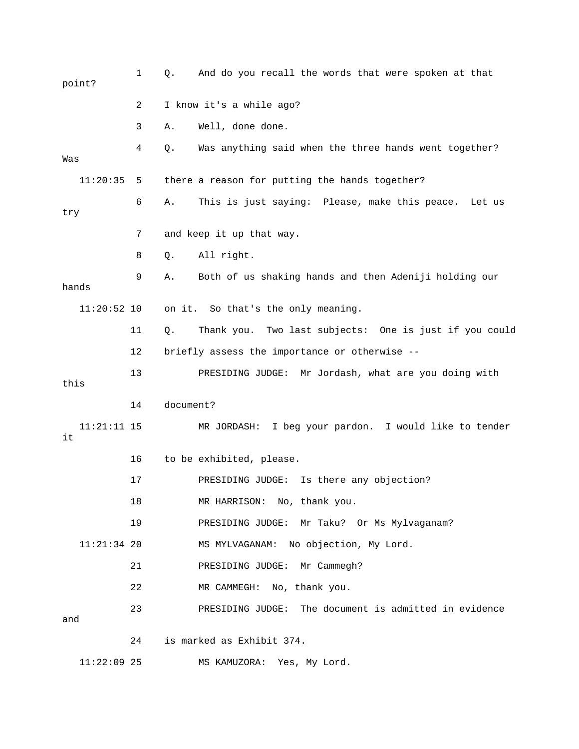1 Q. And do you recall the words that were spoken at that point?

2 I know it's a while ago?

3 A. Well, done done.

4 Q. Was anything said when the three hands went together? Was

11:20:35 5 there a reason for putting the hands together?

6 A. This is just saying: Please, make this peace. Let us try

7 and keep it up that way.

8 Q. All right.

9 A. Both of us shaking hands and then Adeniji holding our hands

11:20:52 10 on it. So that's the only meaning.

11 Q. Thank you. Two last subjects: One is just if you could

12 briefly assess the importance or otherwise --

13 PRESIDING JUDGE: Mr Jordash, what are you doing with this

14 document?

11:21:11 15 MR JORDASH: I beg your pardon. I would like to tender it

16 to be exhibited, please.

17 PRESIDING JUDGE: Is there any objection?

18 MR HARRISON: No, thank you.

19 PRESIDING JUDGE: Mr Taku? Or Ms Mylvaganam?

11:21:34 20 MS MYLVAGANAM: No objection, My Lord.

21 PRESIDING JUDGE: Mr Cammegh?

22 MR CAMMEGH: No, thank you.

23 PRESIDING JUDGE: The document is admitted in evidence and

24 is marked as Exhibit 374.

11:22:09 25 MS KAMUZORA: Yes, My Lord.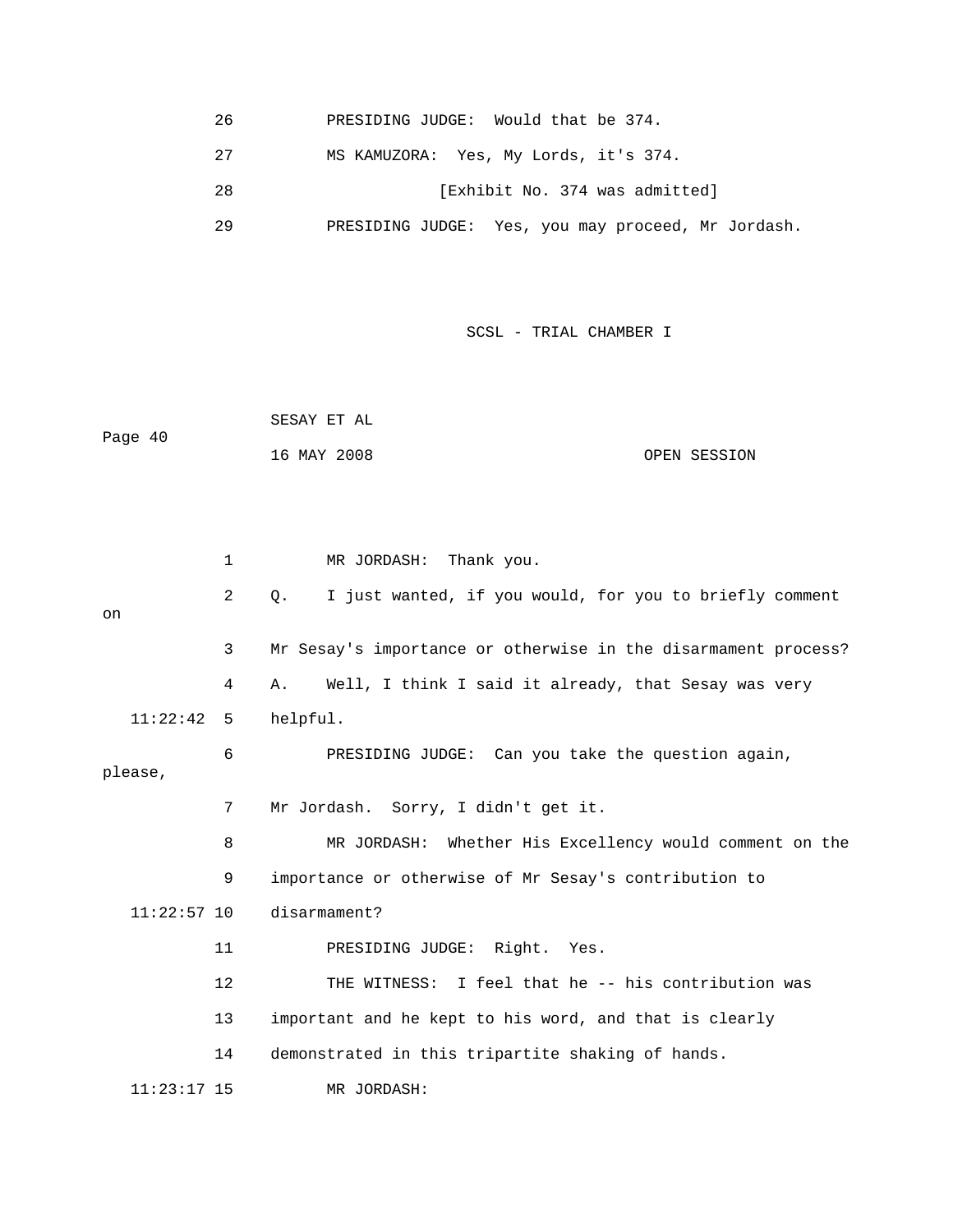26 PRESIDING JUDGE: Would that be 374.

27 MS KAMUZORA: Yes, My Lords, it's 374.

28 [Exhibit No. 374 was admitted]

29 PRESIDING JUDGE: Yes, you may proceed, Mr Jordash.

1 MR JORDASH: Thank you.

2 Q. I just wanted, if you would, for you to briefly comment on

3 Mr Sesay's importance or otherwise in the disarmament process?

4 A. Well, I think I said it already, that Sesay was very

11:22:42 5 helpful.

6 PRESIDING JUDGE: Can you take the question again, please,

7 Mr Jordash. Sorry, I didn't get it.

8 MR JORDASH: Whether His Excellency would comment on the

9 importance or otherwise of Mr Sesay's contribution to

11:22:57 10 disarmament?

11 PRESIDING JUDGE: Right. Yes.

12 THE WITNESS: I feel that he -- his contribution was

13 important and he kept to his word, and that is clearly

14 demonstrated in this tripartite shaking of hands.

11:23:17 15 MR JORDASH: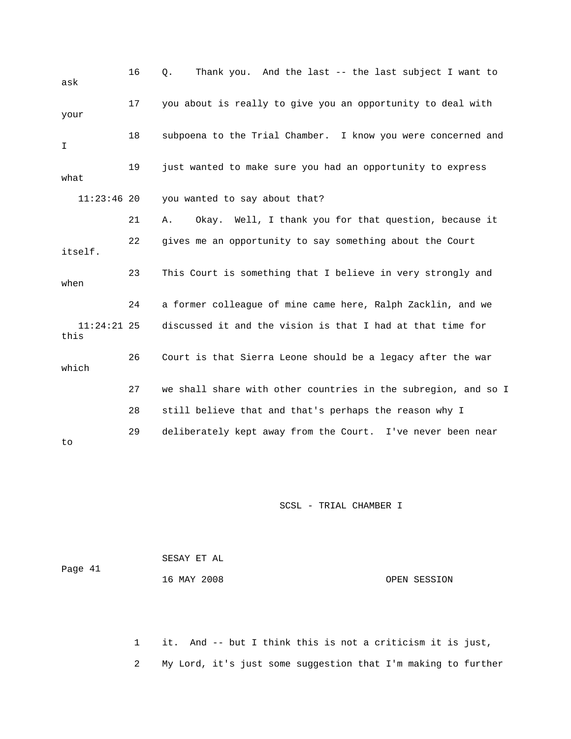16 Q. Thank you. And the last -- the last subject I want to ask

17 you about is really to give you an opportunity to deal with your

18 subpoena to the Trial Chamber. I know you were concerned and I

19 just wanted to make sure you had an opportunity to express what

11:23:46 20 you wanted to say about that?

21 A. Okay. Well, I thank you for that question, because it

22 gives me an opportunity to say something about the Court itself.

23 This Court is something that I believe in very strongly and when

24 a former colleague of mine came here, Ralph Zacklin, and we

11:24:21 25 discussed it and the vision is that I had at that time for this

26 Court is that Sierra Leone should be a legacy after the war which

27 we shall share with other countries in the subregion, and so I

28 still believe that and that's perhaps the reason why I

29 deliberately kept away from the Court. I've never been near to

1 it. And -- but I think this is not a criticism it is just,

2 My Lord, it's just some suggestion that I'm making to further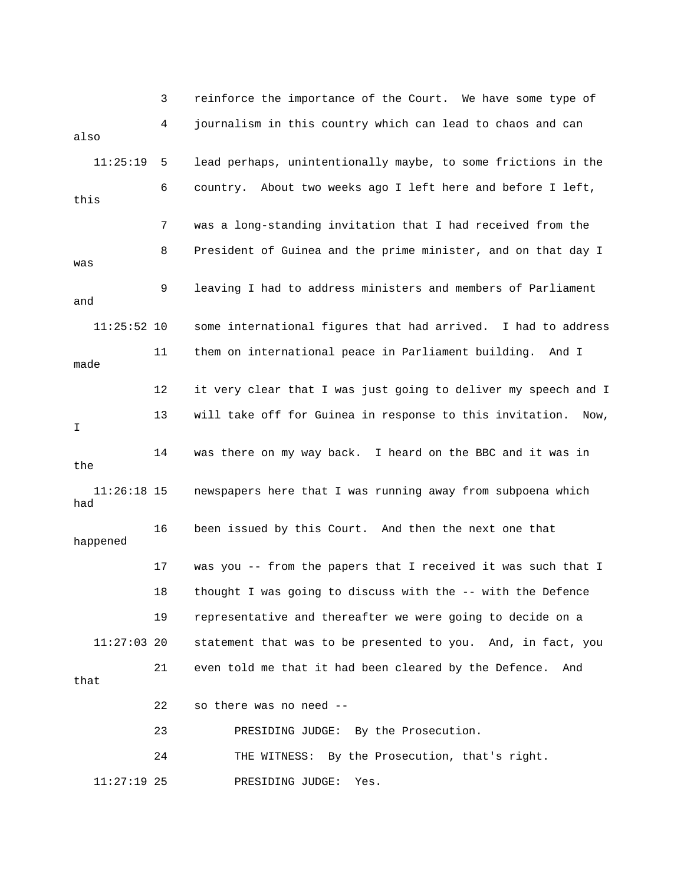3 reinforce the importance of the Court. We have some type of

4 journalism in this country which can lead to chaos and can also

11:25:19 5 lead perhaps, unintentionally maybe, to some frictions in the

6 country. About two weeks ago I left here and before I left, this

7 was a long-standing invitation that I had received from the

8 President of Guinea and the prime minister, and on that day I was

9 leaving I had to address ministers and members of Parliament and

11:25:52 10 some international figures that had arrived. I had to address

11 them on international peace in Parliament building. And I made

12 it very clear that I was just going to deliver my speech and I

13 will take off for Guinea in response to this invitation. Now, I

14 was there on my way back. I heard on the BBC and it was in the

11:26:18 15 newspapers here that I was running away from subpoena which had

16 been issued by this Court. And then the next one that happened

17 was you -- from the papers that I received it was such that I

18 thought I was going to discuss with the -- with the Defence

19 representative and thereafter we were going to decide on a

11:27:03 20 statement that was to be presented to you. And, in fact, you

21 even told me that it had been cleared by the Defence. And that

22 so there was no need --

23 PRESIDING JUDGE: By the Prosecution.

24 THE WITNESS: By the Prosecution, that's right.

11:27:19 25 PRESIDING JUDGE: Yes.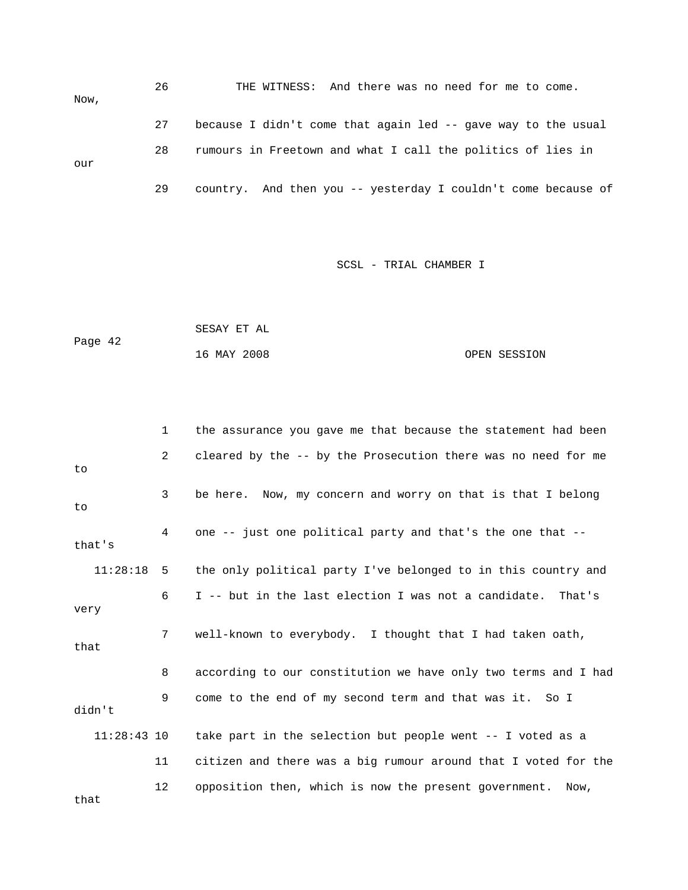26 THE WITNESS: And there was no need for me to come. Now,

27 because I didn't come that again led -- gave way to the usual

28 rumours in Freetown and what I call the politics of lies in our

29 country. And then you -- yesterday I couldn't come because of

1 the assurance you gave me that because the statement had been

2 cleared by the -- by the Prosecution there was no need for me to

3 be here. Now, my concern and worry on that is that I belong to

4 one -- just one political party and that's the one that -- that's

11:28:18 5 the only political party I've belonged to in this country and

6 I -- but in the last election I was not a candidate. That's very

7 well-known to everybody. I thought that I had taken oath, that

8 according to our constitution we have only two terms and I had

9 come to the end of my second term and that was it. So I didn't

11:28:43 10 take part in the selection but people went -- I voted as a

11 citizen and there was a big rumour around that I voted for the

12 opposition then, which is now the present government. Now, that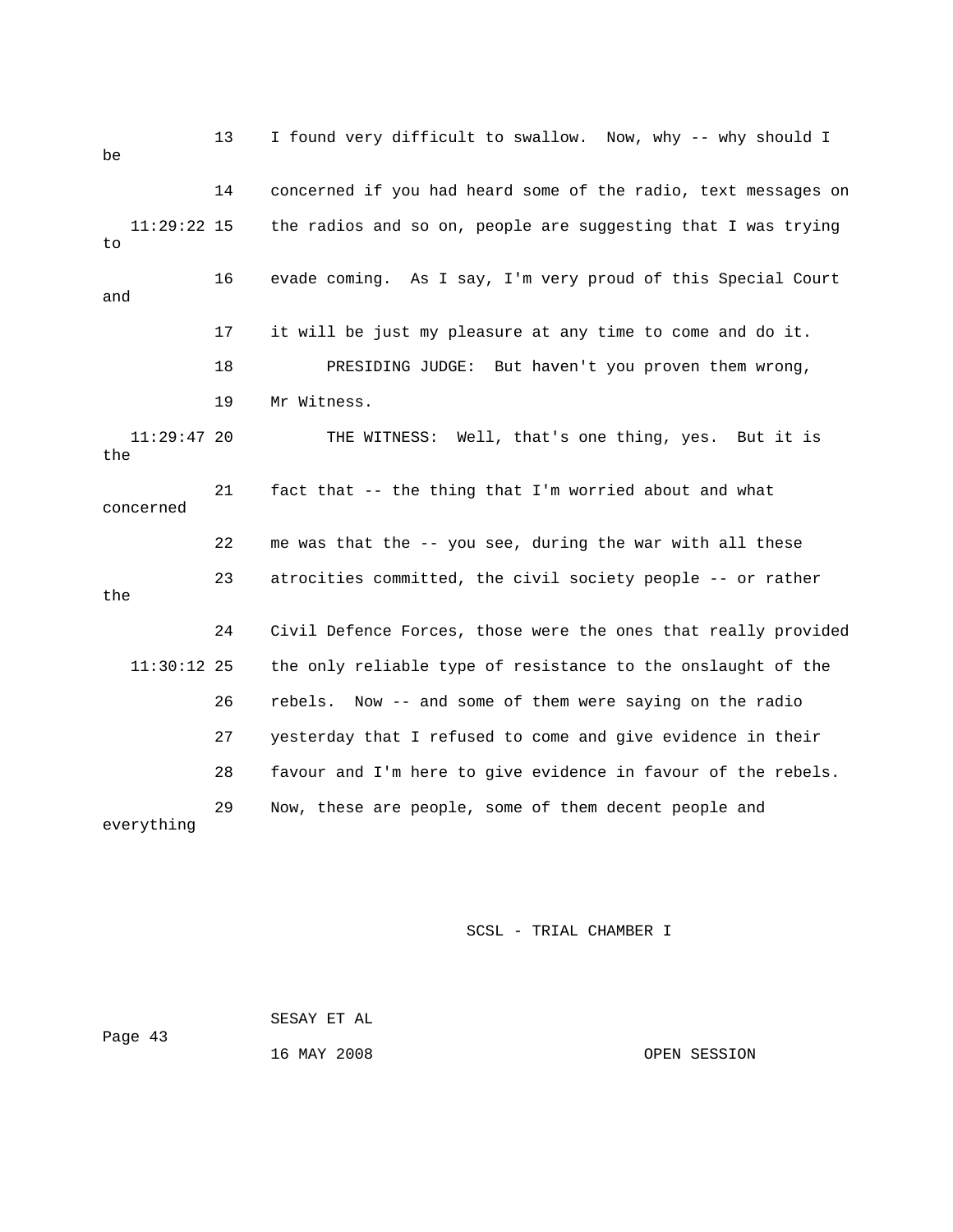13 I found very difficult to swallow. Now, why -- why should I be

14 concerned if you had heard some of the radio, text messages on

11:29:22 15 the radios and so on, people are suggesting that I was trying to

16 evade coming. As I say, I'm very proud of this Special Court and

17 it will be just my pleasure at any time to come and do it.

18 PRESIDING JUDGE: But haven't you proven them wrong,

19 Mr Witness.

11:29:47 20 THE WITNESS: Well, that's one thing, yes. But it is the

21 fact that -- the thing that I'm worried about and what concerned

22 me was that the -- you see, during the war with all these

23 atrocities committed, the civil society people -- or rather the

24 Civil Defence Forces, those were the ones that really provided

11:30:12 25 the only reliable type of resistance to the onslaught of the

26 rebels. Now -- and some of them were saying on the radio

27 yesterday that I refused to come and give evidence in their

28 favour and I'm here to give evidence in favour of the rebels.

29 Now, these are people, some of them decent people and everything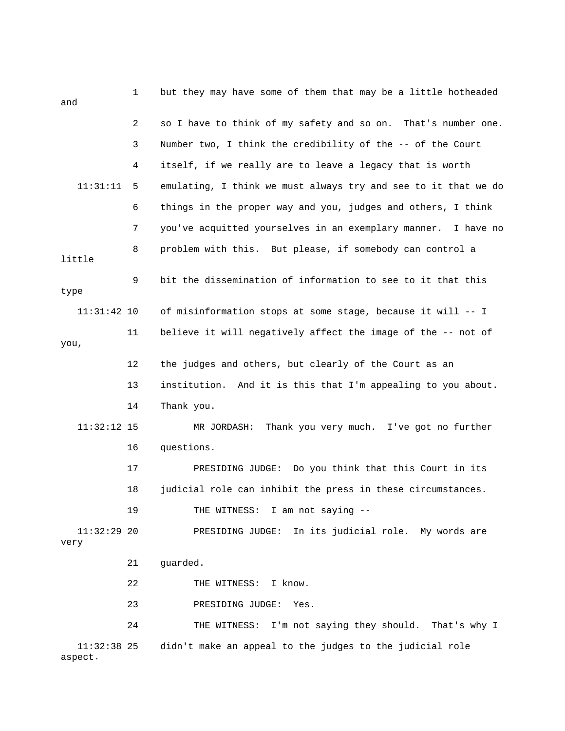1 but they may have some of them that may be a little hotheaded and

2 so I have to think of my safety and so on. That's number one.

3 Number two, I think the credibility of the -- of the Court

4 itself, if we really are to leave a legacy that is worth

11:31:11 5 emulating, I think we must always try and see to it that we do

6 things in the proper way and you, judges and others, I think

7 you've acquitted yourselves in an exemplary manner. I have no

8 problem with this. But please, if somebody can control a little

9 bit the dissemination of information to see to it that this type

11:31:42 10 of misinformation stops at some stage, because it will -- I

11 believe it will negatively affect the image of the -- not of you,

12 the judges and others, but clearly of the Court as an

13 institution. And it is this that I'm appealing to you about.

14 Thank you.

11:32:12 15 MR JORDASH: Thank you very much. I've got no further

16 questions.

17 PRESIDING JUDGE: Do you think that this Court in its

18 judicial role can inhibit the press in these circumstances.

19 THE WITNESS: I am not saying --

11:32:29 20 PRESIDING JUDGE: In its judicial role. My words are very

21 guarded.

22 THE WITNESS: I know.

23 PRESIDING JUDGE: Yes.

24 THE WITNESS: I'm not saying they should. That's why I

11:32:38 25 didn't make an appeal to the judges to the judicial role aspect.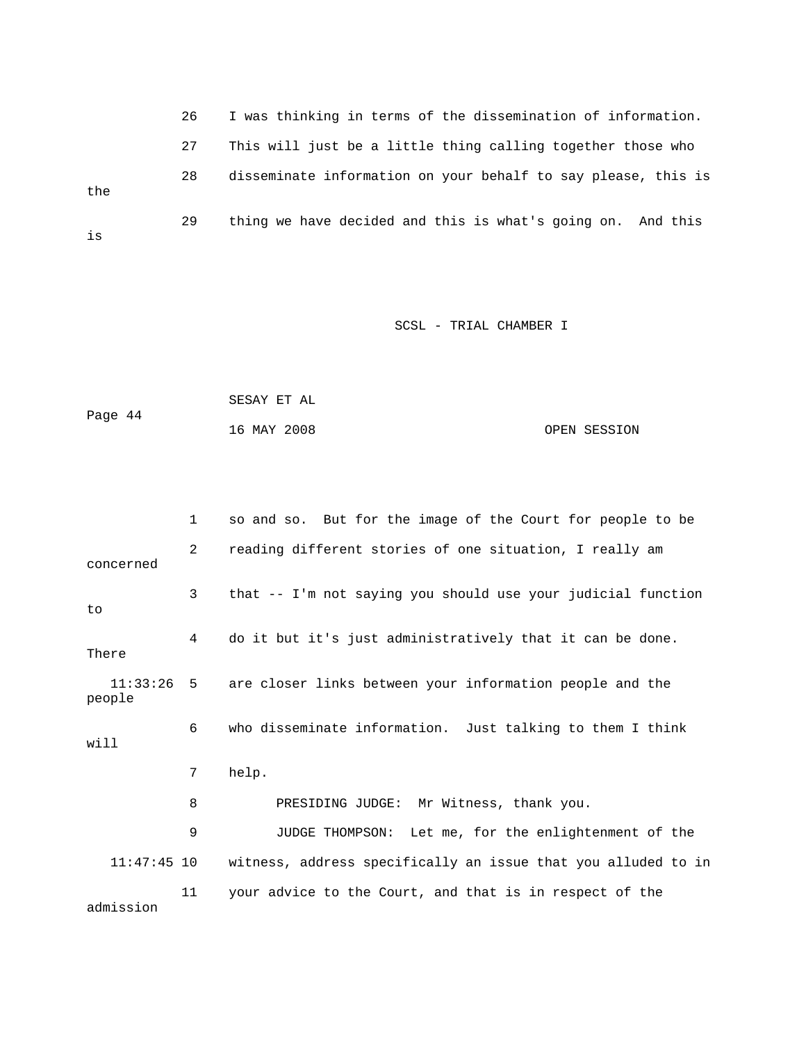26 I was thinking in terms of the dissemination of information.

27 This will just be a little thing calling together those who

28 disseminate information on your behalf to say please, this is the

29 thing we have decided and this is what's going on. And this is

SCSL - TRIAL CHAMBER I

SESAY ET AL

16 MAY 2008 OPEN SESSION

1 so and so. But for the image of the Court for people to be

2 reading different stories of one situation, I really am concerned

3 that -- I'm not saying you should use your judicial function to

4 do it but it's just administratively that it can be done. There

11:33:26 5 are closer links between your information people and the people

6 who disseminate information. Just talking to them I think will

7 help.

8 PRESIDING JUDGE: Mr Witness, thank you.

9 JUDGE THOMPSON: Let me, for the enlightenment of the

11:47:45 10 witness, address specifically an issue that you alluded to in

11 your advice to the Court, and that is in respect of the admission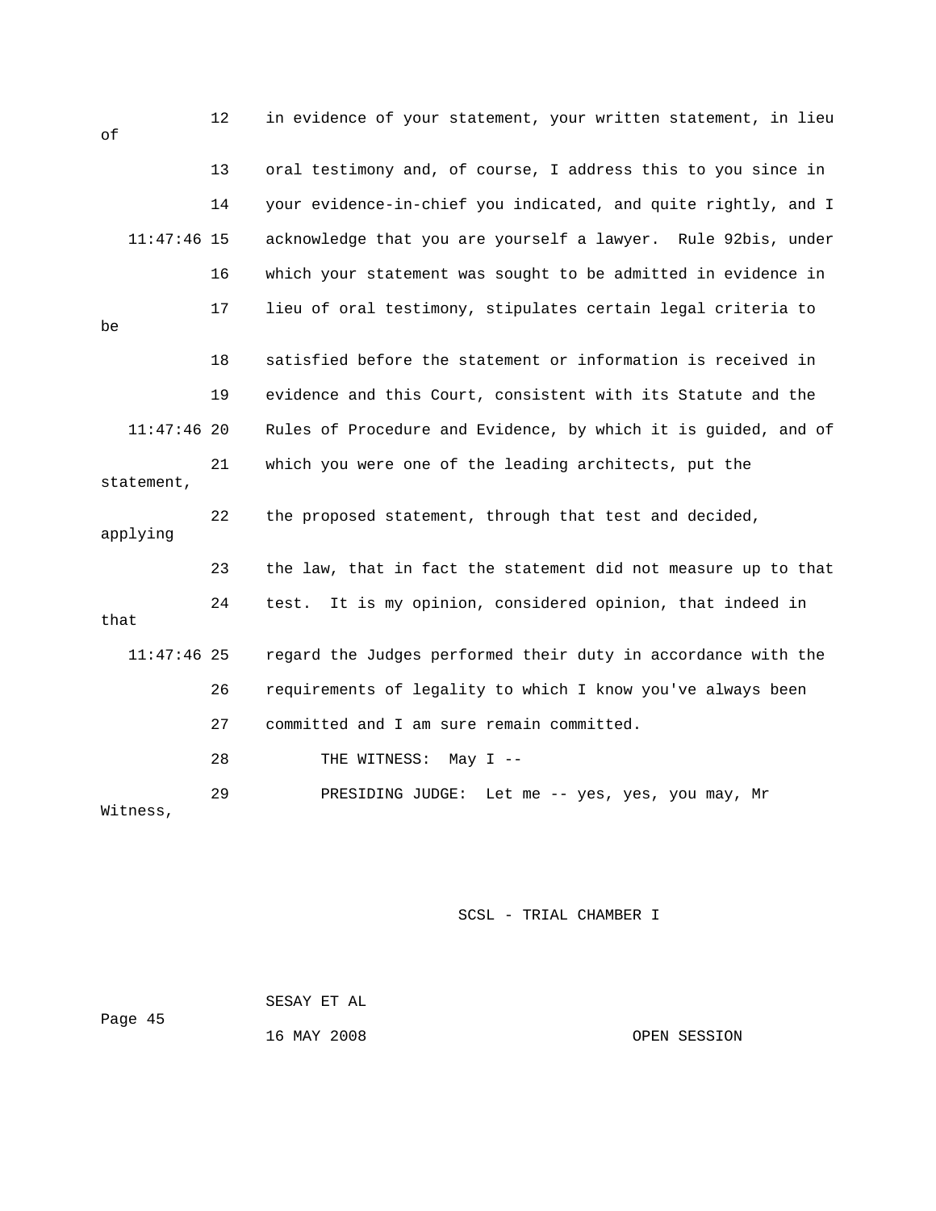in evidence of your statement, your written statement, in lieu of oral testimony and, of course, I address this to you since in your evidence-in-chief you indicated, and quite rightly, and I acknowledge that you are yourself a lawyer. Rule 92bis, under which your statement was sought to be admitted in evidence in lieu of oral testimony, stipulates certain legal criteria to be satisfied before the statement or information is received in evidence and this Court, consistent with its Statute and the Rules of Procedure and Evidence, by which it is guided, and of which you were one of the leading architects, put the statement, the proposed statement, through that test and decided, applying the law, that in fact the statement did not measure up to that test. It is my opinion, considered opinion, that indeed in that regard the Judges performed their duty in accordance with the requirements of legality to which I know you've always been committed and I am sure remain committed.

THE WITNESS: May I --

PRESIDING JUDGE: Let me -- yes, yes, you may, Mr Witness,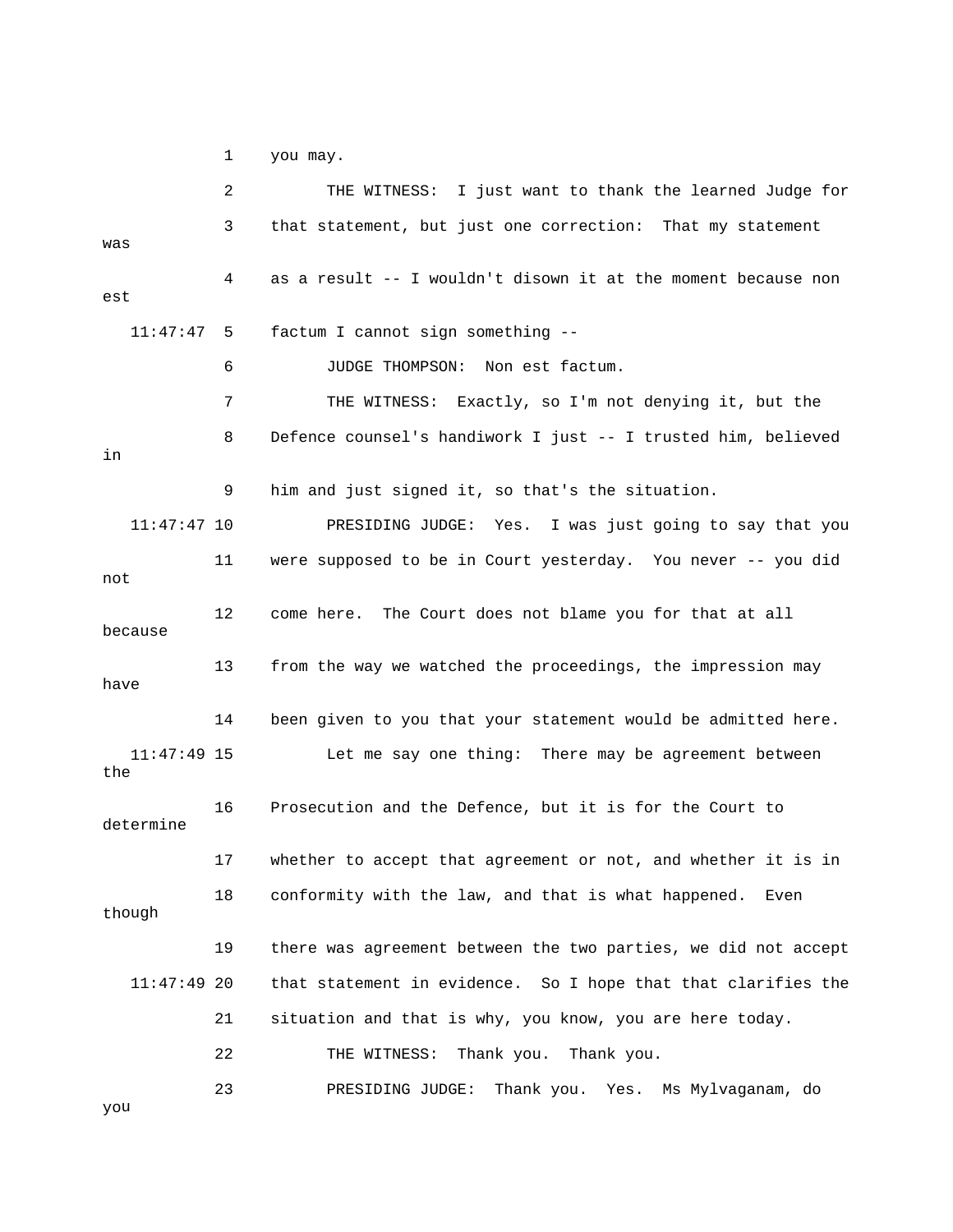you may.

THE WITNESS: I just want to thank the learned Judge for that statement, but just one correction: That my statement was as a result -- I wouldn't disown it at the moment because non est factum I cannot sign something --

JUDGE THOMPSON: Non est factum.

THE WITNESS: Exactly, so I'm not denying it, but the Defence counsel's handiwork I just -- I trusted him, believed in him and just signed it, so that's the situation.

PRESIDING JUDGE: Yes. I was just going to say that you were supposed to be in Court yesterday. You never -- you did not come here. The Court does not blame you for that at all because from the way we watched the proceedings, the impression may have been given to you that your statement would be admitted here.

Let me say one thing: There may be agreement between the Prosecution and the Defence, but it is for the Court to determine whether to accept that agreement or not, and whether it is in conformity with the law, and that is what happened. Even though there was agreement between the two parties, we did not accept that statement in evidence. So I hope that that clarifies the situation and that is why, you know, you are here today.

THE WITNESS: Thank you. Thank you.

PRESIDING JUDGE: Thank you. Yes. Ms Mylvaganam, do you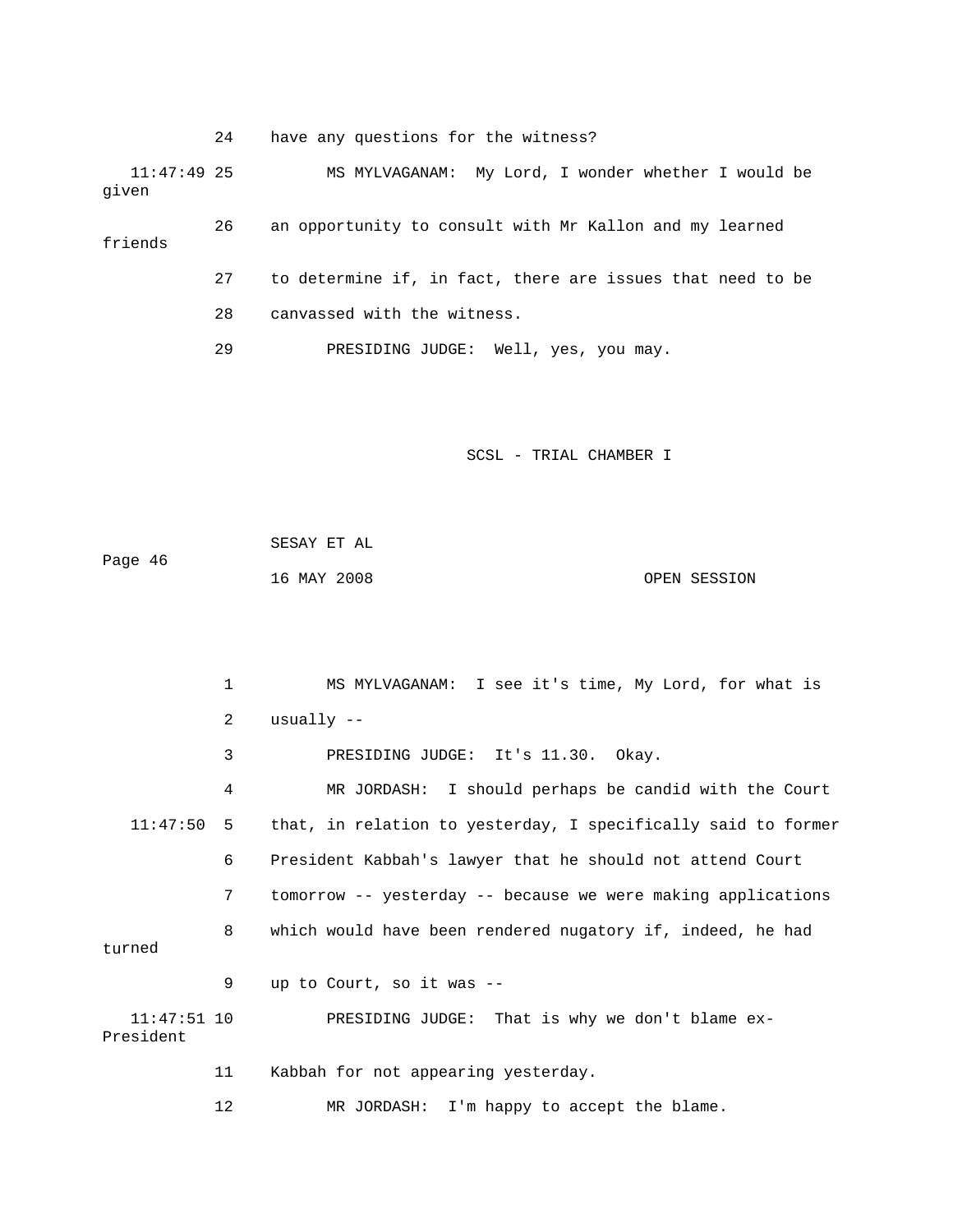24 have any questions for the witness?

11:47:49 25 MS MYLVAGANAM: My Lord, I wonder whether I would be given

26 an opportunity to consult with Mr Kallon and my learned friends

27 to determine if, in fact, there are issues that need to be

28 canvassed with the witness.

29 PRESIDING JUDGE: Well, yes, you may.

SCSL - TRIAL CHAMBER I

SESAY ET AL

16 MAY 2008 OPEN SESSION

1 MS MYLVAGANAM: I see it's time, My Lord, for what is

2 usually --

3 PRESIDING JUDGE: It's 11.30. Okay.

4 MR JORDASH: I should perhaps be candid with the Court

11:47:50 5 that, in relation to yesterday, I specifically said to former

6 President Kabbah's lawyer that he should not attend Court

7 tomorrow -- yesterday -- because we were making applications

8 which would have been rendered nugatory if, indeed, he had turned

9 up to Court, so it was --

11:47:51 10 PRESIDING JUDGE: That is why we don't blame ex-President

11 Kabbah for not appearing yesterday.

12 MR JORDASH: I'm happy to accept the blame.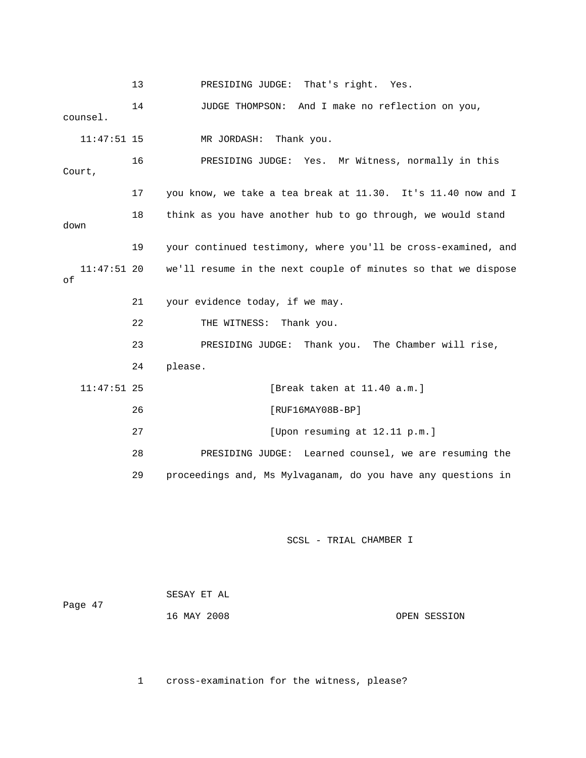13 PRESIDING JUDGE: That's right. Yes.

14 JUDGE THOMPSON: And I make no reflection on you, counsel.

11:47:51 15 MR JORDASH: Thank you.

16 PRESIDING JUDGE: Yes. Mr Witness, normally in this Court,

17 you know, we take a tea break at 11.30. It's 11.40 now and I

18 think as you have another hub to go through, we would stand down

19 your continued testimony, where you'll be cross-examined, and

11:47:51 20 we'll resume in the next couple of minutes so that we dispose of

21 your evidence today, if we may.

22 THE WITNESS: Thank you.

23 PRESIDING JUDGE: Thank you. The Chamber will rise,

24 please.

11:47:51 25 [Break taken at 11.40 a.m.]

26 [RUF16MAY08B-BP]

27 [Upon resuming at 12.11 p.m.]

28 PRESIDING JUDGE: Learned counsel, we are resuming the

29 proceedings and, Ms Mylvaganam, do you have any questions in

1 cross-examination for the witness, please?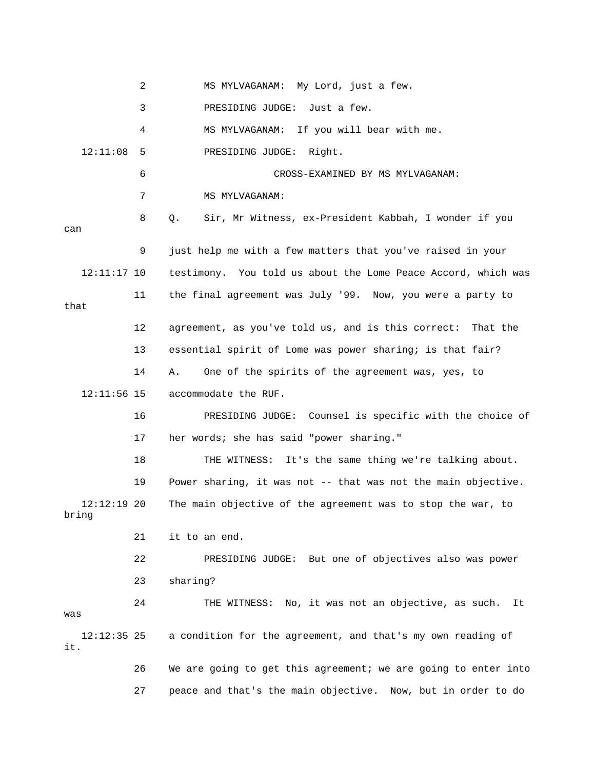MS MYLVAGANAM: My Lord, just a few.

PRESIDING JUDGE: Just a few.

MS MYLVAGANAM: If you will bear with me.

PRESIDING JUDGE: Right.

CROSS-EXAMINED BY MS MYLVAGANAM:

MS MYLVAGANAM:

Q. Sir, Mr Witness, ex-President Kabbah, I wonder if you can just help me with a few matters that you've raised in your testimony. You told us about the Lome Peace Accord, which was the final agreement was July '99. Now, you were a party to that agreement, as you've told us, and is this correct: That the essential spirit of Lome was power sharing; is that fair?

A. One of the spirits of the agreement was, yes, to accommodate the RUF.

PRESIDING JUDGE: Counsel is specific with the choice of her words; she has said "power sharing."

THE WITNESS: It's the same thing we're talking about. Power sharing, it was not -- that was not the main objective. The main objective of the agreement was to stop the war, to bring it to an end.

PRESIDING JUDGE: But one of objectives also was power sharing?

THE WITNESS: No, it was not an objective, as such. It was a condition for the agreement, and that's my own reading of it. We are going to get this agreement; we are going to enter into peace and that's the main objective. Now, but in order to do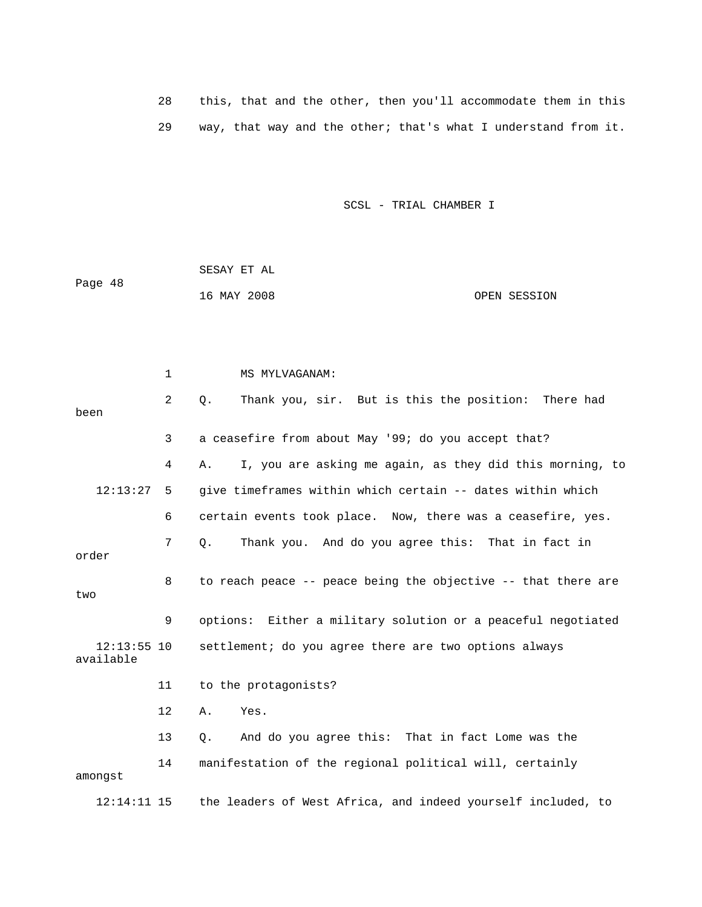28 this, that and the other, then you'll accommodate them in this

29 way, that way and the other; that's what I understand from it.

1 MS MYLVAGANAM:

2 Q. Thank you, sir. But is this the position: There had been

3 a ceasefire from about May '99; do you accept that?

4 A. I, you are asking me again, as they did this morning, to

12:13:27 5 give timeframes within which certain -- dates within which

6 certain events took place. Now, there was a ceasefire, yes.

7 Q. Thank you. And do you agree this: That in fact in order

8 to reach peace -- peace being the objective -- that there are two

9 options: Either a military solution or a peaceful negotiated

12:13:55 10 settlement; do you agree there are two options always available

11 to the protagonists?

12 A. Yes.

13 Q. And do you agree this: That in fact Lome was the

14 manifestation of the regional political will, certainly amongst

12:14:11 15 the leaders of West Africa, and indeed yourself included, to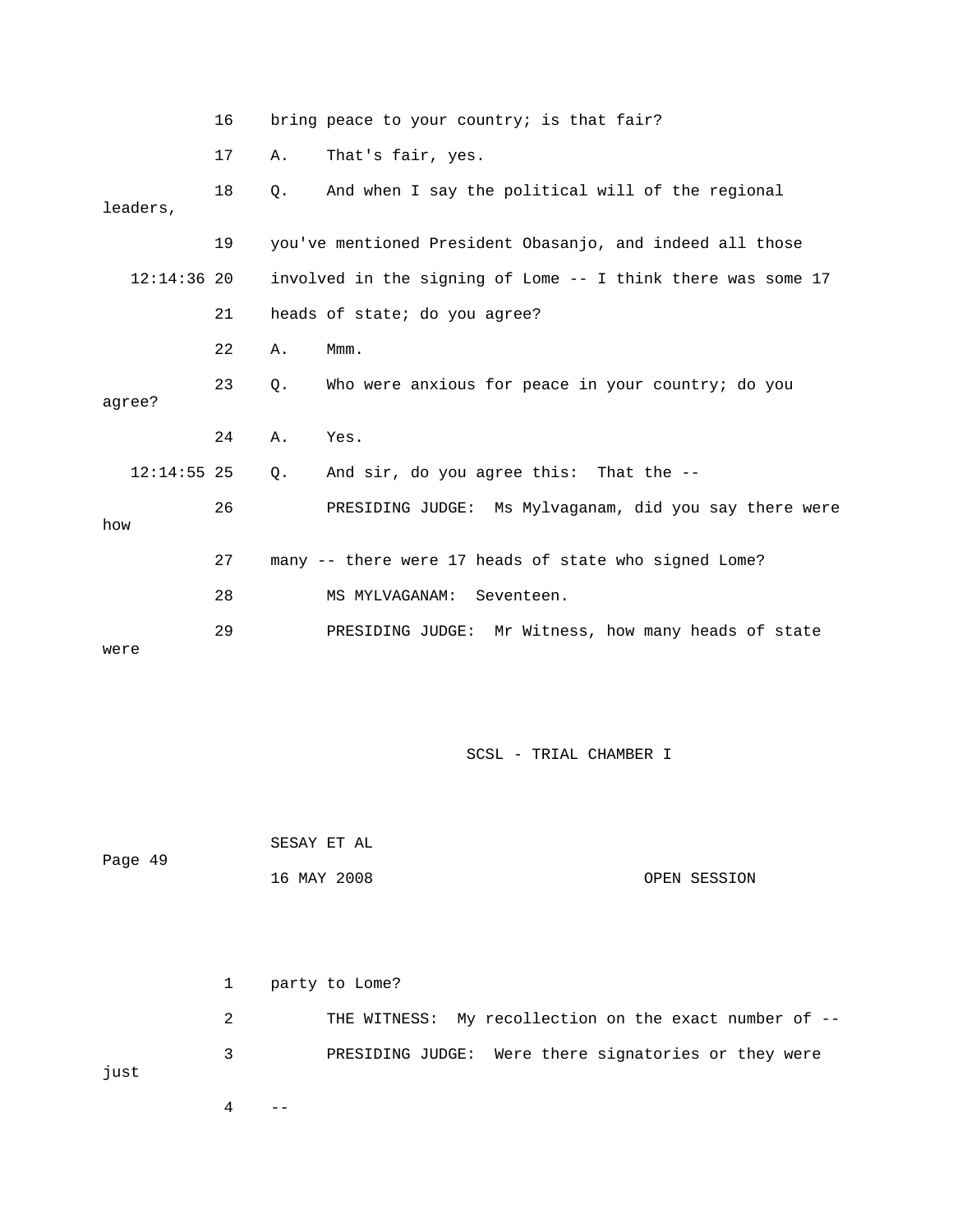16 bring peace to your country; is that fair?

17 A. That's fair, yes.

18 Q. And when I say the political will of the regional leaders,

19 you've mentioned President Obasanjo, and indeed all those

12:14:36 20 involved in the signing of Lome -- I think there was some 17

21 heads of state; do you agree?

22 A. Mmm.

23 Q. Who were anxious for peace in your country; do you agree?

24 A. Yes.

12:14:55 25 Q. And sir, do you agree this: That the --

26 PRESIDING JUDGE: Ms Mylvaganam, did you say there were how

27 many -- there were 17 heads of state who signed Lome?

28 MS MYLVAGANAM: Seventeen.

29 PRESIDING JUDGE: Mr Witness, how many heads of state were

1 party to Lome?

2 THE WITNESS: My recollection on the exact number of --

3 PRESIDING JUDGE: Were there signatories or they were just

4 --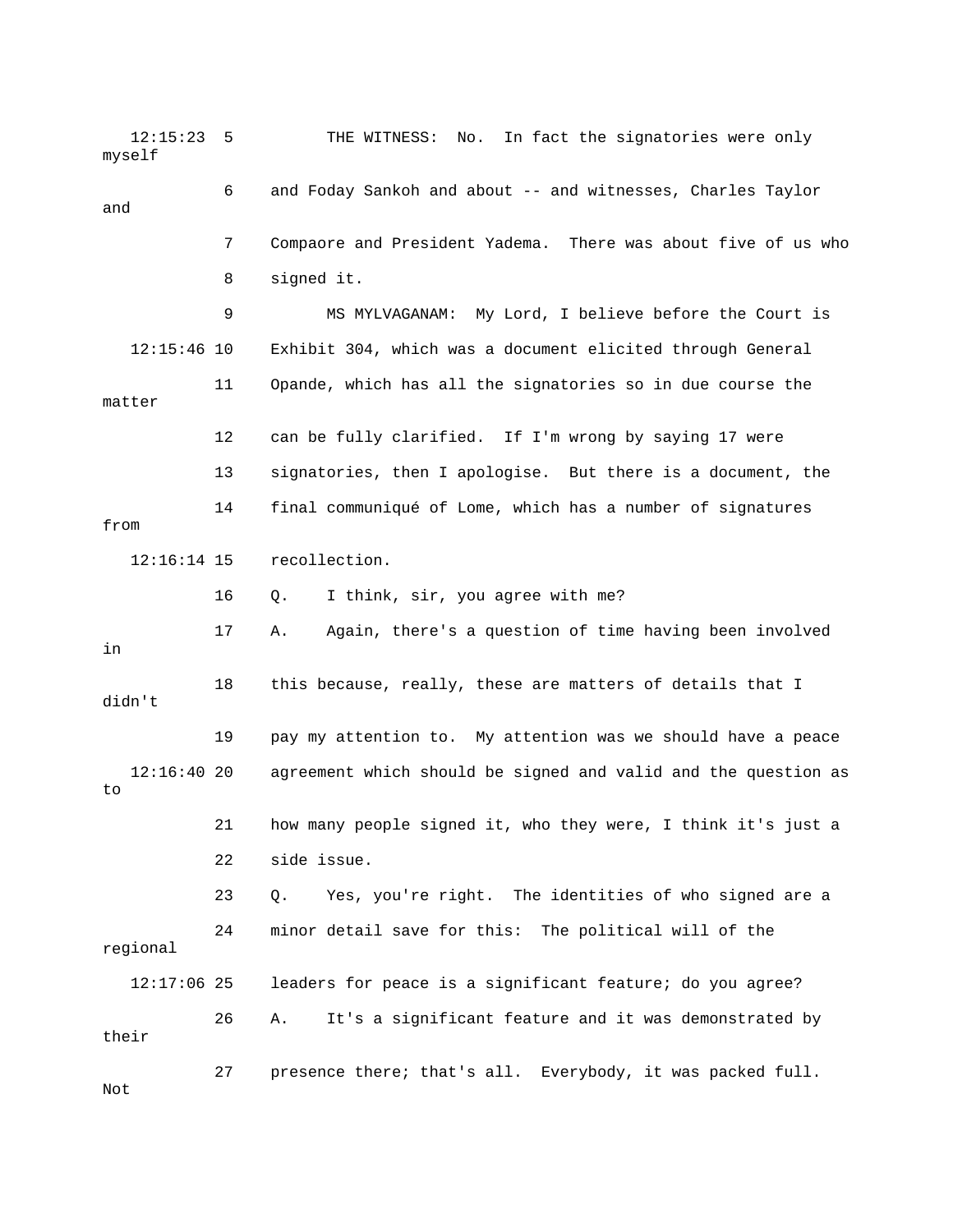12:15:23 5 THE WITNESS: No. In fact the signatories were only myself

6 and Foday Sankoh and about -- and witnesses, Charles Taylor and

7 Compaore and President Yadema. There was about five of us who

8 signed it.

9 MS MYLVAGANAM: My Lord, I believe before the Court is

12:15:46 10 Exhibit 304, which was a document elicited through General

11 Opande, which has all the signatories so in due course the matter

12 can be fully clarified. If I'm wrong by saying 17 were

13 signatories, then I apologise. But there is a document, the

14 final communiqué of Lome, which has a number of signatures from

12:16:14 15 recollection.

16 Q. I think, sir, you agree with me?

17 A. Again, there's a question of time having been involved in

18 this because, really, these are matters of details that I didn't

19 pay my attention to. My attention was we should have a peace

12:16:40 20 agreement which should be signed and valid and the question as to

21 how many people signed it, who they were, I think it's just a

22 side issue.

23 Q. Yes, you're right. The identities of who signed are a

24 minor detail save for this: The political will of the regional

12:17:06 25 leaders for peace is a significant feature; do you agree?

26 A. It's a significant feature and it was demonstrated by their

27 presence there; that's all. Everybody, it was packed full. Not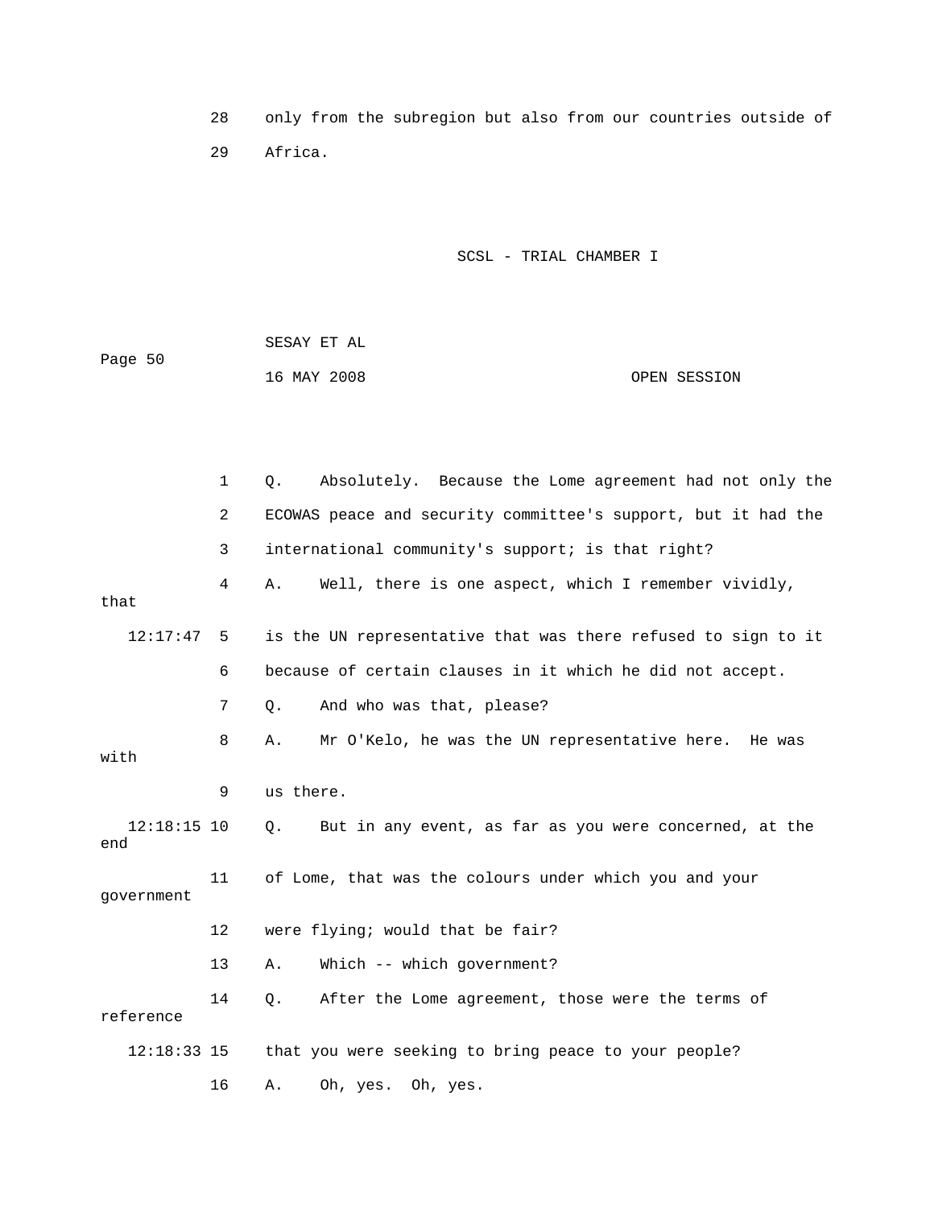28 only from the subregion but also from our countries outside of

29 Africa.

1 Q. Absolutely. Because the Lome agreement had not only the

2 ECOWAS peace and security committee's support, but it had the

3 international community's support; is that right?

4 A. Well, there is one aspect, which I remember vividly, that

12:17:47 5 is the UN representative that was there refused to sign to it

6 because of certain clauses in it which he did not accept.

7 Q. And who was that, please?

8 A. Mr O'Kelo, he was the UN representative here. He was with

9 us there.

12:18:15 10 Q. But in any event, as far as you were concerned, at the end

11 of Lome, that was the colours under which you and your government

12 were flying; would that be fair?

13 A. Which -- which government?

14 Q. After the Lome agreement, those were the terms of reference

12:18:33 15 that you were seeking to bring peace to your people?

16 A. Oh, yes. Oh, yes.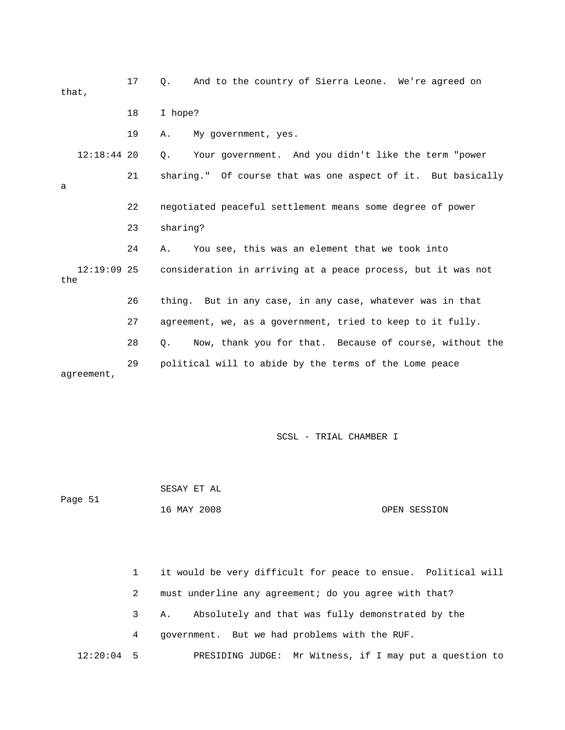17 Q. And to the country of Sierra Leone. We're agreed on that,

18 I hope?

19 A. My government, yes.

12:18:44 20 Q. Your government. And you didn't like the term "power

21 sharing." Of course that was one aspect of it. But basically a

22 negotiated peaceful settlement means some degree of power

23 sharing?

24 A. You see, this was an element that we took into

12:19:09 25 consideration in arriving at a peace process, but it was not the

26 thing. But in any case, in any case, whatever was in that

27 agreement, we, as a government, tried to keep to it fully.

28 Q. Now, thank you for that. Because of course, without the

29 political will to abide by the terms of the Lome peace agreement,

1 it would be very difficult for peace to ensue. Political will

2 must underline any agreement; do you agree with that?

3 A. Absolutely and that was fully demonstrated by the

4 government. But we had problems with the RUF.

12:20:04 5 PRESIDING JUDGE: Mr Witness, if I may put a question to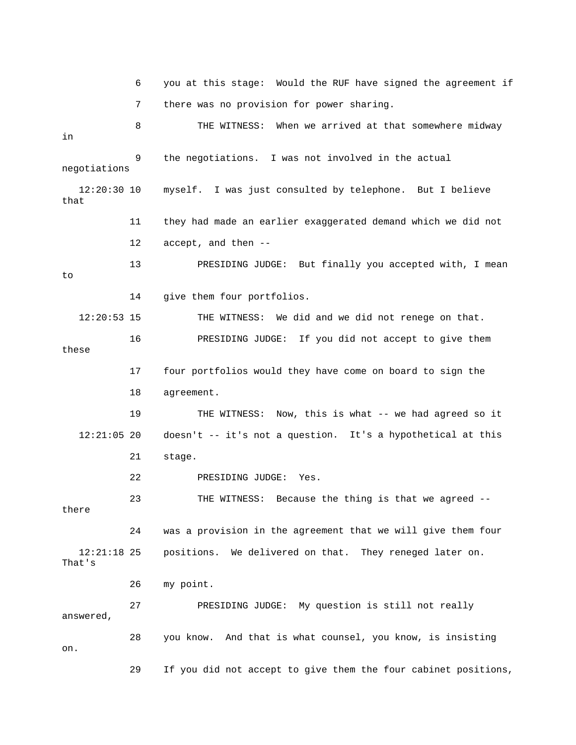6 you at this stage: Would the RUF have signed the agreement if

7 there was no provision for power sharing.

8 THE WITNESS: When we arrived at that somewhere midway in

9 the negotiations. I was not involved in the actual negotiations

12:20:30 10 myself. I was just consulted by telephone. But I believe that

11 they had made an earlier exaggerated demand which we did not

12 accept, and then --

13 PRESIDING JUDGE: But finally you accepted with, I mean to

14 give them four portfolios.

12:20:53 15 THE WITNESS: We did and we did not renege on that.

16 PRESIDING JUDGE: If you did not accept to give them these

17 four portfolios would they have come on board to sign the

18 agreement.

19 THE WITNESS: Now, this is what -- we had agreed so it

12:21:05 20 doesn't -- it's not a question. It's a hypothetical at this

21 stage.

22 PRESIDING JUDGE: Yes.

23 THE WITNESS: Because the thing is that we agreed -- there

24 was a provision in the agreement that we will give them four

12:21:18 25 positions. We delivered on that. They reneged later on. That's

26 my point.

27 PRESIDING JUDGE: My question is still not really answered,

28 you know. And that is what counsel, you know, is insisting on.

29 If you did not accept to give them the four cabinet positions,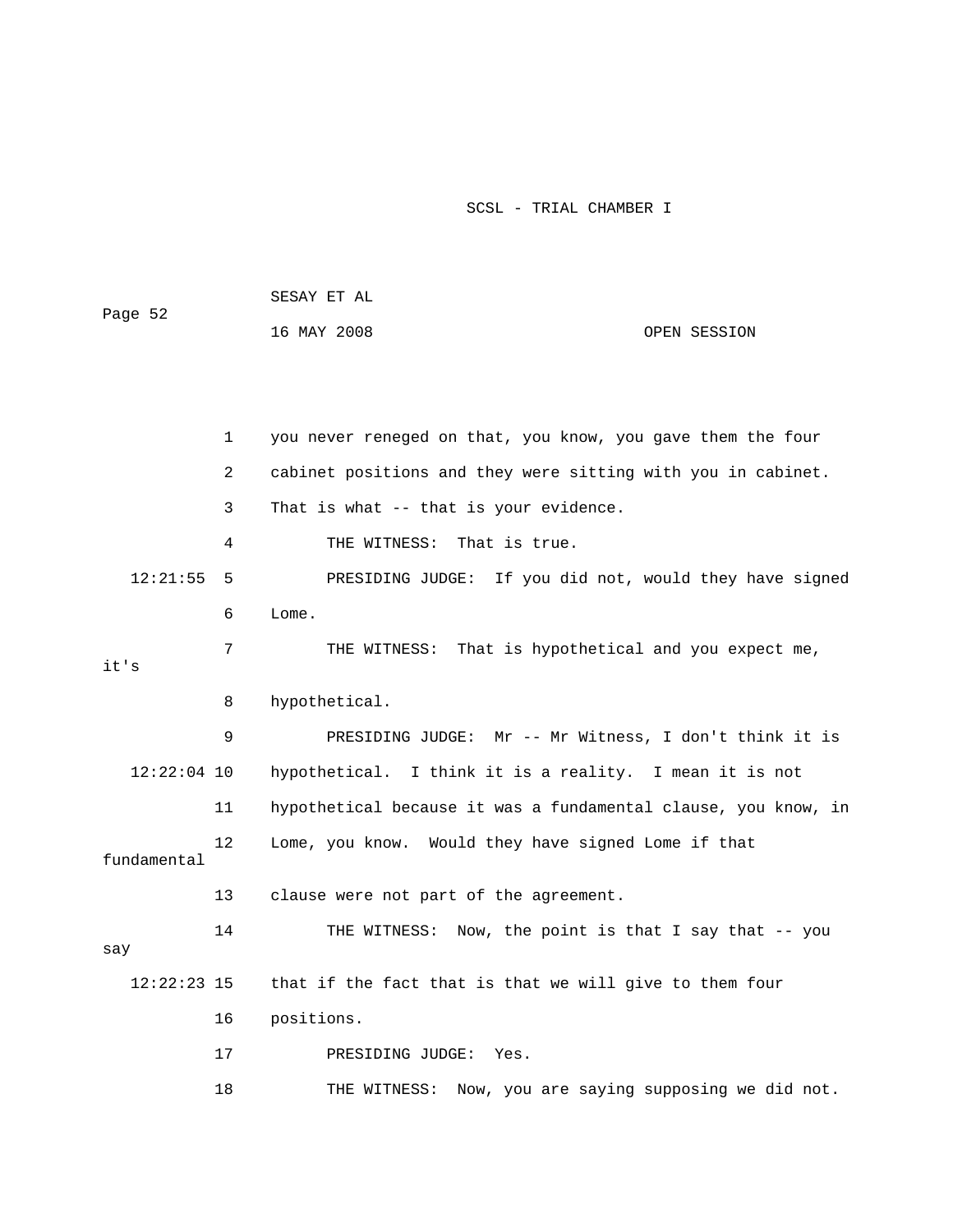you never reneged on that, you know, you gave them the four cabinet positions and they were sitting with you in cabinet. That is what -- that is your evidence.

THE WITNESS: That is true.

PRESIDING JUDGE: If you did not, would they have signed Lome.

THE WITNESS: That is hypothetical and you expect me, it's hypothetical.

PRESIDING JUDGE: Mr -- Mr Witness, I don't think it is hypothetical. I think it is a reality. I mean it is not hypothetical because it was a fundamental clause, you know, in Lome, you know. Would they have signed Lome if that fundamental clause were not part of the agreement.

THE WITNESS: Now, the point is that I say that -- you say that if the fact that is that we will give to them four positions.

PRESIDING JUDGE: Yes.

THE WITNESS: Now, you are saying supposing we did not.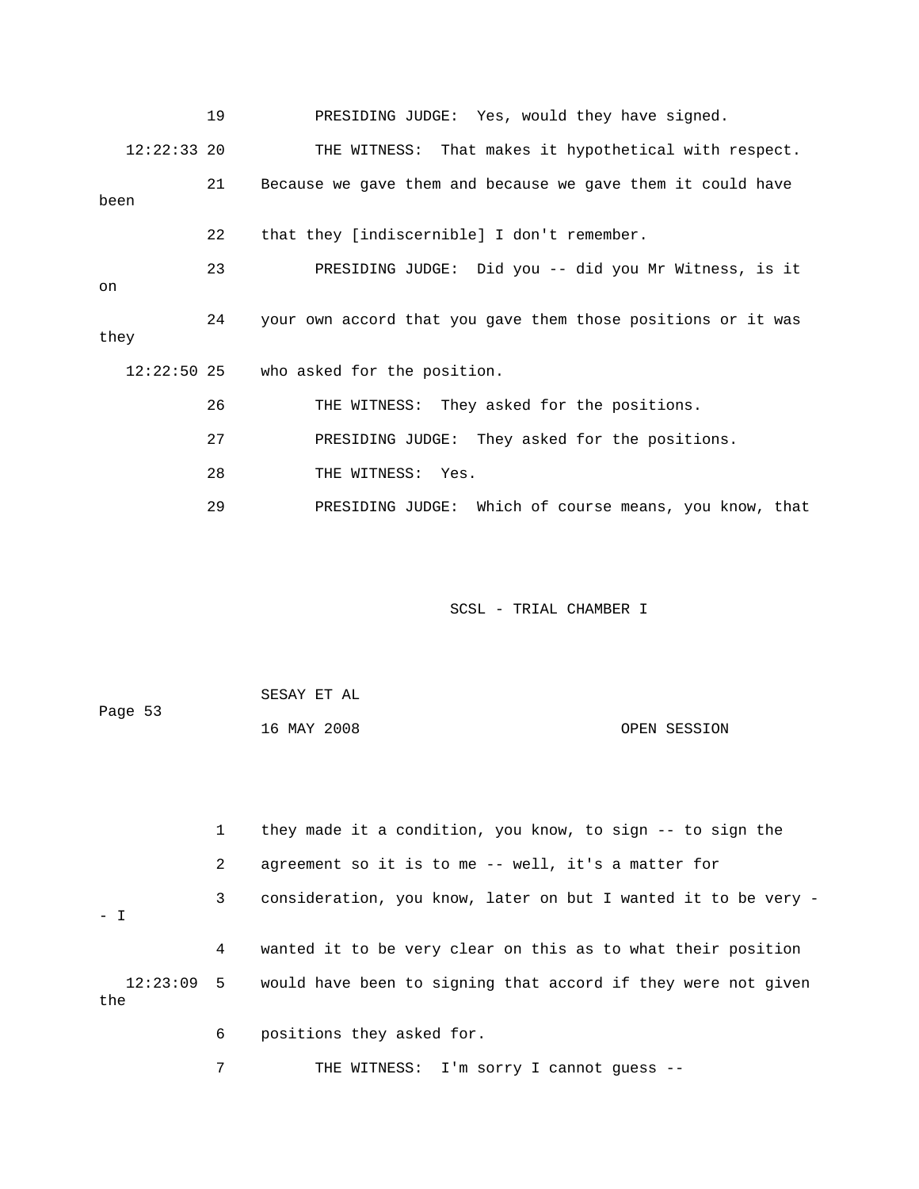19 PRESIDING JUDGE: Yes, would they have signed.

12:22:33 20 THE WITNESS: That makes it hypothetical with respect.

21 Because we gave them and because we gave them it could have been

22 that they [indiscernible] I don't remember.

23 PRESIDING JUDGE: Did you -- did you Mr Witness, is it on

24 your own accord that you gave them those positions or it was they

12:22:50 25 who asked for the position.

26 THE WITNESS: They asked for the positions.

27 PRESIDING JUDGE: They asked for the positions.

28 THE WITNESS: Yes.

29 PRESIDING JUDGE: Which of course means, you know, that

1 they made it a condition, you know, to sign -- to sign the

2 agreement so it is to me -- well, it's a matter for

3 consideration, you know, later on but I wanted it to be very -- I

4 wanted it to be very clear on this as to what their position

12:23:09 5 would have been to signing that accord if they were not given the

6 positions they asked for.

7 THE WITNESS: I'm sorry I cannot guess --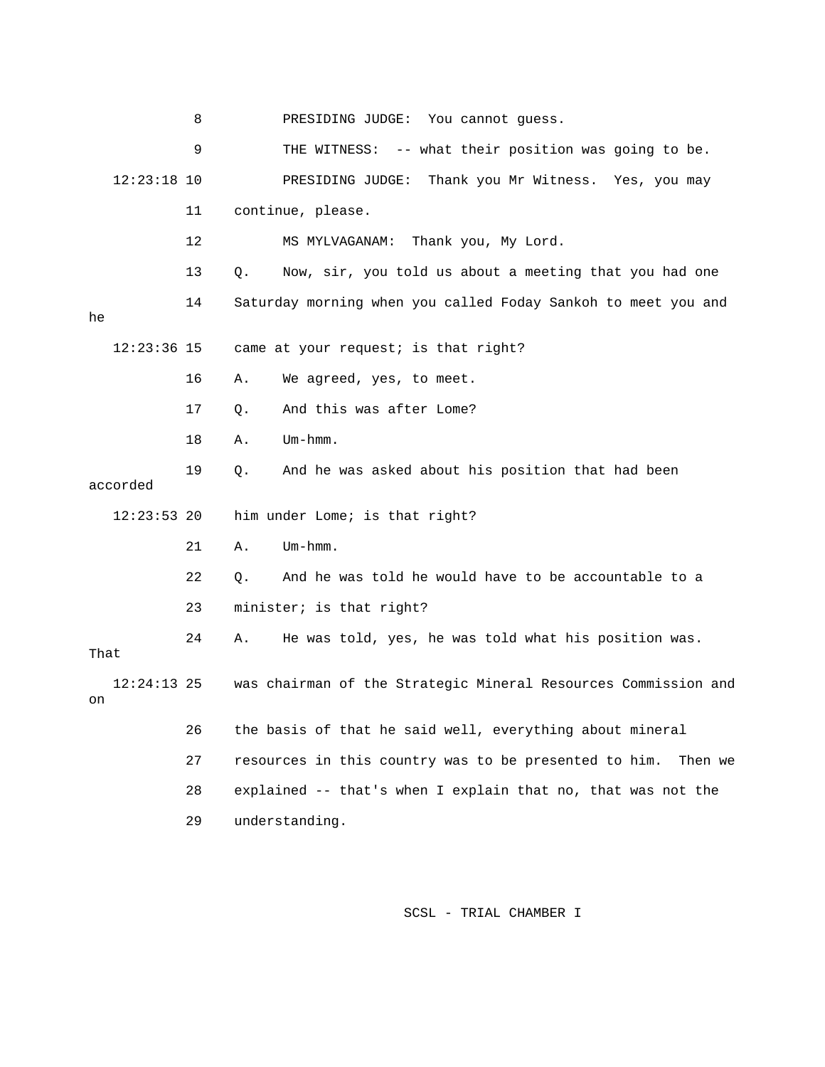8 PRESIDING JUDGE: You cannot guess.

9 THE WITNESS: -- what their position was going to be.

12:23:18 10 PRESIDING JUDGE: Thank you Mr Witness. Yes, you may

11 continue, please.

12 MS MYLVAGANAM: Thank you, My Lord.

13 Q. Now, sir, you told us about a meeting that you had one

14 Saturday morning when you called Foday Sankoh to meet you and he

12:23:36 15 came at your request; is that right?

16 A. We agreed, yes, to meet.

17 Q. And this was after Lome?

18 A. Um-hmm.

19 Q. And he was asked about his position that had been accorded

12:23:53 20 him under Lome; is that right?

21 A. Um-hmm.

22 Q. And he was told he would have to be accountable to a

23 minister; is that right?

24 A. He was told, yes, he was told what his position was. That

12:24:13 25 was chairman of the Strategic Mineral Resources Commission and on

26 the basis of that he said well, everything about mineral

27 resources in this country was to be presented to him. Then we

28 explained -- that's when I explain that no, that was not the

29 understanding.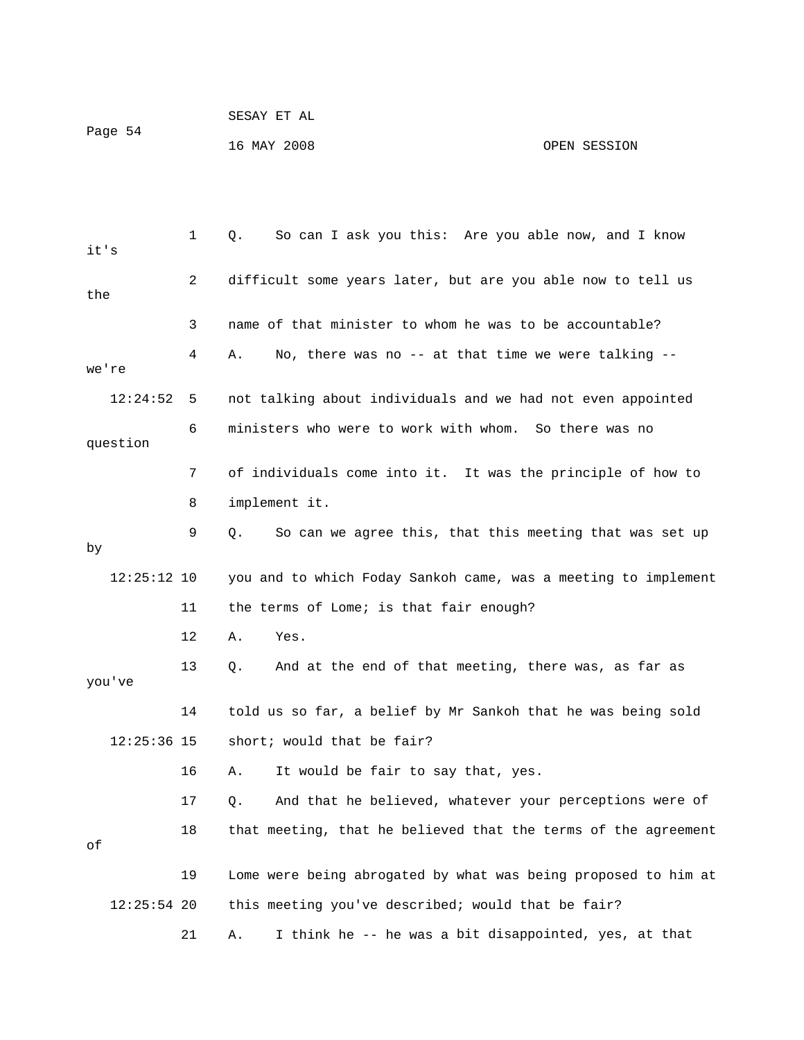1 Q. So can I ask you this: Are you able now, and I know it's
2 difficult some years later, but are you able now to tell us the
3 name of that minister to whom he was to be accountable?
4 A. No, there was no -- at that time we were talking -- we're
12:24:52 5 not talking about individuals and we had not even appointed
6 ministers who were to work with whom. So there was no question
7 of individuals come into it. It was the principle of how to
8 implement it.
9 Q. So can we agree this, that this meeting that was set up by
12:25:12 10 you and to which Foday Sankoh came, was a meeting to implement
11 the terms of Lome; is that fair enough?
12 A. Yes.
13 Q. And at the end of that meeting, there was, as far as you've
14 told us so far, a belief by Mr Sankoh that he was being sold
12:25:36 15 short; would that be fair?
16 A. It would be fair to say that, yes.
17 Q. And that he believed, whatever your perceptions were of
18 that meeting, that he believed that the terms of the agreement of
19 Lome were being abrogated by what was being proposed to him at
12:25:54 20 this meeting you've described; would that be fair?
21 A. I think he -- he was a bit disappointed, yes, at that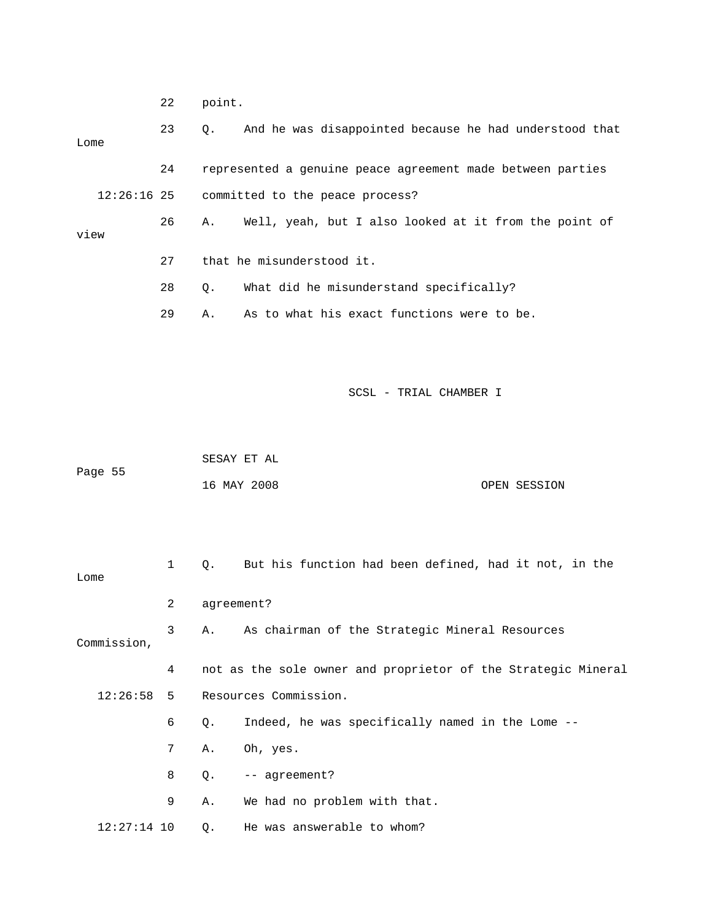22 point.

23 Q. And he was disappointed because he had understood that Lome

24 represented a genuine peace agreement made between parties

12:26:16 25 committed to the peace process?

26 A. Well, yeah, but I also looked at it from the point of view

27 that he misunderstood it.

28 Q. What did he misunderstand specifically?

29 A. As to what his exact functions were to be.

1 Q. But his function had been defined, had it not, in the Lome

2 agreement?

3 A. As chairman of the Strategic Mineral Resources Commission,

4 not as the sole owner and proprietor of the Strategic Mineral

12:26:58 5 Resources Commission.

6 Q. Indeed, he was specifically named in the Lome --

7 A. Oh, yes.

8 Q. -- agreement?

9 A. We had no problem with that.

12:27:14 10 Q. He was answerable to whom?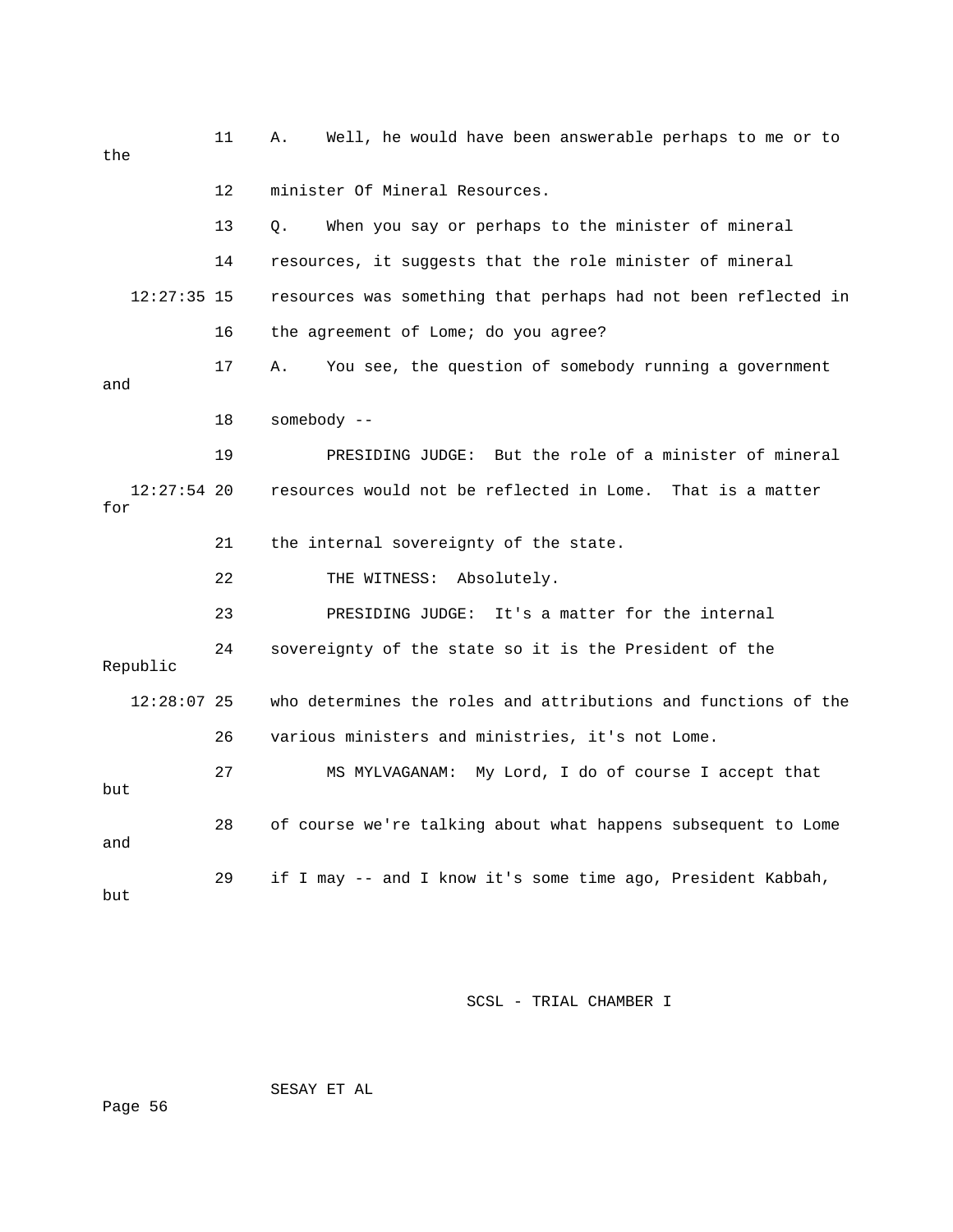11 A. Well, he would have been answerable perhaps to me or to the

12 minister Of Mineral Resources.

13 Q. When you say or perhaps to the minister of mineral

14 resources, it suggests that the role minister of mineral

12:27:35 15 resources was something that perhaps had not been reflected in

16 the agreement of Lome; do you agree?

17 A. You see, the question of somebody running a government and

18 somebody --

19 PRESIDING JUDGE: But the role of a minister of mineral

12:27:54 20 resources would not be reflected in Lome. That is a matter for

21 the internal sovereignty of the state.

22 THE WITNESS: Absolutely.

23 PRESIDING JUDGE: It's a matter for the internal

24 sovereignty of the state so it is the President of the Republic

12:28:07 25 who determines the roles and attributions and functions of the

26 various ministers and ministries, it's not Lome.

27 MS MYLVAGANAM: My Lord, I do of course I accept that but

28 of course we're talking about what happens subsequent to Lome and

29 if I may -- and I know it's some time ago, President Kabbah, but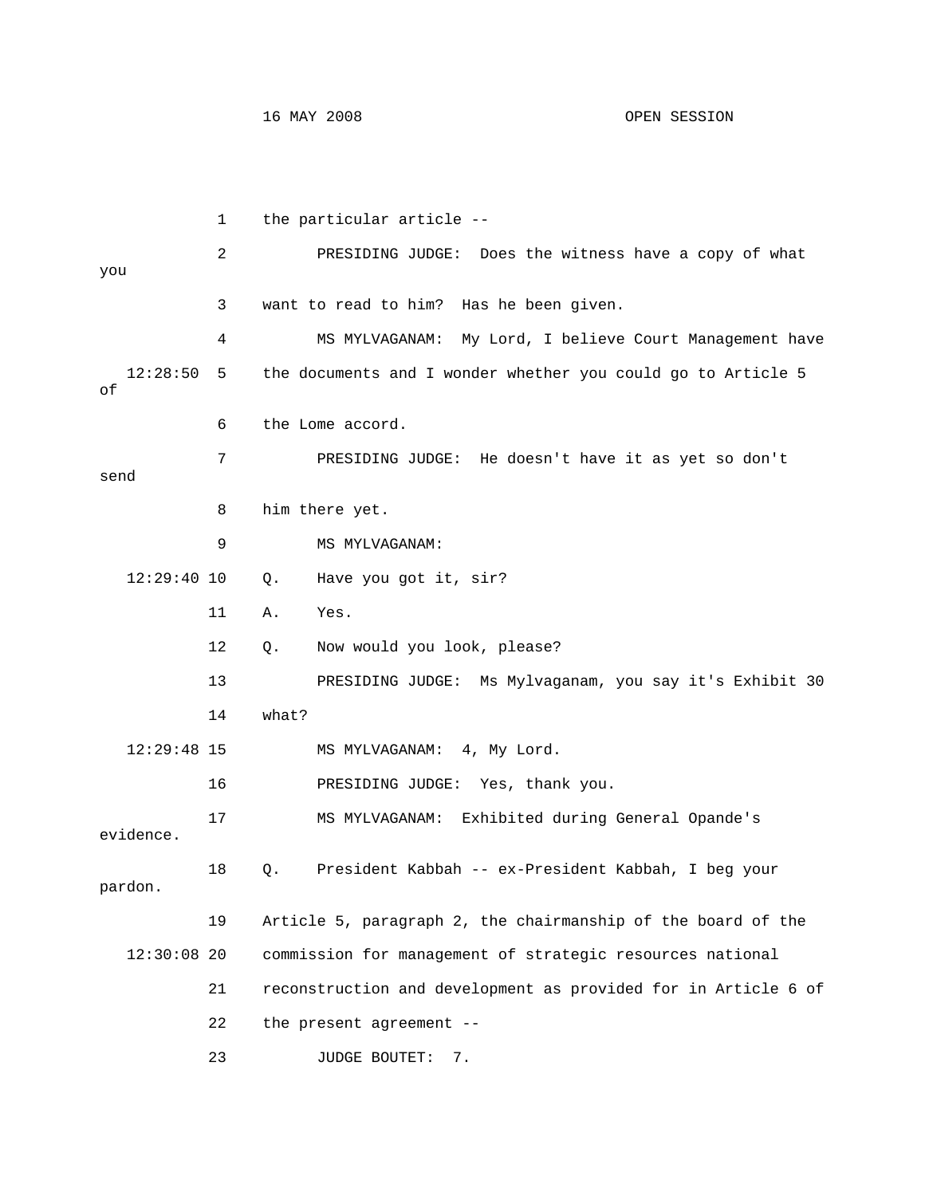1 the particular article --

2 PRESIDING JUDGE: Does the witness have a copy of what you

3 want to read to him? Has he been given.

4 MS MYLVAGANAM: My Lord, I believe Court Management have

12:28:50 5 the documents and I wonder whether you could go to Article 5 of

6 the Lome accord.

7 PRESIDING JUDGE: He doesn't have it as yet so don't send

8 him there yet.

9 MS MYLVAGANAM:

12:29:40 10 Q. Have you got it, sir?

11 A. Yes.

12 Q. Now would you look, please?

13 PRESIDING JUDGE: Ms Mylvaganam, you say it's Exhibit 30

14 what?

12:29:48 15 MS MYLVAGANAM: 4, My Lord.

16 PRESIDING JUDGE: Yes, thank you.

17 MS MYLVAGANAM: Exhibited during General Opande's evidence.

18 Q. President Kabbah -- ex-President Kabbah, I beg your pardon.

19 Article 5, paragraph 2, the chairmanship of the board of the

12:30:08 20 commission for management of strategic resources national

21 reconstruction and development as provided for in Article 6 of

22 the present agreement --

23 JUDGE BOUTET: 7.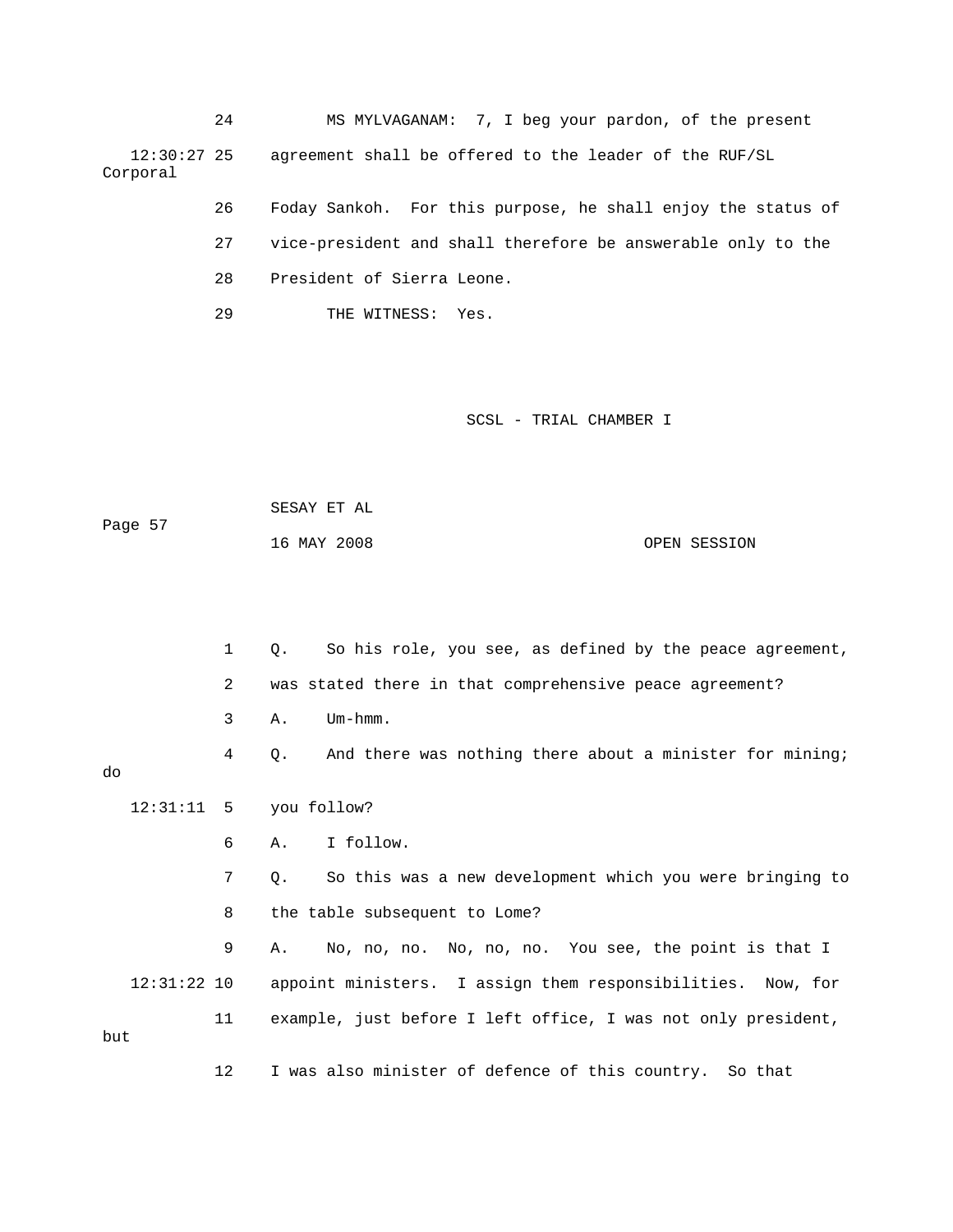24 MS MYLVAGANAM: 7, I beg your pardon, of the present

12:30:27 25 agreement shall be offered to the leader of the RUF/SL Corporal

26 Foday Sankoh. For this purpose, he shall enjoy the status of

27 vice-president and shall therefore be answerable only to the

28 President of Sierra Leone.

29 THE WITNESS: Yes.

1 Q. So his role, you see, as defined by the peace agreement,

2 was stated there in that comprehensive peace agreement?

3 A. Um-hmm.

4 Q. And there was nothing there about a minister for mining; do

12:31:11 5 you follow?

6 A. I follow.

7 Q. So this was a new development which you were bringing to

8 the table subsequent to Lome?

9 A. No, no, no. No, no, no. You see, the point is that I

12:31:22 10 appoint ministers. I assign them responsibilities. Now, for

11 example, just before I left office, I was not only president, but

12 I was also minister of defence of this country. So that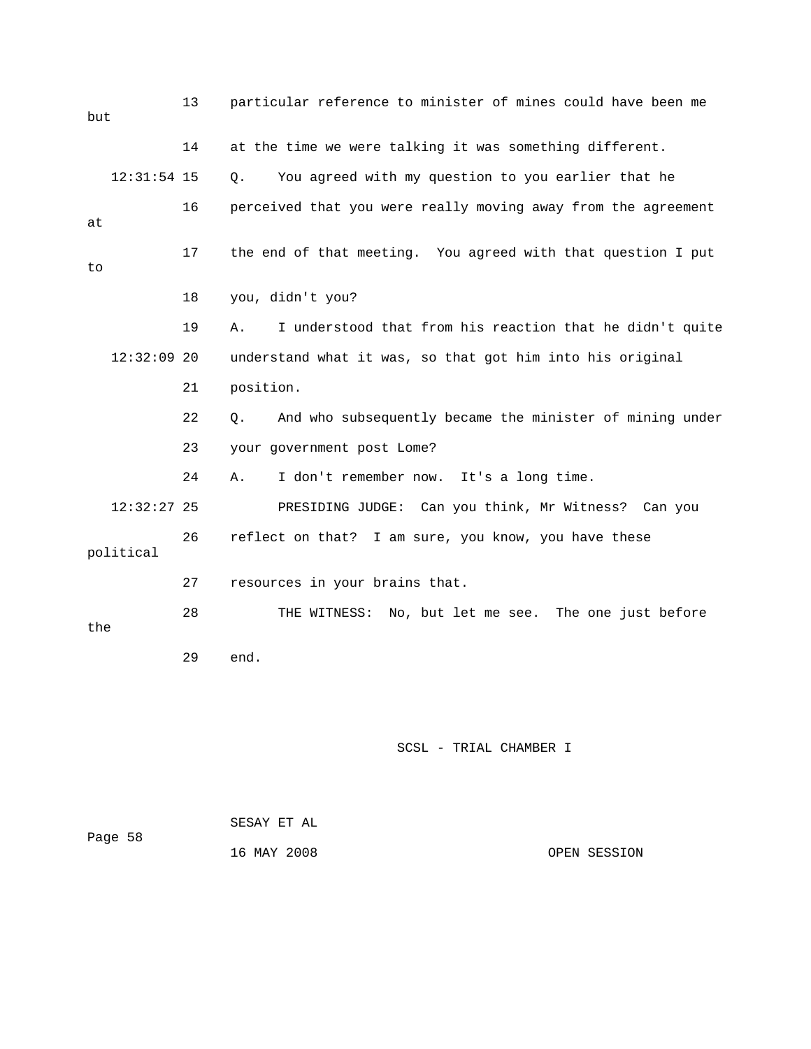13 particular reference to minister of mines could have been me but

14 at the time we were talking it was something different.

12:31:54 15 Q. You agreed with my question to you earlier that he

16 perceived that you were really moving away from the agreement at

17 the end of that meeting. You agreed with that question I put to

18 you, didn't you?

19 A. I understood that from his reaction that he didn't quite

12:32:09 20 understand what it was, so that got him into his original

21 position.

22 Q. And who subsequently became the minister of mining under

23 your government post Lome?

24 A. I don't remember now. It's a long time.

12:32:27 25 PRESIDING JUDGE: Can you think, Mr Witness? Can you

26 reflect on that? I am sure, you know, you have these political

27 resources in your brains that.

28 THE WITNESS: No, but let me see. The one just before the

29 end.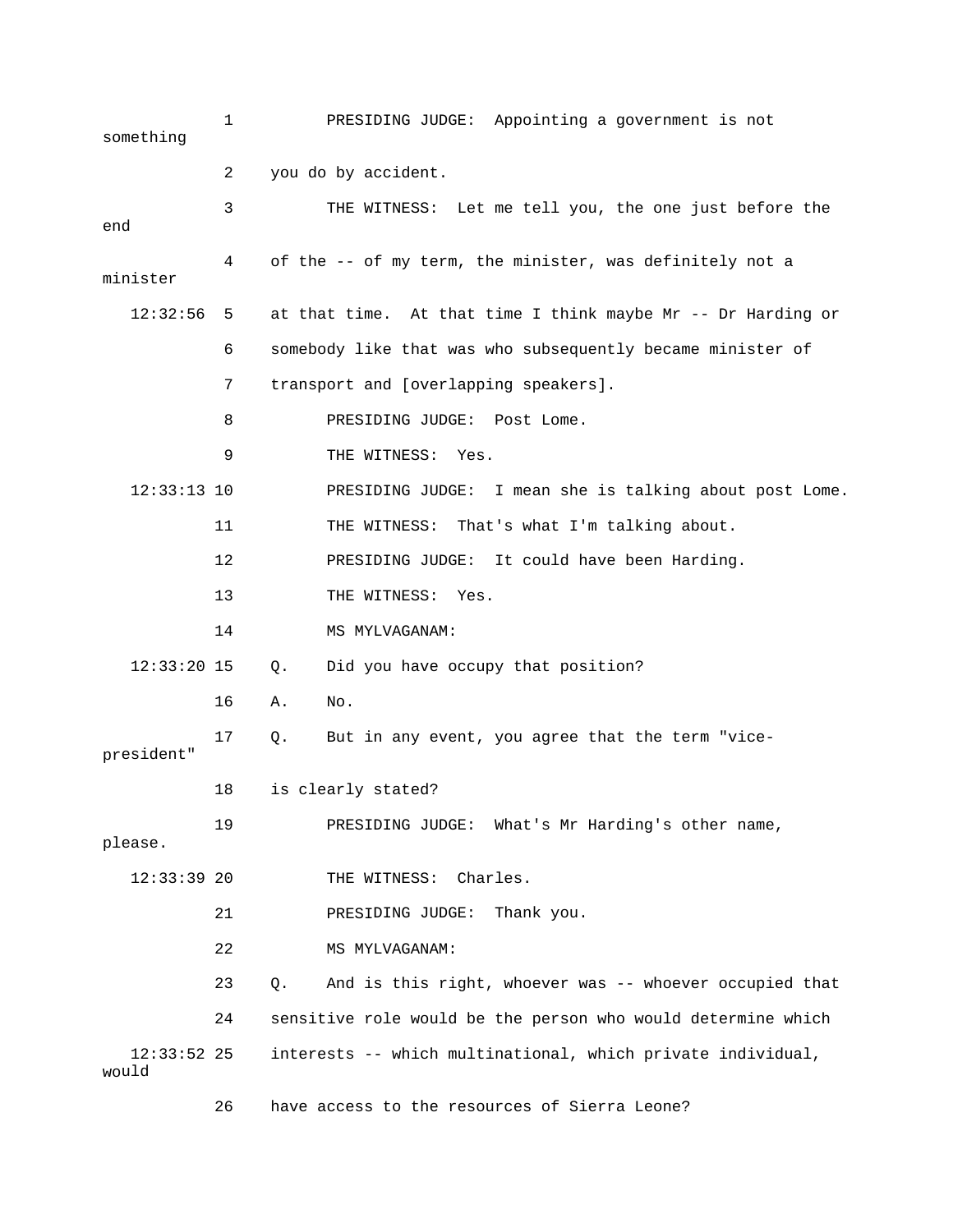1 PRESIDING JUDGE: Appointing a government is not something

2 you do by accident.

3 THE WITNESS: Let me tell you, the one just before the end

4 of the -- of my term, the minister, was definitely not a minister

12:32:56 5 at that time. At that time I think maybe Mr -- Dr Harding or

6 somebody like that was who subsequently became minister of

7 transport and [overlapping speakers].

8 PRESIDING JUDGE: Post Lome.

9 THE WITNESS: Yes.

12:33:13 10 PRESIDING JUDGE: I mean she is talking about post Lome.

11 THE WITNESS: That's what I'm talking about.

12 PRESIDING JUDGE: It could have been Harding.

13 THE WITNESS: Yes.

14 MS MYLVAGANAM:

12:33:20 15 Q. Did you have occupy that position?

16 A. No.

17 Q. But in any event, you agree that the term "vice-president"

18 is clearly stated?

19 PRESIDING JUDGE: What's Mr Harding's other name, please.

12:33:39 20 THE WITNESS: Charles.

21 PRESIDING JUDGE: Thank you.

22 MS MYLVAGANAM:

23 Q. And is this right, whoever was -- whoever occupied that

24 sensitive role would be the person who would determine which

12:33:52 25 interests -- which multinational, which private individual, would

26 have access to the resources of Sierra Leone?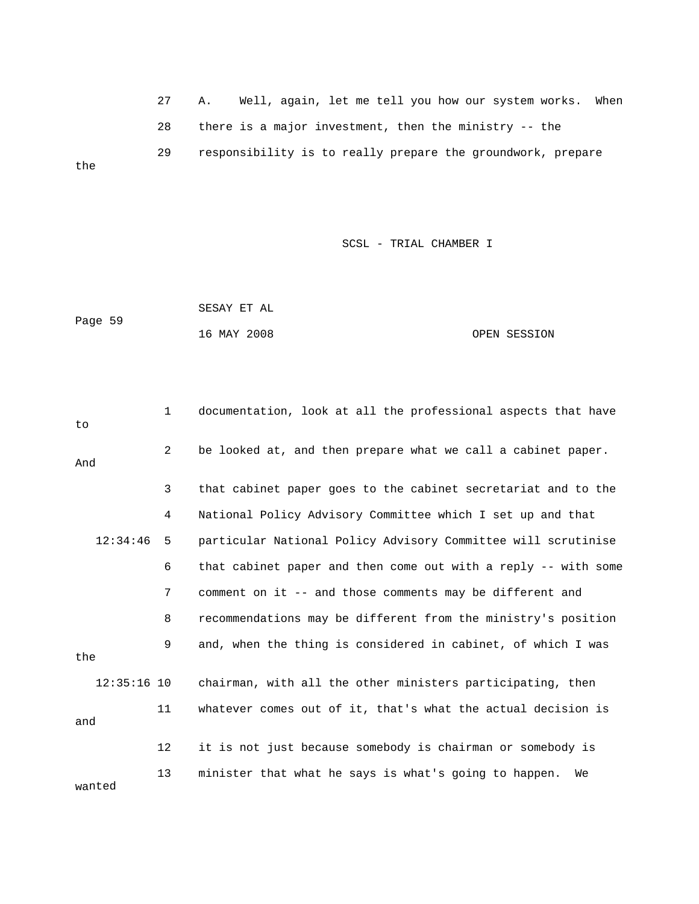27 A. Well, again, let me tell you how our system works. When

28 there is a major investment, then the ministry -- the

29 responsibility is to really prepare the groundwork, prepare the

1 documentation, look at all the professional aspects that have to

2 be looked at, and then prepare what we call a cabinet paper. And

3 that cabinet paper goes to the cabinet secretariat and to the

4 National Policy Advisory Committee which I set up and that

12:34:46 5 particular National Policy Advisory Committee will scrutinise

6 that cabinet paper and then come out with a reply -- with some

7 comment on it -- and those comments may be different and

8 recommendations may be different from the ministry's position

9 and, when the thing is considered in cabinet, of which I was the

12:35:16 10 chairman, with all the other ministers participating, then

11 whatever comes out of it, that's what the actual decision is and

12 it is not just because somebody is chairman or somebody is

13 minister that what he says is what's going to happen. We wanted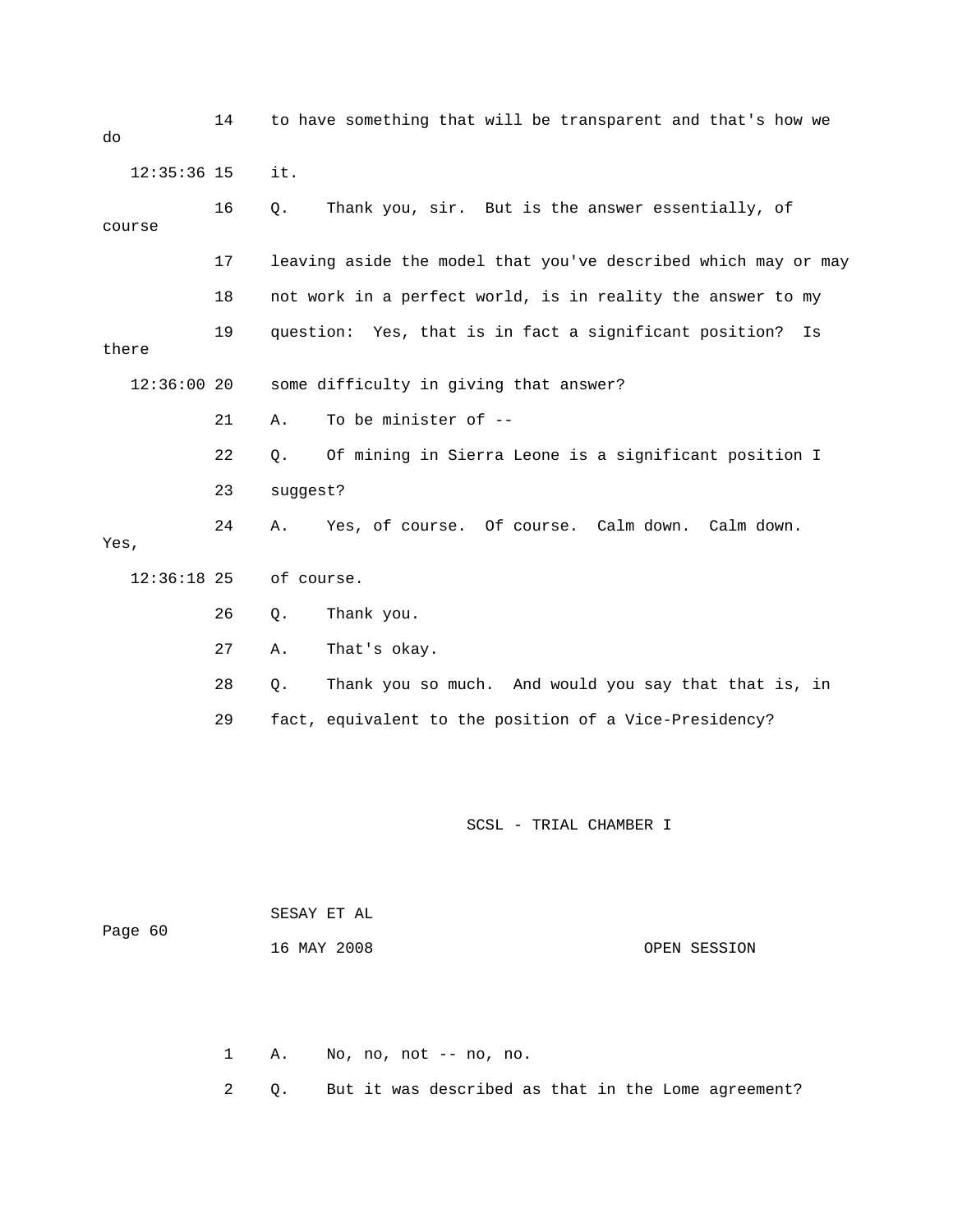14 to have something that will be transparent and that's how we do

12:35:36 15 it.

16 Q. Thank you, sir. But is the answer essentially, of course

17 leaving aside the model that you've described which may or may

18 not work in a perfect world, is in reality the answer to my

19 question: Yes, that is in fact a significant position? Is there

12:36:00 20 some difficulty in giving that answer?

21 A. To be minister of --

22 Q. Of mining in Sierra Leone is a significant position I

23 suggest?

24 A. Yes, of course. Of course. Calm down. Calm down. Yes,

12:36:18 25 of course.

26 Q. Thank you.

27 A. That's okay.

28 Q. Thank you so much. And would you say that that is, in

29 fact, equivalent to the position of a Vice-Presidency?

1 A. No, no, not -- no, no.

2 Q. But it was described as that in the Lome agreement?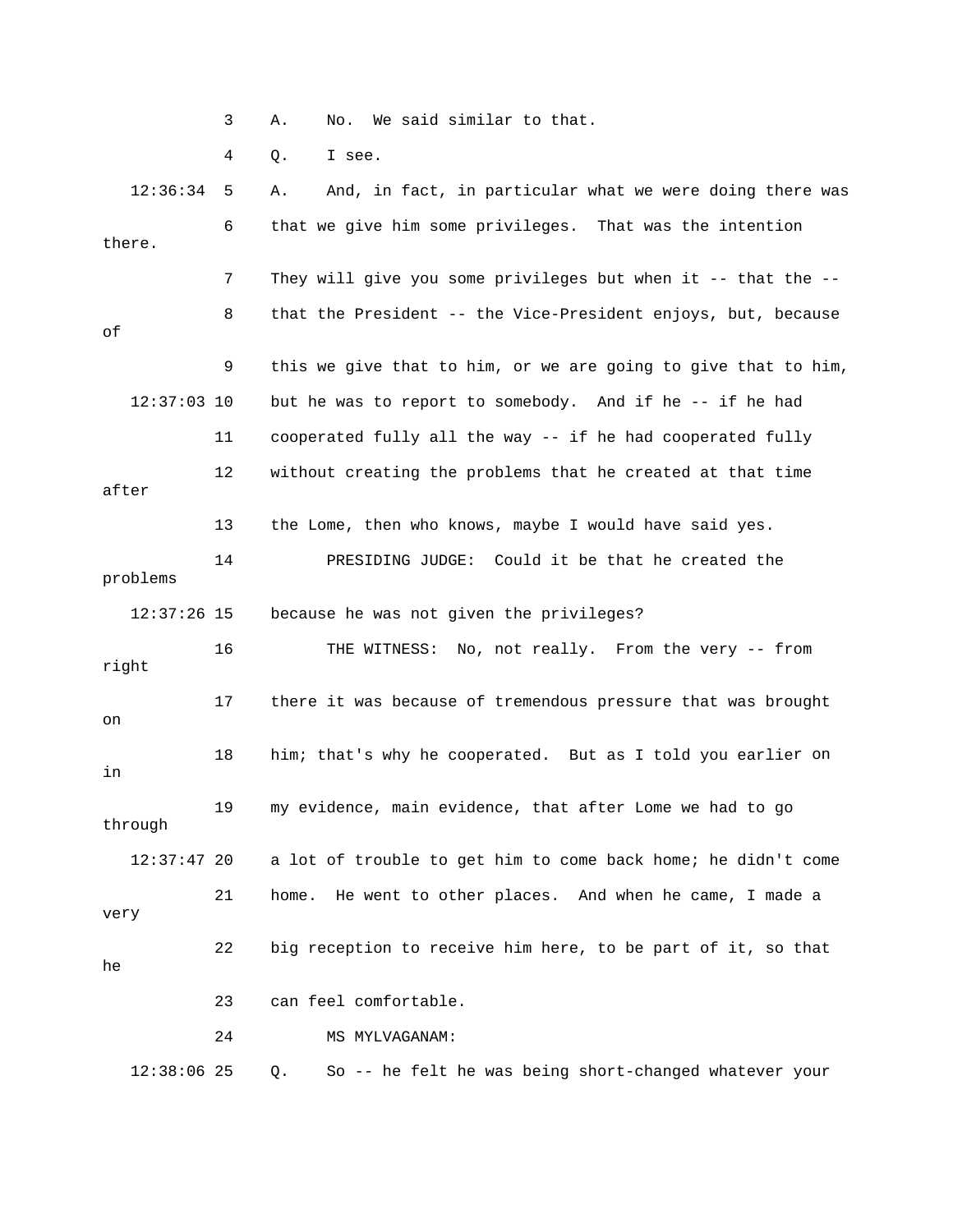3 A. No. We said similar to that.

4 Q. I see.

12:36:34 5 A. And, in fact, in particular what we were doing there was

6 that we give him some privileges. That was the intention there.

7 They will give you some privileges but when it -- that the --

8 that the President -- the Vice-President enjoys, but, because of

9 this we give that to him, or we are going to give that to him,

12:37:03 10 but he was to report to somebody. And if he -- if he had

11 cooperated fully all the way -- if he had cooperated fully

12 without creating the problems that he created at that time after

13 the Lome, then who knows, maybe I would have said yes.

14 PRESIDING JUDGE: Could it be that he created the problems

12:37:26 15 because he was not given the privileges?

16 THE WITNESS: No, not really. From the very -- from right

17 there it was because of tremendous pressure that was brought on

18 him; that's why he cooperated. But as I told you earlier on in

19 my evidence, main evidence, that after Lome we had to go through

12:37:47 20 a lot of trouble to get him to come back home; he didn't come

21 home. He went to other places. And when he came, I made a very

22 big reception to receive him here, to be part of it, so that he

23 can feel comfortable.

24 MS MYLVAGANAM:

12:38:06 25 Q. So -- he felt he was being short-changed whatever your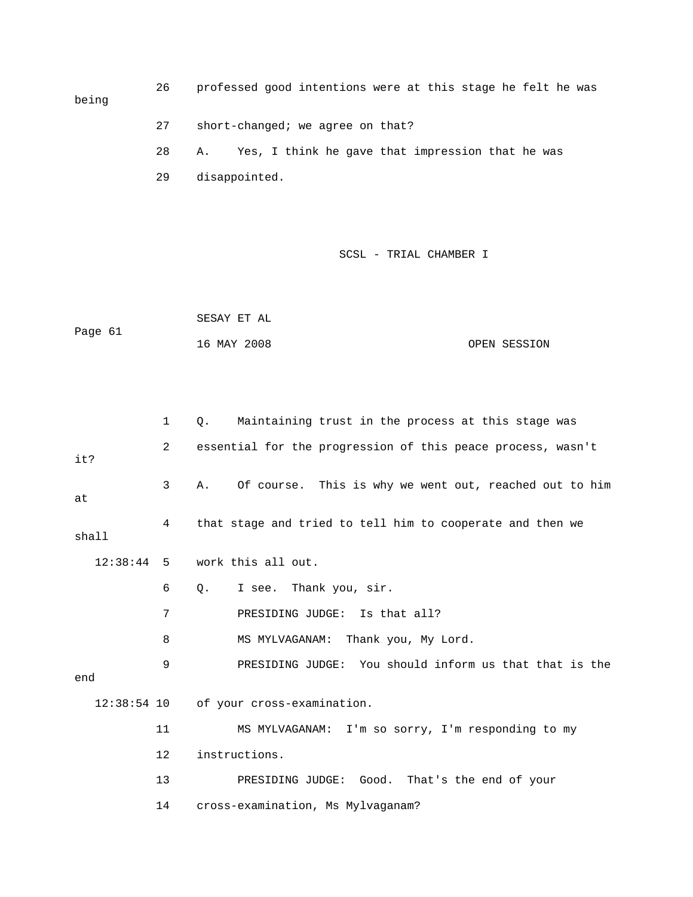26 professed good intentions were at this stage he felt he was being

27 short-changed; we agree on that?

28 A. Yes, I think he gave that impression that he was

29 disappointed.

1 Q. Maintaining trust in the process at this stage was

2 essential for the progression of this peace process, wasn't it?

3 A. Of course. This is why we went out, reached out to him at

4 that stage and tried to tell him to cooperate and then we shall

12:38:44 5 work this all out.

6 Q. I see. Thank you, sir.

7 PRESIDING JUDGE: Is that all?

8 MS MYLVAGANAM: Thank you, My Lord.

9 PRESIDING JUDGE: You should inform us that that is the end

12:38:54 10 of your cross-examination.

11 MS MYLVAGANAM: I'm so sorry, I'm responding to my

12 instructions.

13 PRESIDING JUDGE: Good. That's the end of your

14 cross-examination, Ms Mylvaganam?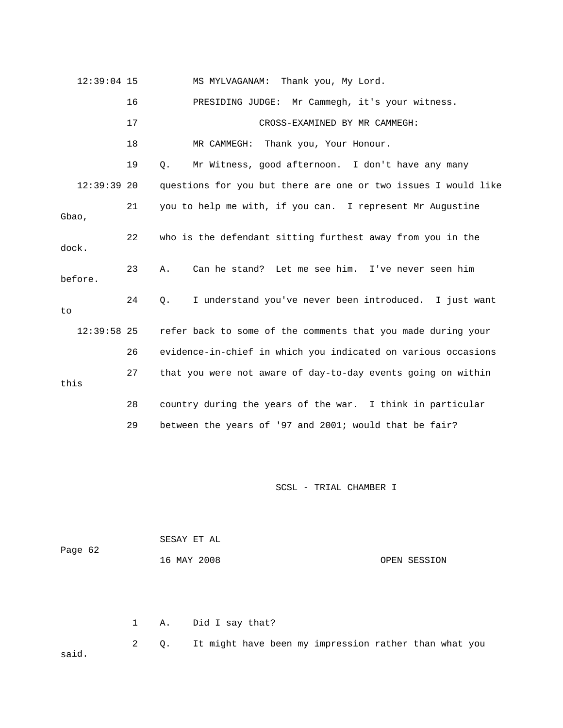12:39:04 15 MS MYLVAGANAM: Thank you, My Lord.

16 PRESIDING JUDGE: Mr Cammegh, it's your witness.

17 CROSS-EXAMINED BY MR CAMMEGH:

18 MR CAMMEGH: Thank you, Your Honour.

19 Q. Mr Witness, good afternoon. I don't have any many

12:39:39 20 questions for you but there are one or two issues I would like

21 you to help me with, if you can. I represent Mr Augustine Gbao,

22 who is the defendant sitting furthest away from you in the dock.

23 A. Can he stand? Let me see him. I've never seen him before.

24 Q. I understand you've never been introduced. I just want to

12:39:58 25 refer back to some of the comments that you made during your

26 evidence-in-chief in which you indicated on various occasions

27 that you were not aware of day-to-day events going on within this

28 country during the years of the war. I think in particular

29 between the years of '97 and 2001; would that be fair?

1 A. Did I say that?

2 Q. It might have been my impression rather than what you said.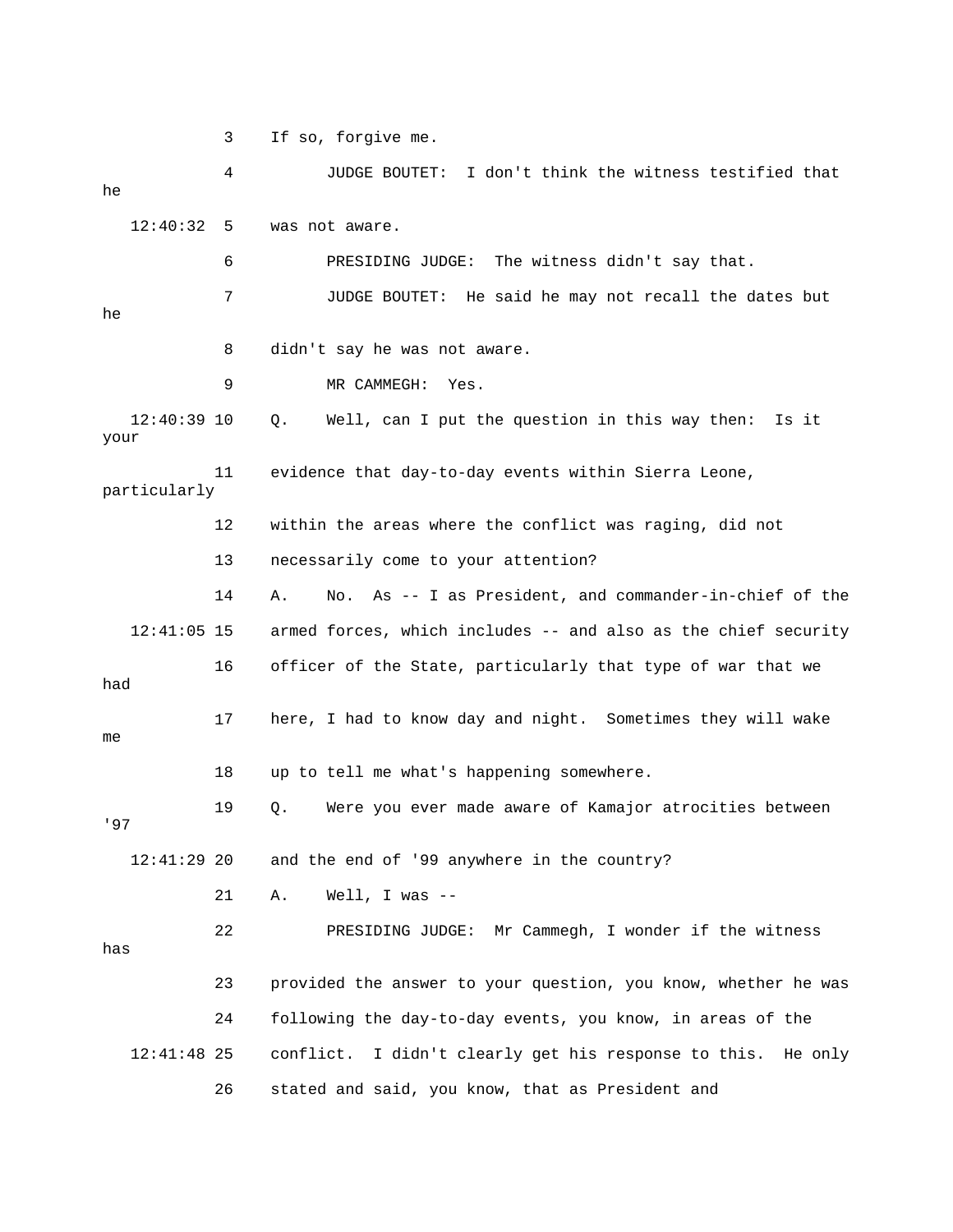3 If so, forgive me.

4 JUDGE BOUTET: I don't think the witness testified that he

12:40:32 5 was not aware.

6 PRESIDING JUDGE: The witness didn't say that.

7 JUDGE BOUTET: He said he may not recall the dates but he

8 didn't say he was not aware.

9 MR CAMMEGH: Yes.

12:40:39 10 Q. Well, can I put the question in this way then: Is it your

11 evidence that day-to-day events within Sierra Leone, particularly

12 within the areas where the conflict was raging, did not

13 necessarily come to your attention?

14 A. No. As -- I as President, and commander-in-chief of the

12:41:05 15 armed forces, which includes -- and also as the chief security

16 officer of the State, particularly that type of war that we had

17 here, I had to know day and night. Sometimes they will wake me

18 up to tell me what's happening somewhere.

19 Q. Were you ever made aware of Kamajor atrocities between '97

12:41:29 20 and the end of '99 anywhere in the country?

21 A. Well, I was --

22 PRESIDING JUDGE: Mr Cammegh, I wonder if the witness has

23 provided the answer to your question, you know, whether he was

24 following the day-to-day events, you know, in areas of the

12:41:48 25 conflict. I didn't clearly get his response to this. He only

26 stated and said, you know, that as President and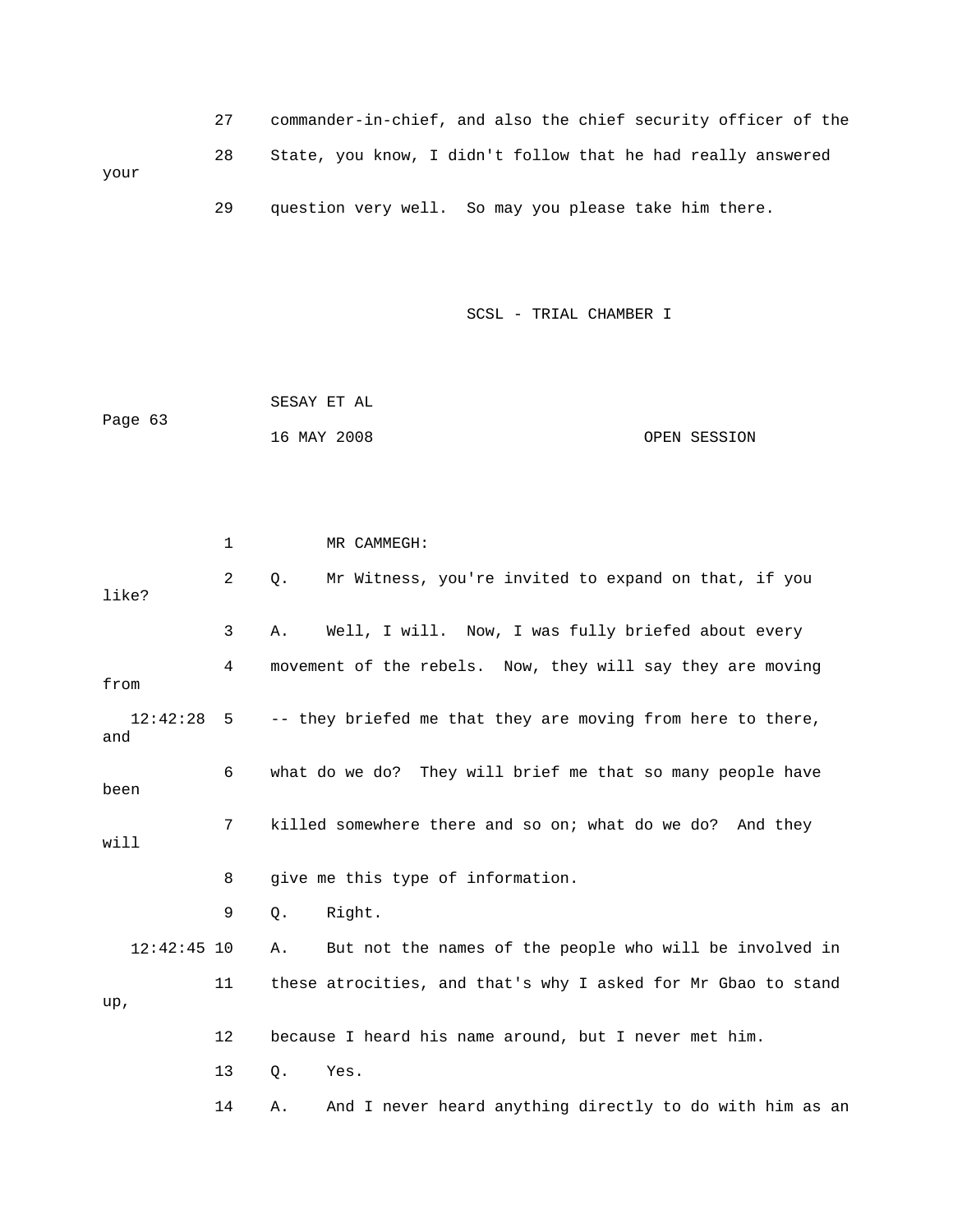27 commander-in-chief, and also the chief security officer of the

28 State, you know, I didn't follow that he had really answered your

29 question very well. So may you please take him there.

SCSL - TRIAL CHAMBER I

SESAY ET AL

Page 63

16 MAY 2008 OPEN SESSION

1 MR CAMMEGH:

2 Q. Mr Witness, you're invited to expand on that, if you like?

3 A. Well, I will. Now, I was fully briefed about every

4 movement of the rebels. Now, they will say they are moving from

12:42:28 5 -- they briefed me that they are moving from here to there, and

6 what do we do? They will brief me that so many people have been

7 killed somewhere there and so on; what do we do? And they will

8 give me this type of information.

9 Q. Right.

12:42:45 10 A. But not the names of the people who will be involved in

11 these atrocities, and that's why I asked for Mr Gbao to stand up,

12 because I heard his name around, but I never met him.

13 Q. Yes.

14 A. And I never heard anything directly to do with him as an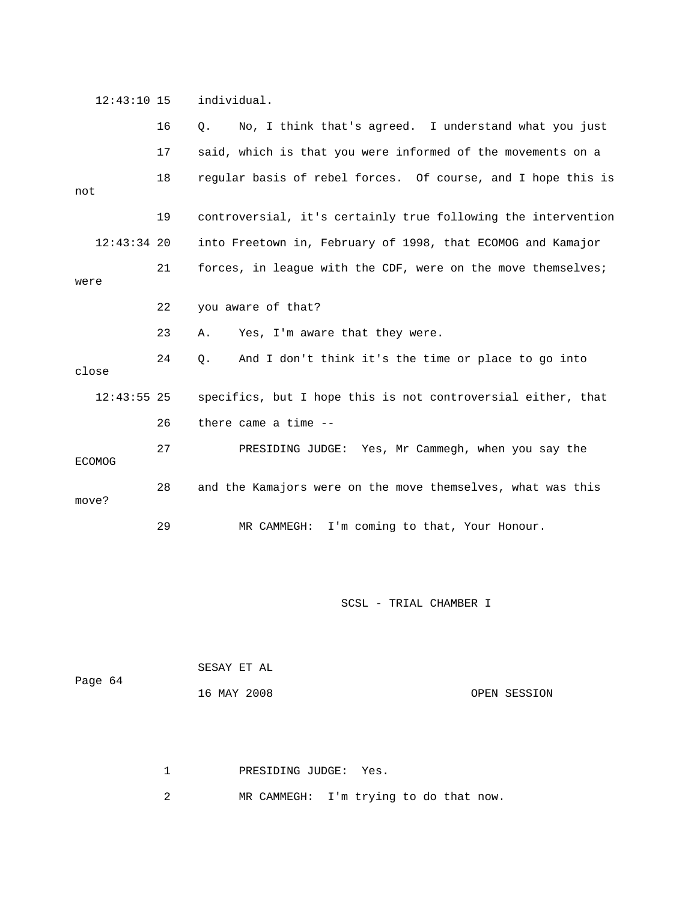12:43:10 15 individual.

16 Q. No, I think that's agreed. I understand what you just

17 said, which is that you were informed of the movements on a

18 regular basis of rebel forces. Of course, and I hope this is not

19 controversial, it's certainly true following the intervention

12:43:34 20 into Freetown in, February of 1998, that ECOMOG and Kamajor

21 forces, in league with the CDF, were on the move themselves; were

22 you aware of that?

23 A. Yes, I'm aware that they were.

24 Q. And I don't think it's the time or place to go into close

12:43:55 25 specifics, but I hope this is not controversial either, that

26 there came a time --

27 PRESIDING JUDGE: Yes, Mr Cammegh, when you say the ECOMOG

28 and the Kamajors were on the move themselves, what was this move?

29 MR CAMMEGH: I'm coming to that, Your Honour.

1 PRESIDING JUDGE: Yes.

2 MR CAMMEGH: I'm trying to do that now.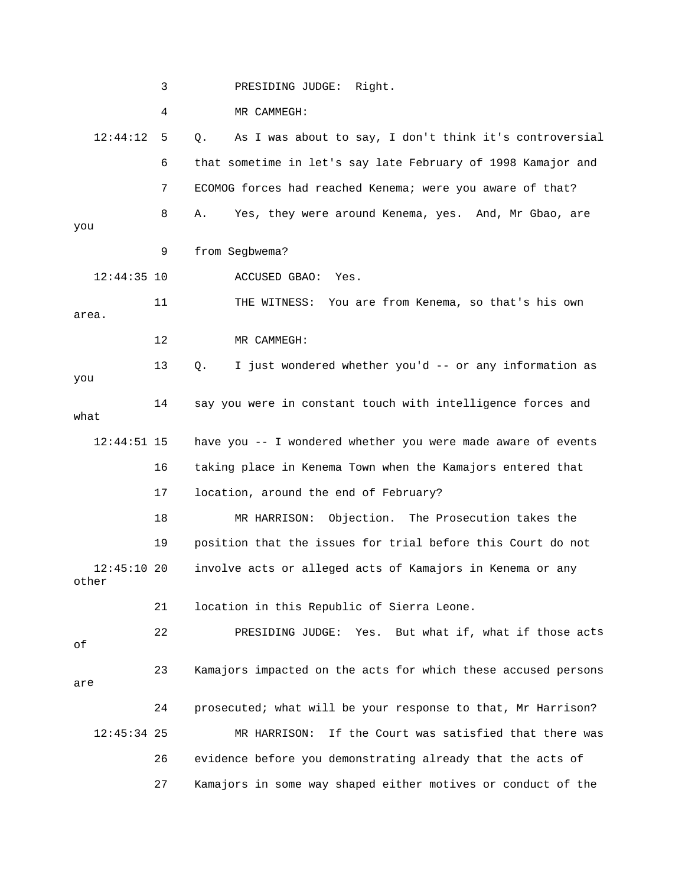3 PRESIDING JUDGE: Right.

4 MR CAMMEGH:

12:44:12 5 Q. As I was about to say, I don't think it's controversial

6 that sometime in let's say late February of 1998 Kamajor and

7 ECOMOG forces had reached Kenema; were you aware of that?

8 A. Yes, they were around Kenema, yes. And, Mr Gbao, are you

9 from Segbwema?

12:44:35 10 ACCUSED GBAO: Yes.

11 THE WITNESS: You are from Kenema, so that's his own area.

12 MR CAMMEGH:

13 Q. I just wondered whether you'd -- or any information as you

14 say you were in constant touch with intelligence forces and what

12:44:51 15 have you -- I wondered whether you were made aware of events

16 taking place in Kenema Town when the Kamajors entered that

17 location, around the end of February?

18 MR HARRISON: Objection. The Prosecution takes the

19 position that the issues for trial before this Court do not

12:45:10 20 involve acts or alleged acts of Kamajors in Kenema or any other

21 location in this Republic of Sierra Leone.

22 PRESIDING JUDGE: Yes. But what if, what if those acts of

23 Kamajors impacted on the acts for which these accused persons are

24 prosecuted; what will be your response to that, Mr Harrison?

12:45:34 25 MR HARRISON: If the Court was satisfied that there was

26 evidence before you demonstrating already that the acts of

27 Kamajors in some way shaped either motives or conduct of the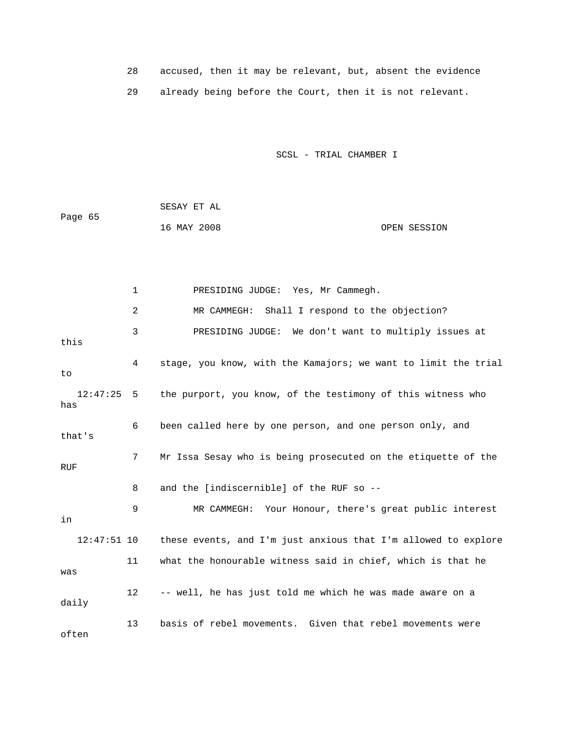28 accused, then it may be relevant, but, absent the evidence

29 already being before the Court, then it is not relevant.

1 PRESIDING JUDGE: Yes, Mr Cammegh.

2 MR CAMMEGH: Shall I respond to the objection?

3 PRESIDING JUDGE: We don't want to multiply issues at this

4 stage, you know, with the Kamajors; we want to limit the trial to

12:47:25 5 the purport, you know, of the testimony of this witness who has

6 been called here by one person, and one person only, and that's

7 Mr Issa Sesay who is being prosecuted on the etiquette of the RUF

8 and the [indiscernible] of the RUF so --

9 MR CAMMEGH: Your Honour, there's great public interest in

12:47:51 10 these events, and I'm just anxious that I'm allowed to explore

11 what the honourable witness said in chief, which is that he was

12 -- well, he has just told me which he was made aware on a daily

13 basis of rebel movements. Given that rebel movements were often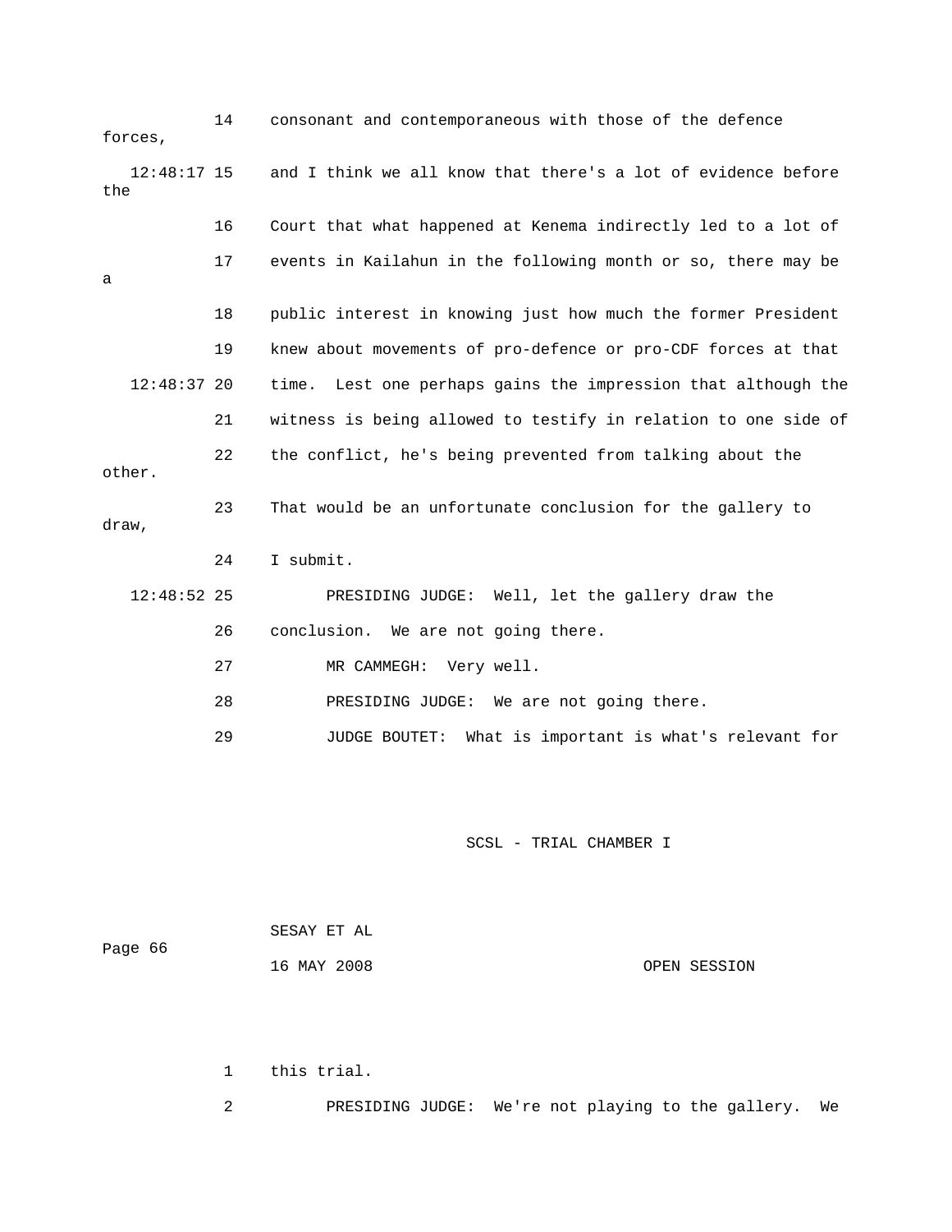14 consonant and contemporaneous with those of the defence forces,

12:48:17 15 and I think we all know that there's a lot of evidence before the

16 Court that what happened at Kenema indirectly led to a lot of

17 events in Kailahun in the following month or so, there may be a

18 public interest in knowing just how much the former President

19 knew about movements of pro-defence or pro-CDF forces at that

12:48:37 20 time. Lest one perhaps gains the impression that although the

21 witness is being allowed to testify in relation to one side of

22 the conflict, he's being prevented from talking about the other.

23 That would be an unfortunate conclusion for the gallery to draw,

24 I submit.

12:48:52 25 PRESIDING JUDGE: Well, let the gallery draw the

26 conclusion. We are not going there.

27 MR CAMMEGH: Very well.

28 PRESIDING JUDGE: We are not going there.

29 JUDGE BOUTET: What is important is what's relevant for

1 this trial.

2 PRESIDING JUDGE: We're not playing to the gallery. We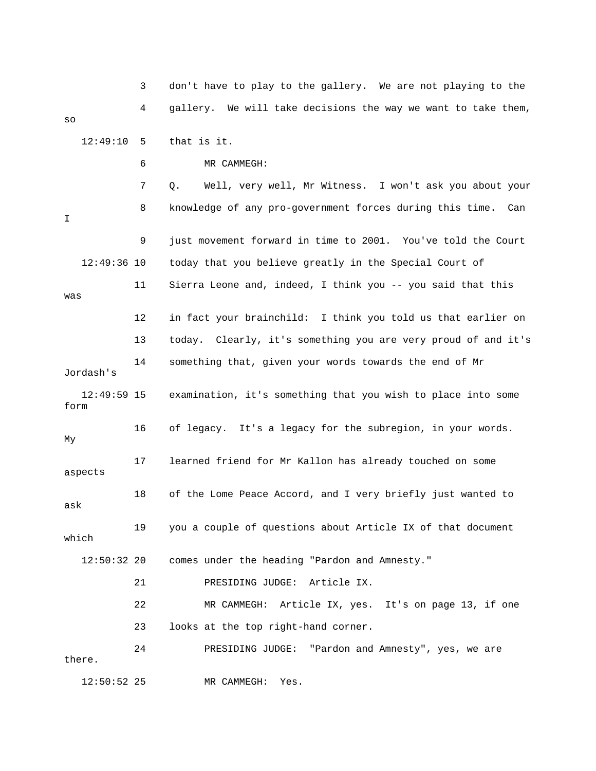3 don't have to play to the gallery. We are not playing to the

4 gallery. We will take decisions the way we want to take them, so

12:49:10 5 that is it.

6 MR CAMMEGH:

7 Q. Well, very well, Mr Witness. I won't ask you about your

8 knowledge of any pro-government forces during this time. Can I

9 just movement forward in time to 2001. You've told the Court

12:49:36 10 today that you believe greatly in the Special Court of

11 Sierra Leone and, indeed, I think you -- you said that this was

12 in fact your brainchild: I think you told us that earlier on

13 today. Clearly, it's something you are very proud of and it's

14 something that, given your words towards the end of Mr Jordash's

12:49:59 15 examination, it's something that you wish to place into some form

16 of legacy. It's a legacy for the subregion, in your words. My

17 learned friend for Mr Kallon has already touched on some aspects

18 of the Lome Peace Accord, and I very briefly just wanted to ask

19 you a couple of questions about Article IX of that document which

12:50:32 20 comes under the heading "Pardon and Amnesty."

21 PRESIDING JUDGE: Article IX.

22 MR CAMMEGH: Article IX, yes. It's on page 13, if one

23 looks at the top right-hand corner.

24 PRESIDING JUDGE: "Pardon and Amnesty", yes, we are there.

12:50:52 25 MR CAMMEGH: Yes.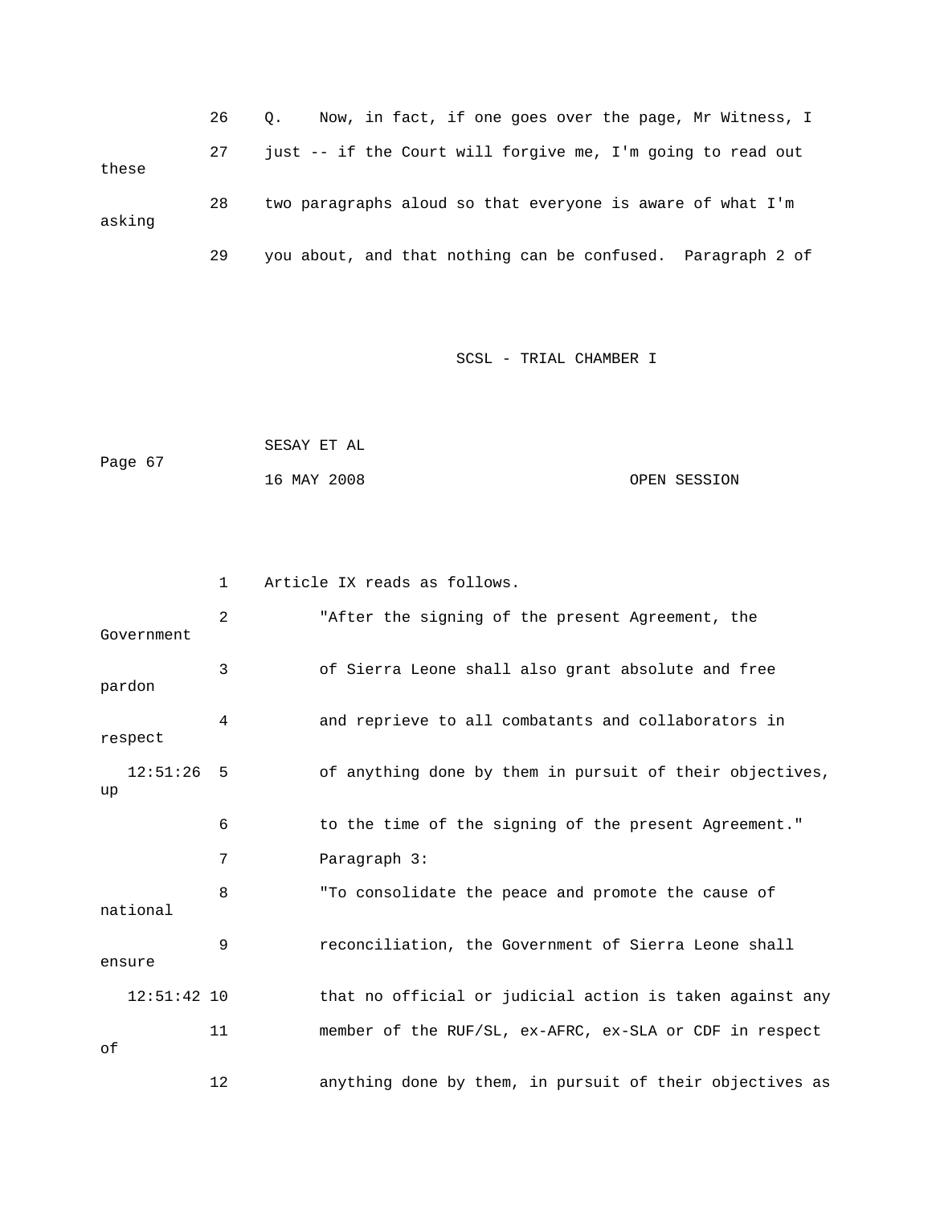26 Q. Now, in fact, if one goes over the page, Mr Witness, I
27 just -- if the Court will forgive me, I'm going to read out these
28 two paragraphs aloud so that everyone is aware of what I'm asking
29 you about, and that nothing can be confused. Paragraph 2 of

1 Article IX reads as follows.
2 "After the signing of the present Agreement, the Government
3 of Sierra Leone shall also grant absolute and free pardon
4 and reprieve to all combatants and collaborators in respect
12:51:26 5 of anything done by them in pursuit of their objectives, up
6 to the time of the signing of the present Agreement."
7 Paragraph 3:
8 "To consolidate the peace and promote the cause of national
9 reconciliation, the Government of Sierra Leone shall ensure
12:51:42 10 that no official or judicial action is taken against any
11 member of the RUF/SL, ex-AFRC, ex-SLA or CDF in respect of
12 anything done by them, in pursuit of their objectives as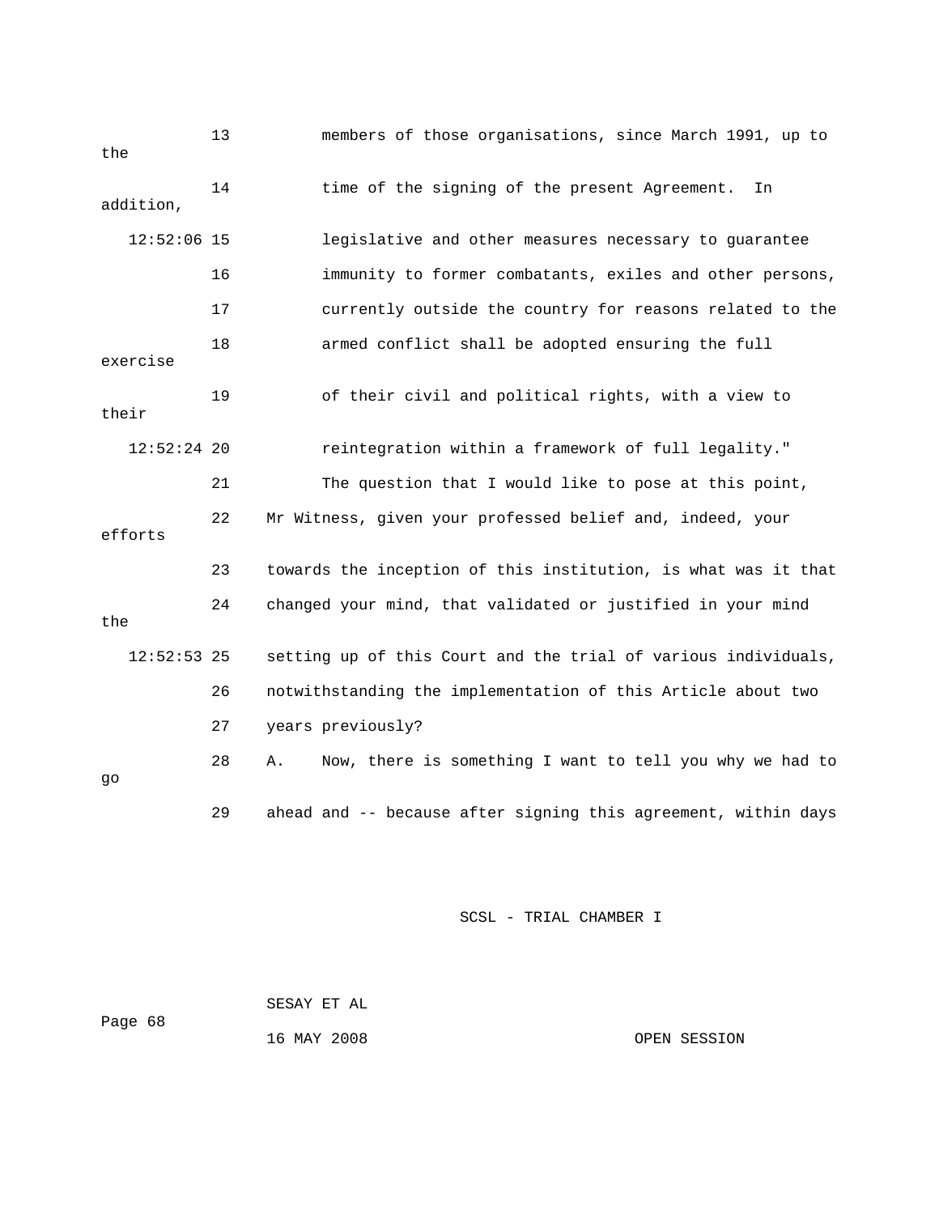members of those organisations, since March 1991, up to the time of the signing of the present Agreement. In addition, legislative and other measures necessary to guarantee immunity to former combatants, exiles and other persons, currently outside the country for reasons related to the armed conflict shall be adopted ensuring the full exercise of their civil and political rights, with a view to their reintegration within a framework of full legality."

The question that I would like to pose at this point, Mr Witness, given your professed belief and, indeed, your efforts towards the inception of this institution, is what was it that changed your mind, that validated or justified in your mind the setting up of this Court and the trial of various individuals, notwithstanding the implementation of this Article about two years previously?

A. Now, there is something I want to tell you why we had to go ahead and -- because after signing this agreement, within days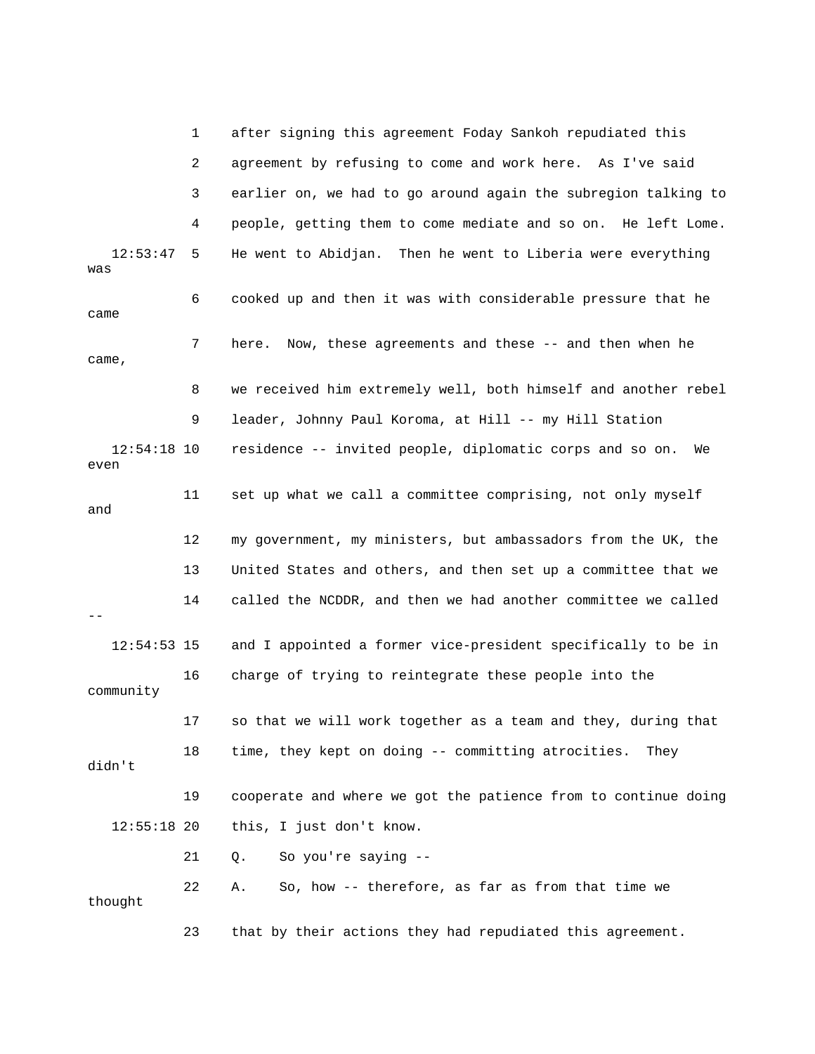1 after signing this agreement Foday Sankoh repudiated this
2 agreement by refusing to come and work here. As I've said
3 earlier on, we had to go around again the subregion talking to
4 people, getting them to come mediate and so on. He left Lome.
12:53:47 5 He went to Abidjan. Then he went to Liberia were everything was
6 cooked up and then it was with considerable pressure that he came
7 here. Now, these agreements and these -- and then when he came,
8 we received him extremely well, both himself and another rebel
9 leader, Johnny Paul Koroma, at Hill -- my Hill Station
12:54:18 10 residence -- invited people, diplomatic corps and so on. We even
11 set up what we call a committee comprising, not only myself and
12 my government, my ministers, but ambassadors from the UK, the
13 United States and others, and then set up a committee that we
14 called the NCDDR, and then we had another committee we called --
12:54:53 15 and I appointed a former vice-president specifically to be in
16 charge of trying to reintegrate these people into the community
17 so that we will work together as a team and they, during that
18 time, they kept on doing -- committing atrocities. They didn't
19 cooperate and where we got the patience from to continue doing
12:55:18 20 this, I just don't know.
21 Q. So you're saying --
22 A. So, how -- therefore, as far as from that time we thought
23 that by their actions they had repudiated this agreement.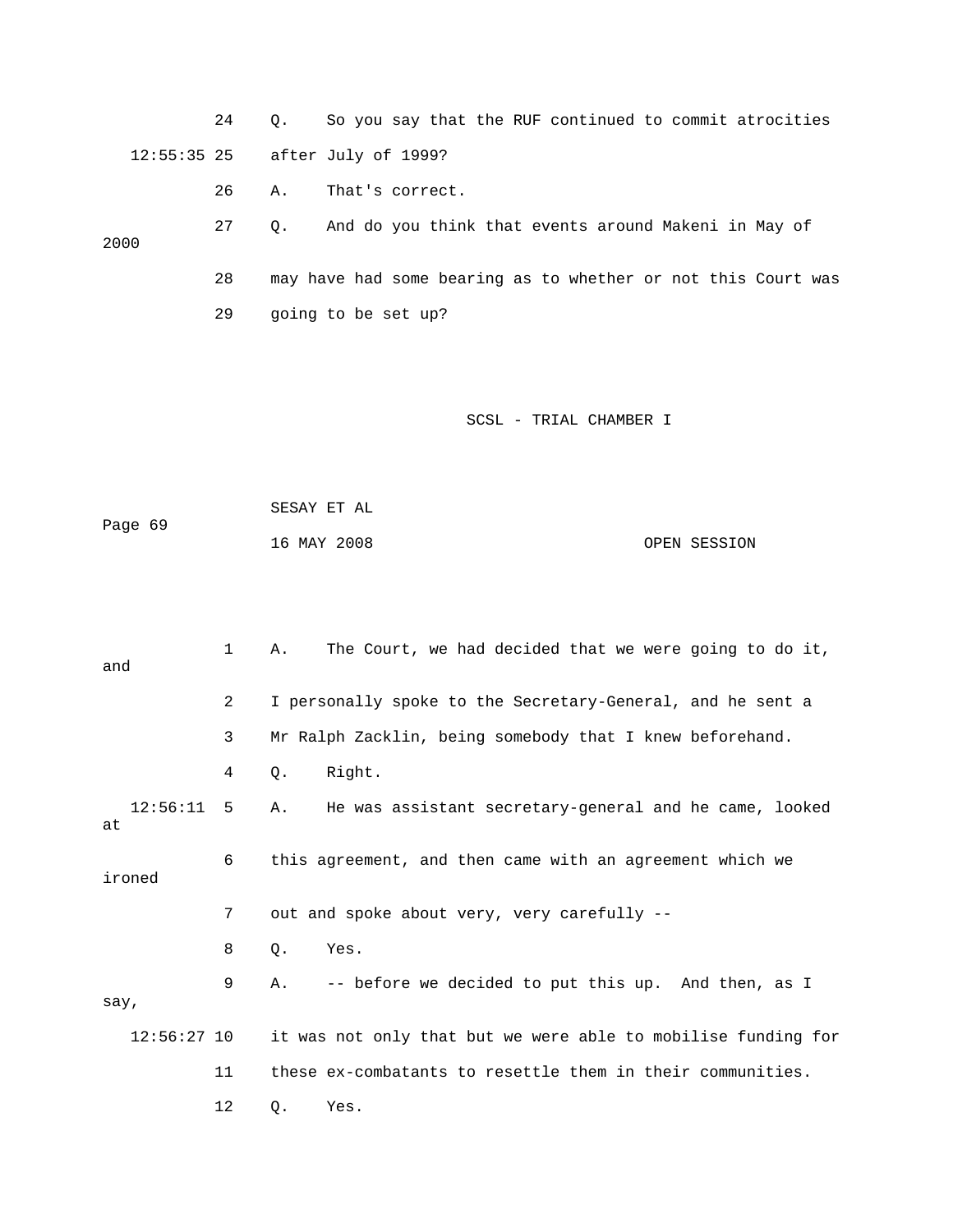24 Q. So you say that the RUF continued to commit atrocities

12:55:35 25 after July of 1999?

26 A. That's correct.

27 Q. And do you think that events around Makeni in May of 2000

28 may have had some bearing as to whether or not this Court was

29 going to be set up?

SCSL - TRIAL CHAMBER I

SESAY ET AL

Page 69

16 MAY 2008 OPEN SESSION

1 A. The Court, we had decided that we were going to do it, and

2 I personally spoke to the Secretary-General, and he sent a

3 Mr Ralph Zacklin, being somebody that I knew beforehand.

4 Q. Right.

12:56:11 5 A. He was assistant secretary-general and he came, looked at

6 this agreement, and then came with an agreement which we ironed

7 out and spoke about very, very carefully --

8 Q. Yes.

9 A. -- before we decided to put this up. And then, as I say,

12:56:27 10 it was not only that but we were able to mobilise funding for

11 these ex-combatants to resettle them in their communities.

12 Q. Yes.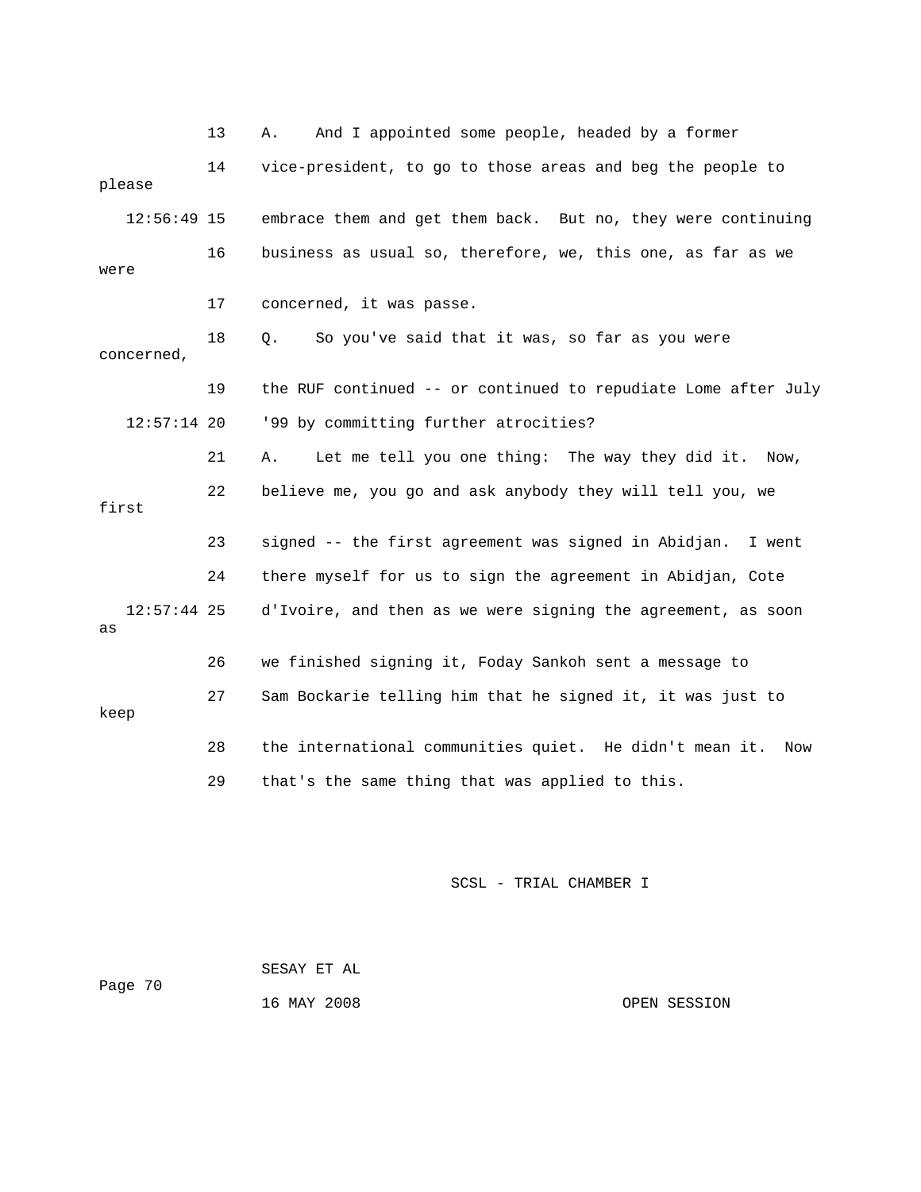13 A. And I appointed some people, headed by a former

14 vice-president, to go to those areas and beg the people to please

12:56:49 15 embrace them and get them back. But no, they were continuing

16 business as usual so, therefore, we, this one, as far as we were

17 concerned, it was passe.

18 Q. So you've said that it was, so far as you were concerned,

19 the RUF continued -- or continued to repudiate Lome after July

12:57:14 20 '99 by committing further atrocities?

21 A. Let me tell you one thing: The way they did it. Now,

22 believe me, you go and ask anybody they will tell you, we first

23 signed -- the first agreement was signed in Abidjan. I went

24 there myself for us to sign the agreement in Abidjan, Cote

12:57:44 25 d'Ivoire, and then as we were signing the agreement, as soon as

26 we finished signing it, Foday Sankoh sent a message to

27 Sam Bockarie telling him that he signed it, it was just to keep

28 the international communities quiet. He didn't mean it. Now

29 that's the same thing that was applied to this.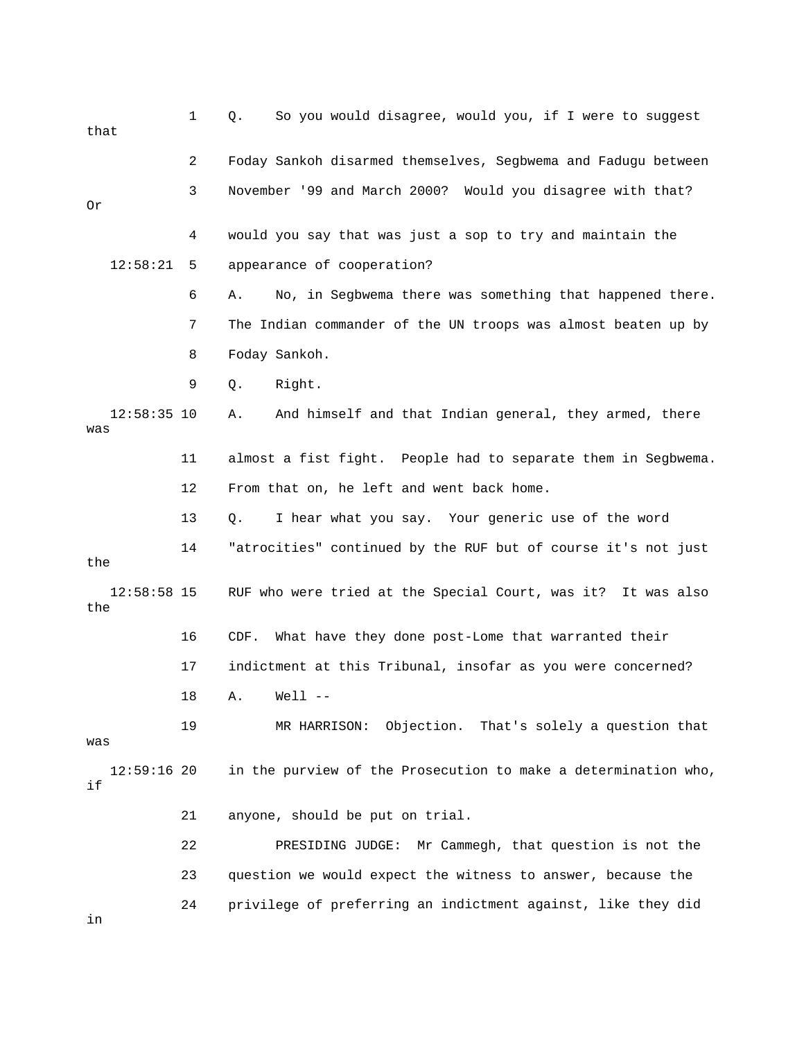Q. So you would disagree, would you, if I were to suggest that Foday Sankoh disarmed themselves, Segbwema and Fadugu between November '99 and March 2000? Would you disagree with that? Or would you say that was just a sop to try and maintain the appearance of cooperation?

A. No, in Segbwema there was something that happened there. The Indian commander of the UN troops was almost beaten up by Foday Sankoh.

Q. Right.

A. And himself and that Indian general, they armed, there was almost a fist fight. People had to separate them in Segbwema. From that on, he left and went back home.

Q. I hear what you say. Your generic use of the word "atrocities" continued by the RUF but of course it's not just the RUF who were tried at the Special Court, was it? It was also the CDF. What have they done post-Lome that warranted their indictment at this Tribunal, insofar as you were concerned?

A. Well --

MR HARRISON: Objection. That's solely a question that was in the purview of the Prosecution to make a determination who, if anyone, should be put on trial.

PRESIDING JUDGE: Mr Cammegh, that question is not the question we would expect the witness to answer, because the privilege of preferring an indictment against, like they did in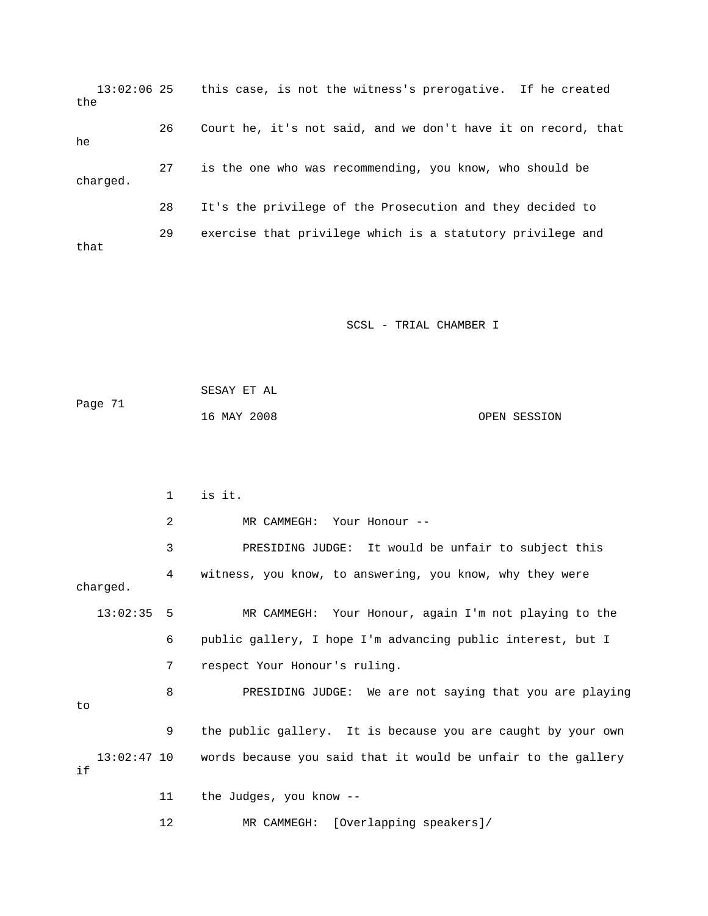13:02:06 25 this case, is not the witness's prerogative. If he created the

26 Court he, it's not said, and we don't have it on record, that he

27 is the one who was recommending, you know, who should be charged.

28 It's the privilege of the Prosecution and they decided to

29 exercise that privilege which is a statutory privilege and that

1 is it.

2 MR CAMMEGH: Your Honour --

3 PRESIDING JUDGE: It would be unfair to subject this

4 witness, you know, to answering, you know, why they were charged.

13:02:35 5 MR CAMMEGH: Your Honour, again I'm not playing to the

6 public gallery, I hope I'm advancing public interest, but I

7 respect Your Honour's ruling.

8 PRESIDING JUDGE: We are not saying that you are playing to

9 the public gallery. It is because you are caught by your own

13:02:47 10 words because you said that it would be unfair to the gallery if

11 the Judges, you know --

12 MR CAMMEGH: [Overlapping speakers]/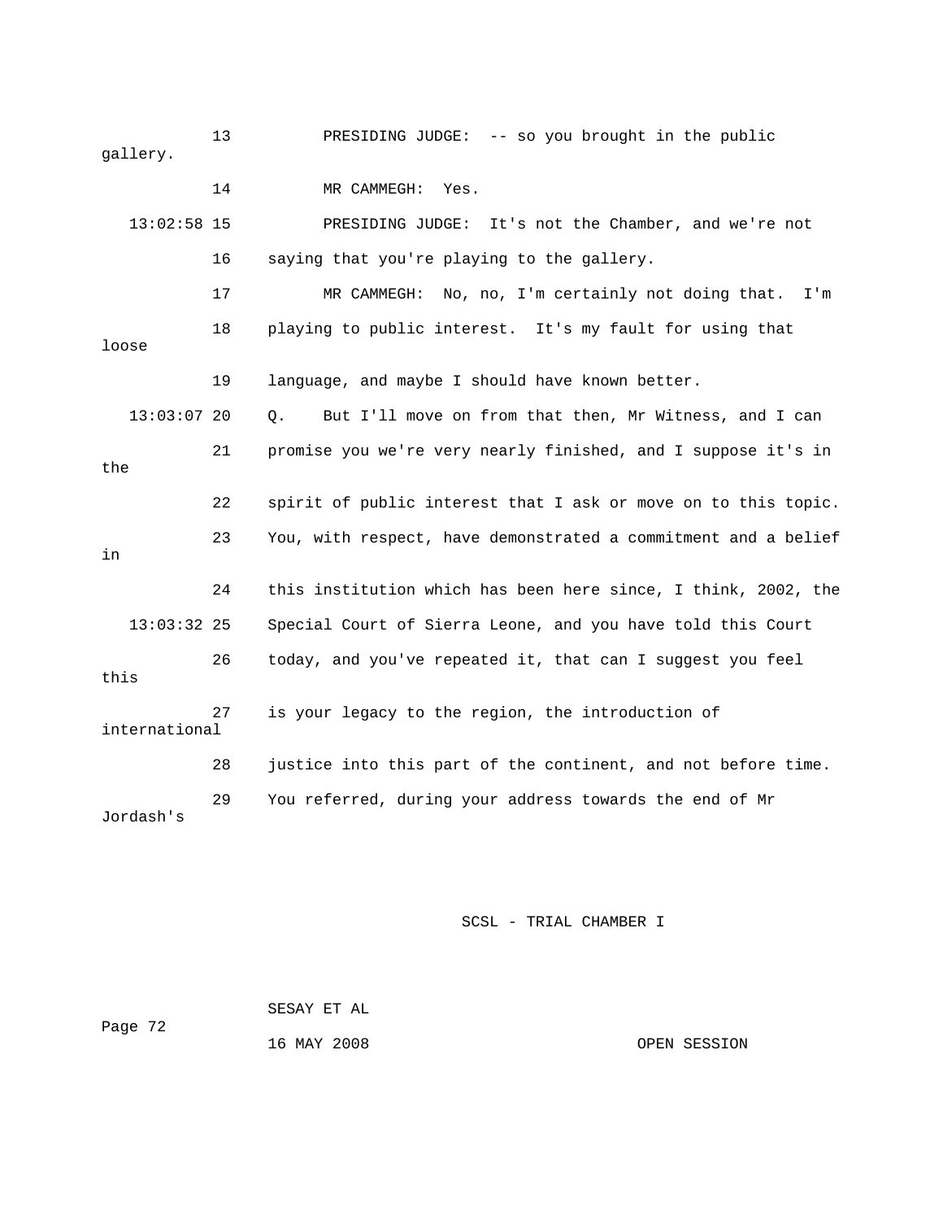13 PRESIDING JUDGE: -- so you brought in the public gallery.

14 MR CAMMEGH: Yes.

13:02:58 15 PRESIDING JUDGE: It's not the Chamber, and we're not

16 saying that you're playing to the gallery.

17 MR CAMMEGH: No, no, I'm certainly not doing that. I'm

18 playing to public interest. It's my fault for using that loose

19 language, and maybe I should have known better.

13:03:07 20 Q. But I'll move on from that then, Mr Witness, and I can

21 promise you we're very nearly finished, and I suppose it's in the

22 spirit of public interest that I ask or move on to this topic.

23 You, with respect, have demonstrated a commitment and a belief in

24 this institution which has been here since, I think, 2002, the

13:03:32 25 Special Court of Sierra Leone, and you have told this Court

26 today, and you've repeated it, that can I suggest you feel this

27 is your legacy to the region, the introduction of international

28 justice into this part of the continent, and not before time.

29 You referred, during your address towards the end of Mr Jordash's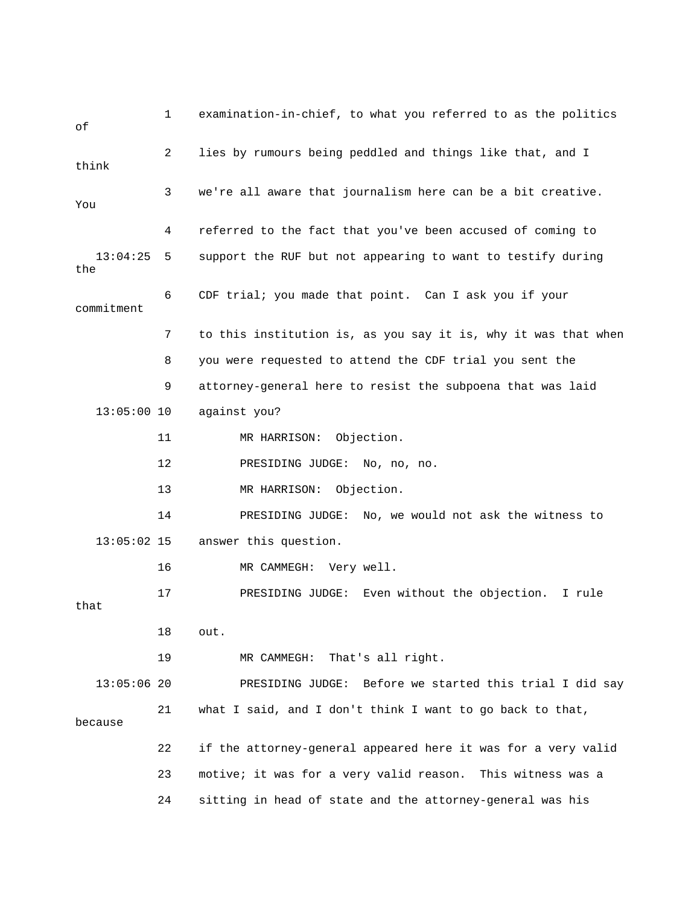1 examination-in-chief, to what you referred to as the politics of

2 lies by rumours being peddled and things like that, and I think

3 we're all aware that journalism here can be a bit creative. You

4 referred to the fact that you've been accused of coming to

13:04:25 5 support the RUF but not appearing to want to testify during the

6 CDF trial; you made that point. Can I ask you if your commitment

7 to this institution is, as you say it is, why it was that when

8 you were requested to attend the CDF trial you sent the

9 attorney-general here to resist the subpoena that was laid

13:05:00 10 against you?

11 MR HARRISON: Objection.

12 PRESIDING JUDGE: No, no, no.

13 MR HARRISON: Objection.

14 PRESIDING JUDGE: No, we would not ask the witness to

13:05:02 15 answer this question.

16 MR CAMMEGH: Very well.

17 PRESIDING JUDGE: Even without the objection. I rule that

18 out.

19 MR CAMMEGH: That's all right.

13:05:06 20 PRESIDING JUDGE: Before we started this trial I did say

21 what I said, and I don't think I want to go back to that, because

22 if the attorney-general appeared here it was for a very valid

23 motive; it was for a very valid reason. This witness was a

24 sitting in head of state and the attorney-general was his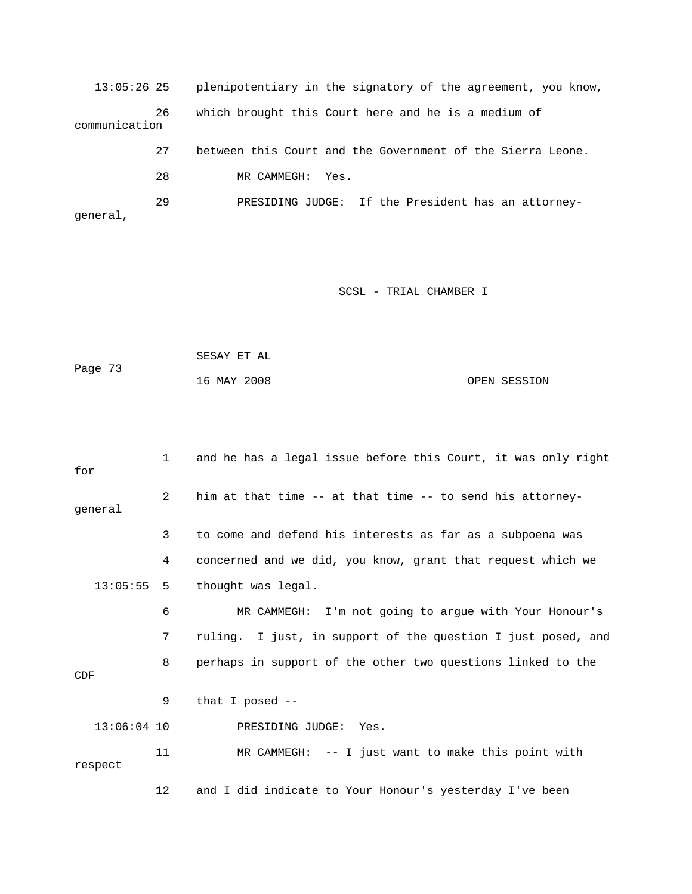13:05:26 25 plenipotentiary in the signatory of the agreement, you know,

26 which brought this Court here and he is a medium of communication

27 between this Court and the Government of the Sierra Leone.

28 MR CAMMEGH: Yes.

29 PRESIDING JUDGE: If the President has an attorney-general,

1 and he has a legal issue before this Court, it was only right for

2 him at that time -- at that time -- to send his attorney-general

3 to come and defend his interests as far as a subpoena was

4 concerned and we did, you know, grant that request which we

13:05:55 5 thought was legal.

6 MR CAMMEGH: I'm not going to argue with Your Honour's

7 ruling. I just, in support of the question I just posed, and

8 perhaps in support of the other two questions linked to the CDF

9 that I posed --

13:06:04 10 PRESIDING JUDGE: Yes.

11 MR CAMMEGH: -- I just want to make this point with respect

12 and I did indicate to Your Honour's yesterday I've been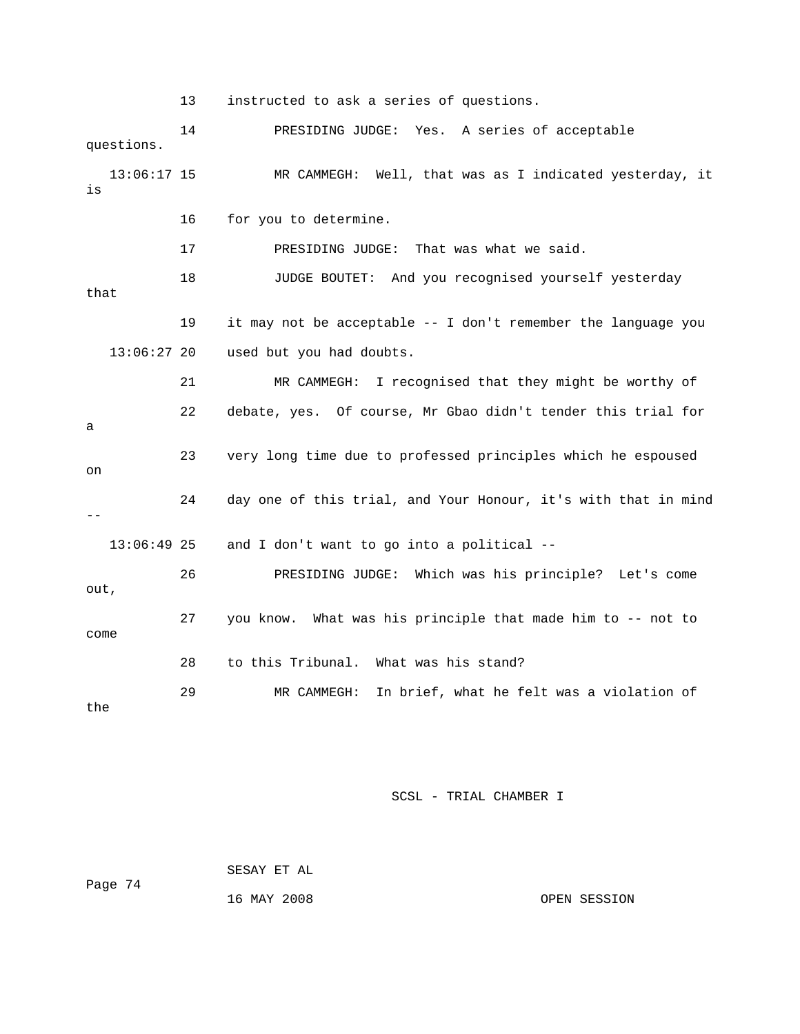13 instructed to ask a series of questions.

14 PRESIDING JUDGE: Yes. A series of acceptable questions.

13:06:17 15 MR CAMMEGH: Well, that was as I indicated yesterday, it is

16 for you to determine.

17 PRESIDING JUDGE: That was what we said.

18 JUDGE BOUTET: And you recognised yourself yesterday that

19 it may not be acceptable -- I don't remember the language you

13:06:27 20 used but you had doubts.

21 MR CAMMEGH: I recognised that they might be worthy of

22 debate, yes. Of course, Mr Gbao didn't tender this trial for a

23 very long time due to professed principles which he espoused on

24 day one of this trial, and Your Honour, it's with that in mind --

13:06:49 25 and I don't want to go into a political --

26 PRESIDING JUDGE: Which was his principle? Let's come out,

27 you know. What was his principle that made him to -- not to come

28 to this Tribunal. What was his stand?

29 MR CAMMEGH: In brief, what he felt was a violation of the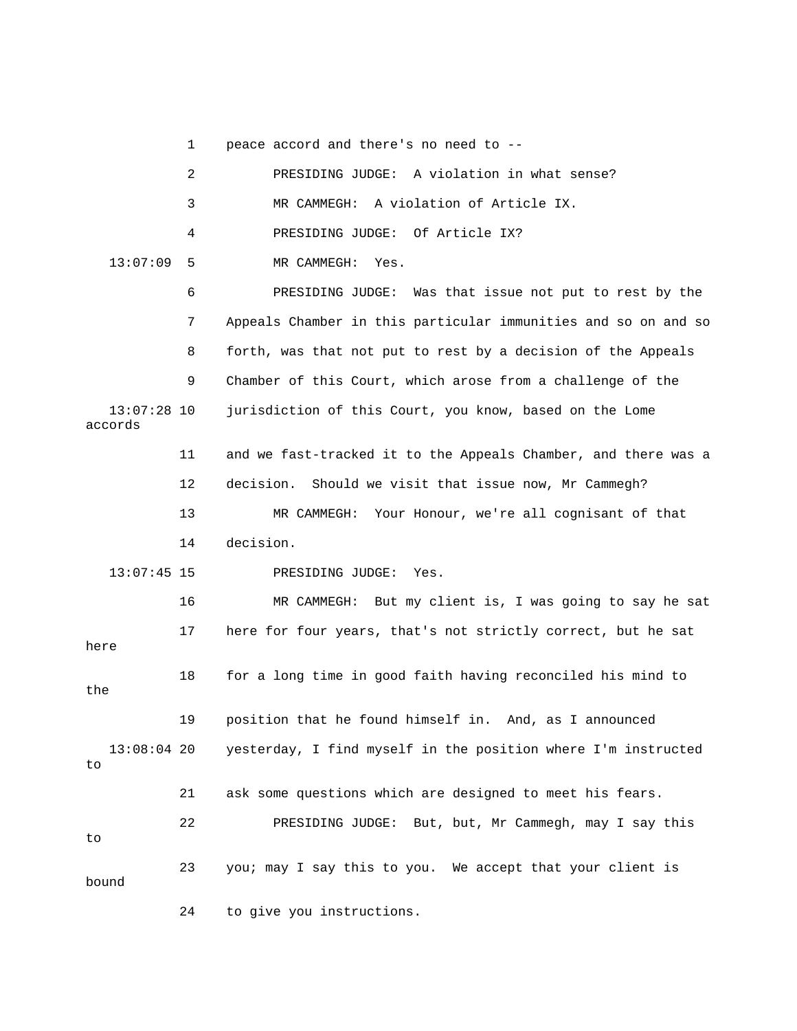peace accord and there's no need to --

PRESIDING JUDGE: A violation in what sense?

MR CAMMEGH: A violation of Article IX.

PRESIDING JUDGE: Of Article IX?

MR CAMMEGH: Yes.

PRESIDING JUDGE: Was that issue not put to rest by the Appeals Chamber in this particular immunities and so on and so forth, was that not put to rest by a decision of the Appeals Chamber of this Court, which arose from a challenge of the jurisdiction of this Court, you know, based on the Lome accords and we fast-tracked it to the Appeals Chamber, and there was a decision. Should we visit that issue now, Mr Cammegh?

MR CAMMEGH: Your Honour, we're all cognisant of that decision.

PRESIDING JUDGE: Yes.

MR CAMMEGH: But my client is, I was going to say he sat here for four years, that's not strictly correct, but he sat here for a long time in good faith having reconciled his mind to the position that he found himself in. And, as I announced yesterday, I find myself in the position where I'm instructed to ask some questions which are designed to meet his fears.

PRESIDING JUDGE: But, but, Mr Cammegh, may I say this to you; may I say this to you. We accept that your client is bound to give you instructions.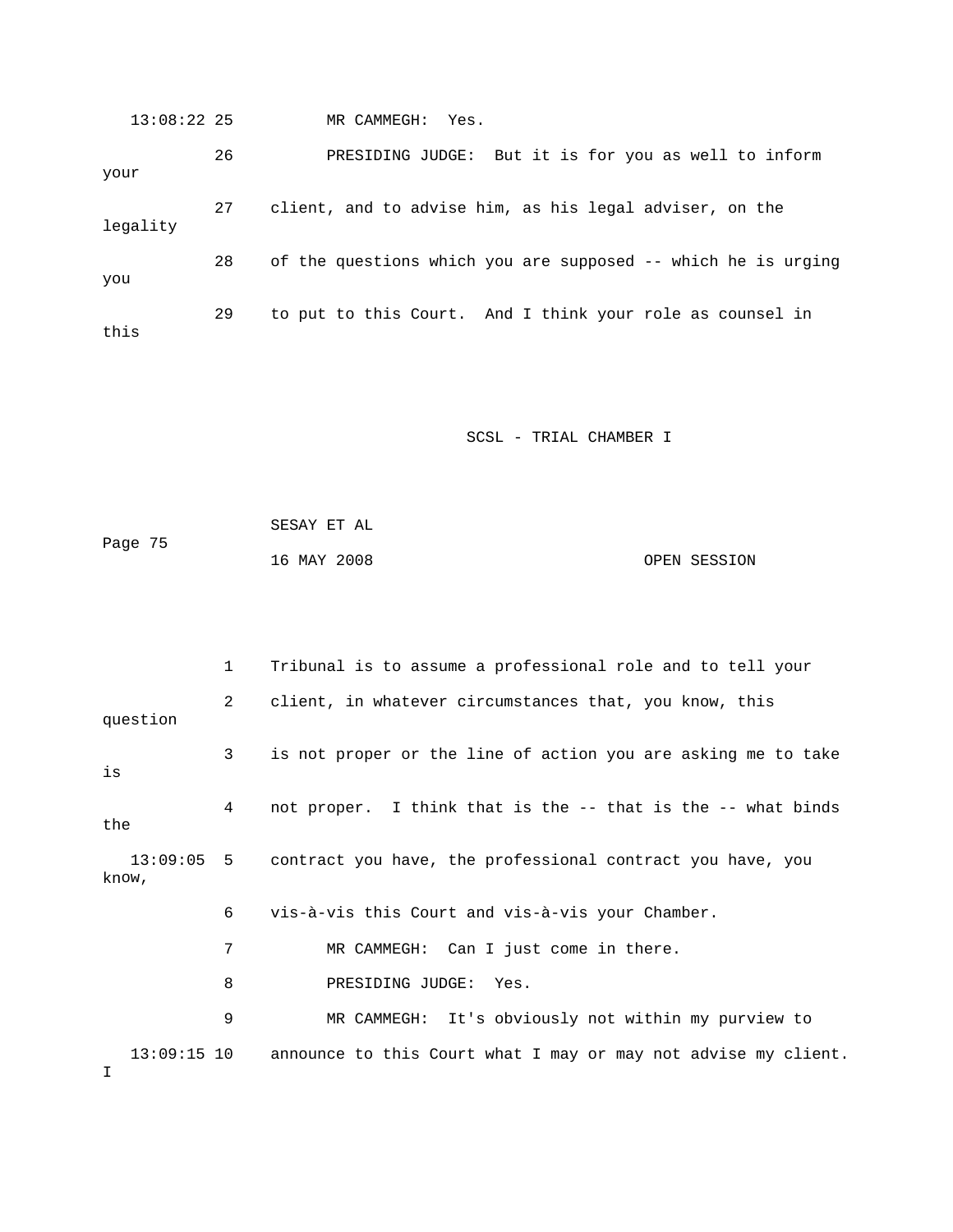13:08:22 25 MR CAMMEGH: Yes.

26 PRESIDING JUDGE: But it is for you as well to inform your

27 client, and to advise him, as his legal adviser, on the legality

28 of the questions which you are supposed -- which he is urging you

29 to put to this Court. And I think your role as counsel in this

1 Tribunal is to assume a professional role and to tell your

2 client, in whatever circumstances that, you know, this question

3 is not proper or the line of action you are asking me to take is

4 not proper. I think that is the -- that is the -- what binds the

13:09:05 5 contract you have, the professional contract you have, you know,

6 vis-à-vis this Court and vis-à-vis your Chamber.

7 MR CAMMEGH: Can I just come in there.

8 PRESIDING JUDGE: Yes.

9 MR CAMMEGH: It's obviously not within my purview to

13:09:15 10 announce to this Court what I may or may not advise my client. I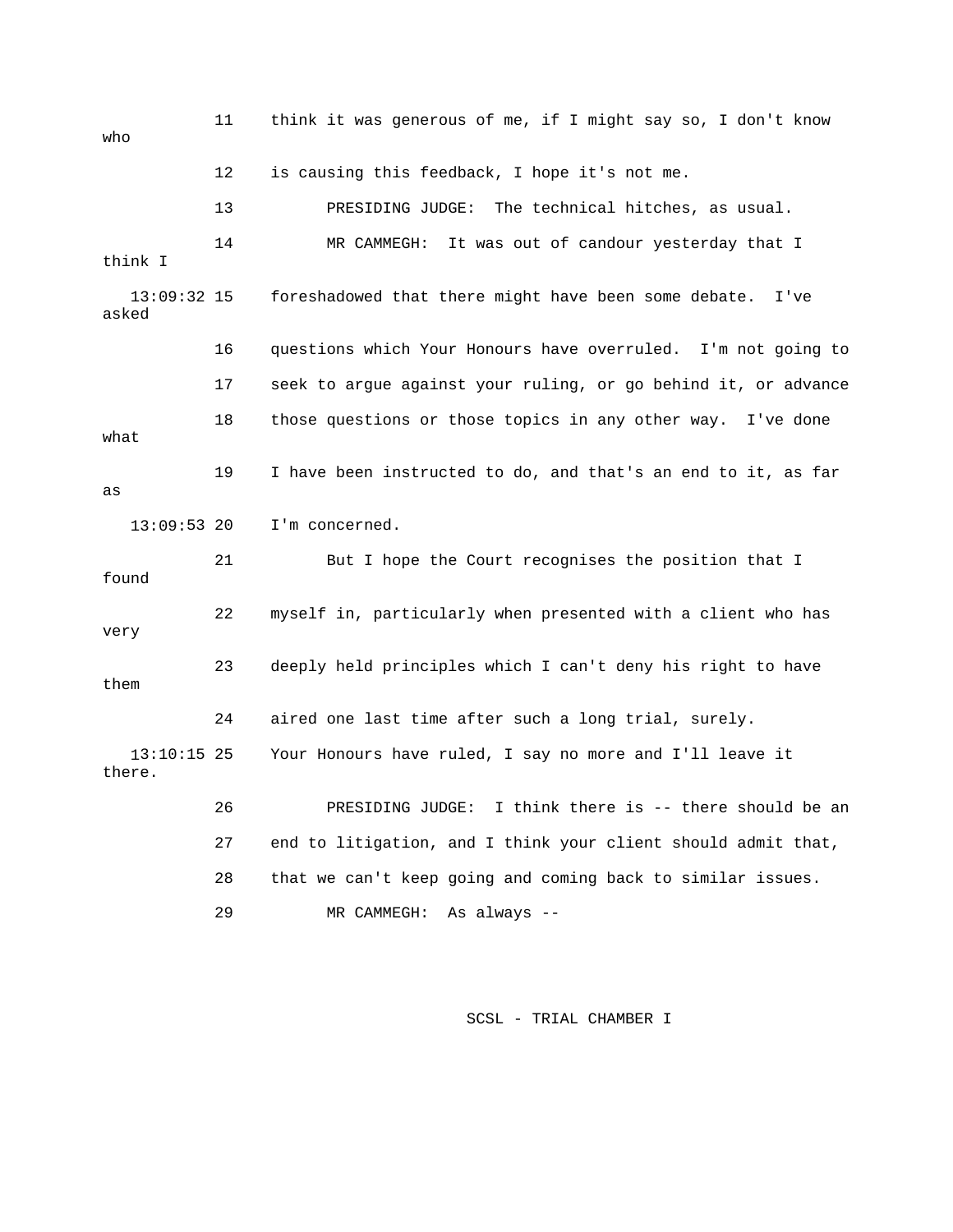11 think it was generous of me, if I might say so, I don't know who

12 is causing this feedback, I hope it's not me.

13 PRESIDING JUDGE: The technical hitches, as usual.

14 MR CAMMEGH: It was out of candour yesterday that I think I

13:09:32 15 foreshadowed that there might have been some debate. I've asked

16 questions which Your Honours have overruled. I'm not going to

17 seek to argue against your ruling, or go behind it, or advance

18 those questions or those topics in any other way. I've done what

19 I have been instructed to do, and that's an end to it, as far as

13:09:53 20 I'm concerned.

21 But I hope the Court recognises the position that I found

22 myself in, particularly when presented with a client who has very

23 deeply held principles which I can't deny his right to have them

24 aired one last time after such a long trial, surely.

13:10:15 25 Your Honours have ruled, I say no more and I'll leave it there.

26 PRESIDING JUDGE: I think there is -- there should be an

27 end to litigation, and I think your client should admit that,

28 that we can't keep going and coming back to similar issues.

29 MR CAMMEGH: As always --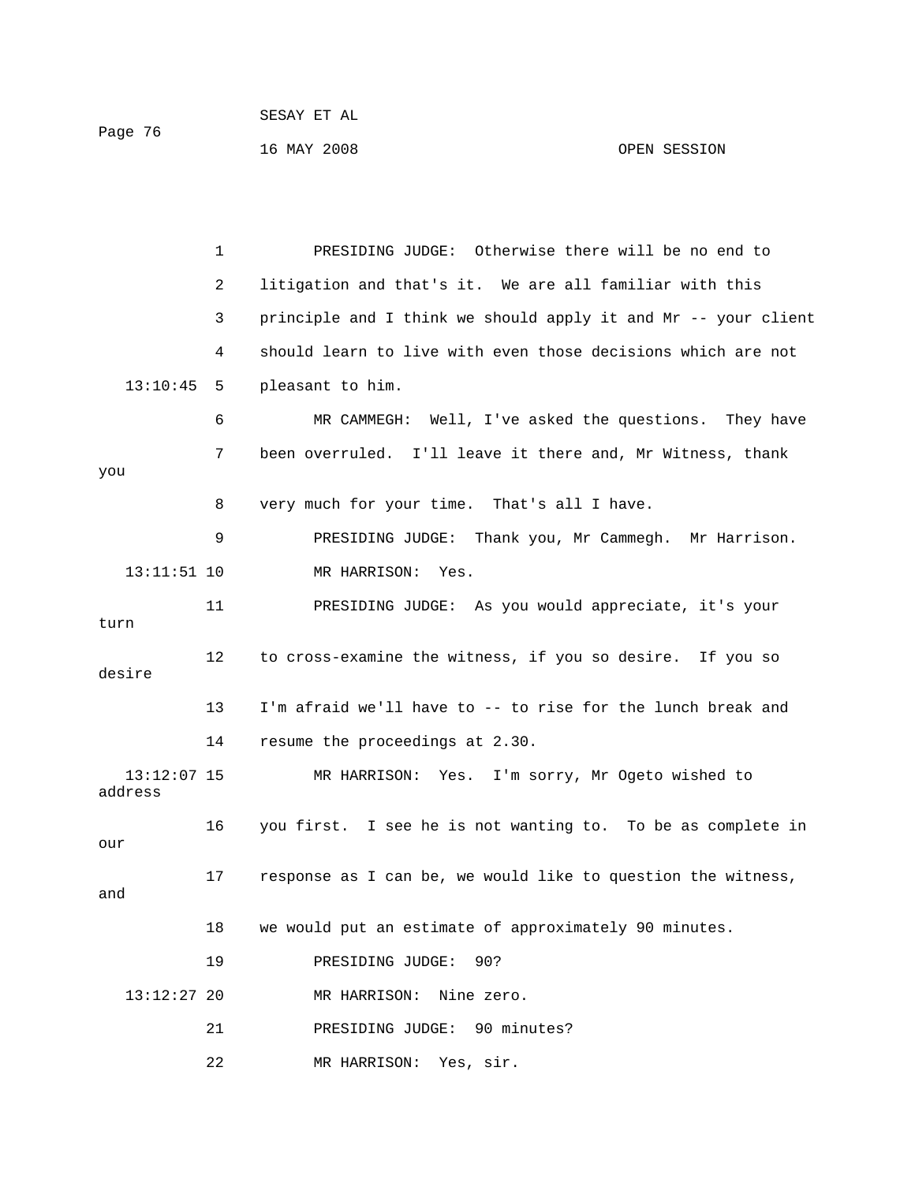PRESIDING JUDGE: Otherwise there will be no end to litigation and that's it. We are all familiar with this principle and I think we should apply it and Mr -- your client should learn to live with even those decisions which are not pleasant to him.

MR CAMMEGH: Well, I've asked the questions. They have been overruled. I'll leave it there and, Mr Witness, thank you very much for your time. That's all I have.

PRESIDING JUDGE: Thank you, Mr Cammegh. Mr Harrison.

MR HARRISON: Yes.

PRESIDING JUDGE: As you would appreciate, it's your turn to cross-examine the witness, if you so desire. If you so desire I'm afraid we'll have to -- to rise for the lunch break and resume the proceedings at 2.30.

MR HARRISON: Yes. I'm sorry, Mr Ogeto wished to address you first. I see he is not wanting to. To be as complete in our response as I can be, we would like to question the witness, and we would put an estimate of approximately 90 minutes.

PRESIDING JUDGE: 90?

MR HARRISON: Nine zero.

PRESIDING JUDGE: 90 minutes?

MR HARRISON: Yes, sir.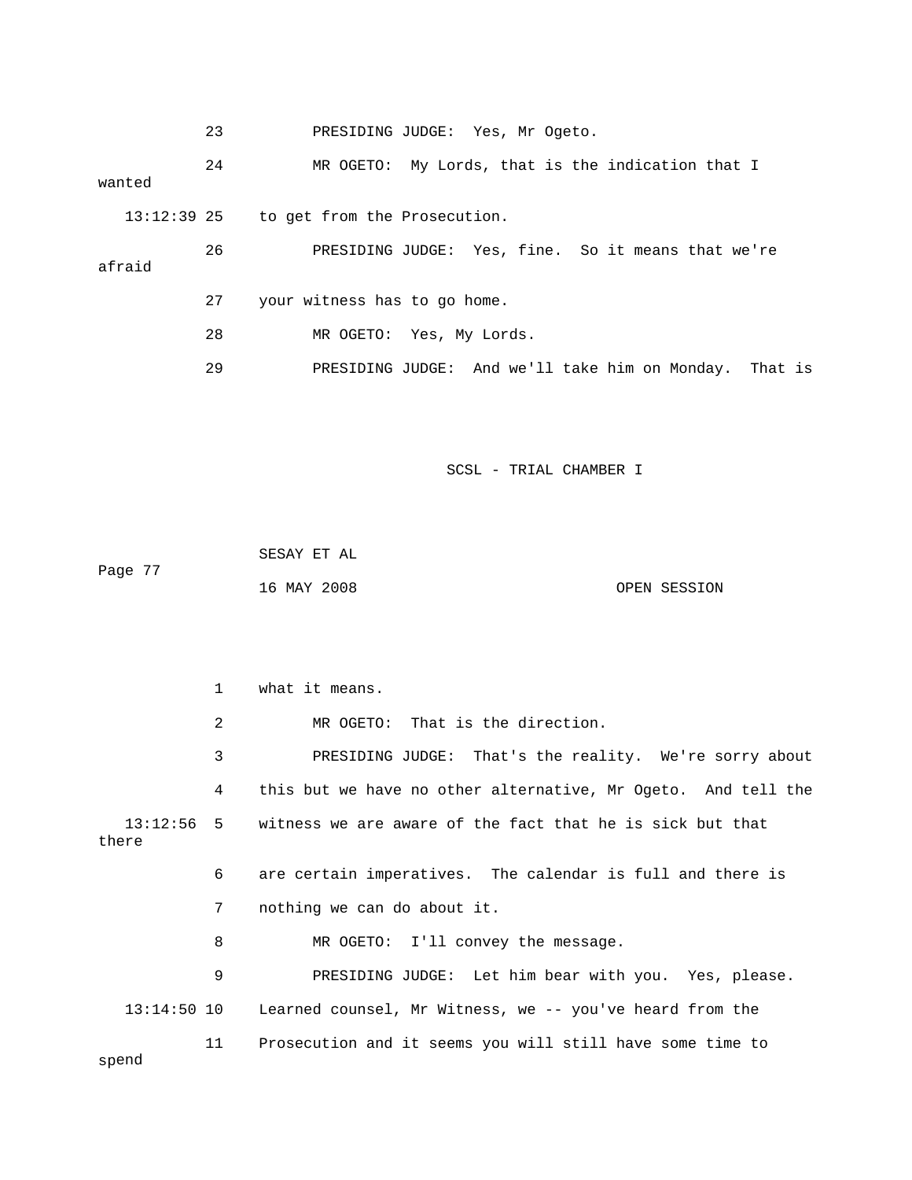23 PRESIDING JUDGE: Yes, Mr Ogeto.

24 MR OGETO: My Lords, that is the indication that I wanted

13:12:39 25 to get from the Prosecution.

26 PRESIDING JUDGE: Yes, fine. So it means that we're afraid

27 your witness has to go home.

28 MR OGETO: Yes, My Lords.

29 PRESIDING JUDGE: And we'll take him on Monday. That is

1 what it means.

2 MR OGETO: That is the direction.

3 PRESIDING JUDGE: That's the reality. We're sorry about

4 this but we have no other alternative, Mr Ogeto. And tell the

13:12:56 5 witness we are aware of the fact that he is sick but that there

6 are certain imperatives. The calendar is full and there is

7 nothing we can do about it.

8 MR OGETO: I'll convey the message.

9 PRESIDING JUDGE: Let him bear with you. Yes, please.

13:14:50 10 Learned counsel, Mr Witness, we -- you've heard from the

11 Prosecution and it seems you will still have some time to spend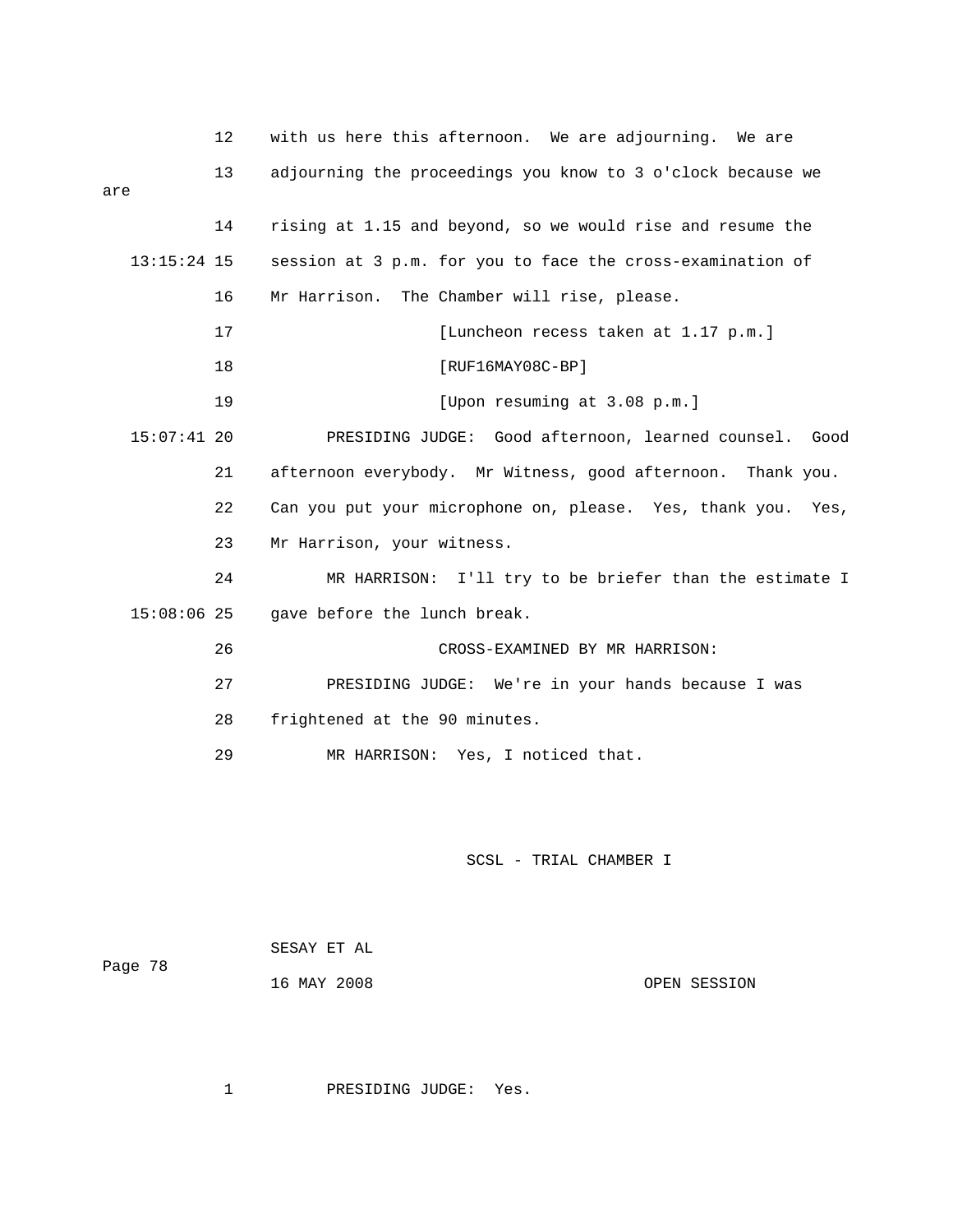12 with us here this afternoon. We are adjourning. We are

13 adjourning the proceedings you know to 3 o'clock because we are

14 rising at 1.15 and beyond, so we would rise and resume the

13:15:24 15 session at 3 p.m. for you to face the cross-examination of

16 Mr Harrison. The Chamber will rise, please.

17 [Luncheon recess taken at 1.17 p.m.]

18 [RUF16MAY08C-BP]

19 [Upon resuming at 3.08 p.m.]

15:07:41 20 PRESIDING JUDGE: Good afternoon, learned counsel. Good

21 afternoon everybody. Mr Witness, good afternoon. Thank you.

22 Can you put your microphone on, please. Yes, thank you. Yes,

23 Mr Harrison, your witness.

24 MR HARRISON: I'll try to be briefer than the estimate I

15:08:06 25 gave before the lunch break.

26 CROSS-EXAMINED BY MR HARRISON:

27 PRESIDING JUDGE: We're in your hands because I was

28 frightened at the 90 minutes.

29 MR HARRISON: Yes, I noticed that.

1 PRESIDING JUDGE: Yes.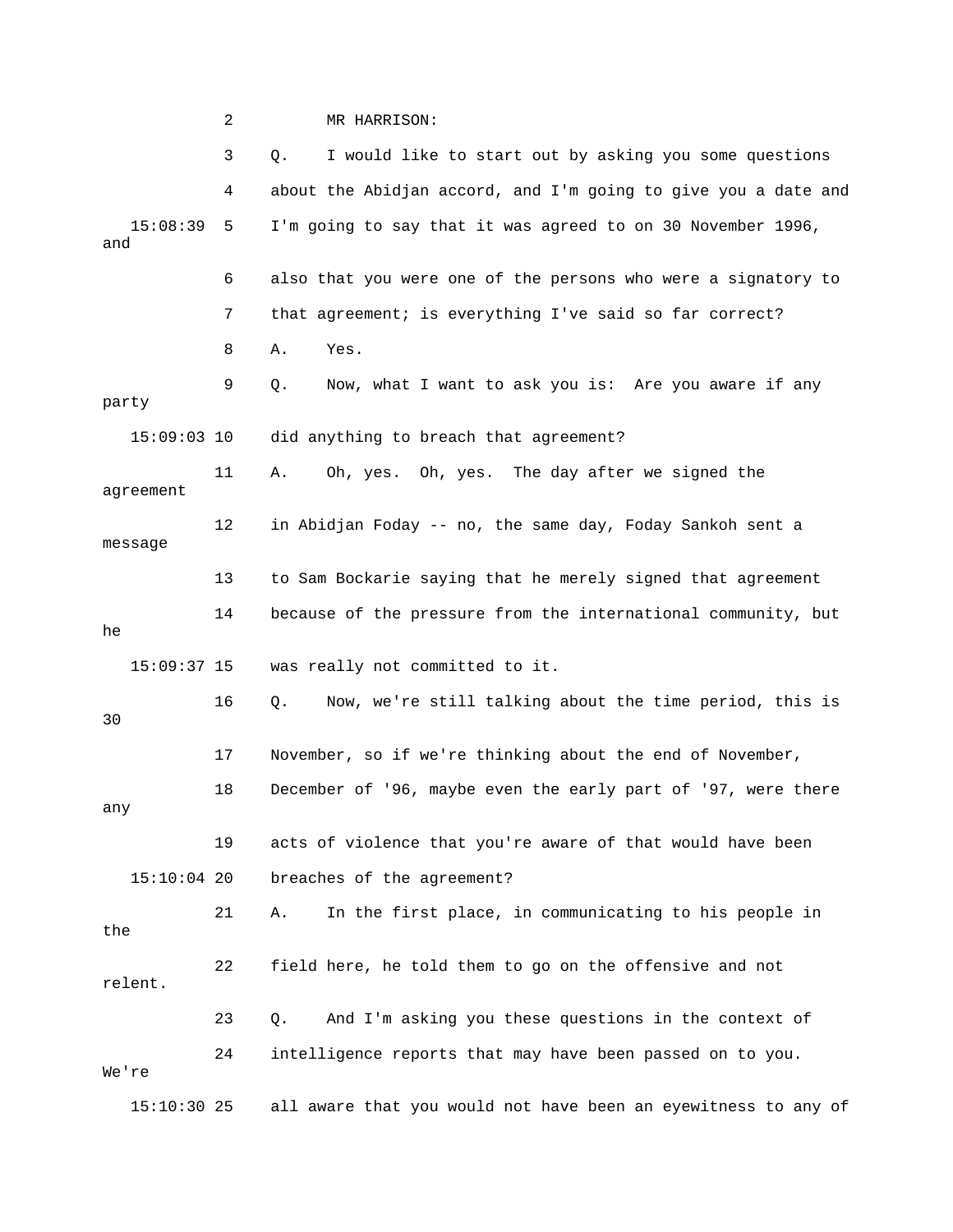2 MR HARRISON:

3 Q. I would like to start out by asking you some questions

4 about the Abidjan accord, and I'm going to give you a date and

15:08:39 5 I'm going to say that it was agreed to on 30 November 1996, and

6 also that you were one of the persons who were a signatory to

7 that agreement; is everything I've said so far correct?

8 A. Yes.

9 Q. Now, what I want to ask you is: Are you aware if any party

15:09:03 10 did anything to breach that agreement?

11 A. Oh, yes. Oh, yes. The day after we signed the agreement

12 in Abidjan Foday -- no, the same day, Foday Sankoh sent a message

13 to Sam Bockarie saying that he merely signed that agreement

14 because of the pressure from the international community, but he

15:09:37 15 was really not committed to it.

16 Q. Now, we're still talking about the time period, this is 30

17 November, so if we're thinking about the end of November,

18 December of '96, maybe even the early part of '97, were there any

19 acts of violence that you're aware of that would have been

15:10:04 20 breaches of the agreement?

21 A. In the first place, in communicating to his people in the

22 field here, he told them to go on the offensive and not relent.

23 Q. And I'm asking you these questions in the context of

24 intelligence reports that may have been passed on to you. We're

15:10:30 25 all aware that you would not have been an eyewitness to any of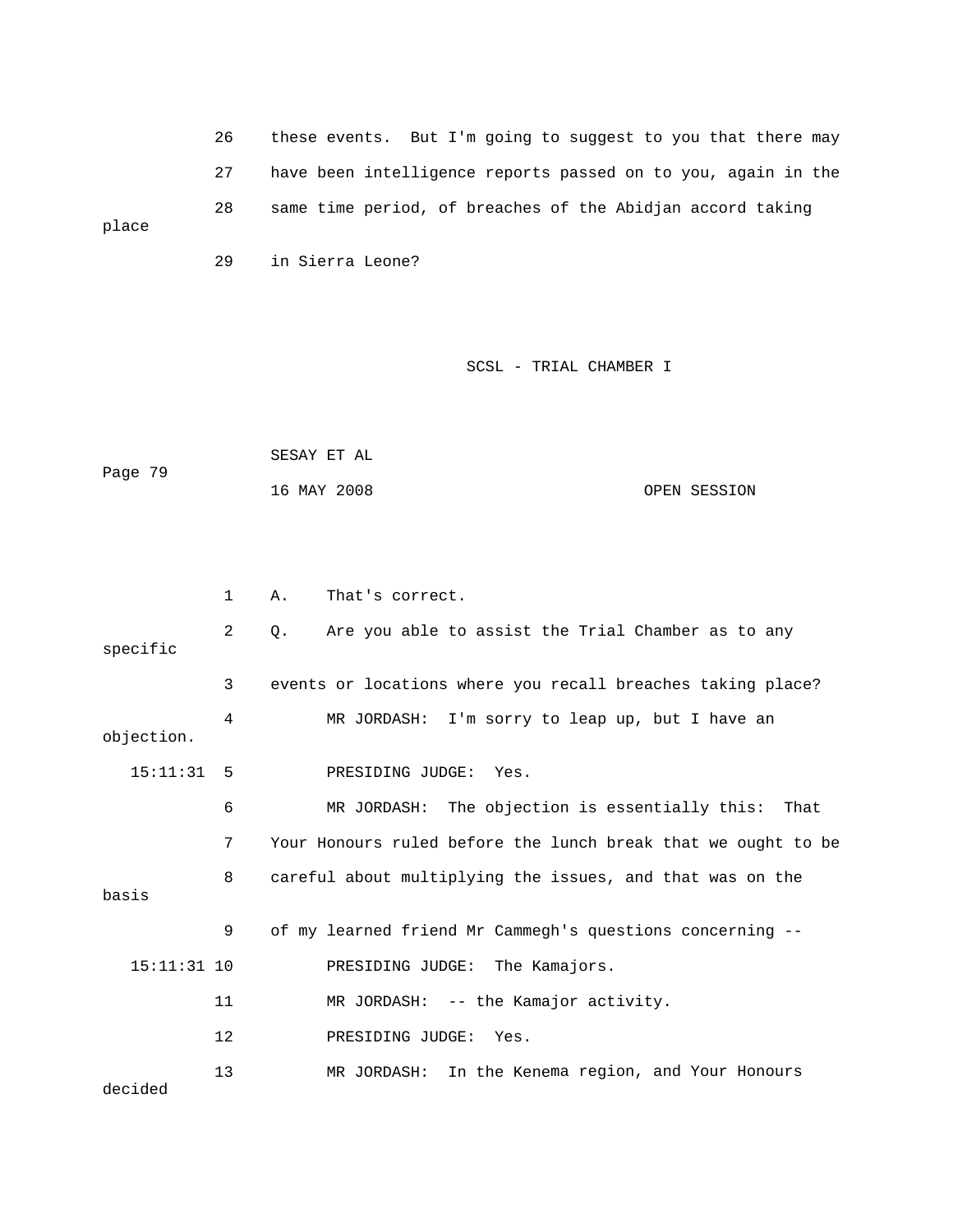26 these events. But I'm going to suggest to you that there may
27 have been intelligence reports passed on to you, again in the
28 same time period, of breaches of the Abidjan accord taking place
29 in Sierra Leone?

1 A. That's correct.
2 Q. Are you able to assist the Trial Chamber as to any specific
3 events or locations where you recall breaches taking place?
4 MR JORDASH: I'm sorry to leap up, but I have an objection.
15:11:31 5 PRESIDING JUDGE: Yes.
6 MR JORDASH: The objection is essentially this: That
7 Your Honours ruled before the lunch break that we ought to be
8 careful about multiplying the issues, and that was on the basis
9 of my learned friend Mr Cammegh's questions concerning --
15:11:31 10 PRESIDING JUDGE: The Kamajors.
11 MR JORDASH: -- the Kamajor activity.
12 PRESIDING JUDGE: Yes.
13 MR JORDASH: In the Kenema region, and Your Honours decided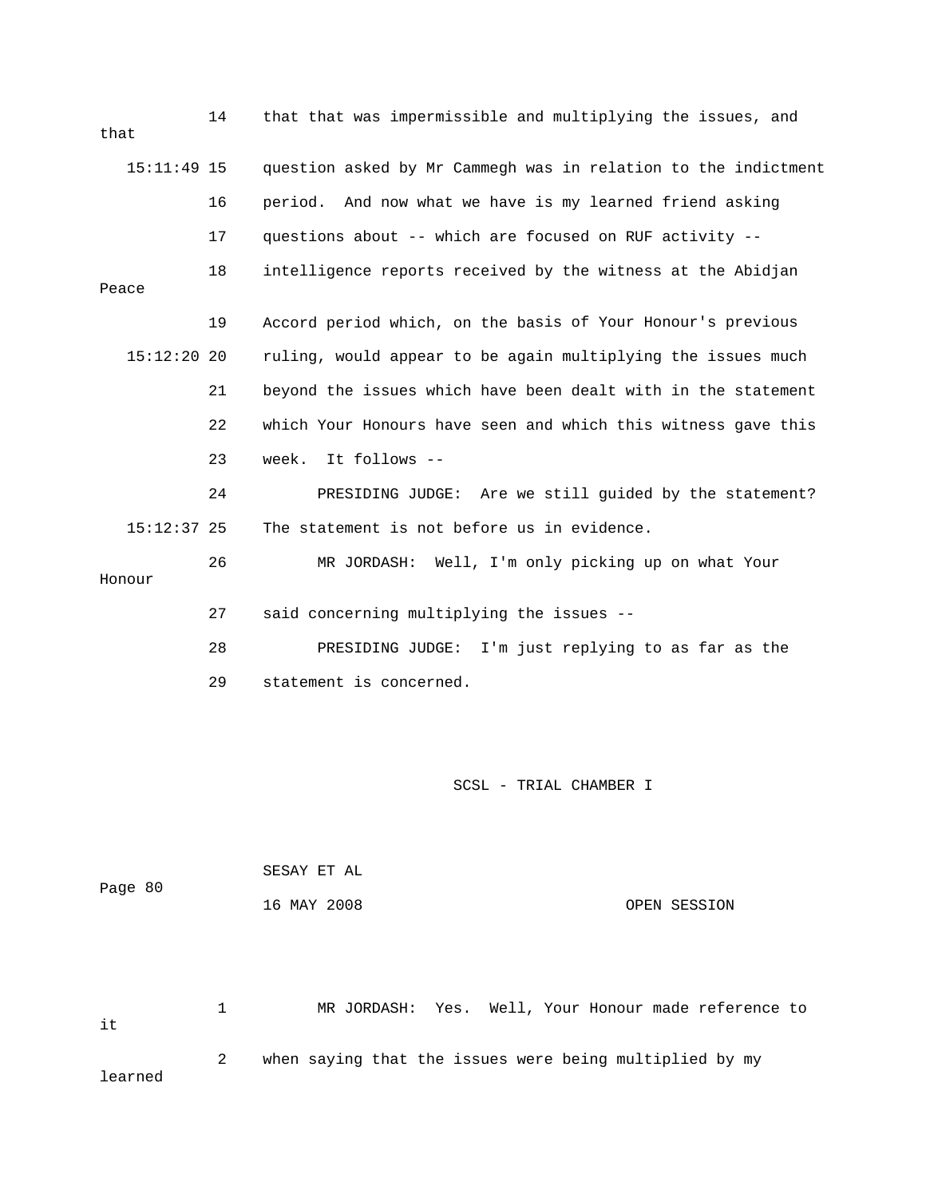14 that that was impermissible and multiplying the issues, and that

15:11:49 15 question asked by Mr Cammegh was in relation to the indictment

16 period. And now what we have is my learned friend asking

17 questions about -- which are focused on RUF activity --

18 intelligence reports received by the witness at the Abidjan Peace

19 Accord period which, on the basis of Your Honour's previous

15:12:20 20 ruling, would appear to be again multiplying the issues much

21 beyond the issues which have been dealt with in the statement

22 which Your Honours have seen and which this witness gave this

23 week. It follows --

24 PRESIDING JUDGE: Are we still guided by the statement?

15:12:37 25 The statement is not before us in evidence.

26 MR JORDASH: Well, I'm only picking up on what Your Honour

27 said concerning multiplying the issues --

28 PRESIDING JUDGE: I'm just replying to as far as the

29 statement is concerned.

1 MR JORDASH: Yes. Well, Your Honour made reference to it

2 when saying that the issues were being multiplied by my learned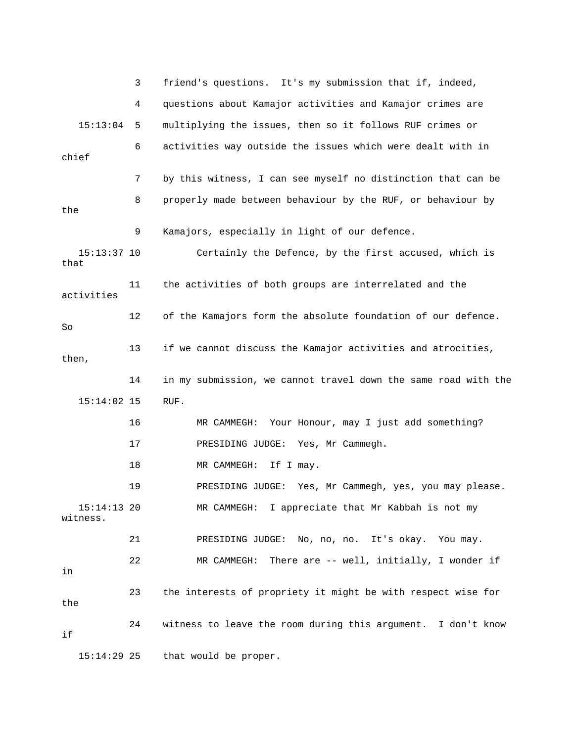3 friend's questions. It's my submission that if, indeed,

4 questions about Kamajor activities and Kamajor crimes are

15:13:04 5 multiplying the issues, then so it follows RUF crimes or

6 activities way outside the issues which were dealt with in chief

7 by this witness, I can see myself no distinction that can be

8 properly made between behaviour by the RUF, or behaviour by the

9 Kamajors, especially in light of our defence.

15:13:37 10 Certainly the Defence, by the first accused, which is that

11 the activities of both groups are interrelated and the activities

12 of the Kamajors form the absolute foundation of our defence. So

13 if we cannot discuss the Kamajor activities and atrocities, then,

14 in my submission, we cannot travel down the same road with the

15:14:02 15 RUF.

16 MR CAMMEGH: Your Honour, may I just add something?

17 PRESIDING JUDGE: Yes, Mr Cammegh.

18 MR CAMMEGH: If I may.

19 PRESIDING JUDGE: Yes, Mr Cammegh, yes, you may please.

15:14:13 20 MR CAMMEGH: I appreciate that Mr Kabbah is not my witness.

21 PRESIDING JUDGE: No, no, no. It's okay. You may.

22 MR CAMMEGH: There are -- well, initially, I wonder if in

23 the interests of propriety it might be with respect wise for the

24 witness to leave the room during this argument. I don't know if

15:14:29 25 that would be proper.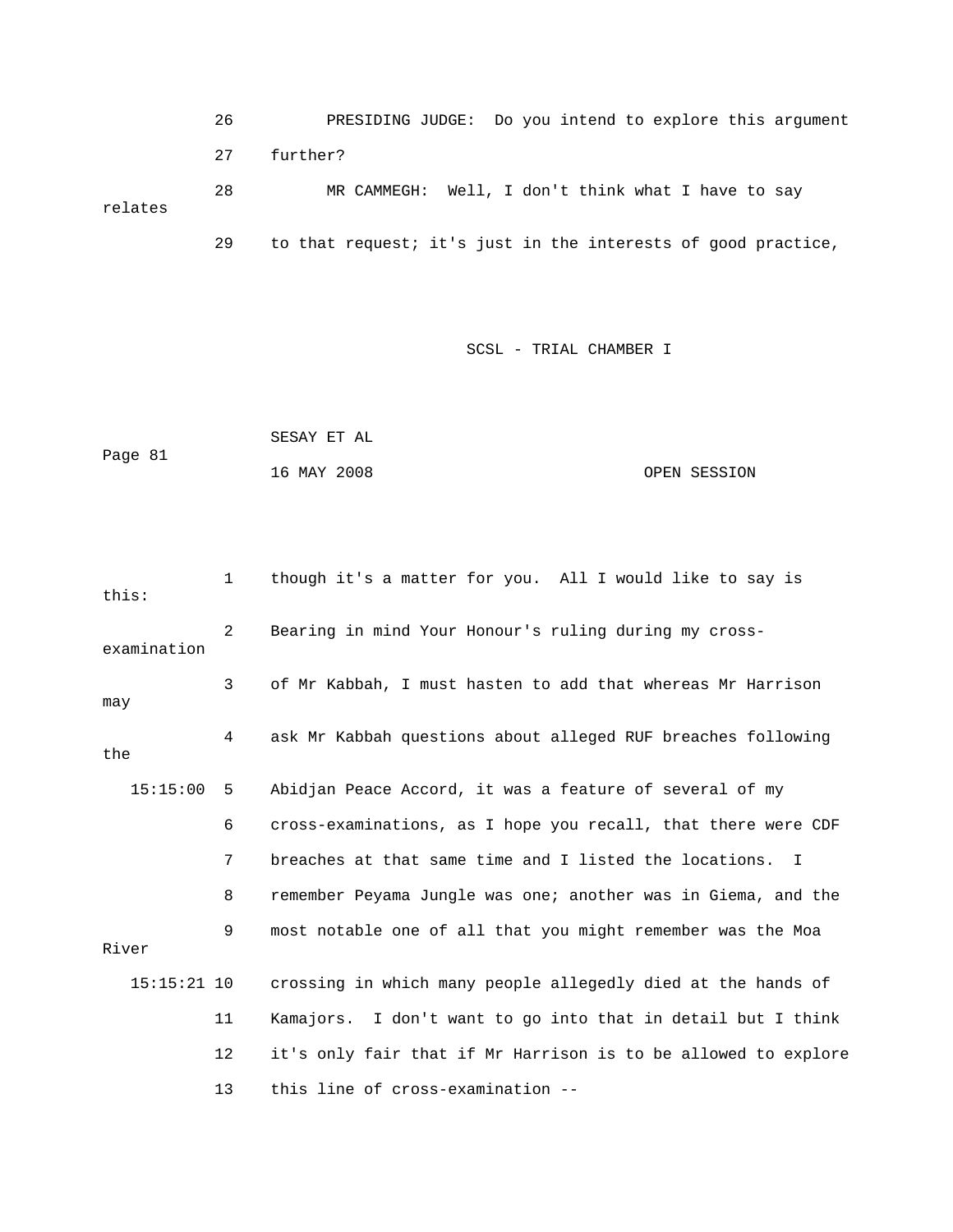26 PRESIDING JUDGE: Do you intend to explore this argument

27 further?

28 MR CAMMEGH: Well, I don't think what I have to say relates

29 to that request; it's just in the interests of good practice,

1 though it's a matter for you. All I would like to say is this:

2 Bearing in mind Your Honour's ruling during my cross-examination

3 of Mr Kabbah, I must hasten to add that whereas Mr Harrison may

4 ask Mr Kabbah questions about alleged RUF breaches following the

15:15:00 5 Abidjan Peace Accord, it was a feature of several of my

6 cross-examinations, as I hope you recall, that there were CDF

7 breaches at that same time and I listed the locations. I

8 remember Peyama Jungle was one; another was in Giema, and the

9 most notable one of all that you might remember was the Moa River

15:15:21 10 crossing in which many people allegedly died at the hands of

11 Kamajors. I don't want to go into that in detail but I think

12 it's only fair that if Mr Harrison is to be allowed to explore

13 this line of cross-examination --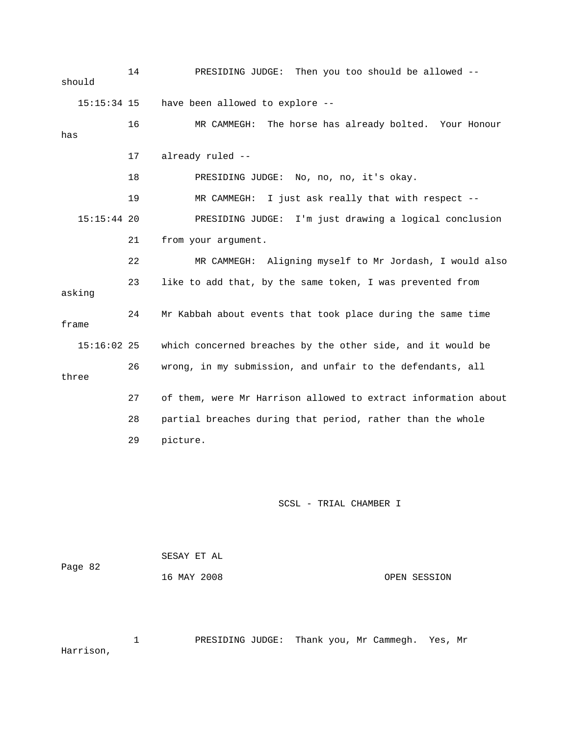14 PRESIDING JUDGE: Then you too should be allowed -- should

15:15:34 15 have been allowed to explore --

16 MR CAMMEGH: The horse has already bolted. Your Honour has

17 already ruled --

18 PRESIDING JUDGE: No, no, no, it's okay.

19 MR CAMMEGH: I just ask really that with respect --

15:15:44 20 PRESIDING JUDGE: I'm just drawing a logical conclusion

21 from your argument.

22 MR CAMMEGH: Aligning myself to Mr Jordash, I would also

23 like to add that, by the same token, I was prevented from asking

24 Mr Kabbah about events that took place during the same time frame

15:16:02 25 which concerned breaches by the other side, and it would be

26 wrong, in my submission, and unfair to the defendants, all three

27 of them, were Mr Harrison allowed to extract information about

28 partial breaches during that period, rather than the whole

29 picture.

1 PRESIDING JUDGE: Thank you, Mr Cammegh. Yes, Mr Harrison,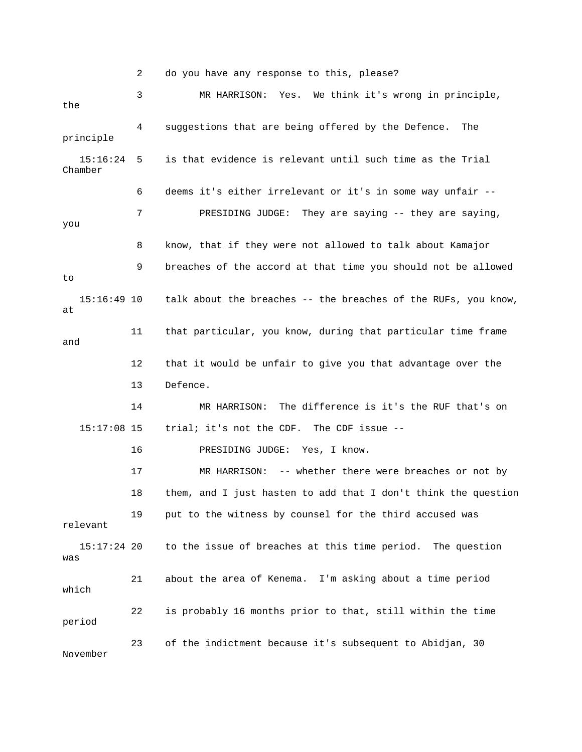2 do you have any response to this, please?

3 MR HARRISON: Yes. We think it's wrong in principle, the

4 suggestions that are being offered by the Defence. The principle

15:16:24 5 is that evidence is relevant until such time as the Trial Chamber

6 deems it's either irrelevant or it's in some way unfair --

7 PRESIDING JUDGE: They are saying -- they are saying, you

8 know, that if they were not allowed to talk about Kamajor

9 breaches of the accord at that time you should not be allowed to

15:16:49 10 talk about the breaches -- the breaches of the RUFs, you know, at

11 that particular, you know, during that particular time frame and

12 that it would be unfair to give you that advantage over the

13 Defence.

14 MR HARRISON: The difference is it's the RUF that's on

15:17:08 15 trial; it's not the CDF. The CDF issue --

16 PRESIDING JUDGE: Yes, I know.

17 MR HARRISON: -- whether there were breaches or not by

18 them, and I just hasten to add that I don't think the question

19 put to the witness by counsel for the third accused was relevant

15:17:24 20 to the issue of breaches at this time period. The question was

21 about the area of Kenema. I'm asking about a time period which

22 is probably 16 months prior to that, still within the time period

23 of the indictment because it's subsequent to Abidjan, 30 November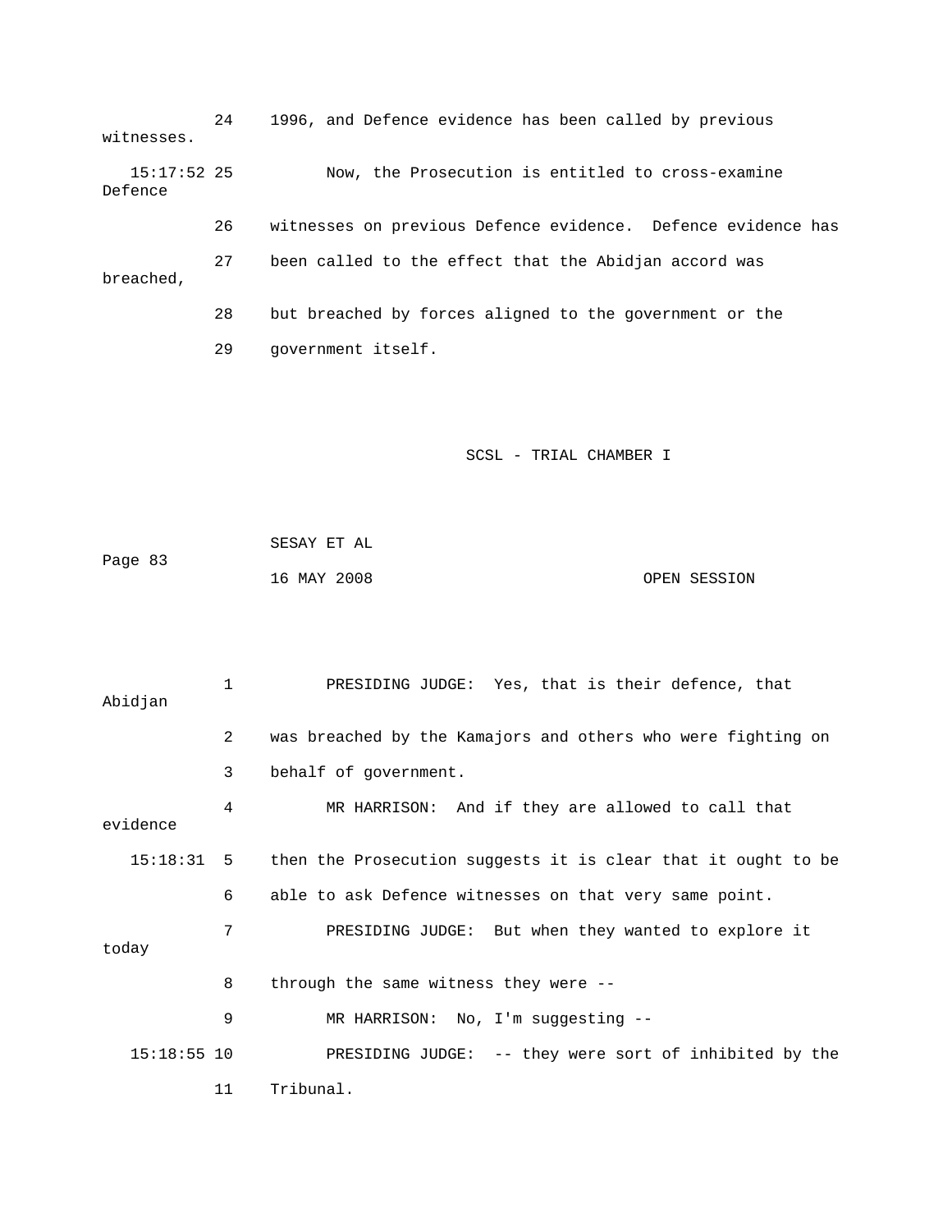24 1996, and Defence evidence has been called by previous witnesses.

15:17:52 25 Now, the Prosecution is entitled to cross-examine Defence

26 witnesses on previous Defence evidence. Defence evidence has

27 been called to the effect that the Abidjan accord was breached,

28 but breached by forces aligned to the government or the

29 government itself.

1 PRESIDING JUDGE: Yes, that is their defence, that Abidjan

2 was breached by the Kamajors and others who were fighting on

3 behalf of government.

4 MR HARRISON: And if they are allowed to call that evidence

15:18:31 5 then the Prosecution suggests it is clear that it ought to be

6 able to ask Defence witnesses on that very same point.

7 PRESIDING JUDGE: But when they wanted to explore it today

8 through the same witness they were --

9 MR HARRISON: No, I'm suggesting --

15:18:55 10 PRESIDING JUDGE: -- they were sort of inhibited by the

11 Tribunal.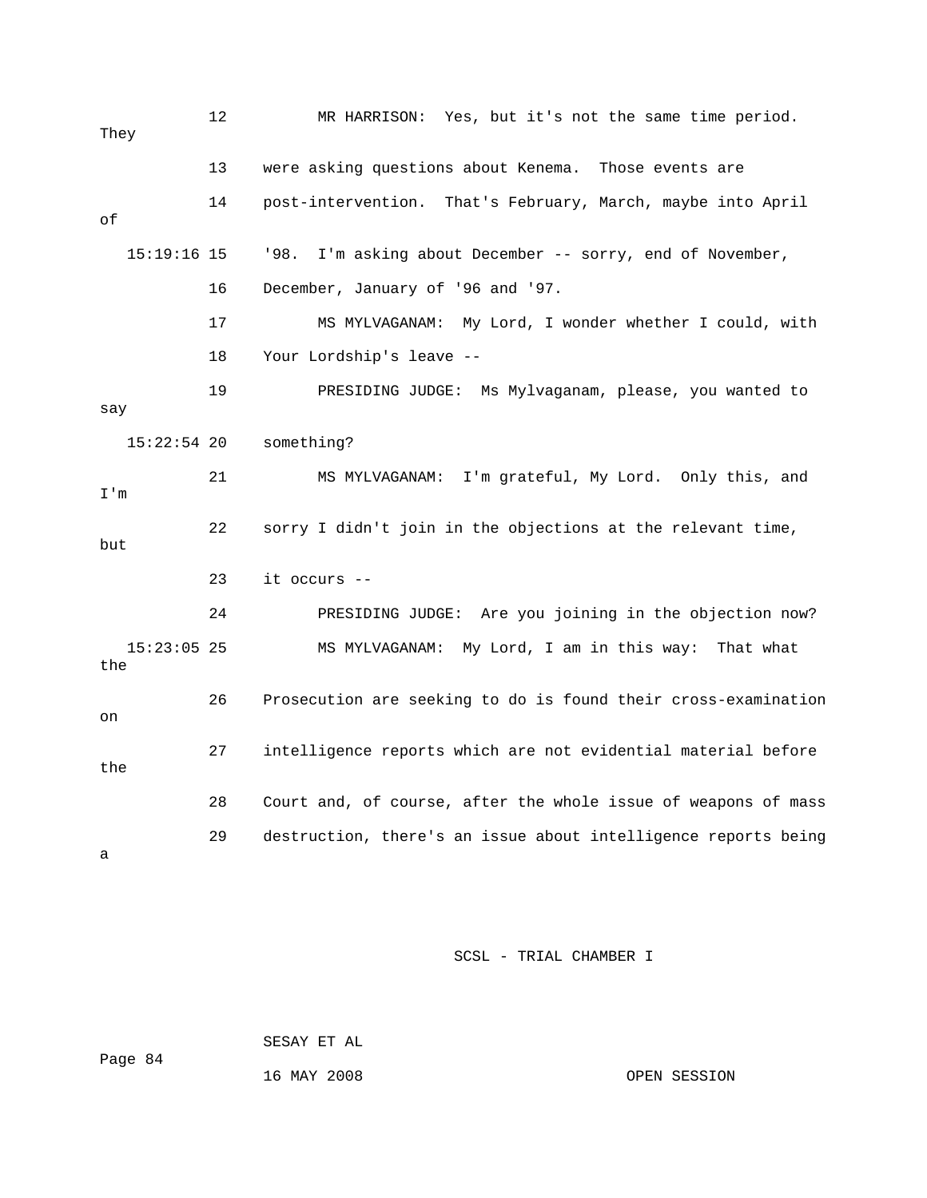12 MR HARRISON: Yes, but it's not the same time period. They

13 were asking questions about Kenema. Those events are

14 post-intervention. That's February, March, maybe into April of

15:19:16 15 '98. I'm asking about December -- sorry, end of November,

16 December, January of '96 and '97.

17 MS MYLVAGANAM: My Lord, I wonder whether I could, with

18 Your Lordship's leave --

19 PRESIDING JUDGE: Ms Mylvaganam, please, you wanted to say

15:22:54 20 something?

21 MS MYLVAGANAM: I'm grateful, My Lord. Only this, and I'm

22 sorry I didn't join in the objections at the relevant time, but

23 it occurs --

24 PRESIDING JUDGE: Are you joining in the objection now?

15:23:05 25 MS MYLVAGANAM: My Lord, I am in this way: That what the

26 Prosecution are seeking to do is found their cross-examination on

27 intelligence reports which are not evidential material before the

28 Court and, of course, after the whole issue of weapons of mass

29 destruction, there's an issue about intelligence reports being a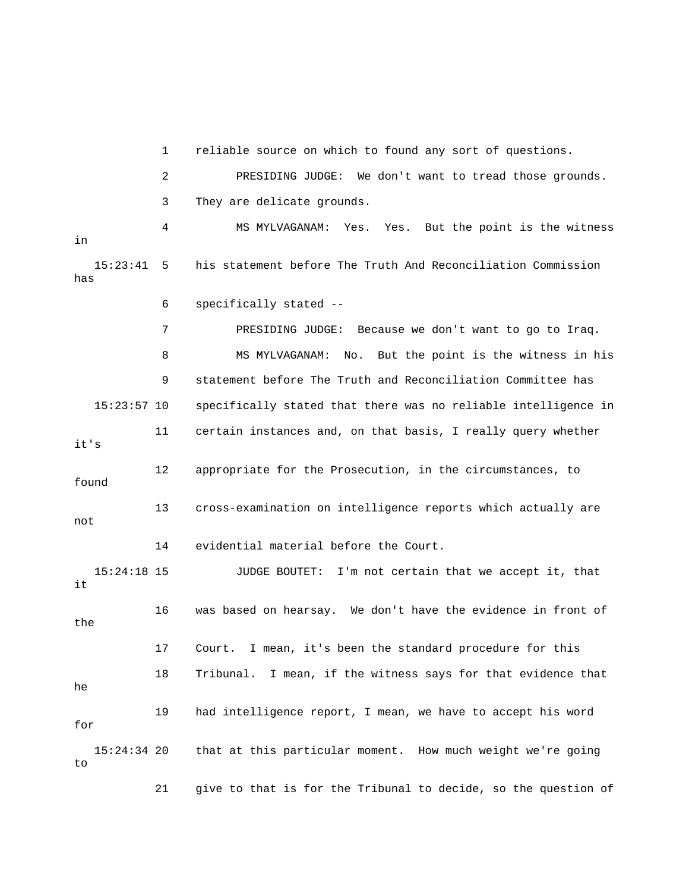1 reliable source on which to found any sort of questions.

2 PRESIDING JUDGE: We don't want to tread those grounds.

3 They are delicate grounds.

4 MS MYLVAGANAM: Yes. Yes. But the point is the witness in

15:23:41 5 his statement before The Truth And Reconciliation Commission has

6 specifically stated --

7 PRESIDING JUDGE: Because we don't want to go to Iraq.

8 MS MYLVAGANAM: No. But the point is the witness in his

9 statement before The Truth and Reconciliation Committee has

15:23:57 10 specifically stated that there was no reliable intelligence in

11 certain instances and, on that basis, I really query whether it's

12 appropriate for the Prosecution, in the circumstances, to found

13 cross-examination on intelligence reports which actually are not

14 evidential material before the Court.

15:24:18 15 JUDGE BOUTET: I'm not certain that we accept it, that it

16 was based on hearsay. We don't have the evidence in front of the

17 Court. I mean, it's been the standard procedure for this

18 Tribunal. I mean, if the witness says for that evidence that he

19 had intelligence report, I mean, we have to accept his word for

15:24:34 20 that at this particular moment. How much weight we're going to

21 give to that is for the Tribunal to decide, so the question of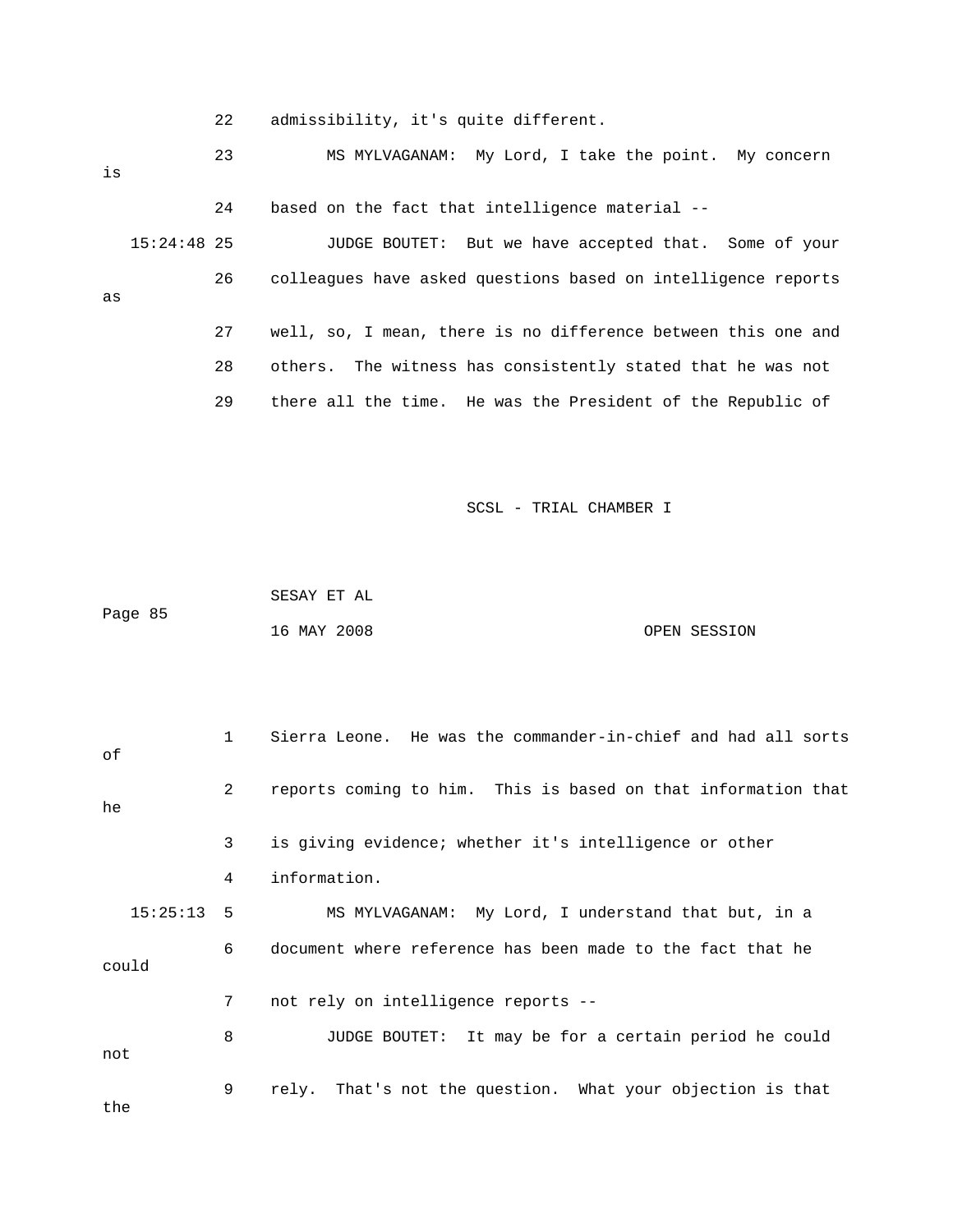22 admissibility, it's quite different.

23 MS MYLVAGANAM: My Lord, I take the point. My concern is

24 based on the fact that intelligence material --

15:24:48 25 JUDGE BOUTET: But we have accepted that. Some of your

26 colleagues have asked questions based on intelligence reports as

27 well, so, I mean, there is no difference between this one and

28 others. The witness has consistently stated that he was not

29 there all the time. He was the President of the Republic of

1 Sierra Leone. He was the commander-in-chief and had all sorts of

2 reports coming to him. This is based on that information that he

3 is giving evidence; whether it's intelligence or other

4 information.

15:25:13 5 MS MYLVAGANAM: My Lord, I understand that but, in a

6 document where reference has been made to the fact that he could

7 not rely on intelligence reports --

8 JUDGE BOUTET: It may be for a certain period he could not

9 rely. That's not the question. What your objection is that the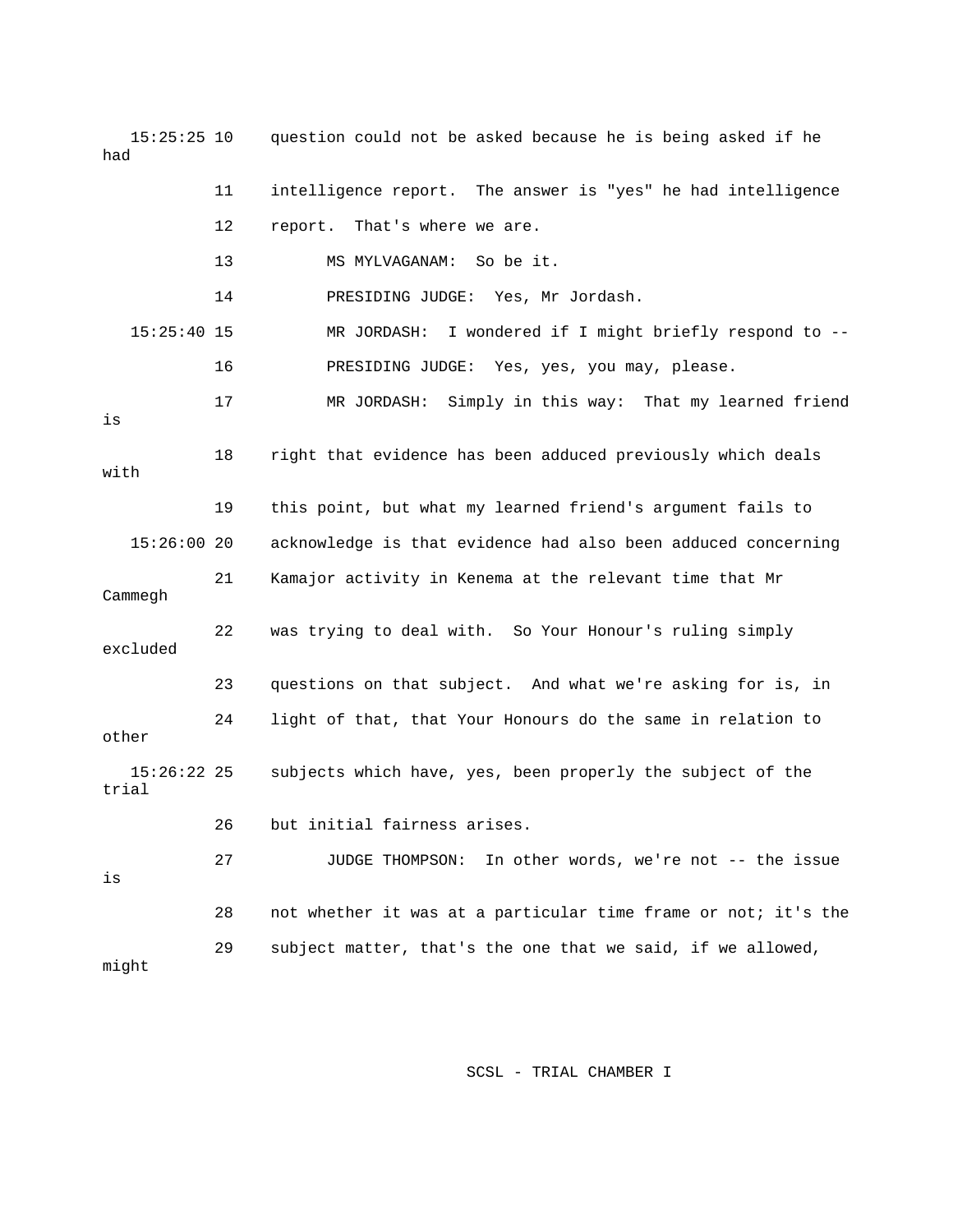15:25:25 10 question could not be asked because he is being asked if he had

11 intelligence report. The answer is "yes" he had intelligence

12 report. That's where we are.

13 MS MYLVAGANAM: So be it.

14 PRESIDING JUDGE: Yes, Mr Jordash.

15:25:40 15 MR JORDASH: I wondered if I might briefly respond to --

16 PRESIDING JUDGE: Yes, yes, you may, please.

17 MR JORDASH: Simply in this way: That my learned friend is

18 right that evidence has been adduced previously which deals with

19 this point, but what my learned friend's argument fails to

15:26:00 20 acknowledge is that evidence had also been adduced concerning

21 Kamajor activity in Kenema at the relevant time that Mr Cammegh

22 was trying to deal with. So Your Honour's ruling simply excluded

23 questions on that subject. And what we're asking for is, in

24 light of that, that Your Honours do the same in relation to other

15:26:22 25 subjects which have, yes, been properly the subject of the trial

26 but initial fairness arises.

27 JUDGE THOMPSON: In other words, we're not -- the issue is

28 not whether it was at a particular time frame or not; it's the

29 subject matter, that's the one that we said, if we allowed, might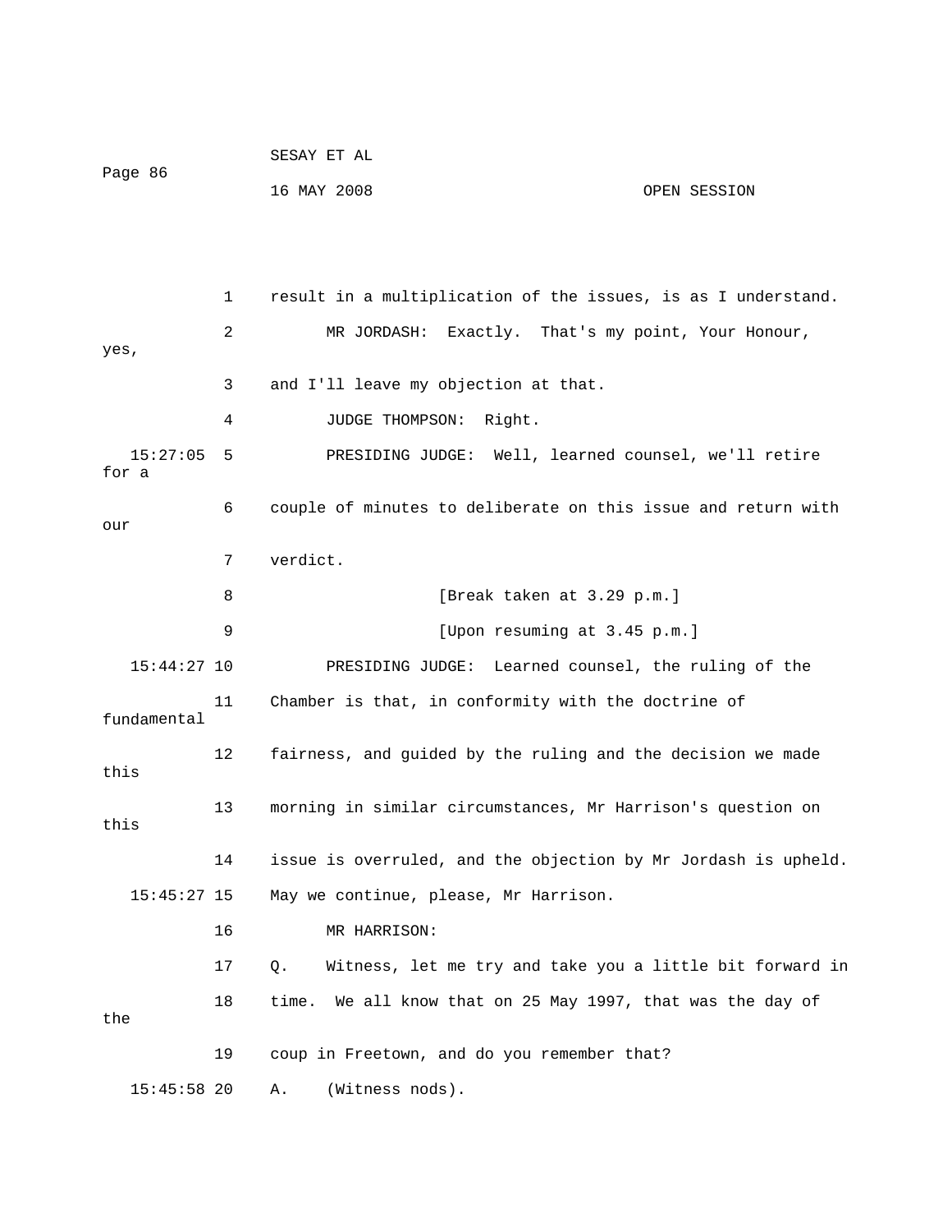1 result in a multiplication of the issues, is as I understand.

2 MR JORDASH: Exactly. That's my point, Your Honour, yes,

3 and I'll leave my objection at that.

4 JUDGE THOMPSON: Right.

15:27:05 5 PRESIDING JUDGE: Well, learned counsel, we'll retire for a

6 couple of minutes to deliberate on this issue and return with our

7 verdict.

8 [Break taken at 3.29 p.m.]

9 [Upon resuming at 3.45 p.m.]

15:44:27 10 PRESIDING JUDGE: Learned counsel, the ruling of the

11 Chamber is that, in conformity with the doctrine of fundamental

12 fairness, and guided by the ruling and the decision we made this

13 morning in similar circumstances, Mr Harrison's question on this

14 issue is overruled, and the objection by Mr Jordash is upheld.

15:45:27 15 May we continue, please, Mr Harrison.

16 MR HARRISON:

17 Q. Witness, let me try and take you a little bit forward in

18 time. We all know that on 25 May 1997, that was the day of the

19 coup in Freetown, and do you remember that?

15:45:58 20 A. (Witness nods).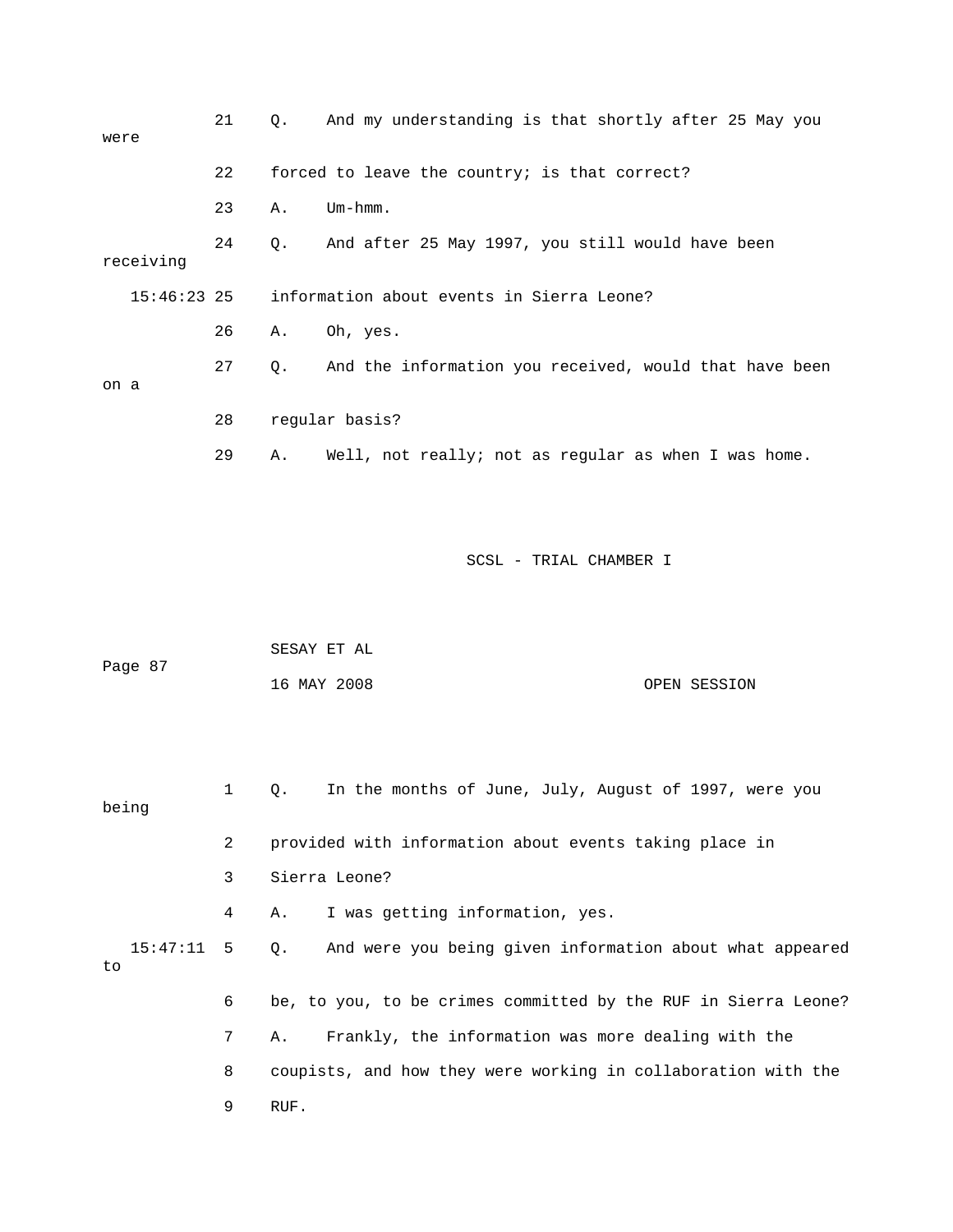21 Q. And my understanding is that shortly after 25 May you were

22 forced to leave the country; is that correct?

23 A. Um-hmm.

24 Q. And after 25 May 1997, you still would have been receiving

15:46:23 25 information about events in Sierra Leone?

26 A. Oh, yes.

27 Q. And the information you received, would that have been on a

28 regular basis?

29 A. Well, not really; not as regular as when I was home.

1 Q. In the months of June, July, August of 1997, were you being

2 provided with information about events taking place in

3 Sierra Leone?

4 A. I was getting information, yes.

15:47:11 5 Q. And were you being given information about what appeared to

6 be, to you, to be crimes committed by the RUF in Sierra Leone?

7 A. Frankly, the information was more dealing with the

8 coupists, and how they were working in collaboration with the

9 RUF.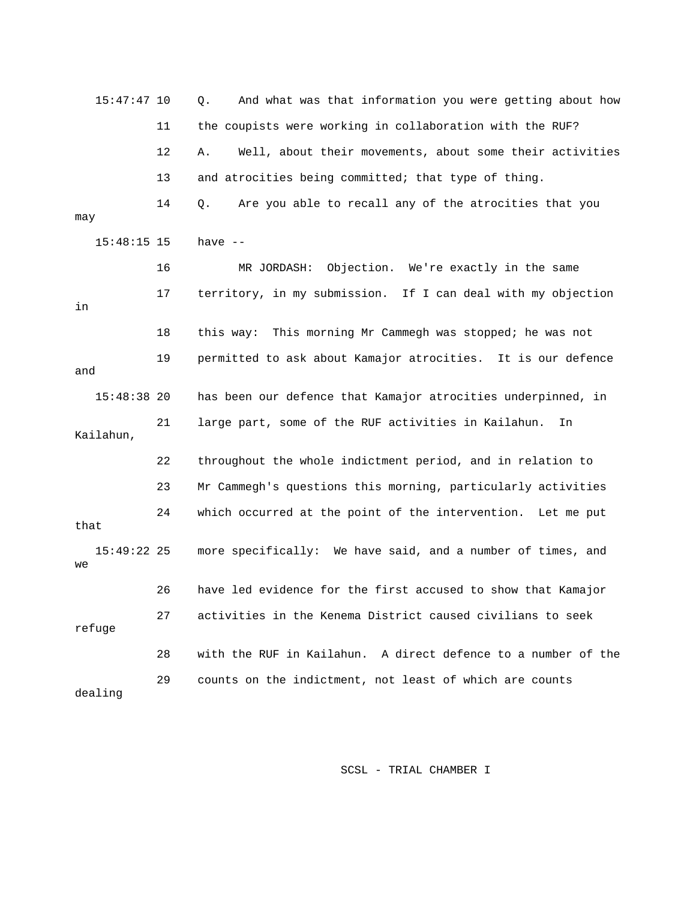15:47:47 10 Q. And what was that information you were getting about how

11 the coupists were working in collaboration with the RUF?

12 A. Well, about their movements, about some their activities

13 and atrocities being committed; that type of thing.

14 Q. Are you able to recall any of the atrocities that you may

15:48:15 15 have --

16 MR JORDASH: Objection. We're exactly in the same

17 territory, in my submission. If I can deal with my objection in

18 this way: This morning Mr Cammegh was stopped; he was not

19 permitted to ask about Kamajor atrocities. It is our defence and

15:48:38 20 has been our defence that Kamajor atrocities underpinned, in

21 large part, some of the RUF activities in Kailahun. In Kailahun,

22 throughout the whole indictment period, and in relation to

23 Mr Cammegh's questions this morning, particularly activities

24 which occurred at the point of the intervention. Let me put that

15:49:22 25 more specifically: We have said, and a number of times, and we

26 have led evidence for the first accused to show that Kamajor

27 activities in the Kenema District caused civilians to seek refuge

28 with the RUF in Kailahun. A direct defence to a number of the

29 counts on the indictment, not least of which are counts dealing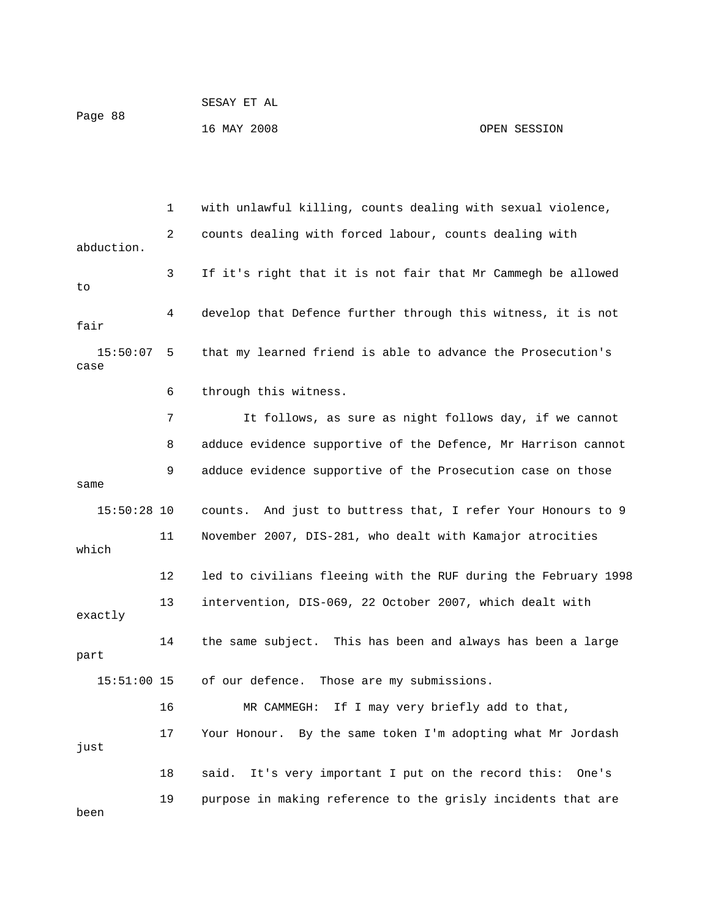1 with unlawful killing, counts dealing with sexual violence,

2 counts dealing with forced labour, counts dealing with abduction.

3 If it's right that it is not fair that Mr Cammegh be allowed to

4 develop that Defence further through this witness, it is not fair

15:50:07 5 that my learned friend is able to advance the Prosecution's case

6 through this witness.

7 It follows, as sure as night follows day, if we cannot

8 adduce evidence supportive of the Defence, Mr Harrison cannot

9 adduce evidence supportive of the Prosecution case on those same

15:50:28 10 counts. And just to buttress that, I refer Your Honours to 9

11 November 2007, DIS-281, who dealt with Kamajor atrocities which

12 led to civilians fleeing with the RUF during the February 1998

13 intervention, DIS-069, 22 October 2007, which dealt with exactly

14 the same subject. This has been and always has been a large part

15:51:00 15 of our defence. Those are my submissions.

16 MR CAMMEGH: If I may very briefly add to that,

17 Your Honour. By the same token I'm adopting what Mr Jordash just

18 said. It's very important I put on the record this: One's

19 purpose in making reference to the grisly incidents that are been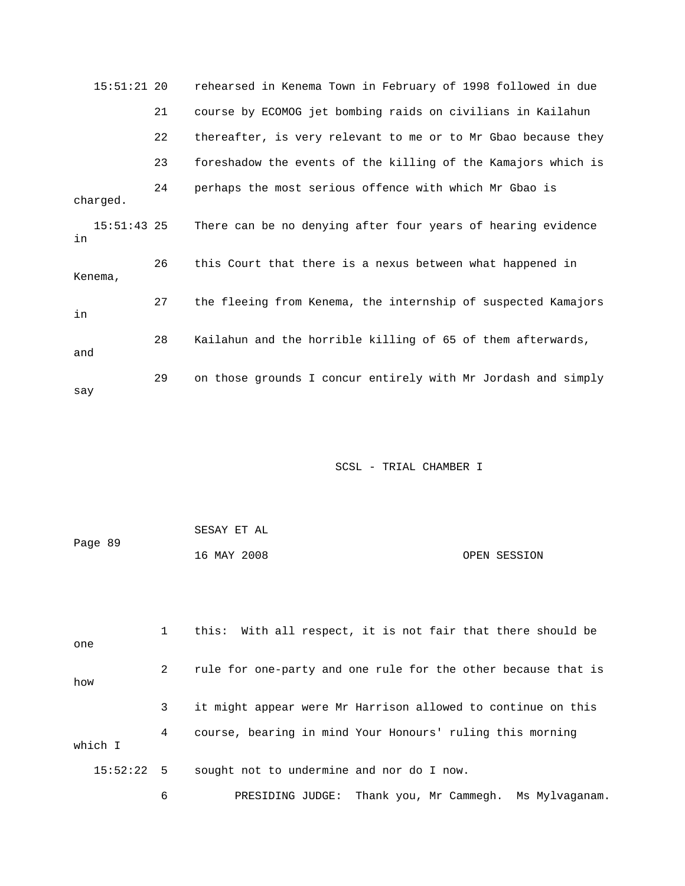15:51:21 20 rehearsed in Kenema Town in February of 1998 followed in due

21 course by ECOMOG jet bombing raids on civilians in Kailahun

22 thereafter, is very relevant to me or to Mr Gbao because they

23 foreshadow the events of the killing of the Kamajors which is

24 perhaps the most serious offence with which Mr Gbao is charged.

15:51:43 25 There can be no denying after four years of hearing evidence in

26 this Court that there is a nexus between what happened in Kenema,

27 the fleeing from Kenema, the internship of suspected Kamajors in

28 Kailahun and the horrible killing of 65 of them afterwards, and

29 on those grounds I concur entirely with Mr Jordash and simply say

1 this: With all respect, it is not fair that there should be one

2 rule for one-party and one rule for the other because that is how

3 it might appear were Mr Harrison allowed to continue on this

4 course, bearing in mind Your Honours' ruling this morning which I

15:52:22 5 sought not to undermine and nor do I now.

6 PRESIDING JUDGE: Thank you, Mr Cammegh. Ms Mylvaganam.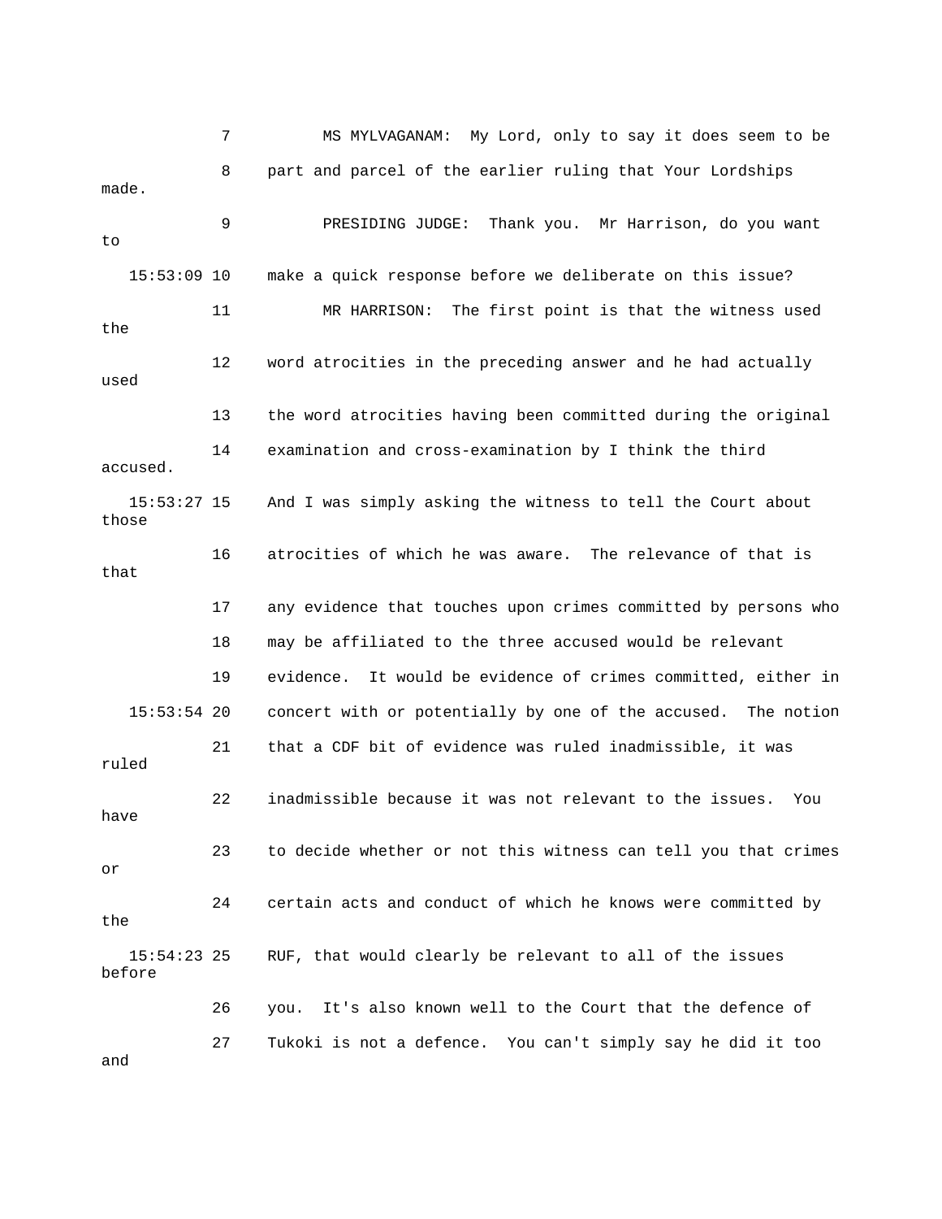7 MS MYLVAGANAM: My Lord, only to say it does seem to be

8 part and parcel of the earlier ruling that Your Lordships made.

9 PRESIDING JUDGE: Thank you. Mr Harrison, do you want to

15:53:09 10 make a quick response before we deliberate on this issue?

11 MR HARRISON: The first point is that the witness used the

12 word atrocities in the preceding answer and he had actually used

13 the word atrocities having been committed during the original

14 examination and cross-examination by I think the third accused.

15:53:27 15 And I was simply asking the witness to tell the Court about those

16 atrocities of which he was aware. The relevance of that is that

17 any evidence that touches upon crimes committed by persons who

18 may be affiliated to the three accused would be relevant

19 evidence. It would be evidence of crimes committed, either in

15:53:54 20 concert with or potentially by one of the accused. The notion

21 that a CDF bit of evidence was ruled inadmissible, it was ruled

22 inadmissible because it was not relevant to the issues. You have

23 to decide whether or not this witness can tell you that crimes or

24 certain acts and conduct of which he knows were committed by the

15:54:23 25 RUF, that would clearly be relevant to all of the issues before

26 you. It's also known well to the Court that the defence of

27 Tukoki is not a defence. You can't simply say he did it too and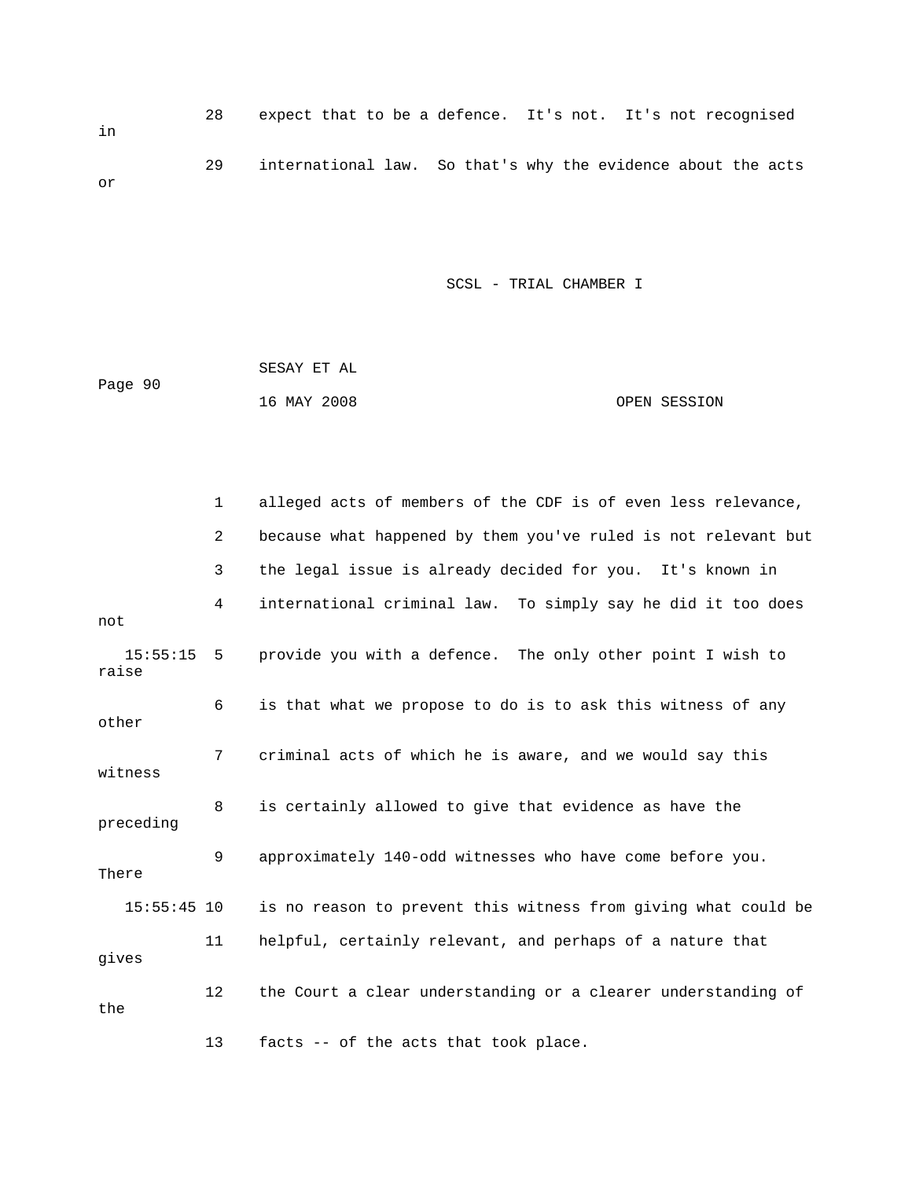28 expect that to be a defence. It's not. It's not recognised in

29 international law. So that's why the evidence about the acts or

1 alleged acts of members of the CDF is of even less relevance,

2 because what happened by them you've ruled is not relevant but

3 the legal issue is already decided for you. It's known in

4 international criminal law. To simply say he did it too does not

15:55:15 5 provide you with a defence. The only other point I wish to raise

6 is that what we propose to do is to ask this witness of any other

7 criminal acts of which he is aware, and we would say this witness

8 is certainly allowed to give that evidence as have the preceding

9 approximately 140-odd witnesses who have come before you. There

15:55:45 10 is no reason to prevent this witness from giving what could be

11 helpful, certainly relevant, and perhaps of a nature that gives

12 the Court a clear understanding or a clearer understanding of the

13 facts -- of the acts that took place.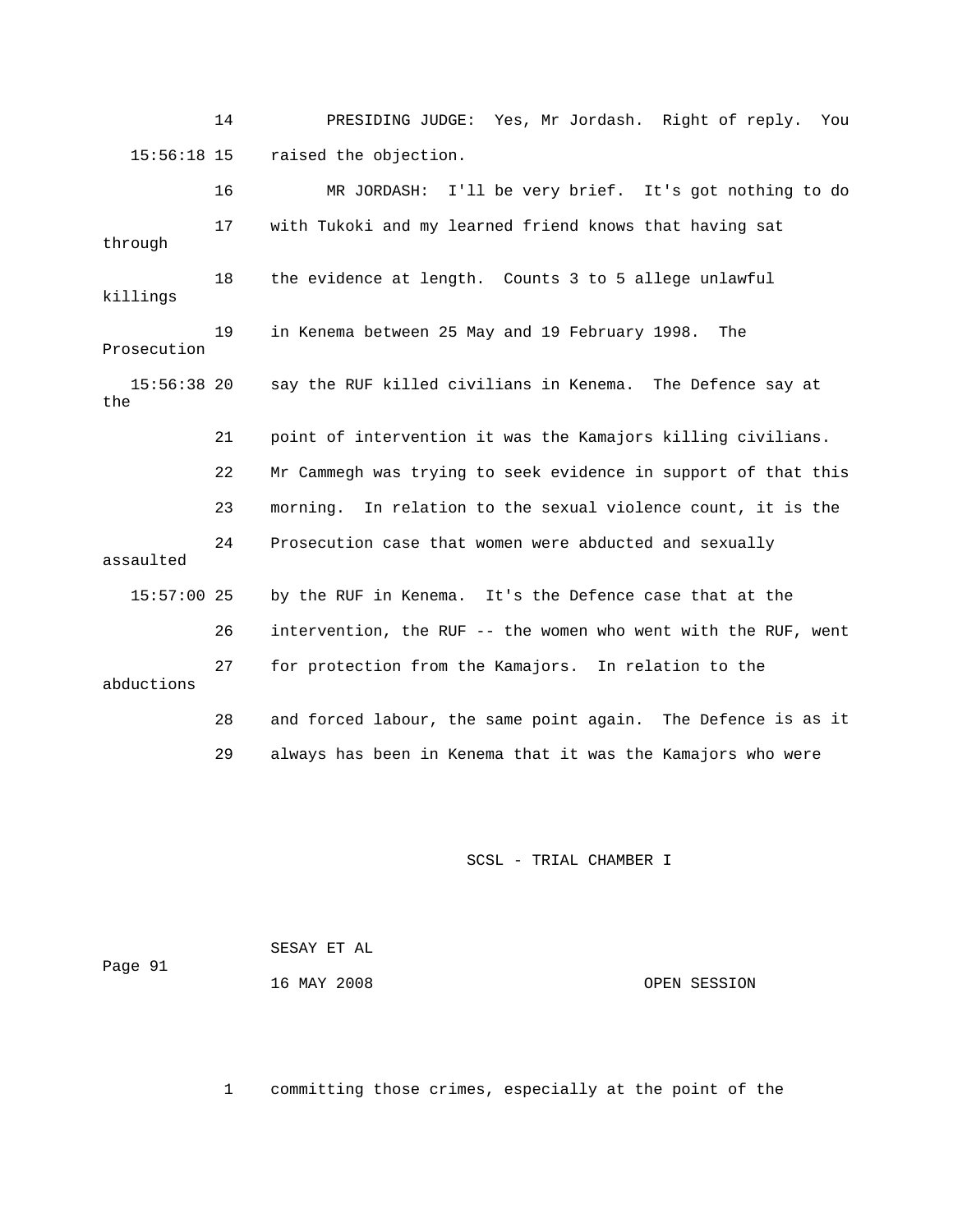14 PRESIDING JUDGE: Yes, Mr Jordash. Right of reply. You

15:56:18 15 raised the objection.

16 MR JORDASH: I'll be very brief. It's got nothing to do

17 with Tukoki and my learned friend knows that having sat through

18 the evidence at length. Counts 3 to 5 allege unlawful killings

19 in Kenema between 25 May and 19 February 1998. The Prosecution

15:56:38 20 say the RUF killed civilians in Kenema. The Defence say at the

21 point of intervention it was the Kamajors killing civilians.

22 Mr Cammegh was trying to seek evidence in support of that this

23 morning. In relation to the sexual violence count, it is the

24 Prosecution case that women were abducted and sexually assaulted

15:57:00 25 by the RUF in Kenema. It's the Defence case that at the

26 intervention, the RUF -- the women who went with the RUF, went

27 for protection from the Kamajors. In relation to the abductions

28 and forced labour, the same point again. The Defence is as it

29 always has been in Kenema that it was the Kamajors who were

1 committing those crimes, especially at the point of the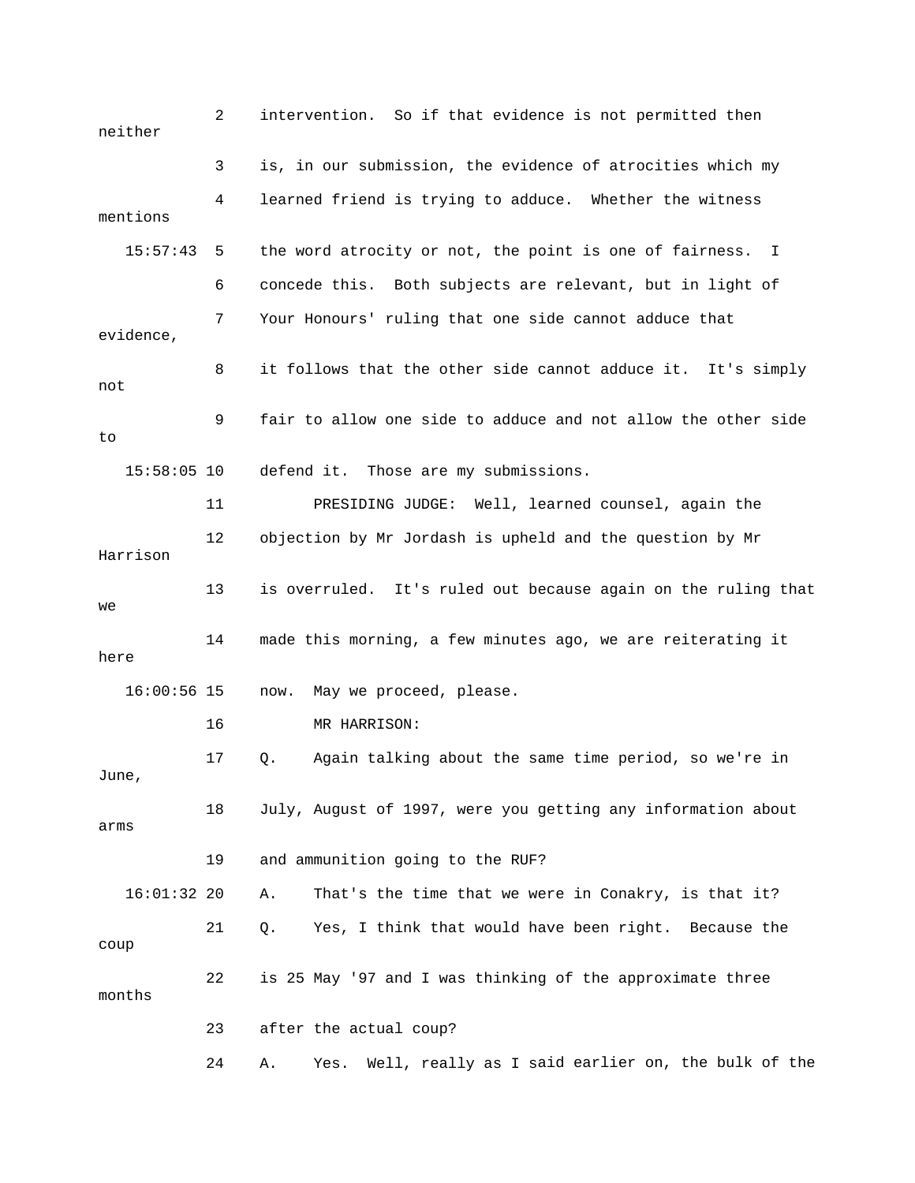2 intervention. So if that evidence is not permitted then neither

3 is, in our submission, the evidence of atrocities which my

4 learned friend is trying to adduce. Whether the witness mentions

15:57:43 5 the word atrocity or not, the point is one of fairness. I

6 concede this. Both subjects are relevant, but in light of

7 Your Honours' ruling that one side cannot adduce that evidence,

8 it follows that the other side cannot adduce it. It's simply not

9 fair to allow one side to adduce and not allow the other side to

15:58:05 10 defend it. Those are my submissions.

11 PRESIDING JUDGE: Well, learned counsel, again the

12 objection by Mr Jordash is upheld and the question by Mr Harrison

13 is overruled. It's ruled out because again on the ruling that we

14 made this morning, a few minutes ago, we are reiterating it here

16:00:56 15 now. May we proceed, please.

16 MR HARRISON:

17 Q. Again talking about the same time period, so we're in June,

18 July, August of 1997, were you getting any information about arms

19 and ammunition going to the RUF?

16:01:32 20 A. That's the time that we were in Conakry, is that it?

21 Q. Yes, I think that would have been right. Because the coup

22 is 25 May '97 and I was thinking of the approximate three months

23 after the actual coup?

24 A. Yes. Well, really as I said earlier on, the bulk of the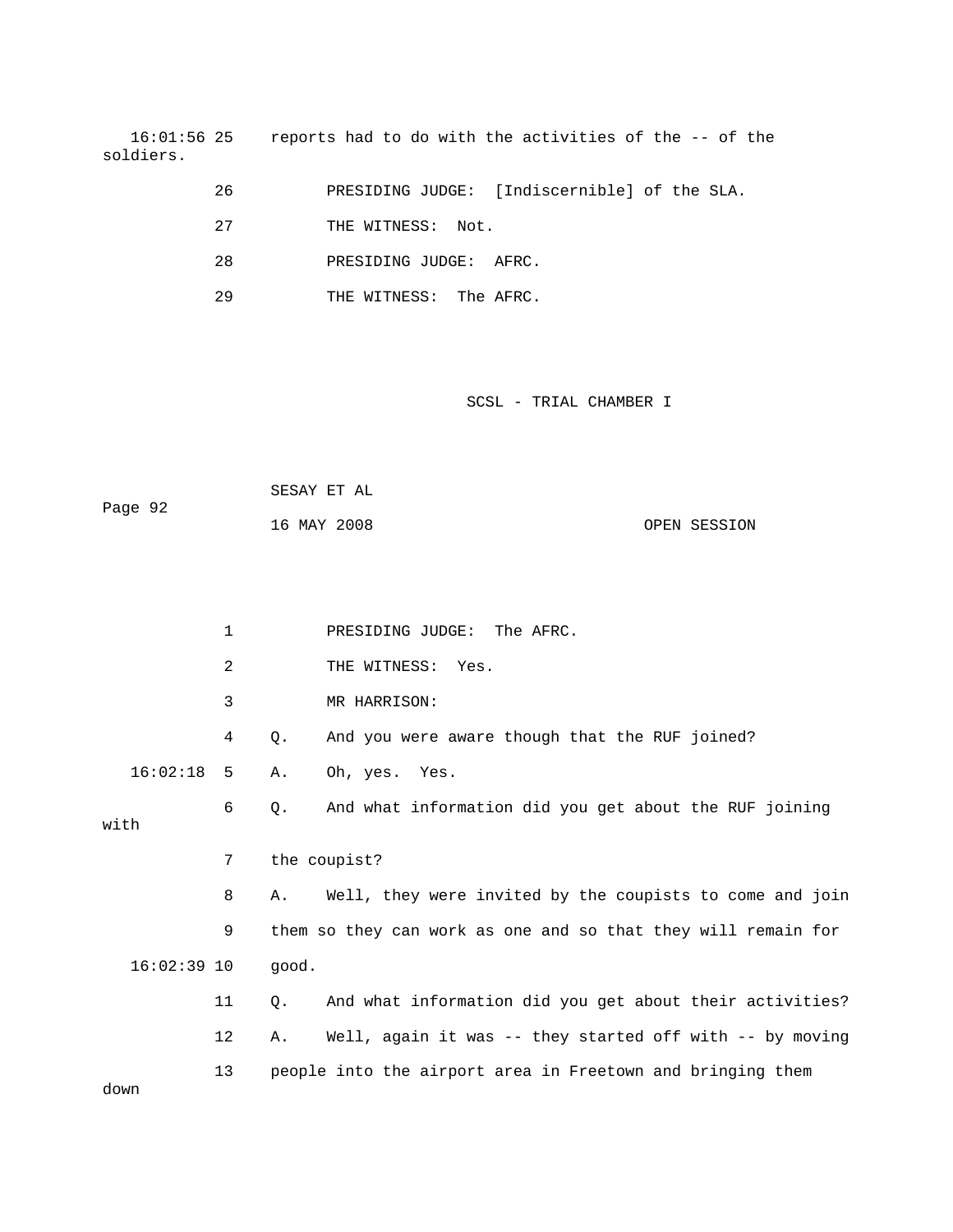16:01:56 25 reports had to do with the activities of the -- of the soldiers.

26 PRESIDING JUDGE: [Indiscernible] of the SLA.

27 THE WITNESS: Not.

28 PRESIDING JUDGE: AFRC.

29 THE WITNESS: The AFRC.

1 PRESIDING JUDGE: The AFRC.

2 THE WITNESS: Yes.

3 MR HARRISON:

4 Q. And you were aware though that the RUF joined?

16:02:18 5 A. Oh, yes. Yes.

6 Q. And what information did you get about the RUF joining with

7 the coupist?

8 A. Well, they were invited by the coupists to come and join

9 them so they can work as one and so that they will remain for

16:02:39 10 good.

11 Q. And what information did you get about their activities?

12 A. Well, again it was -- they started off with -- by moving

13 people into the airport area in Freetown and bringing them down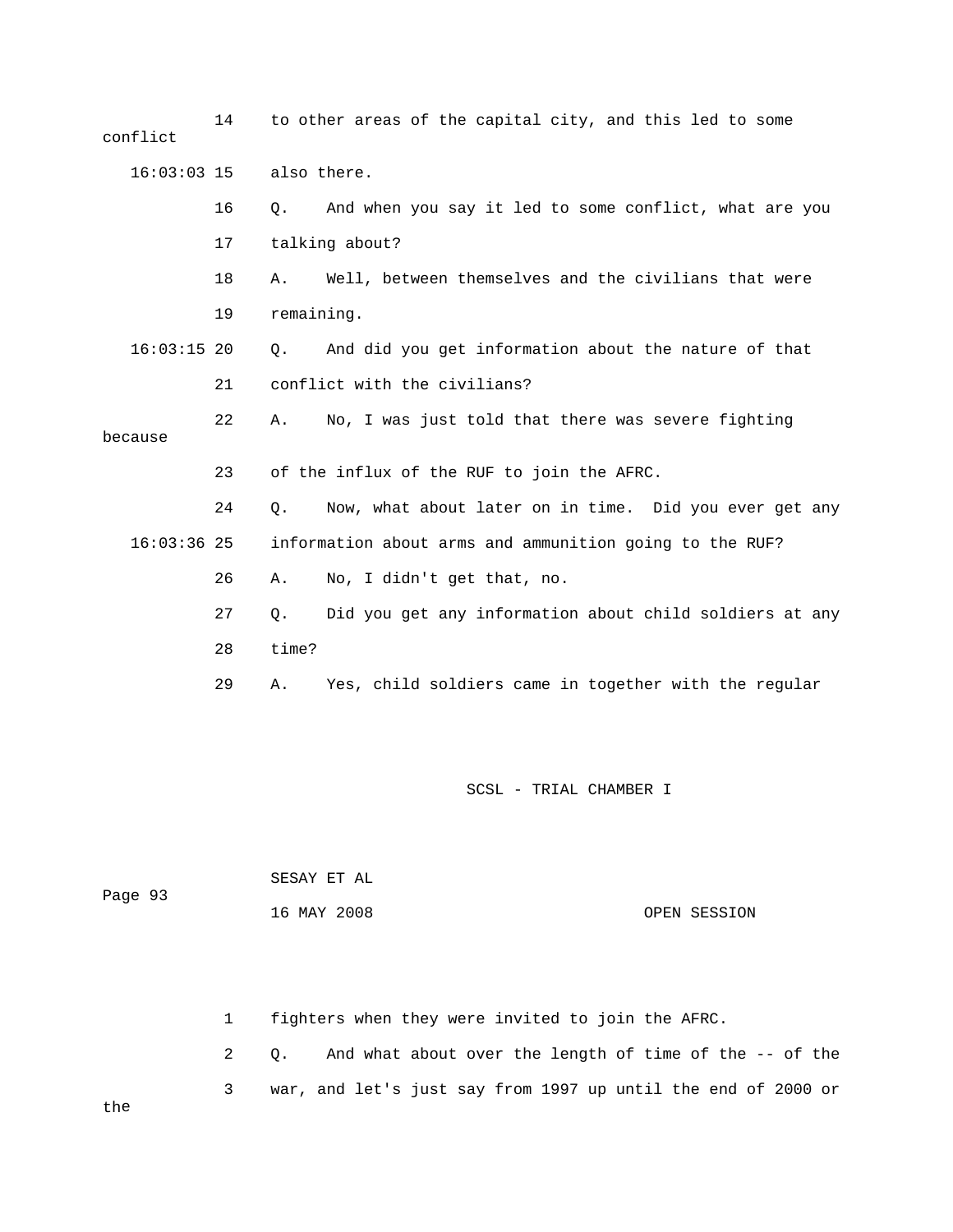14 to other areas of the capital city, and this led to some conflict

16:03:03 15 also there.

16 Q. And when you say it led to some conflict, what are you

17 talking about?

18 A. Well, between themselves and the civilians that were

19 remaining.

16:03:15 20 Q. And did you get information about the nature of that

21 conflict with the civilians?

22 A. No, I was just told that there was severe fighting because

23 of the influx of the RUF to join the AFRC.

24 Q. Now, what about later on in time. Did you ever get any

16:03:36 25 information about arms and ammunition going to the RUF?

26 A. No, I didn't get that, no.

27 Q. Did you get any information about child soldiers at any

28 time?

29 A. Yes, child soldiers came in together with the regular

1 fighters when they were invited to join the AFRC.

2 Q. And what about over the length of time of the -- of the

3 war, and let's just say from 1997 up until the end of 2000 or the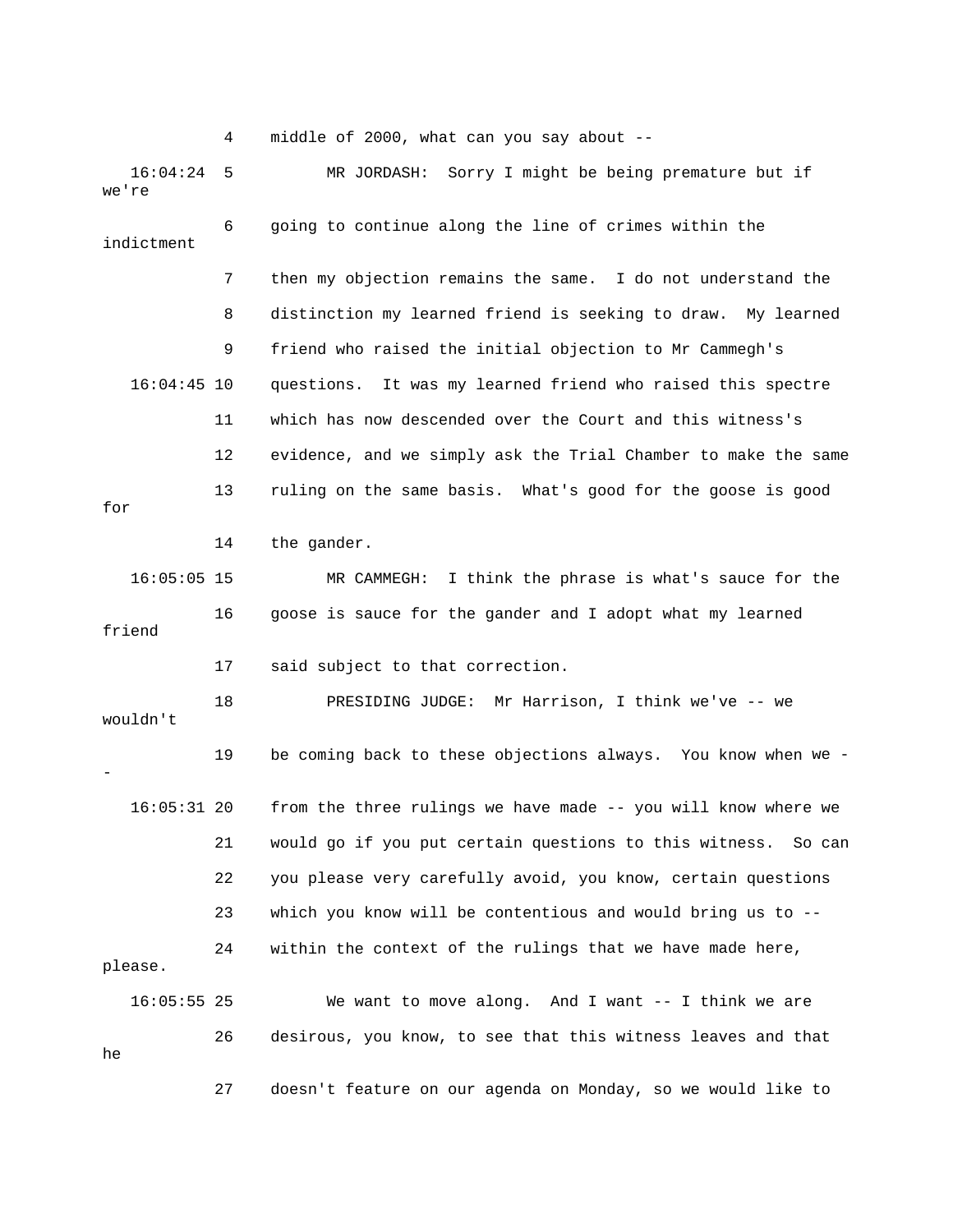4 middle of 2000, what can you say about --

16:04:24 5 MR JORDASH: Sorry I might be being premature but if we're

6 going to continue along the line of crimes within the indictment

7 then my objection remains the same. I do not understand the

8 distinction my learned friend is seeking to draw. My learned

9 friend who raised the initial objection to Mr Cammegh's

16:04:45 10 questions. It was my learned friend who raised this spectre

11 which has now descended over the Court and this witness's

12 evidence, and we simply ask the Trial Chamber to make the same

13 ruling on the same basis. What's good for the goose is good for

14 the gander.

16:05:05 15 MR CAMMEGH: I think the phrase is what's sauce for the

16 goose is sauce for the gander and I adopt what my learned friend

17 said subject to that correction.

18 PRESIDING JUDGE: Mr Harrison, I think we've -- we wouldn't

19 be coming back to these objections always. You know when we --

16:05:31 20 from the three rulings we have made -- you will know where we

21 would go if you put certain questions to this witness. So can

22 you please very carefully avoid, you know, certain questions

23 which you know will be contentious and would bring us to --

24 within the context of the rulings that we have made here, please.

16:05:55 25 We want to move along. And I want -- I think we are

26 desirous, you know, to see that this witness leaves and that he

27 doesn't feature on our agenda on Monday, so we would like to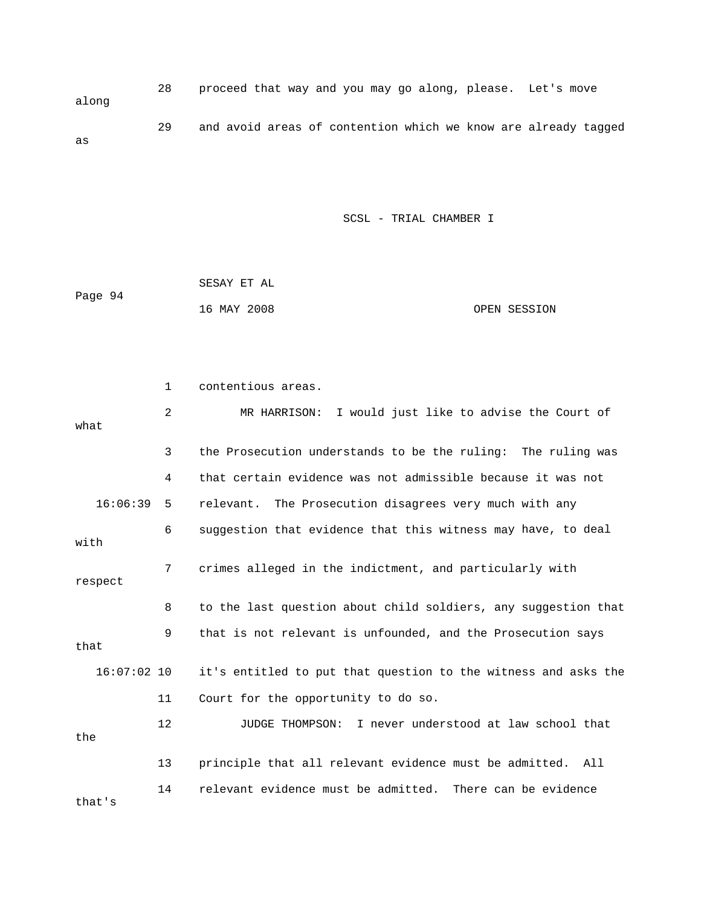28 proceed that way and you may go along, please. Let's move along

29 and avoid areas of contention which we know are already tagged as

1 contentious areas.

2 MR HARRISON: I would just like to advise the Court of what

3 the Prosecution understands to be the ruling: The ruling was

4 that certain evidence was not admissible because it was not

16:06:39 5 relevant. The Prosecution disagrees very much with any

6 suggestion that evidence that this witness may have, to deal with

7 crimes alleged in the indictment, and particularly with respect

8 to the last question about child soldiers, any suggestion that

9 that is not relevant is unfounded, and the Prosecution says that

16:07:02 10 it's entitled to put that question to the witness and asks the

11 Court for the opportunity to do so.

12 JUDGE THOMPSON: I never understood at law school that the

13 principle that all relevant evidence must be admitted. All

14 relevant evidence must be admitted. There can be evidence that's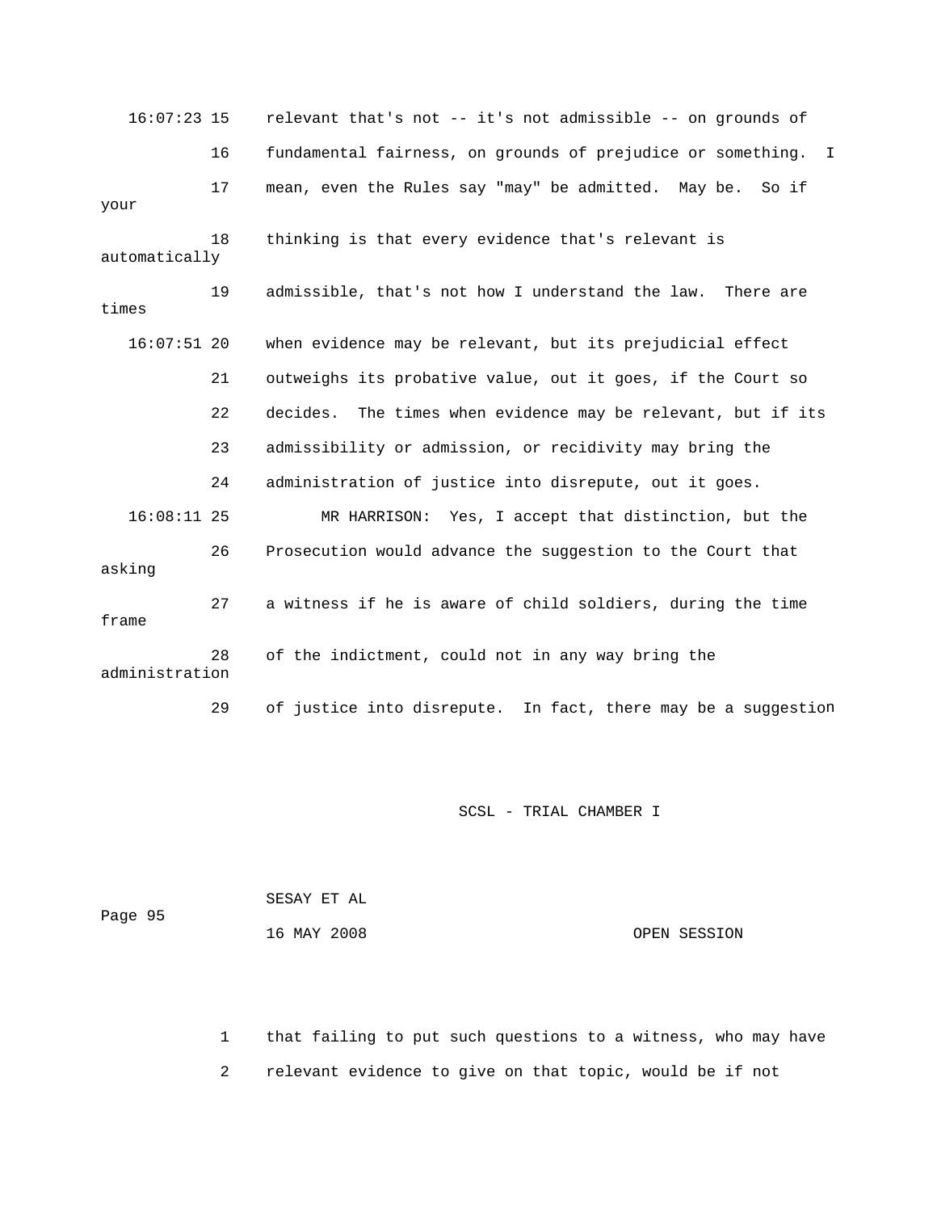16:07:23 15 relevant that's not -- it's not admissible -- on grounds of

16 fundamental fairness, on grounds of prejudice or something. I

17 mean, even the Rules say "may" be admitted. May be. So if your

18 thinking is that every evidence that's relevant is automatically

19 admissible, that's not how I understand the law. There are times

16:07:51 20 when evidence may be relevant, but its prejudicial effect

21 outweighs its probative value, out it goes, if the Court so

22 decides. The times when evidence may be relevant, but if its

23 admissibility or admission, or recidivity may bring the

24 administration of justice into disrepute, out it goes.

16:08:11 25 MR HARRISON: Yes, I accept that distinction, but the

26 Prosecution would advance the suggestion to the Court that asking

27 a witness if he is aware of child soldiers, during the time frame

28 of the indictment, could not in any way bring the administration

29 of justice into disrepute. In fact, there may be a suggestion

SCSL - TRIAL CHAMBER I

SESAY ET AL

16 MAY 2008 OPEN SESSION

1 that failing to put such questions to a witness, who may have

2 relevant evidence to give on that topic, would be if not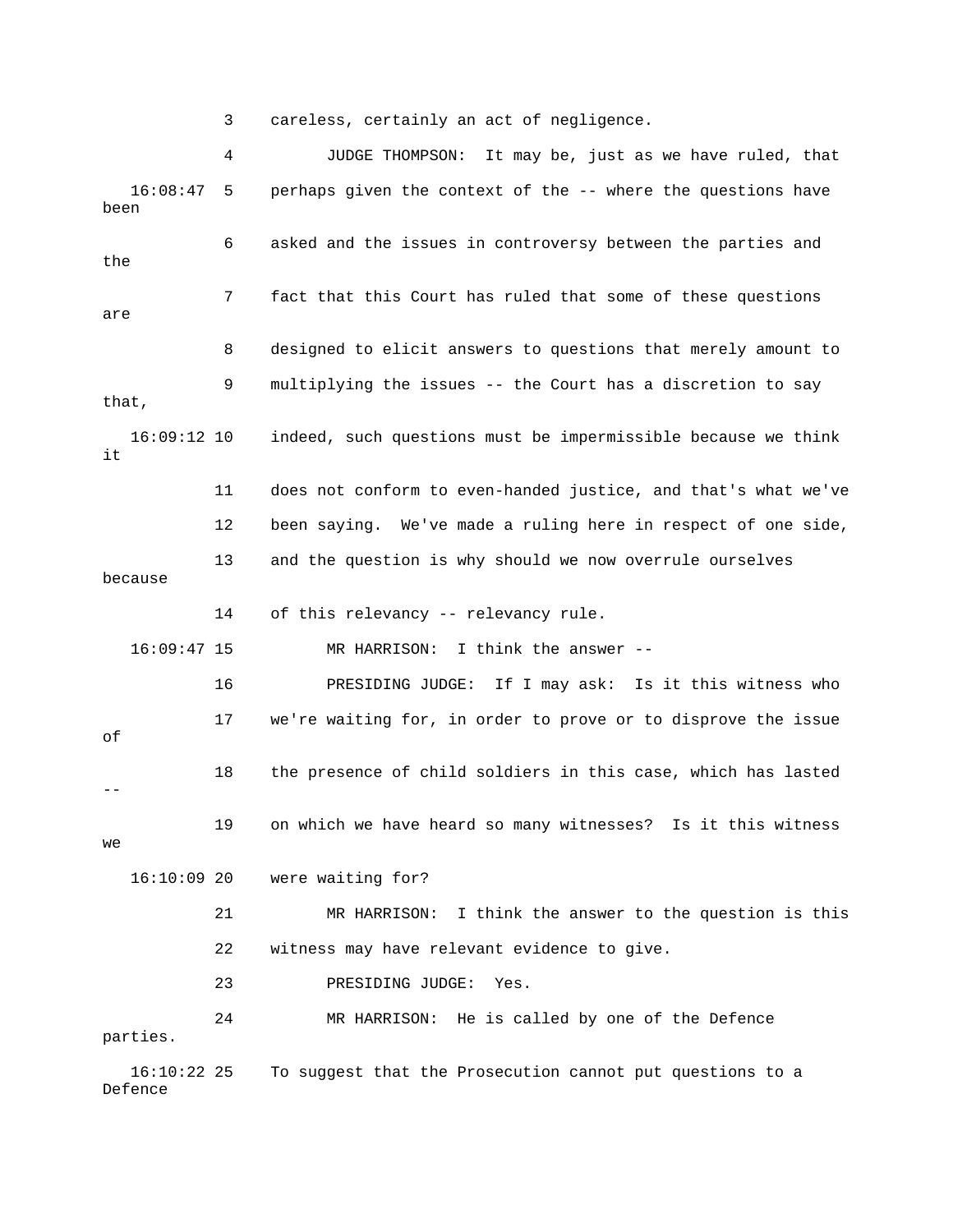3 careless, certainly an act of negligence.

4 JUDGE THOMPSON: It may be, just as we have ruled, that

16:08:47 5 perhaps given the context of the -- where the questions have been

6 asked and the issues in controversy between the parties and the

7 fact that this Court has ruled that some of these questions are

8 designed to elicit answers to questions that merely amount to

9 multiplying the issues -- the Court has a discretion to say that,

16:09:12 10 indeed, such questions must be impermissible because we think it

11 does not conform to even-handed justice, and that's what we've

12 been saying. We've made a ruling here in respect of one side,

13 and the question is why should we now overrule ourselves because

14 of this relevancy -- relevancy rule.

16:09:47 15 MR HARRISON: I think the answer --

16 PRESIDING JUDGE: If I may ask: Is it this witness who

17 we're waiting for, in order to prove or to disprove the issue of

18 the presence of child soldiers in this case, which has lasted --

19 on which we have heard so many witnesses? Is it this witness we

16:10:09 20 were waiting for?

21 MR HARRISON: I think the answer to the question is this

22 witness may have relevant evidence to give.

23 PRESIDING JUDGE: Yes.

24 MR HARRISON: He is called by one of the Defence parties.

16:10:22 25 To suggest that the Prosecution cannot put questions to a Defence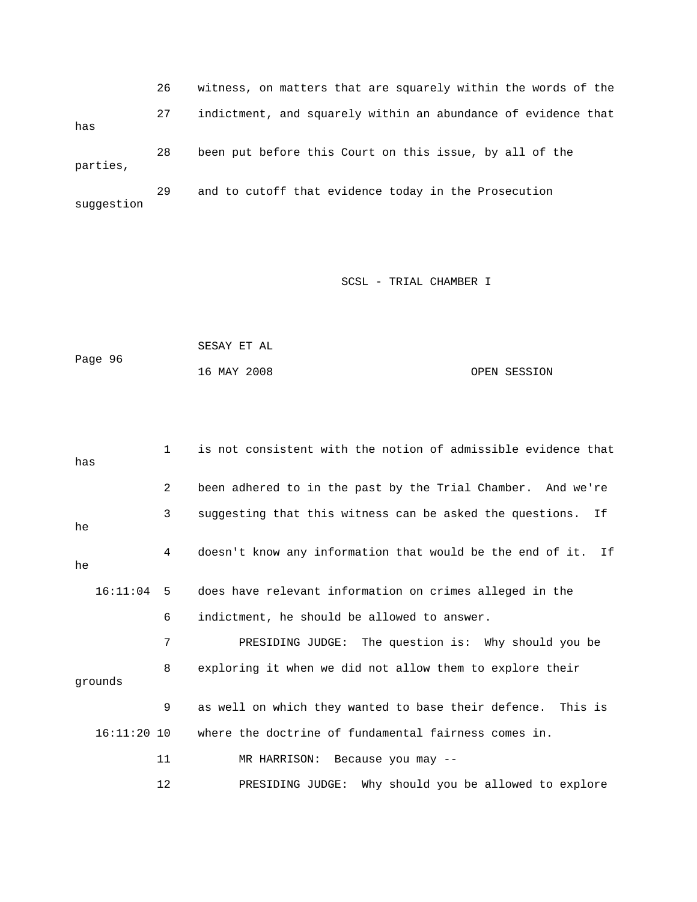26 witness, on matters that are squarely within the words of the

27 indictment, and squarely within an abundance of evidence that has

28 been put before this Court on this issue, by all of the parties,

29 and to cutoff that evidence today in the Prosecution suggestion

1 is not consistent with the notion of admissible evidence that has

2 been adhered to in the past by the Trial Chamber. And we're

3 suggesting that this witness can be asked the questions. If he

4 doesn't know any information that would be the end of it. If he

16:11:04 5 does have relevant information on crimes alleged in the

6 indictment, he should be allowed to answer.

7 PRESIDING JUDGE: The question is: Why should you be

8 exploring it when we did not allow them to explore their grounds

9 as well on which they wanted to base their defence. This is

16:11:20 10 where the doctrine of fundamental fairness comes in.

11 MR HARRISON: Because you may --

12 PRESIDING JUDGE: Why should you be allowed to explore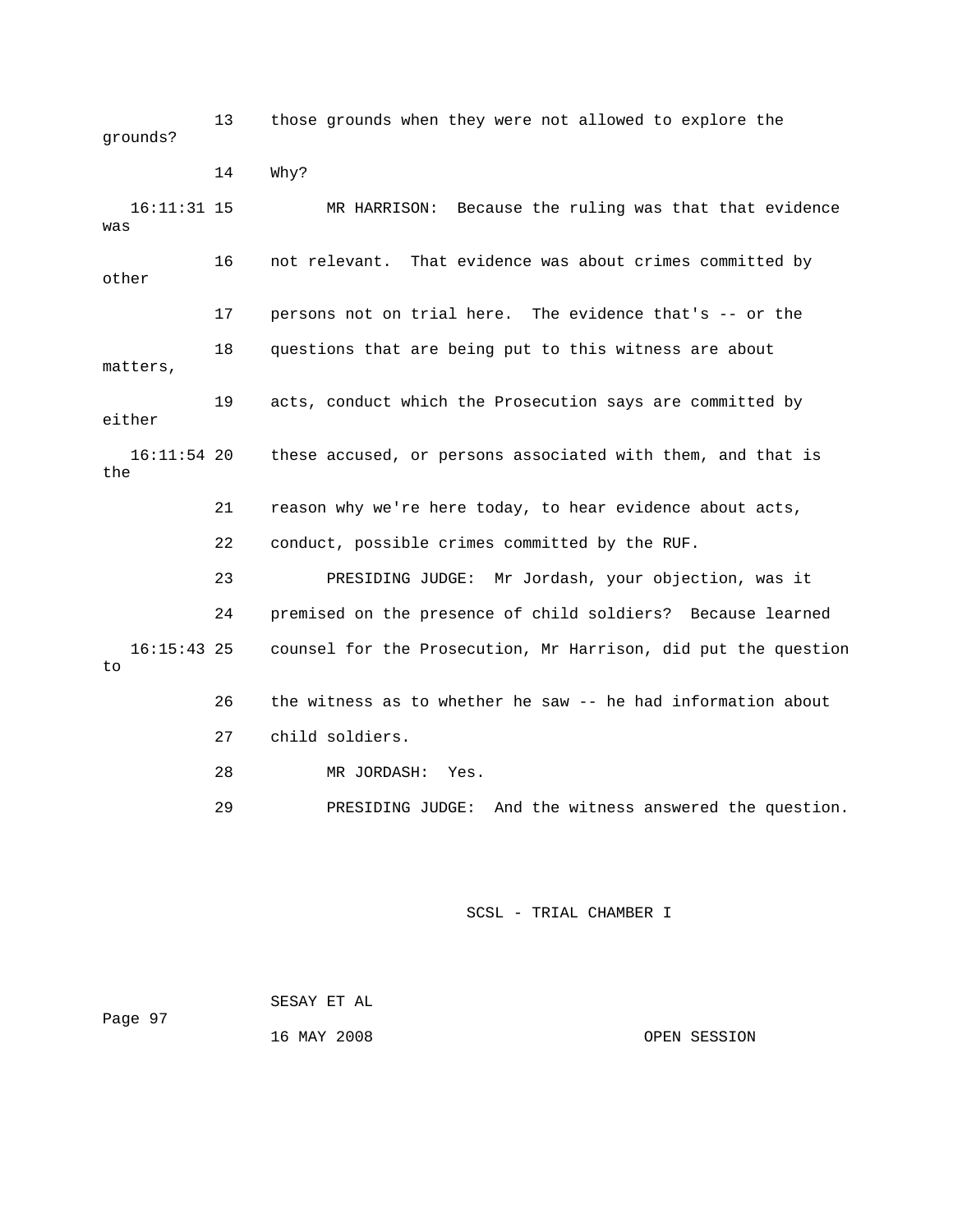13 those grounds when they were not allowed to explore the grounds?

14 Why?

16:11:31 15 MR HARRISON: Because the ruling was that that evidence was

16 not relevant. That evidence was about crimes committed by other

17 persons not on trial here. The evidence that's -- or the

18 questions that are being put to this witness are about matters,

19 acts, conduct which the Prosecution says are committed by either

16:11:54 20 these accused, or persons associated with them, and that is the

21 reason why we're here today, to hear evidence about acts,

22 conduct, possible crimes committed by the RUF.

23 PRESIDING JUDGE: Mr Jordash, your objection, was it

24 premised on the presence of child soldiers? Because learned

16:15:43 25 counsel for the Prosecution, Mr Harrison, did put the question to

26 the witness as to whether he saw -- he had information about

27 child soldiers.

28 MR JORDASH: Yes.

29 PRESIDING JUDGE: And the witness answered the question.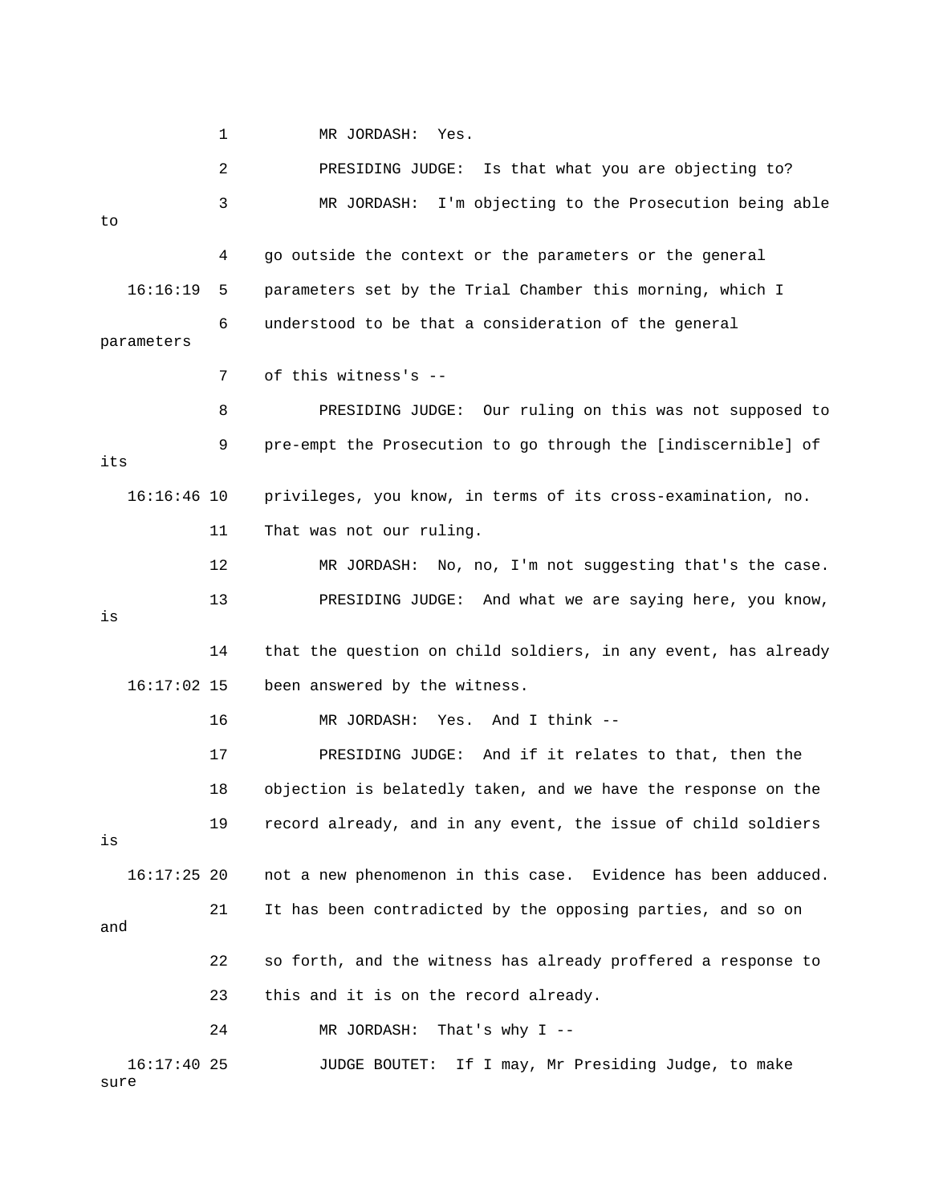1 MR JORDASH: Yes.

2 PRESIDING JUDGE: Is that what you are objecting to?

3 MR JORDASH: I'm objecting to the Prosecution being able to

4 go outside the context or the parameters or the general

16:16:19 5 parameters set by the Trial Chamber this morning, which I

6 understood to be that a consideration of the general parameters

7 of this witness's --

8 PRESIDING JUDGE: Our ruling on this was not supposed to

9 pre-empt the Prosecution to go through the [indiscernible] of its

16:16:46 10 privileges, you know, in terms of its cross-examination, no.

11 That was not our ruling.

12 MR JORDASH: No, no, I'm not suggesting that's the case.

13 PRESIDING JUDGE: And what we are saying here, you know, is

14 that the question on child soldiers, in any event, has already

16:17:02 15 been answered by the witness.

16 MR JORDASH: Yes. And I think --

17 PRESIDING JUDGE: And if it relates to that, then the

18 objection is belatedly taken, and we have the response on the

19 record already, and in any event, the issue of child soldiers is

16:17:25 20 not a new phenomenon in this case. Evidence has been adduced.

21 It has been contradicted by the opposing parties, and so on and

22 so forth, and the witness has already proffered a response to

23 this and it is on the record already.

24 MR JORDASH: That's why I --

16:17:40 25 JUDGE BOUTET: If I may, Mr Presiding Judge, to make sure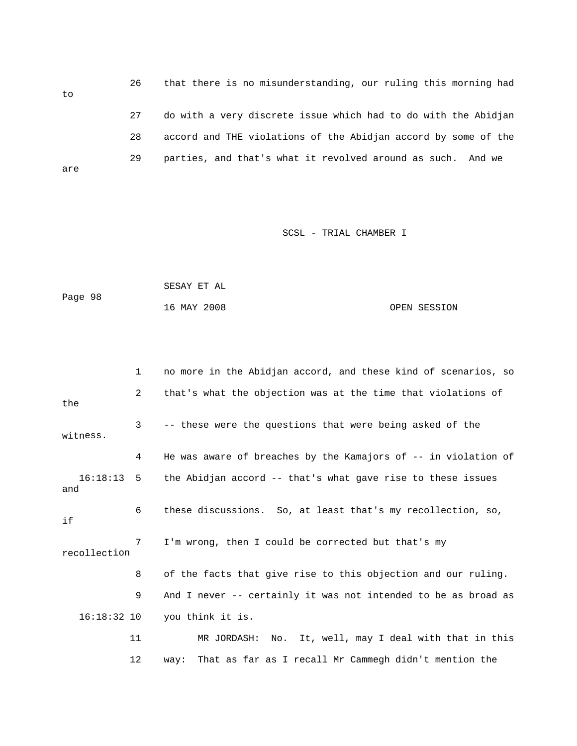26 that there is no misunderstanding, our ruling this morning had to

27 do with a very discrete issue which had to do with the Abidjan

28 accord and THE violations of the Abidjan accord by some of the

29 parties, and that's what it revolved around as such. And we are

SCSL - TRIAL CHAMBER I

SESAY ET AL

Page 98

16 MAY 2008 OPEN SESSION

1 no more in the Abidjan accord, and these kind of scenarios, so

2 that's what the objection was at the time that violations of the

3 -- these were the questions that were being asked of the witness.

4 He was aware of breaches by the Kamajors of -- in violation of

16:18:13 5 the Abidjan accord -- that's what gave rise to these issues and

6 these discussions. So, at least that's my recollection, so, if

7 I'm wrong, then I could be corrected but that's my recollection

8 of the facts that give rise to this objection and our ruling.

9 And I never -- certainly it was not intended to be as broad as

16:18:32 10 you think it is.

11 MR JORDASH: No. It, well, may I deal with that in this

12 way: That as far as I recall Mr Cammegh didn't mention the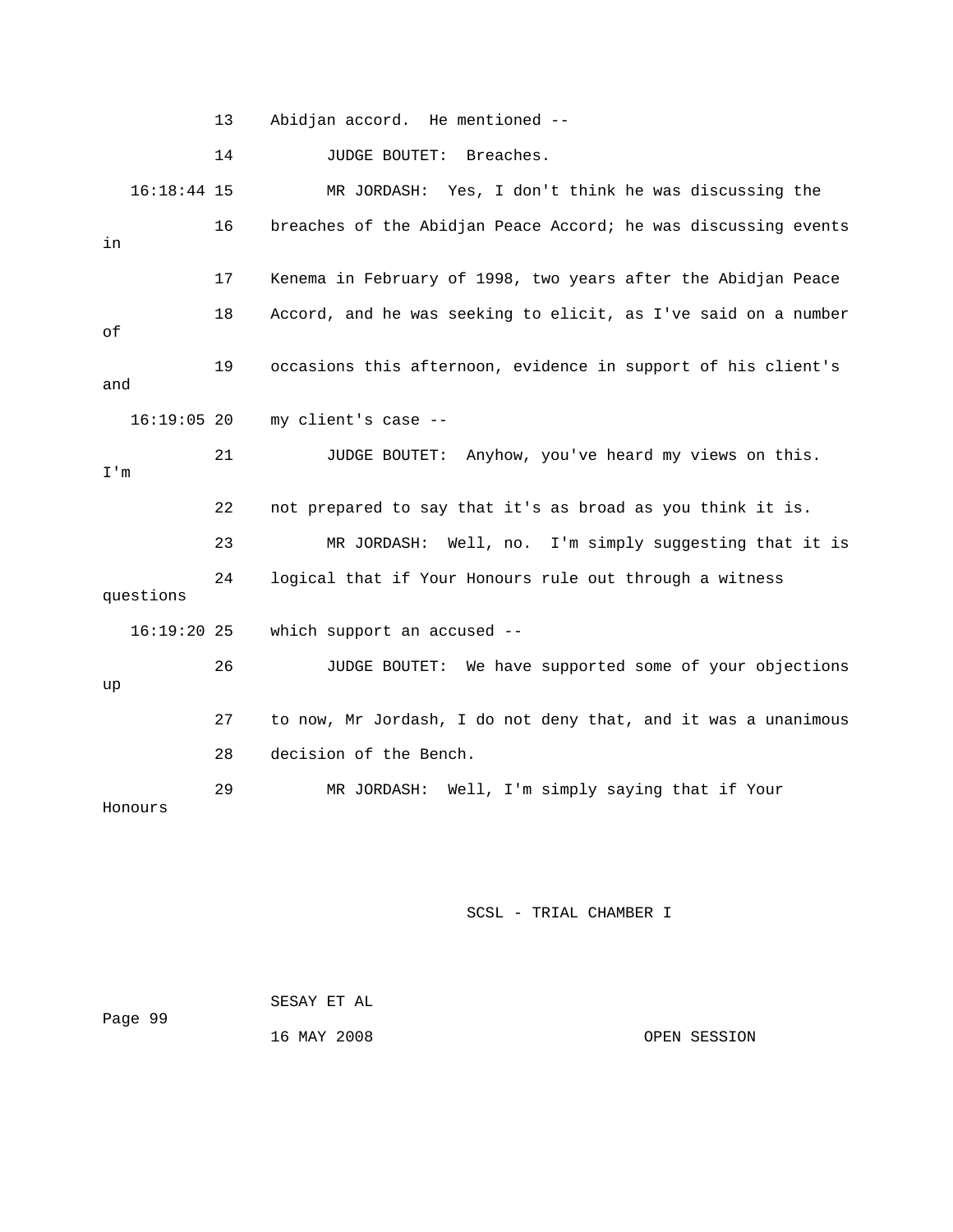13 Abidjan accord. He mentioned --

14 JUDGE BOUTET: Breaches.

16:18:44 15 MR JORDASH: Yes, I don't think he was discussing the

16 breaches of the Abidjan Peace Accord; he was discussing events in

17 Kenema in February of 1998, two years after the Abidjan Peace

18 Accord, and he was seeking to elicit, as I've said on a number of

19 occasions this afternoon, evidence in support of his client's and

16:19:05 20 my client's case --

21 JUDGE BOUTET: Anyhow, you've heard my views on this. I'm

22 not prepared to say that it's as broad as you think it is.

23 MR JORDASH: Well, no. I'm simply suggesting that it is

24 logical that if Your Honours rule out through a witness questions

16:19:20 25 which support an accused --

26 JUDGE BOUTET: We have supported some of your objections up

27 to now, Mr Jordash, I do not deny that, and it was a unanimous

28 decision of the Bench.

29 MR JORDASH: Well, I'm simply saying that if Your Honours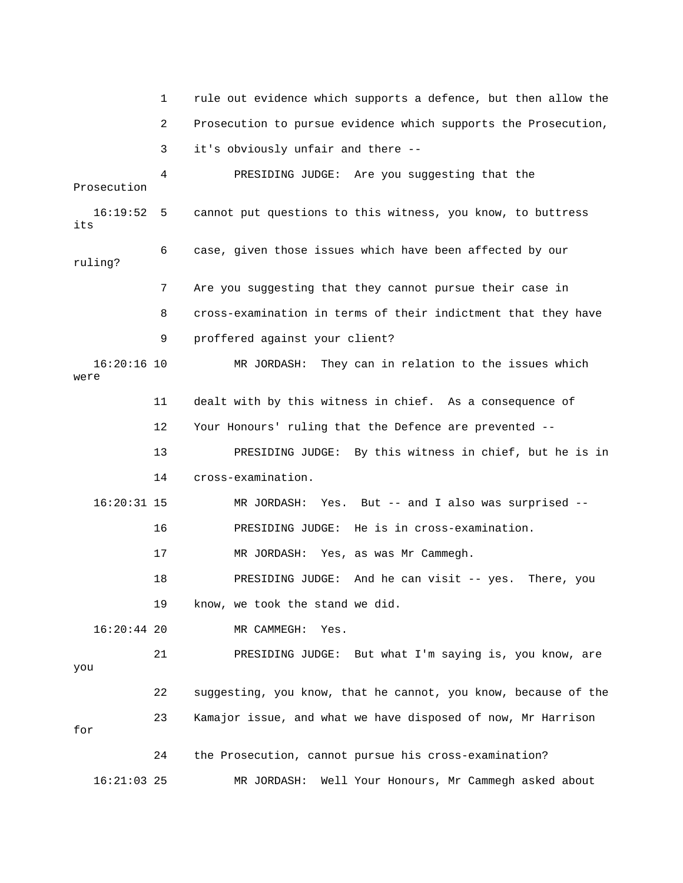1 rule out evidence which supports a defence, but then allow the

2 Prosecution to pursue evidence which supports the Prosecution,

3 it's obviously unfair and there --

4 PRESIDING JUDGE: Are you suggesting that the Prosecution

16:19:52 5 cannot put questions to this witness, you know, to buttress its

6 case, given those issues which have been affected by our ruling?

7 Are you suggesting that they cannot pursue their case in

8 cross-examination in terms of their indictment that they have

9 proffered against your client?

16:20:16 10 MR JORDASH: They can in relation to the issues which were

11 dealt with by this witness in chief. As a consequence of

12 Your Honours' ruling that the Defence are prevented --

13 PRESIDING JUDGE: By this witness in chief, but he is in

14 cross-examination.

16:20:31 15 MR JORDASH: Yes. But -- and I also was surprised --

16 PRESIDING JUDGE: He is in cross-examination.

17 MR JORDASH: Yes, as was Mr Cammegh.

18 PRESIDING JUDGE: And he can visit -- yes. There, you

19 know, we took the stand we did.

16:20:44 20 MR CAMMEGH: Yes.

21 PRESIDING JUDGE: But what I'm saying is, you know, are you

22 suggesting, you know, that he cannot, you know, because of the

23 Kamajor issue, and what we have disposed of now, Mr Harrison for

24 the Prosecution, cannot pursue his cross-examination?

16:21:03 25 MR JORDASH: Well Your Honours, Mr Cammegh asked about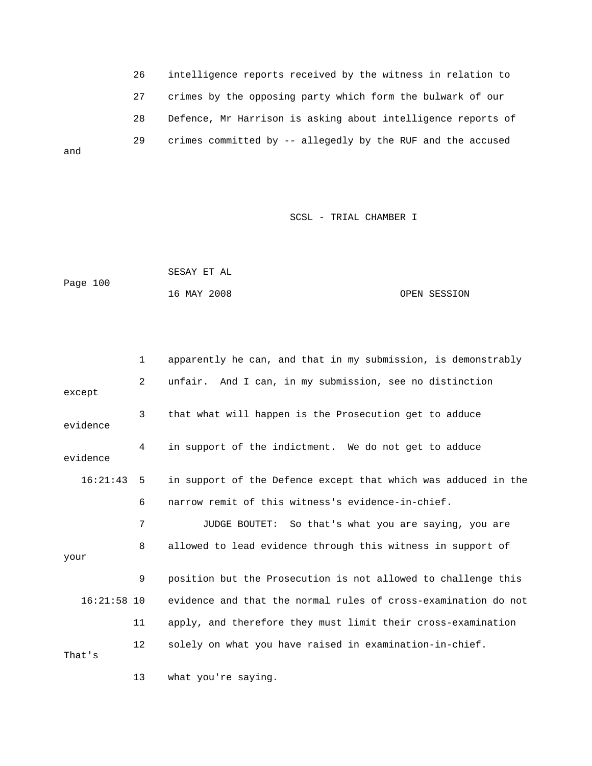26 intelligence reports received by the witness in relation to

27 crimes by the opposing party which form the bulwark of our

28 Defence, Mr Harrison is asking about intelligence reports of

29 crimes committed by -- allegedly by the RUF and the accused and

1 apparently he can, and that in my submission, is demonstrably

2 unfair. And I can, in my submission, see no distinction except

3 that what will happen is the Prosecution get to adduce evidence

4 in support of the indictment. We do not get to adduce evidence

16:21:43 5 in support of the Defence except that which was adduced in the

6 narrow remit of this witness's evidence-in-chief.

7 JUDGE BOUTET: So that's what you are saying, you are

8 allowed to lead evidence through this witness in support of your

9 position but the Prosecution is not allowed to challenge this

16:21:58 10 evidence and that the normal rules of cross-examination do not

11 apply, and therefore they must limit their cross-examination

12 solely on what you have raised in examination-in-chief. That's

13 what you're saying.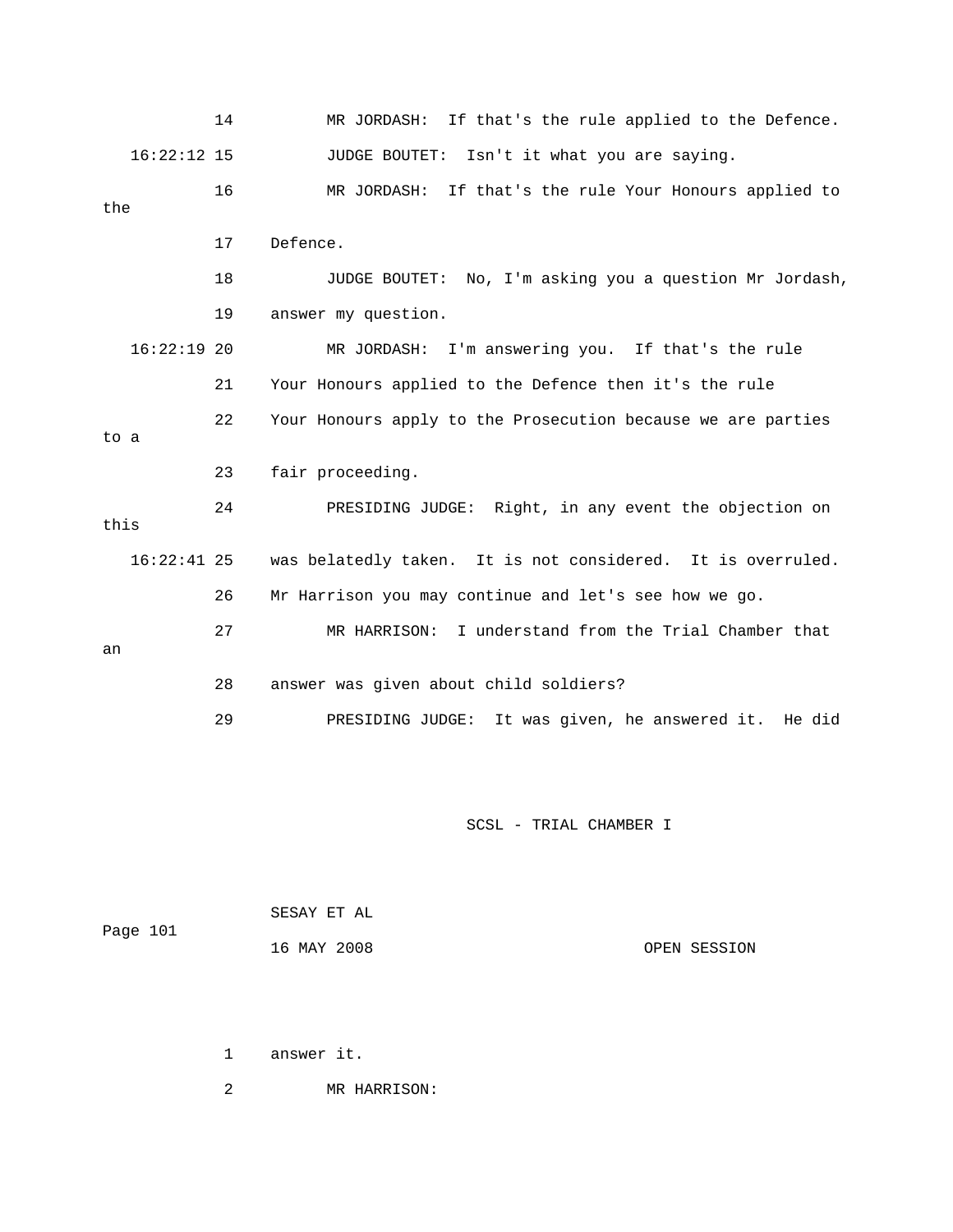14 MR JORDASH: If that's the rule applied to the Defence.

16:22:12 15 JUDGE BOUTET: Isn't it what you are saying.

16 MR JORDASH: If that's the rule Your Honours applied to the

17 Defence.

18 JUDGE BOUTET: No, I'm asking you a question Mr Jordash,

19 answer my question.

16:22:19 20 MR JORDASH: I'm answering you. If that's the rule

21 Your Honours applied to the Defence then it's the rule

22 Your Honours apply to the Prosecution because we are parties to a

23 fair proceeding.

24 PRESIDING JUDGE: Right, in any event the objection on this

16:22:41 25 was belatedly taken. It is not considered. It is overruled.

26 Mr Harrison you may continue and let's see how we go.

27 MR HARRISON: I understand from the Trial Chamber that an

28 answer was given about child soldiers?

29 PRESIDING JUDGE: It was given, he answered it. He did

1 answer it.

2 MR HARRISON: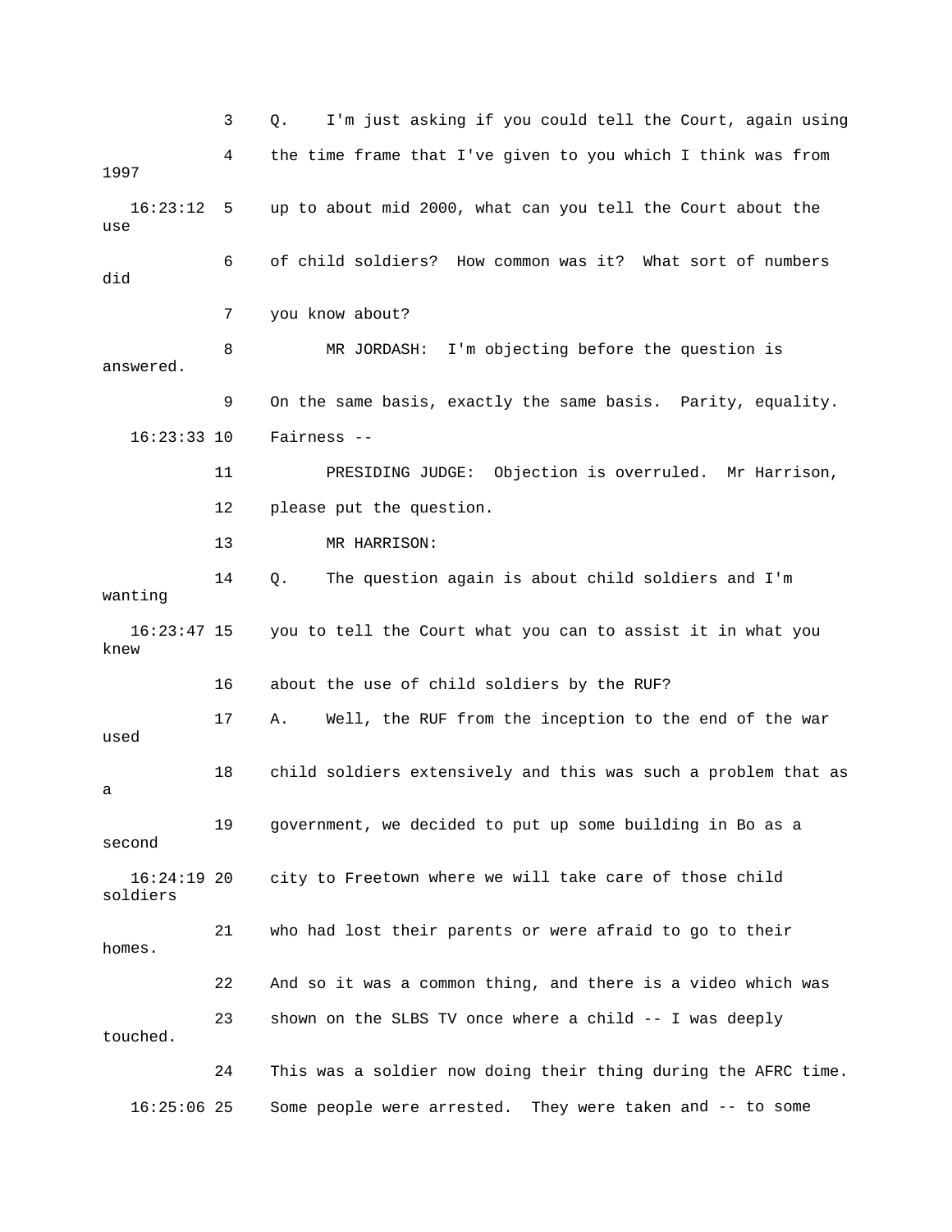3 Q. I'm just asking if you could tell the Court, again using

4 the time frame that I've given to you which I think was from 1997

16:23:12 5 up to about mid 2000, what can you tell the Court about the use

6 of child soldiers? How common was it? What sort of numbers did

7 you know about?

8 MR JORDASH: I'm objecting before the question is answered.

9 On the same basis, exactly the same basis. Parity, equality.

16:23:33 10 Fairness --

11 PRESIDING JUDGE: Objection is overruled. Mr Harrison,

12 please put the question.

13 MR HARRISON:

14 Q. The question again is about child soldiers and I'm wanting

16:23:47 15 you to tell the Court what you can to assist it in what you knew

16 about the use of child soldiers by the RUF?

17 A. Well, the RUF from the inception to the end of the war used

18 child soldiers extensively and this was such a problem that as a

19 government, we decided to put up some building in Bo as a second

16:24:19 20 city to Freetown where we will take care of those child soldiers

21 who had lost their parents or were afraid to go to their homes.

22 And so it was a common thing, and there is a video which was

23 shown on the SLBS TV once where a child -- I was deeply touched.

24 This was a soldier now doing their thing during the AFRC time.

16:25:06 25 Some people were arrested. They were taken and -- to some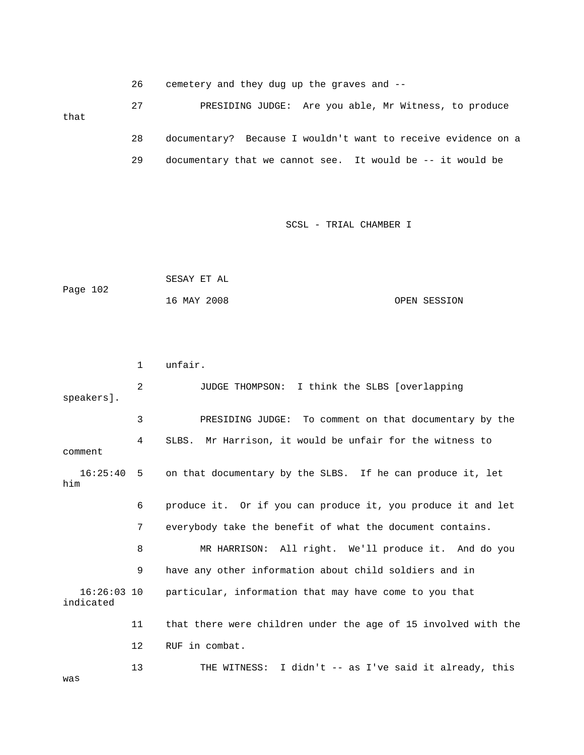26 cemetery and they dug up the graves and --

27 PRESIDING JUDGE: Are you able, Mr Witness, to produce that

28 documentary? Because I wouldn't want to receive evidence on a

29 documentary that we cannot see. It would be -- it would be

1 unfair.

2 JUDGE THOMPSON: I think the SLBS [overlapping speakers].

3 PRESIDING JUDGE: To comment on that documentary by the

4 SLBS. Mr Harrison, it would be unfair for the witness to comment

16:25:40 5 on that documentary by the SLBS. If he can produce it, let him

6 produce it. Or if you can produce it, you produce it and let

7 everybody take the benefit of what the document contains.

8 MR HARRISON: All right. We'll produce it. And do you

9 have any other information about child soldiers and in

16:26:03 10 particular, information that may have come to you that indicated

11 that there were children under the age of 15 involved with the

12 RUF in combat.

13 THE WITNESS: I didn't -- as I've said it already, this was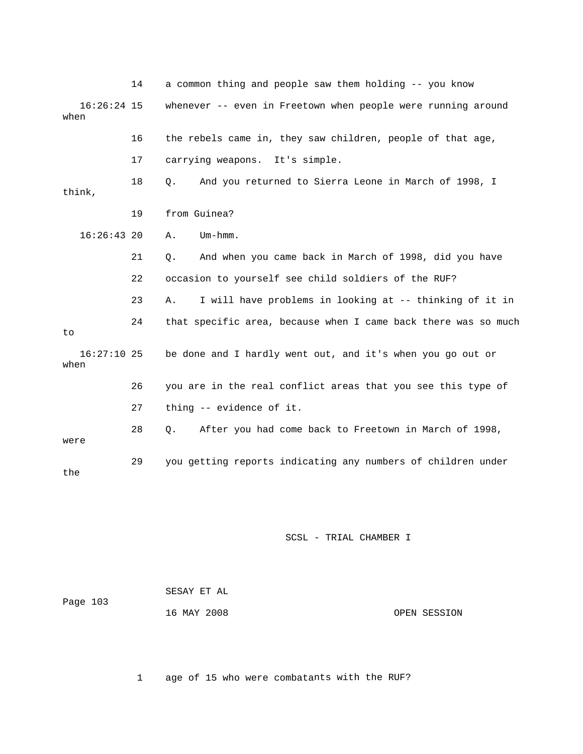14 a common thing and people saw them holding -- you know

16:26:24 15 whenever -- even in Freetown when people were running around when

16 the rebels came in, they saw children, people of that age,

17 carrying weapons. It's simple.

18 Q. And you returned to Sierra Leone in March of 1998, I think,

19 from Guinea?

16:26:43 20 A. Um-hmm.

21 Q. And when you came back in March of 1998, did you have

22 occasion to yourself see child soldiers of the RUF?

23 A. I will have problems in looking at -- thinking of it in

24 that specific area, because when I came back there was so much to

16:27:10 25 be done and I hardly went out, and it's when you go out or when

26 you are in the real conflict areas that you see this type of

27 thing -- evidence of it.

28 Q. After you had come back to Freetown in March of 1998, were

29 you getting reports indicating any numbers of children under the

1 age of 15 who were combatants with the RUF?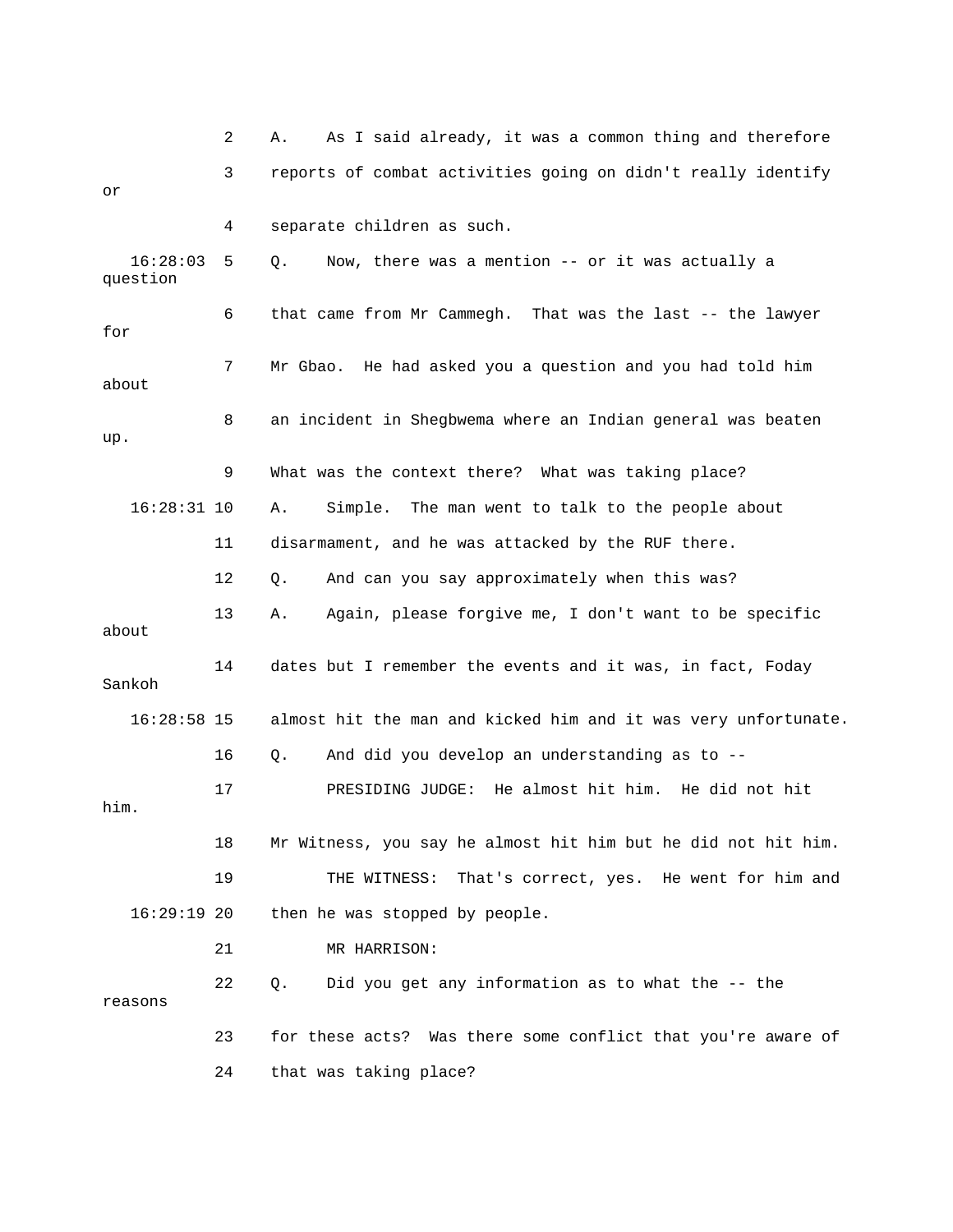2 A. As I said already, it was a common thing and therefore

3 reports of combat activities going on didn't really identify or

4 separate children as such.

16:28:03 5 Q. Now, there was a mention -- or it was actually a question

6 that came from Mr Cammegh. That was the last -- the lawyer for

7 Mr Gbao. He had asked you a question and you had told him about

8 an incident in Shegbwema where an Indian general was beaten up.

9 What was the context there? What was taking place?

16:28:31 10 A. Simple. The man went to talk to the people about

11 disarmament, and he was attacked by the RUF there.

12 Q. And can you say approximately when this was?

13 A. Again, please forgive me, I don't want to be specific about

14 dates but I remember the events and it was, in fact, Foday Sankoh

16:28:58 15 almost hit the man and kicked him and it was very unfortunate.

16 Q. And did you develop an understanding as to --

17 PRESIDING JUDGE: He almost hit him. He did not hit him.

18 Mr Witness, you say he almost hit him but he did not hit him.

19 THE WITNESS: That's correct, yes. He went for him and

16:29:19 20 then he was stopped by people.

21 MR HARRISON:

22 Q. Did you get any information as to what the -- the reasons

23 for these acts? Was there some conflict that you're aware of

24 that was taking place?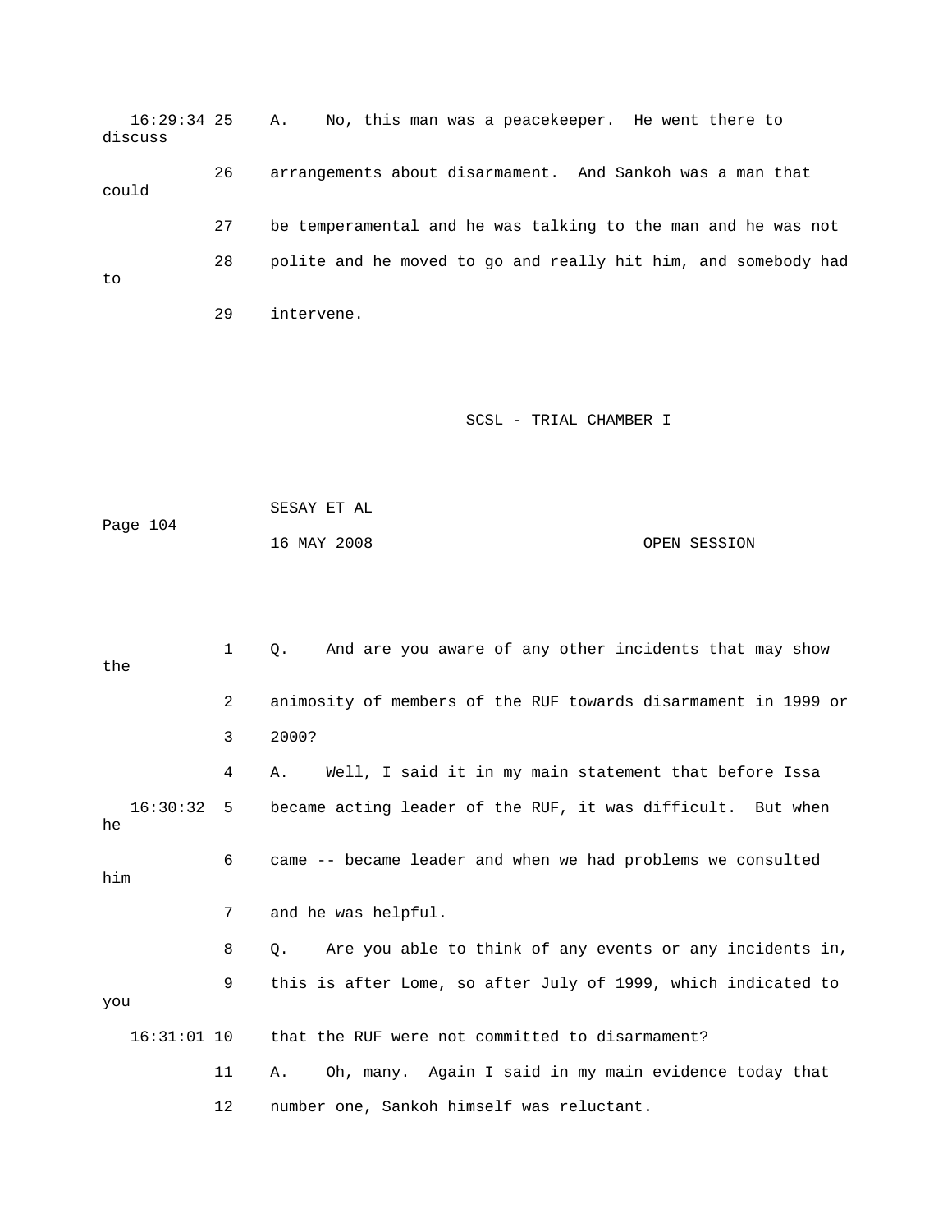16:29:34 25 A. No, this man was a peacekeeper. He went there to discuss

26 arrangements about disarmament. And Sankoh was a man that could

27 be temperamental and he was talking to the man and he was not

28 polite and he moved to go and really hit him, and somebody had to

29 intervene.

1 Q. And are you aware of any other incidents that may show the

2 animosity of members of the RUF towards disarmament in 1999 or

3 2000?

4 A. Well, I said it in my main statement that before Issa

16:30:32 5 became acting leader of the RUF, it was difficult. But when he

6 came -- became leader and when we had problems we consulted him

7 and he was helpful.

8 Q. Are you able to think of any events or any incidents in,

9 this is after Lome, so after July of 1999, which indicated to you

16:31:01 10 that the RUF were not committed to disarmament?

11 A. Oh, many. Again I said in my main evidence today that

12 number one, Sankoh himself was reluctant.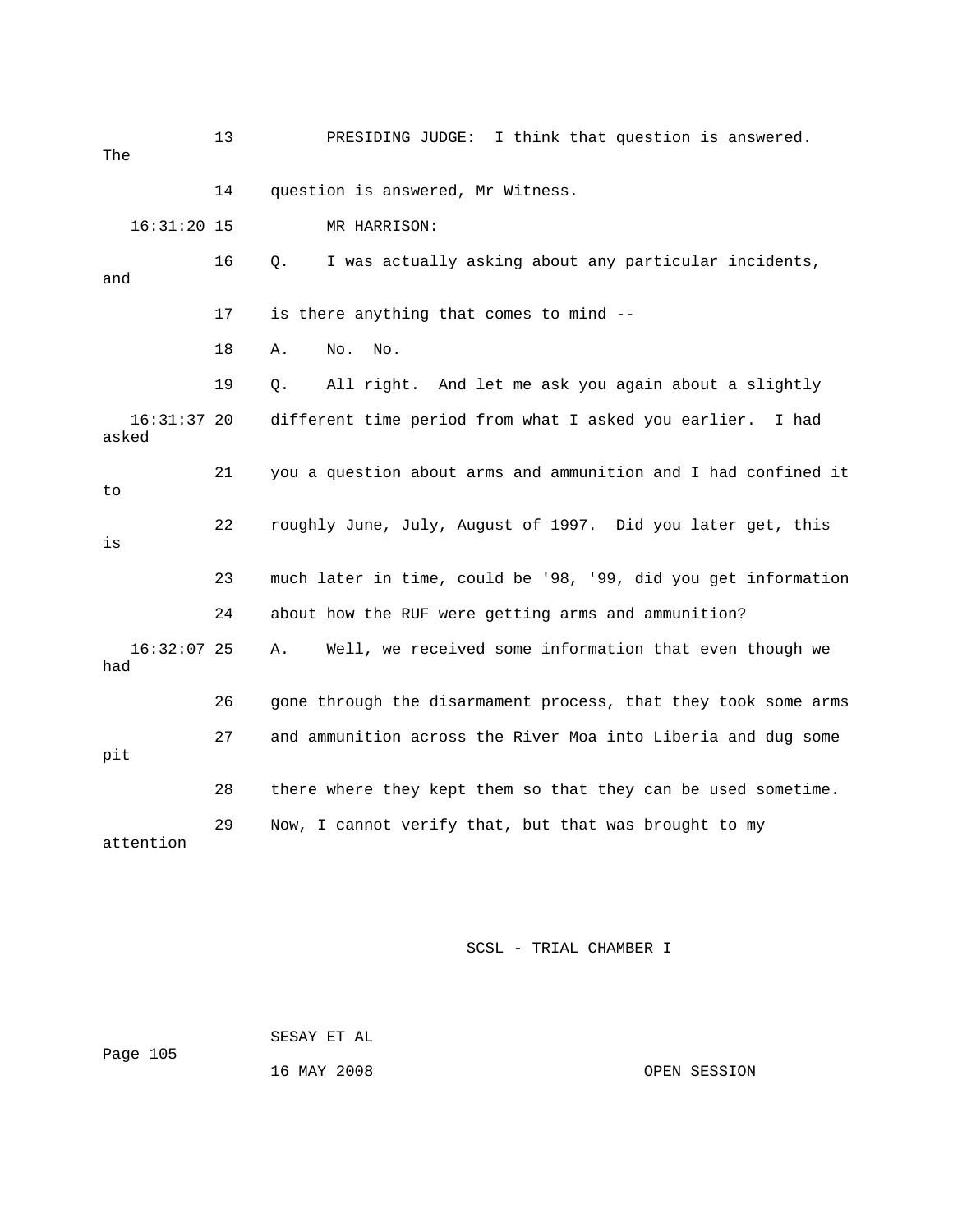13 PRESIDING JUDGE: I think that question is answered. The

14 question is answered, Mr Witness.

16:31:20 15 MR HARRISON:

16 Q. I was actually asking about any particular incidents, and

17 is there anything that comes to mind --

18 A. No. No.

19 Q. All right. And let me ask you again about a slightly

16:31:37 20 different time period from what I asked you earlier. I had asked

21 you a question about arms and ammunition and I had confined it to

22 roughly June, July, August of 1997. Did you later get, this is

23 much later in time, could be '98, '99, did you get information

24 about how the RUF were getting arms and ammunition?

16:32:07 25 A. Well, we received some information that even though we had

26 gone through the disarmament process, that they took some arms

27 and ammunition across the River Moa into Liberia and dug some pit

28 there where they kept them so that they can be used sometime.

29 Now, I cannot verify that, but that was brought to my attention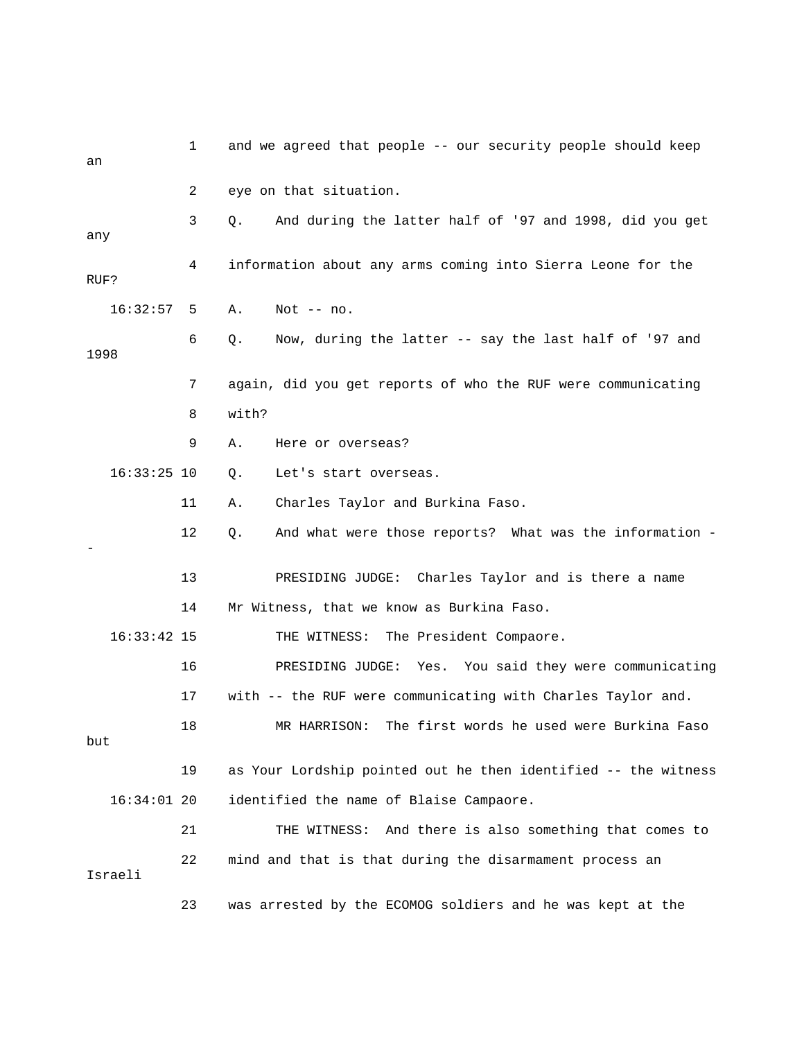1 and we agreed that people -- our security people should keep an

2 eye on that situation.

3 Q. And during the latter half of '97 and 1998, did you get any

4 information about any arms coming into Sierra Leone for the RUF?

16:32:57 5 A. Not -- no.

6 Q. Now, during the latter -- say the last half of '97 and 1998

7 again, did you get reports of who the RUF were communicating

8 with?

9 A. Here or overseas?

16:33:25 10 Q. Let's start overseas.

11 A. Charles Taylor and Burkina Faso.

12 Q. And what were those reports? What was the information --

13 PRESIDING JUDGE: Charles Taylor and is there a name

14 Mr Witness, that we know as Burkina Faso.

16:33:42 15 THE WITNESS: The President Compaore.

16 PRESIDING JUDGE: Yes. You said they were communicating

17 with -- the RUF were communicating with Charles Taylor and.

18 MR HARRISON: The first words he used were Burkina Faso but

19 as Your Lordship pointed out he then identified -- the witness

16:34:01 20 identified the name of Blaise Campaore.

21 THE WITNESS: And there is also something that comes to

22 mind and that is that during the disarmament process an Israeli

23 was arrested by the ECOMOG soldiers and he was kept at the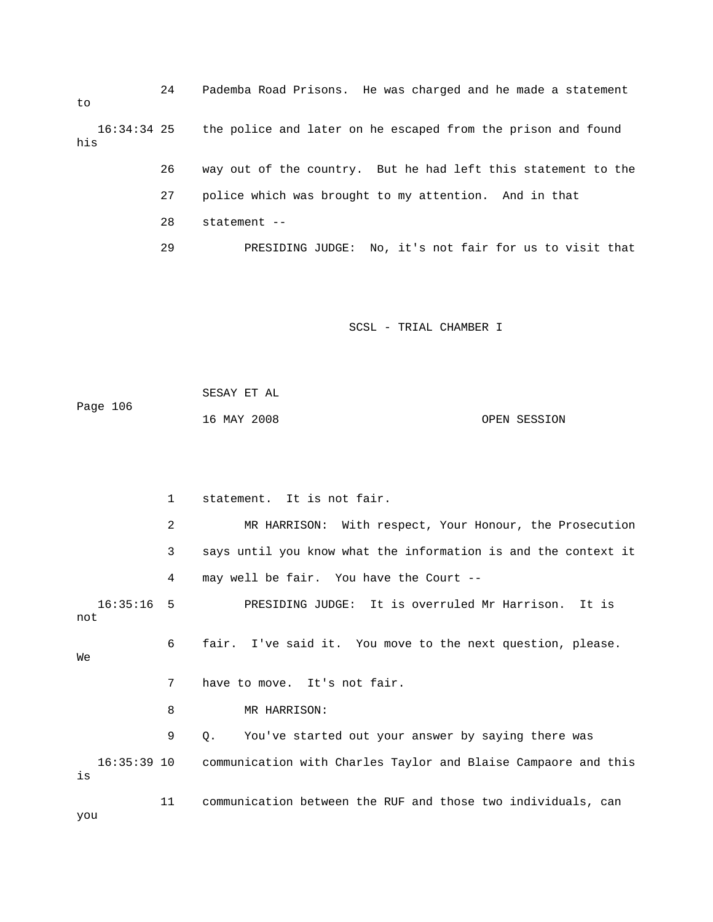24 Pademba Road Prisons. He was charged and he made a statement to

16:34:34 25 the police and later on he escaped from the prison and found his

26 way out of the country. But he had left this statement to the

27 police which was brought to my attention. And in that

28 statement --

29 PRESIDING JUDGE: No, it's not fair for us to visit that

1 statement. It is not fair.

2 MR HARRISON: With respect, Your Honour, the Prosecution

3 says until you know what the information is and the context it

4 may well be fair. You have the Court --

16:35:16 5 PRESIDING JUDGE: It is overruled Mr Harrison. It is not

6 fair. I've said it. You move to the next question, please. We

7 have to move. It's not fair.

8 MR HARRISON:

9 Q. You've started out your answer by saying there was

16:35:39 10 communication with Charles Taylor and Blaise Campaore and this is

11 communication between the RUF and those two individuals, can you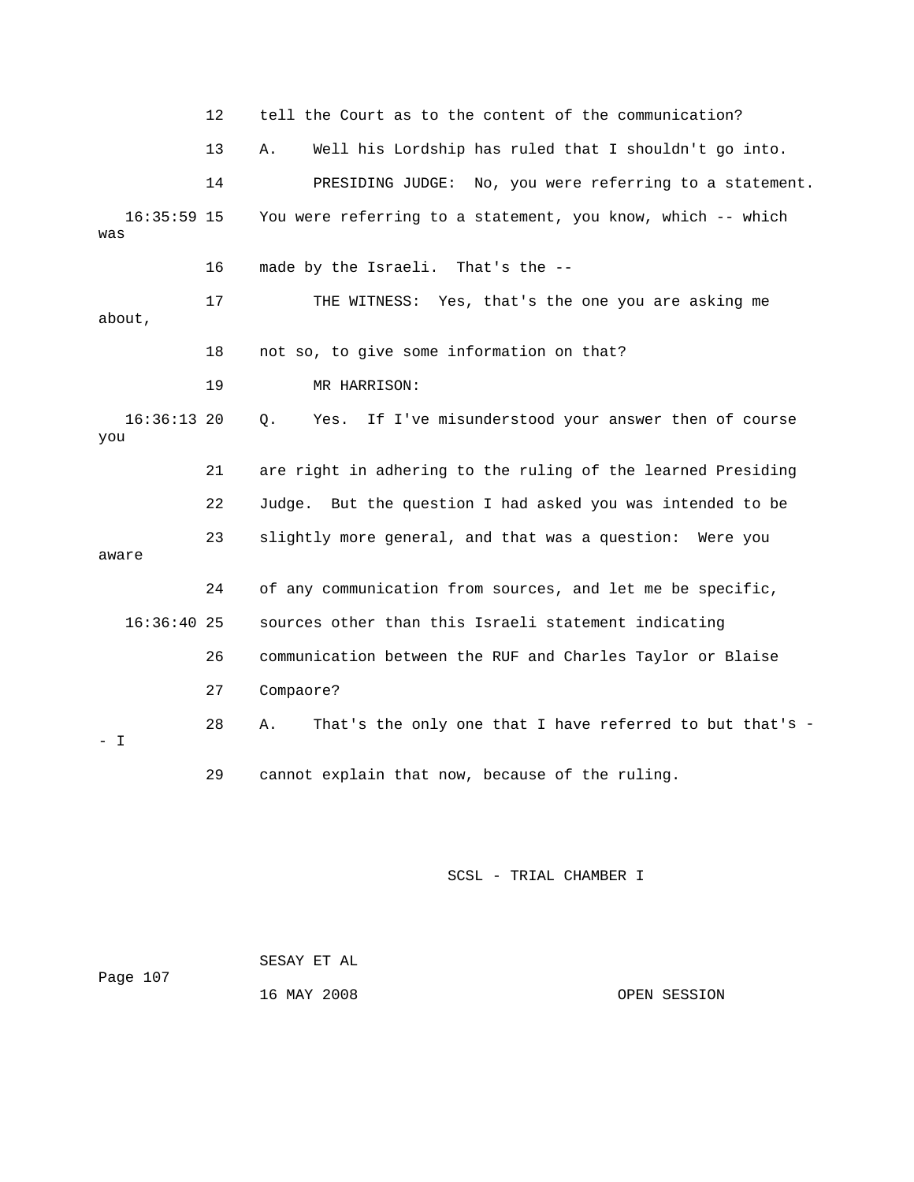12 tell the Court as to the content of the communication?

13 A. Well his Lordship has ruled that I shouldn't go into.

14 PRESIDING JUDGE: No, you were referring to a statement.

16:35:59 15 You were referring to a statement, you know, which -- which was

16 made by the Israeli. That's the --

17 THE WITNESS: Yes, that's the one you are asking me about,

18 not so, to give some information on that?

19 MR HARRISON:

16:36:13 20 Q. Yes. If I've misunderstood your answer then of course you

21 are right in adhering to the ruling of the learned Presiding

22 Judge. But the question I had asked you was intended to be

23 slightly more general, and that was a question: Were you aware

24 of any communication from sources, and let me be specific,

16:36:40 25 sources other than this Israeli statement indicating

26 communication between the RUF and Charles Taylor or Blaise

27 Compaore?

28 A. That's the only one that I have referred to but that's -- I

29 cannot explain that now, because of the ruling.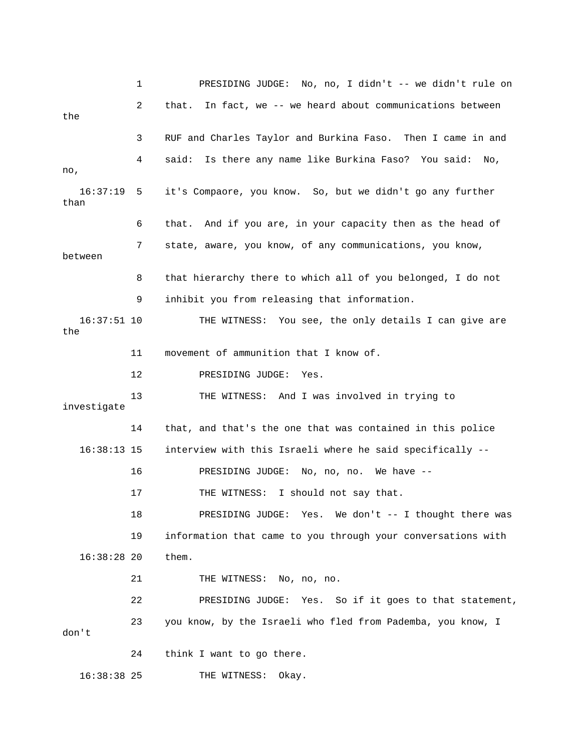1 PRESIDING JUDGE: No, no, I didn't -- we didn't rule on

2 that. In fact, we -- we heard about communications between the

3 RUF and Charles Taylor and Burkina Faso. Then I came in and

4 said: Is there any name like Burkina Faso? You said: No, no,

16:37:19 5 it's Compaore, you know. So, but we didn't go any further than

6 that. And if you are, in your capacity then as the head of

7 state, aware, you know, of any communications, you know, between

8 that hierarchy there to which all of you belonged, I do not

9 inhibit you from releasing that information.

16:37:51 10 THE WITNESS: You see, the only details I can give are the

11 movement of ammunition that I know of.

12 PRESIDING JUDGE: Yes.

13 THE WITNESS: And I was involved in trying to investigate

14 that, and that's the one that was contained in this police

16:38:13 15 interview with this Israeli where he said specifically --

16 PRESIDING JUDGE: No, no, no. We have --

17 THE WITNESS: I should not say that.

18 PRESIDING JUDGE: Yes. We don't -- I thought there was

19 information that came to you through your conversations with

16:38:28 20 them.

21 THE WITNESS: No, no, no.

22 PRESIDING JUDGE: Yes. So if it goes to that statement,

23 you know, by the Israeli who fled from Pademba, you know, I don't

24 think I want to go there.

16:38:38 25 THE WITNESS: Okay.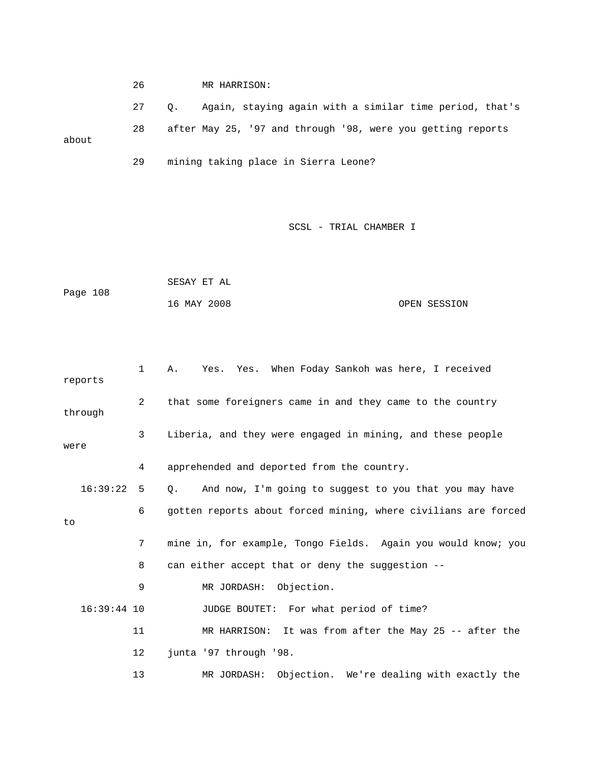26 MR HARRISON:

27 Q. Again, staying again with a similar time period, that's

28 after May 25, '97 and through '98, were you getting reports about

29 mining taking place in Sierra Leone?

SCSL - TRIAL CHAMBER I

SESAY ET AL

Page 108

16 MAY 2008 OPEN SESSION

1 A. Yes. Yes. When Foday Sankoh was here, I received reports

2 that some foreigners came in and they came to the country through

3 Liberia, and they were engaged in mining, and these people were

4 apprehended and deported from the country.

16:39:22 5 Q. And now, I'm going to suggest to you that you may have

6 gotten reports about forced mining, where civilians are forced to

7 mine in, for example, Tongo Fields. Again you would know; you

8 can either accept that or deny the suggestion --

9 MR JORDASH: Objection.

16:39:44 10 JUDGE BOUTET: For what period of time?

11 MR HARRISON: It was from after the May 25 -- after the

12 junta '97 through '98.

13 MR JORDASH: Objection. We're dealing with exactly the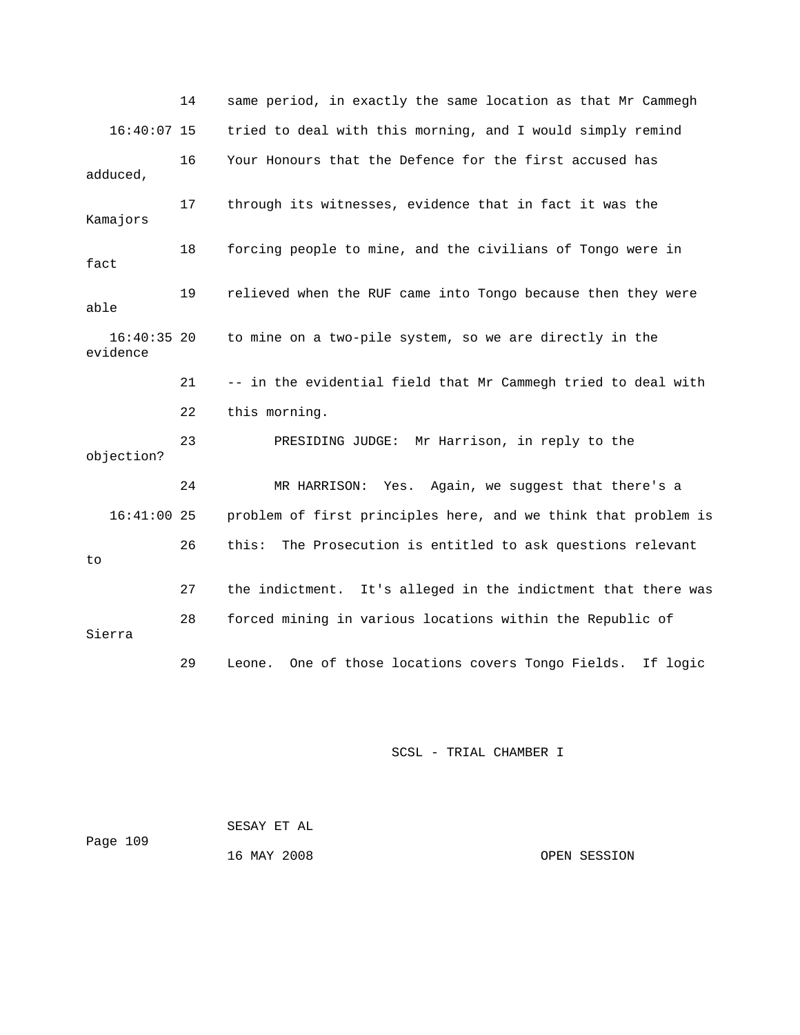14 same period, in exactly the same location as that Mr Cammegh

16:40:07 15 tried to deal with this morning, and I would simply remind

16 Your Honours that the Defence for the first accused has adduced,

17 through its witnesses, evidence that in fact it was the Kamajors

18 forcing people to mine, and the civilians of Tongo were in fact

19 relieved when the RUF came into Tongo because then they were able

16:40:35 20 to mine on a two-pile system, so we are directly in the evidence

21 -- in the evidential field that Mr Cammegh tried to deal with

22 this morning.

23 PRESIDING JUDGE: Mr Harrison, in reply to the objection?

24 MR HARRISON: Yes. Again, we suggest that there's a

16:41:00 25 problem of first principles here, and we think that problem is

26 this: The Prosecution is entitled to ask questions relevant to

27 the indictment. It's alleged in the indictment that there was

28 forced mining in various locations within the Republic of Sierra

29 Leone. One of those locations covers Tongo Fields. If logic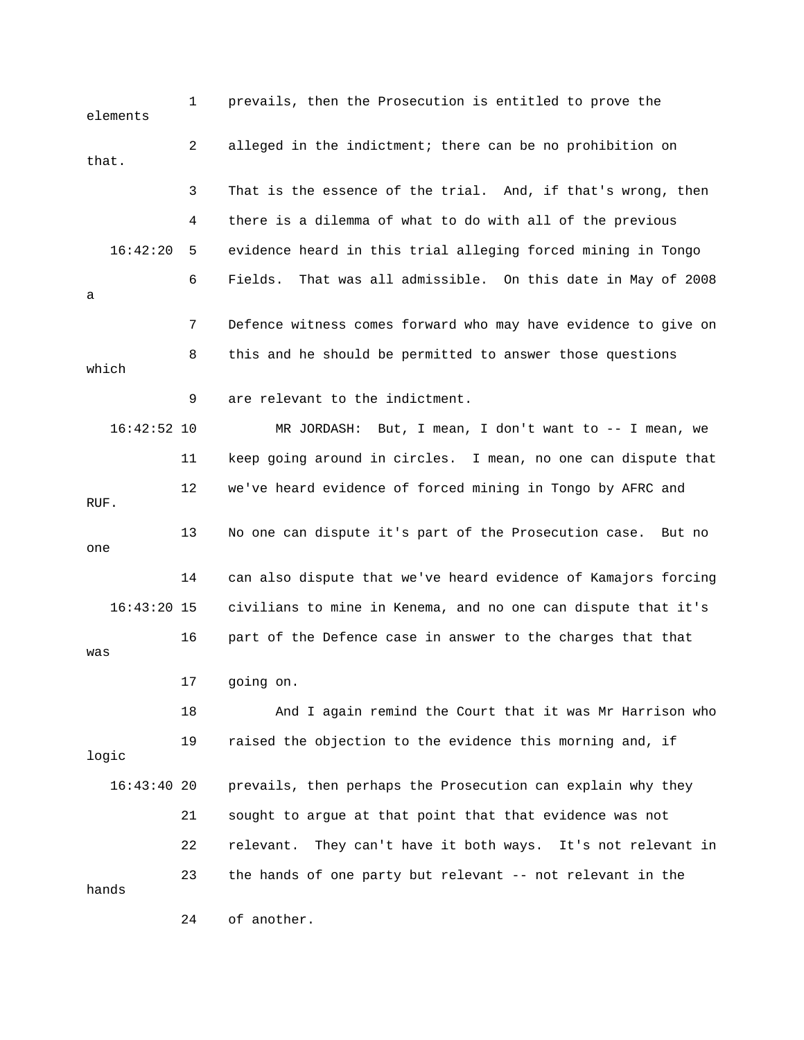prevails, then the Prosecution is entitled to prove the elements alleged in the indictment; there can be no prohibition on that. That is the essence of the trial. And, if that's wrong, then there is a dilemma of what to do with all of the previous evidence heard in this trial alleging forced mining in Tongo Fields. That was all admissible. On this date in May of 2008 a Defence witness comes forward who may have evidence to give on this and he should be permitted to answer those questions which are relevant to the indictment.

MR JORDASH: But, I mean, I don't want to -- I mean, we keep going around in circles. I mean, no one can dispute that we've heard evidence of forced mining in Tongo by AFRC and RUF. No one can dispute it's part of the Prosecution case. But no one can also dispute that we've heard evidence of Kamajors forcing civilians to mine in Kenema, and no one can dispute that it's part of the Defence case in answer to the charges that that was going on.

And I again remind the Court that it was Mr Harrison who raised the objection to the evidence this morning and, if logic prevails, then perhaps the Prosecution can explain why they sought to argue at that point that that evidence was not relevant. They can't have it both ways. It's not relevant in the hands of one party but relevant -- not relevant in the hands of another.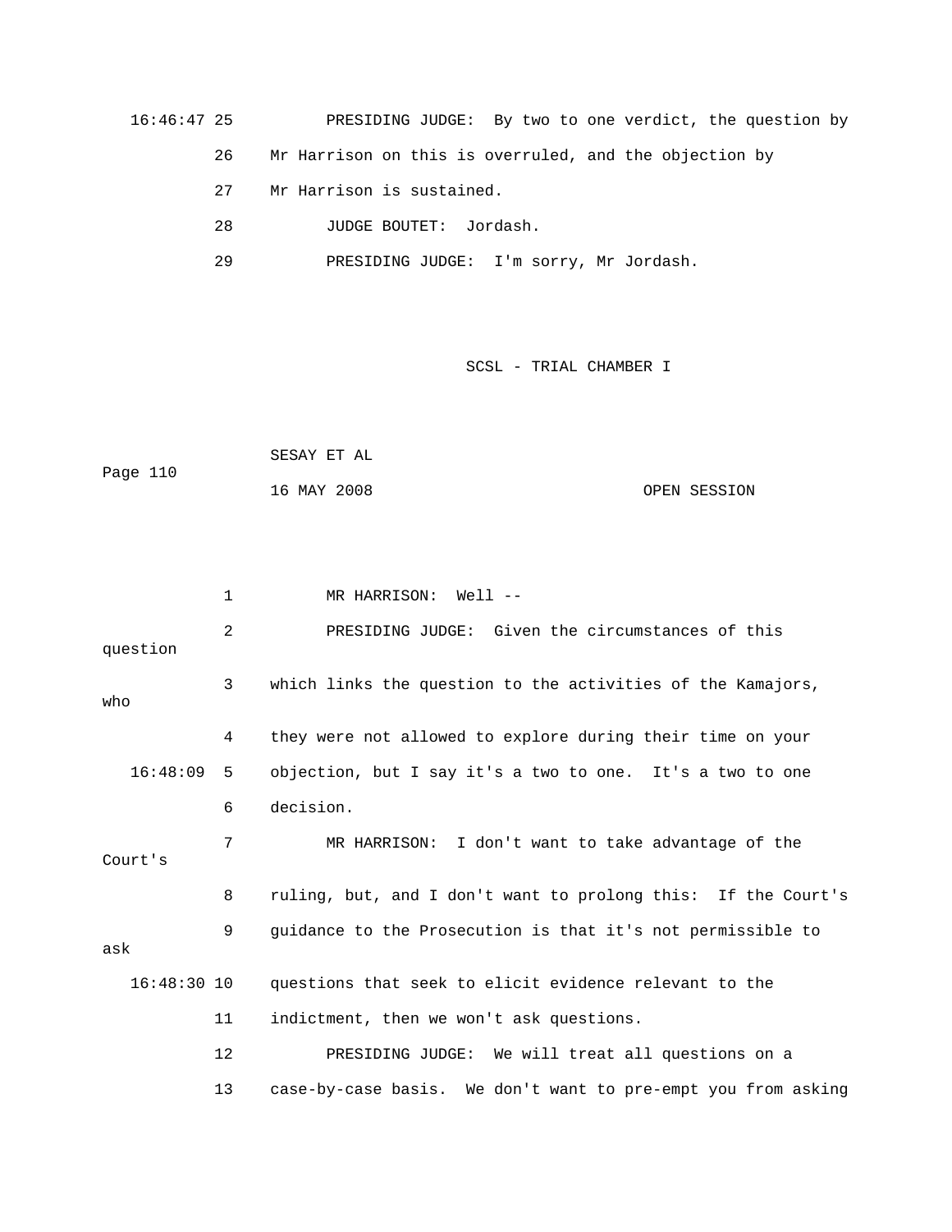16:46:47 25 PRESIDING JUDGE: By two to one verdict, the question by

26 Mr Harrison on this is overruled, and the objection by

27 Mr Harrison is sustained.

28 JUDGE BOUTET: Jordash.

29 PRESIDING JUDGE: I'm sorry, Mr Jordash.

1 MR HARRISON: Well --

2 PRESIDING JUDGE: Given the circumstances of this question

3 which links the question to the activities of the Kamajors, who

4 they were not allowed to explore during their time on your

16:48:09 5 objection, but I say it's a two to one. It's a two to one

6 decision.

7 MR HARRISON: I don't want to take advantage of the Court's

8 ruling, but, and I don't want to prolong this: If the Court's

9 guidance to the Prosecution is that it's not permissible to ask

16:48:30 10 questions that seek to elicit evidence relevant to the

11 indictment, then we won't ask questions.

12 PRESIDING JUDGE: We will treat all questions on a

13 case-by-case basis. We don't want to pre-empt you from asking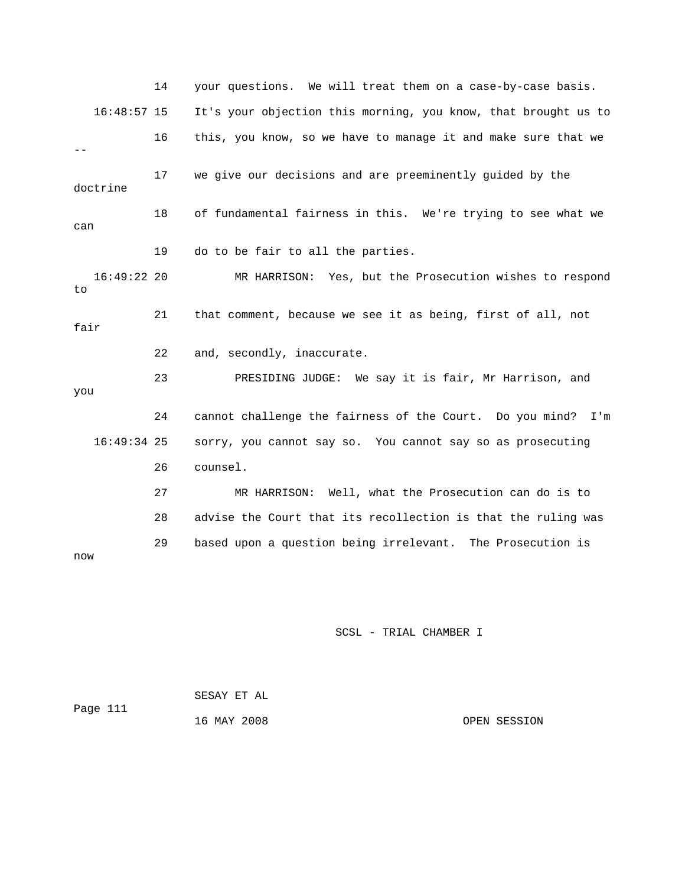14 your questions. We will treat them on a case-by-case basis.

16:48:57 15 It's your objection this morning, you know, that brought us to

16 this, you know, so we have to manage it and make sure that we --

17 we give our decisions and are preeminently guided by the doctrine

18 of fundamental fairness in this. We're trying to see what we can

19 do to be fair to all the parties.

16:49:22 20 MR HARRISON: Yes, but the Prosecution wishes to respond to

21 that comment, because we see it as being, first of all, not fair

22 and, secondly, inaccurate.

23 PRESIDING JUDGE: We say it is fair, Mr Harrison, and you

24 cannot challenge the fairness of the Court. Do you mind? I'm

16:49:34 25 sorry, you cannot say so. You cannot say so as prosecuting

26 counsel.

27 MR HARRISON: Well, what the Prosecution can do is to

28 advise the Court that its recollection is that the ruling was

29 based upon a question being irrelevant. The Prosecution is now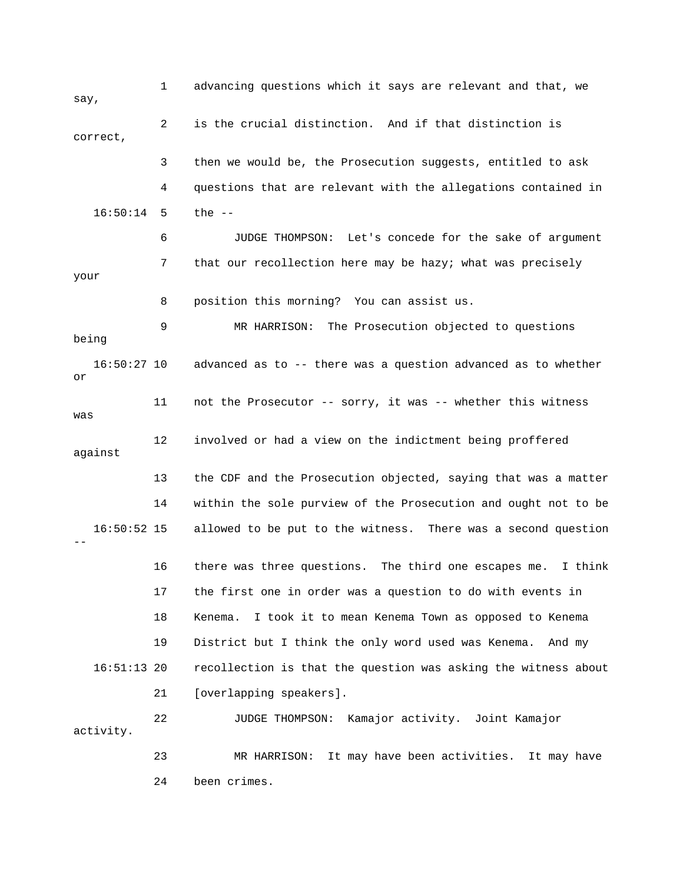1 advancing questions which it says are relevant and that, we say,

2 is the crucial distinction. And if that distinction is correct,

3 then we would be, the Prosecution suggests, entitled to ask

4 questions that are relevant with the allegations contained in

16:50:14 5 the --

6 JUDGE THOMPSON: Let's concede for the sake of argument

7 that our recollection here may be hazy; what was precisely your

8 position this morning? You can assist us.

9 MR HARRISON: The Prosecution objected to questions being

16:50:27 10 advanced as to -- there was a question advanced as to whether or

11 not the Prosecutor -- sorry, it was -- whether this witness was

12 involved or had a view on the indictment being proffered against

13 the CDF and the Prosecution objected, saying that was a matter

14 within the sole purview of the Prosecution and ought not to be

16:50:52 15 allowed to be put to the witness. There was a second question --

16 there was three questions. The third one escapes me. I think

17 the first one in order was a question to do with events in

18 Kenema. I took it to mean Kenema Town as opposed to Kenema

19 District but I think the only word used was Kenema. And my

16:51:13 20 recollection is that the question was asking the witness about

21 [overlapping speakers].

22 JUDGE THOMPSON: Kamajor activity. Joint Kamajor activity.

23 MR HARRISON: It may have been activities. It may have

24 been crimes.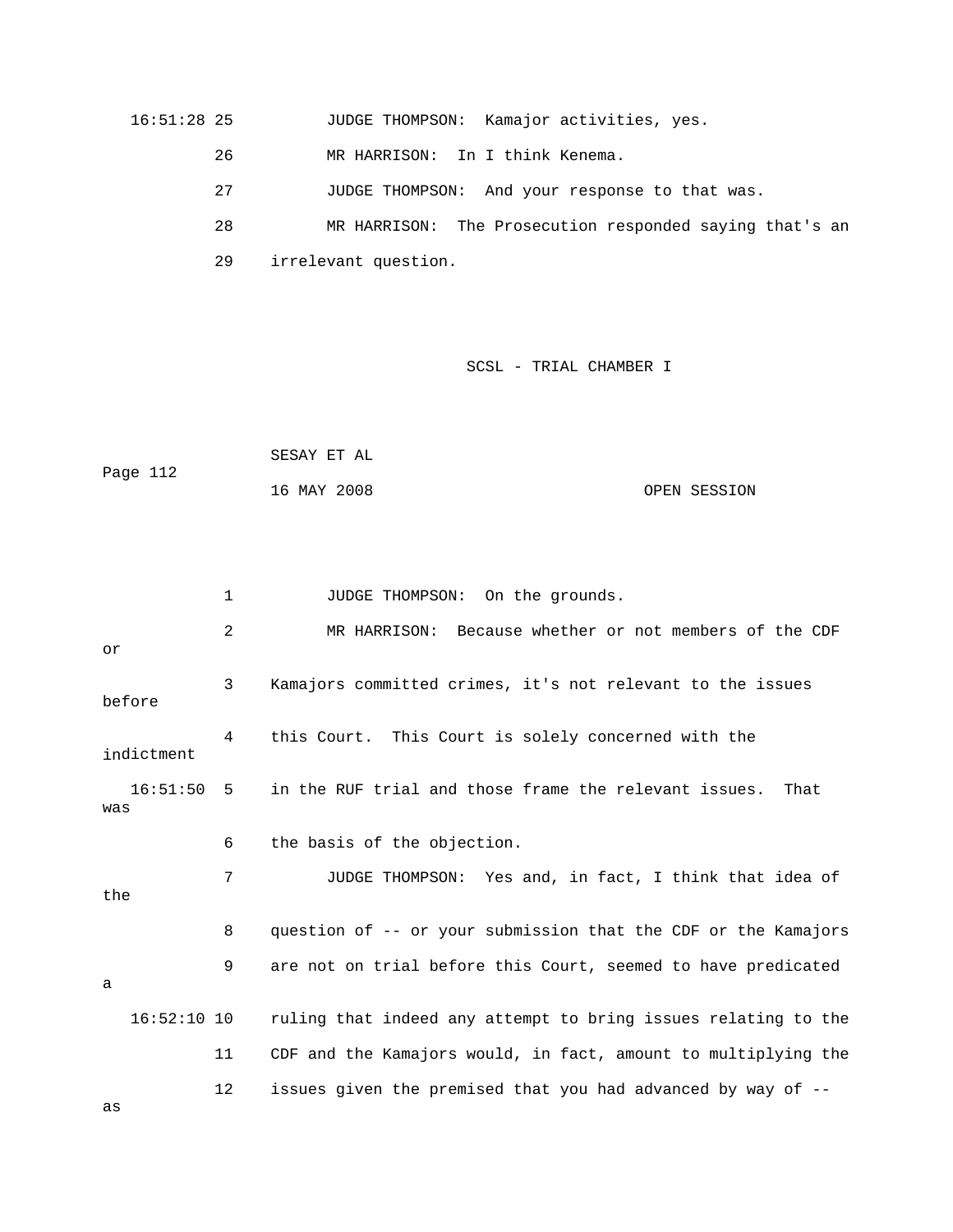16:51:28 25 JUDGE THOMPSON: Kamajor activities, yes.

26 MR HARRISON: In I think Kenema.

27 JUDGE THOMPSON: And your response to that was.

28 MR HARRISON: The Prosecution responded saying that's an

29 irrelevant question.

1 JUDGE THOMPSON: On the grounds.

2 MR HARRISON: Because whether or not members of the CDF or

3 Kamajors committed crimes, it's not relevant to the issues before

4 this Court. This Court is solely concerned with the indictment

16:51:50 5 in the RUF trial and those frame the relevant issues. That was

6 the basis of the objection.

7 JUDGE THOMPSON: Yes and, in fact, I think that idea of the

8 question of -- or your submission that the CDF or the Kamajors

9 are not on trial before this Court, seemed to have predicated a

16:52:10 10 ruling that indeed any attempt to bring issues relating to the

11 CDF and the Kamajors would, in fact, amount to multiplying the

12 issues given the premised that you had advanced by way of -- as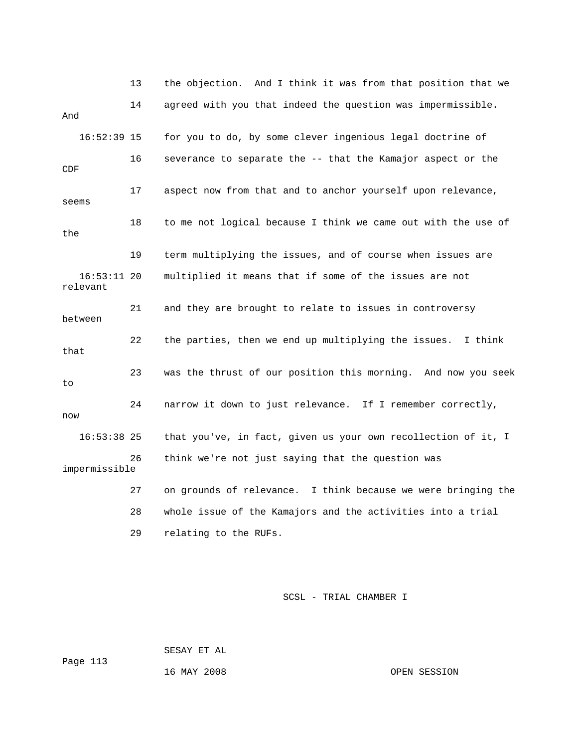13 the objection. And I think it was from that position that we
14 agreed with you that indeed the question was impermissible. And
16:52:39 15 for you to do, by some clever ingenious legal doctrine of
16 severance to separate the -- that the Kamajor aspect or the CDF
17 aspect now from that and to anchor yourself upon relevance, seems
18 to me not logical because I think we came out with the use of the
19 term multiplying the issues, and of course when issues are
16:53:11 20 multiplied it means that if some of the issues are not relevant
21 and they are brought to relate to issues in controversy between
22 the parties, then we end up multiplying the issues. I think that
23 was the thrust of our position this morning. And now you seek to
24 narrow it down to just relevance. If I remember correctly, now
16:53:38 25 that you've, in fact, given us your own recollection of it, I
26 think we're not just saying that the question was impermissible
27 on grounds of relevance. I think because we were bringing the
28 whole issue of the Kamajors and the activities into a trial
29 relating to the RUFs.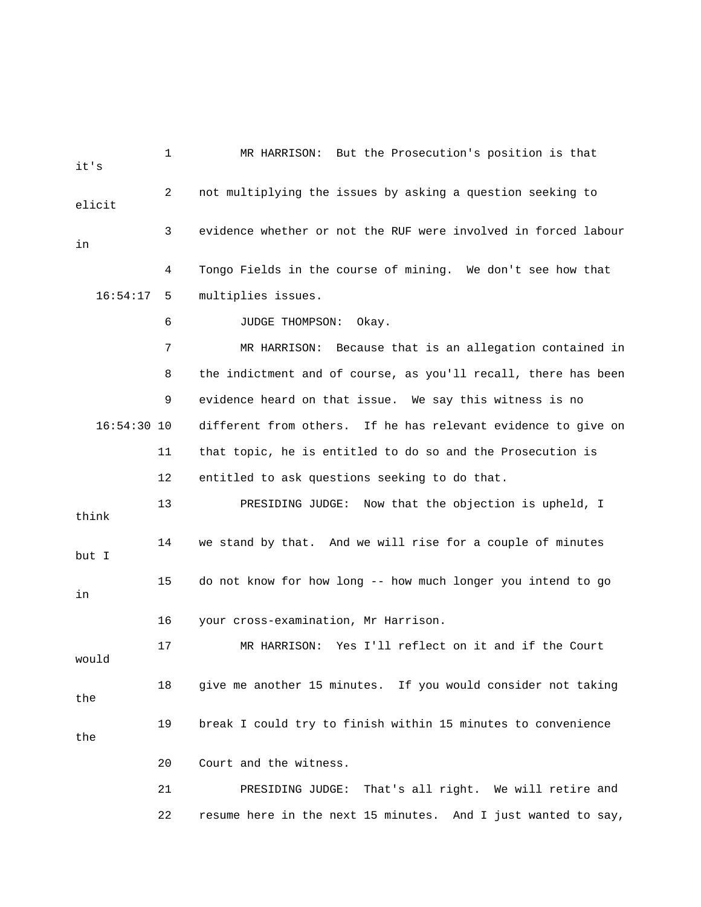1 MR HARRISON: But the Prosecution's position is that it's

2 not multiplying the issues by asking a question seeking to elicit

3 evidence whether or not the RUF were involved in forced labour in

4 Tongo Fields in the course of mining. We don't see how that

16:54:17 5 multiplies issues.

6 JUDGE THOMPSON: Okay.

7 MR HARRISON: Because that is an allegation contained in

8 the indictment and of course, as you'll recall, there has been

9 evidence heard on that issue. We say this witness is no

16:54:30 10 different from others. If he has relevant evidence to give on

11 that topic, he is entitled to do so and the Prosecution is

12 entitled to ask questions seeking to do that.

13 PRESIDING JUDGE: Now that the objection is upheld, I think

14 we stand by that. And we will rise for a couple of minutes but I

15 do not know for how long -- how much longer you intend to go in

16 your cross-examination, Mr Harrison.

17 MR HARRISON: Yes I'll reflect on it and if the Court would

18 give me another 15 minutes. If you would consider not taking the

19 break I could try to finish within 15 minutes to convenience the

20 Court and the witness.

21 PRESIDING JUDGE: That's all right. We will retire and

22 resume here in the next 15 minutes. And I just wanted to say,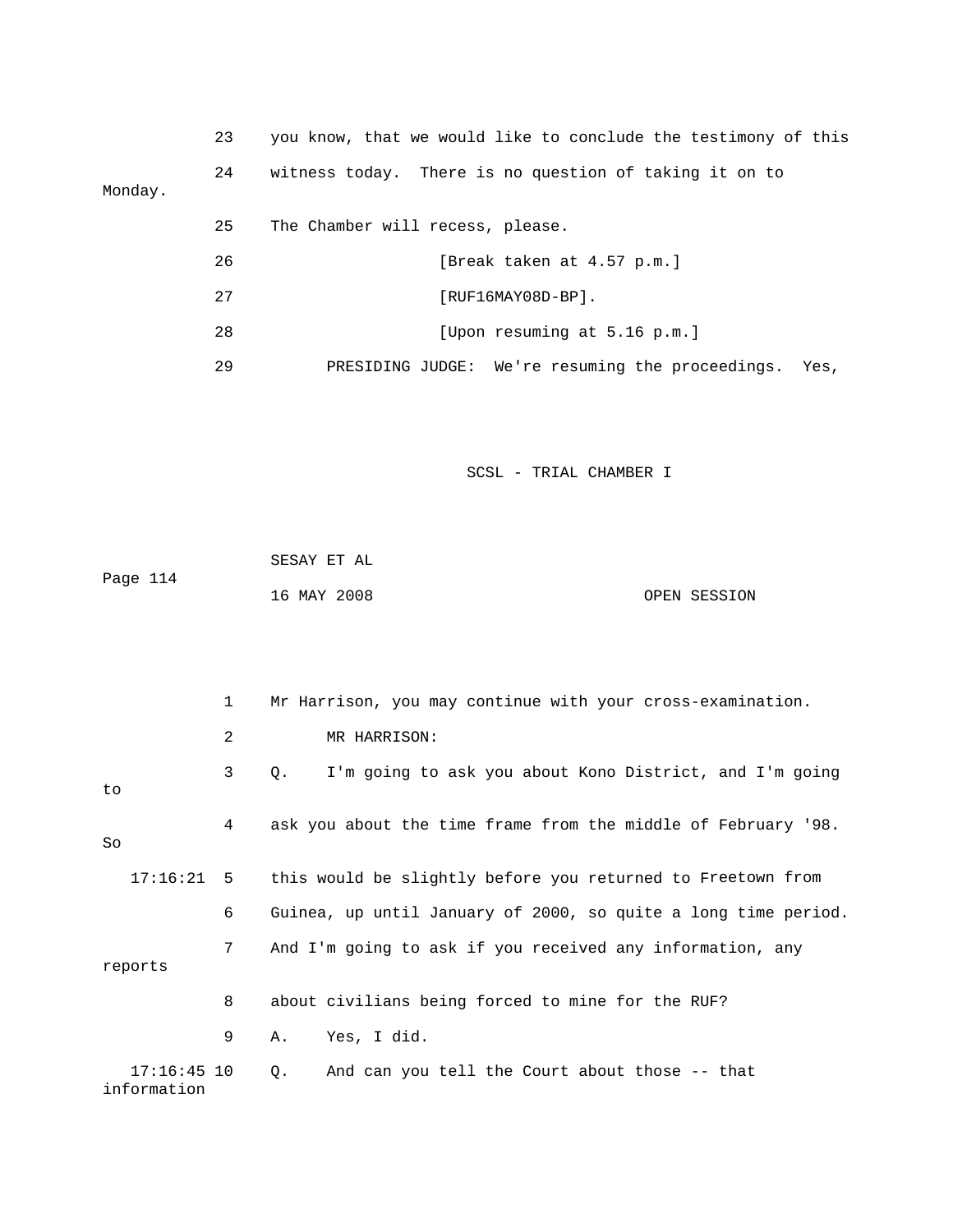23 you know, that we would like to conclude the testimony of this

24 witness today. There is no question of taking it on to Monday.

25 The Chamber will recess, please.

26 [Break taken at 4.57 p.m.]

27 [RUF16MAY08D-BP].

28 [Upon resuming at 5.16 p.m.]

29 PRESIDING JUDGE: We're resuming the proceedings. Yes,

1 Mr Harrison, you may continue with your cross-examination.

2 MR HARRISON:

3 Q. I'm going to ask you about Kono District, and I'm going to

4 ask you about the time frame from the middle of February '98. So

17:16:21 5 this would be slightly before you returned to Freetown from

6 Guinea, up until January of 2000, so quite a long time period.

7 And I'm going to ask if you received any information, any reports

8 about civilians being forced to mine for the RUF?

9 A. Yes, I did.

17:16:45 10 Q. And can you tell the Court about those -- that information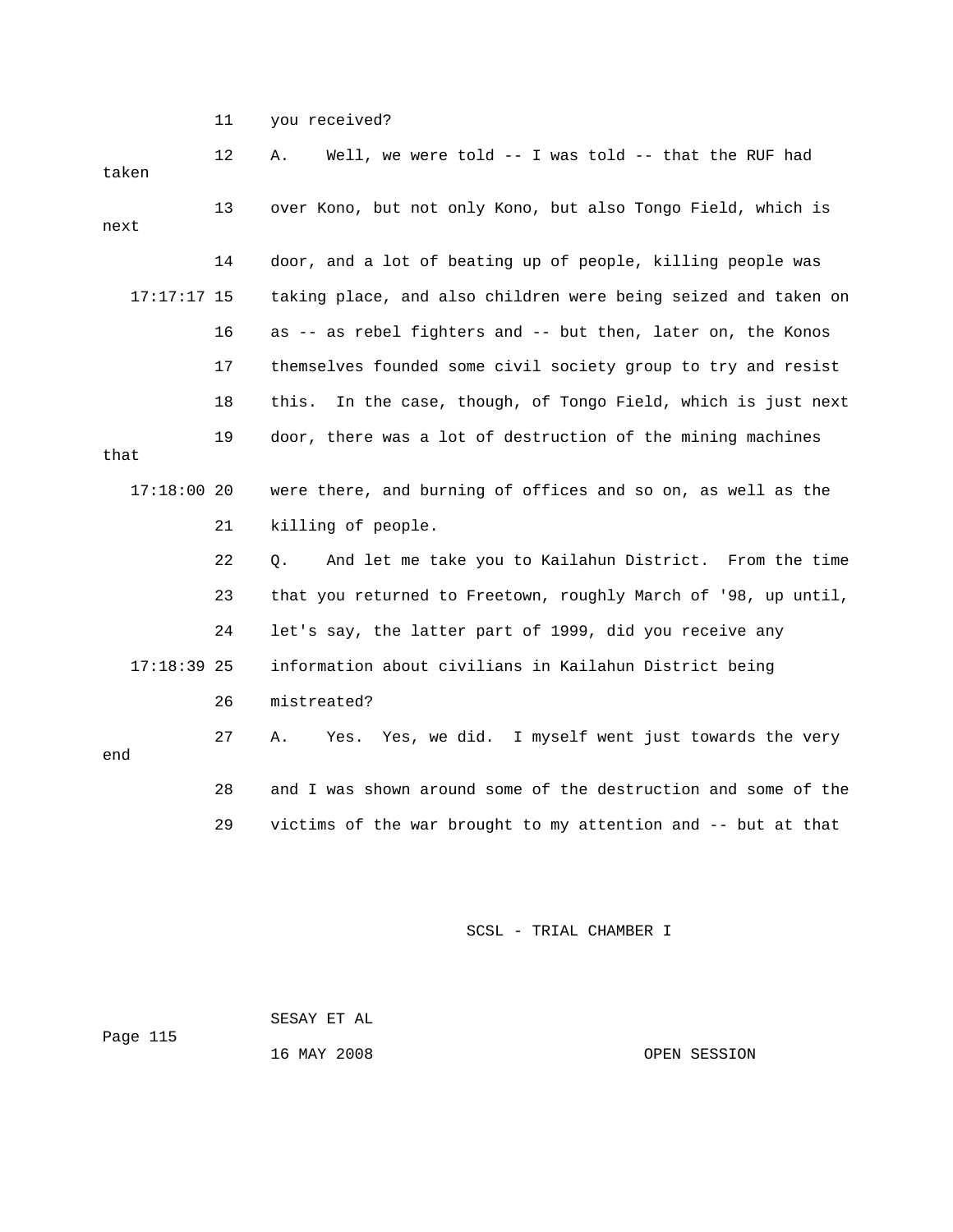11 you received?

12 A. Well, we were told -- I was told -- that the RUF had taken

13 over Kono, but not only Kono, but also Tongo Field, which is next

14 door, and a lot of beating up of people, killing people was

17:17:17 15 taking place, and also children were being seized and taken on

16 as -- as rebel fighters and -- but then, later on, the Konos

17 themselves founded some civil society group to try and resist

18 this. In the case, though, of Tongo Field, which is just next

19 door, there was a lot of destruction of the mining machines that

17:18:00 20 were there, and burning of offices and so on, as well as the

21 killing of people.

22 Q. And let me take you to Kailahun District. From the time

23 that you returned to Freetown, roughly March of '98, up until,

24 let's say, the latter part of 1999, did you receive any

17:18:39 25 information about civilians in Kailahun District being

26 mistreated?

27 A. Yes. Yes, we did. I myself went just towards the very end

28 and I was shown around some of the destruction and some of the

29 victims of the war brought to my attention and -- but at that

SCSL - TRIAL CHAMBER I

SESAY ET AL

16 MAY 2008 OPEN SESSION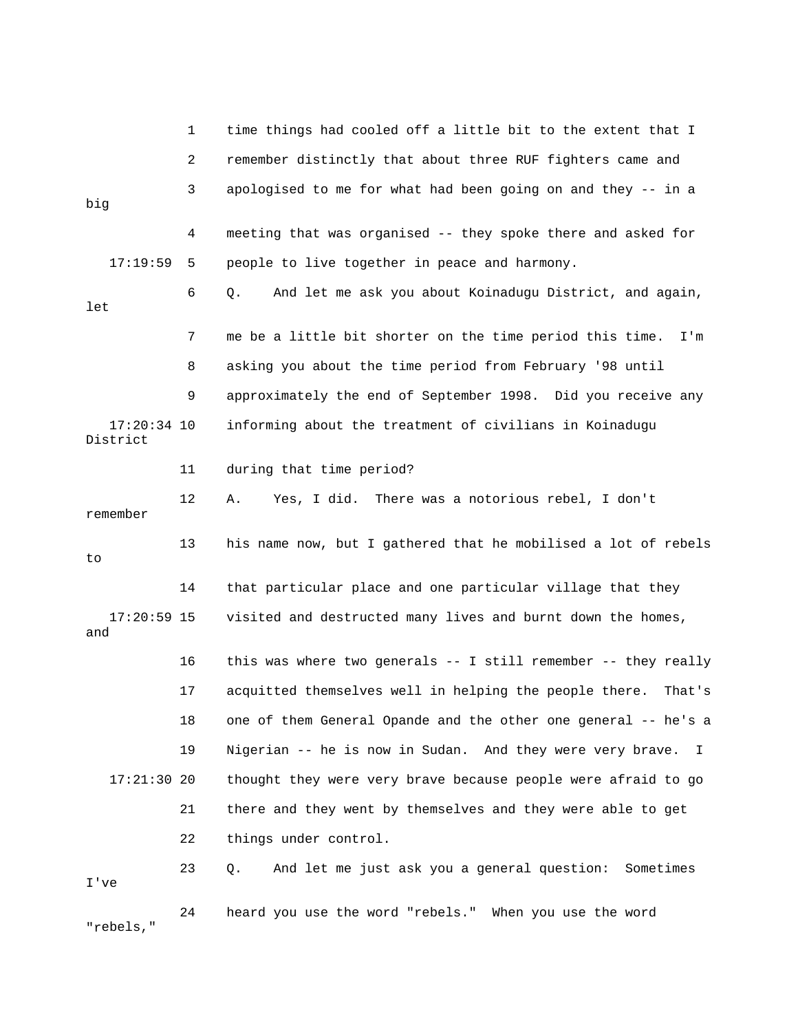1 time things had cooled off a little bit to the extent that I

2 remember distinctly that about three RUF fighters came and

3 apologised to me for what had been going on and they -- in a big

4 meeting that was organised -- they spoke there and asked for

17:19:59 5 people to live together in peace and harmony.

6 Q. And let me ask you about Koinadugu District, and again, let

7 me be a little bit shorter on the time period this time. I'm

8 asking you about the time period from February '98 until

9 approximately the end of September 1998. Did you receive any

17:20:34 10 informing about the treatment of civilians in Koinadugu District

11 during that time period?

12 A. Yes, I did. There was a notorious rebel, I don't remember

13 his name now, but I gathered that he mobilised a lot of rebels to

14 that particular place and one particular village that they

17:20:59 15 visited and destructed many lives and burnt down the homes, and

16 this was where two generals -- I still remember -- they really

17 acquitted themselves well in helping the people there. That's

18 one of them General Opande and the other one general -- he's a

19 Nigerian -- he is now in Sudan. And they were very brave. I

17:21:30 20 thought they were very brave because people were afraid to go

21 there and they went by themselves and they were able to get

22 things under control.

23 Q. And let me just ask you a general question: Sometimes I've

24 heard you use the word "rebels." When you use the word "rebels,"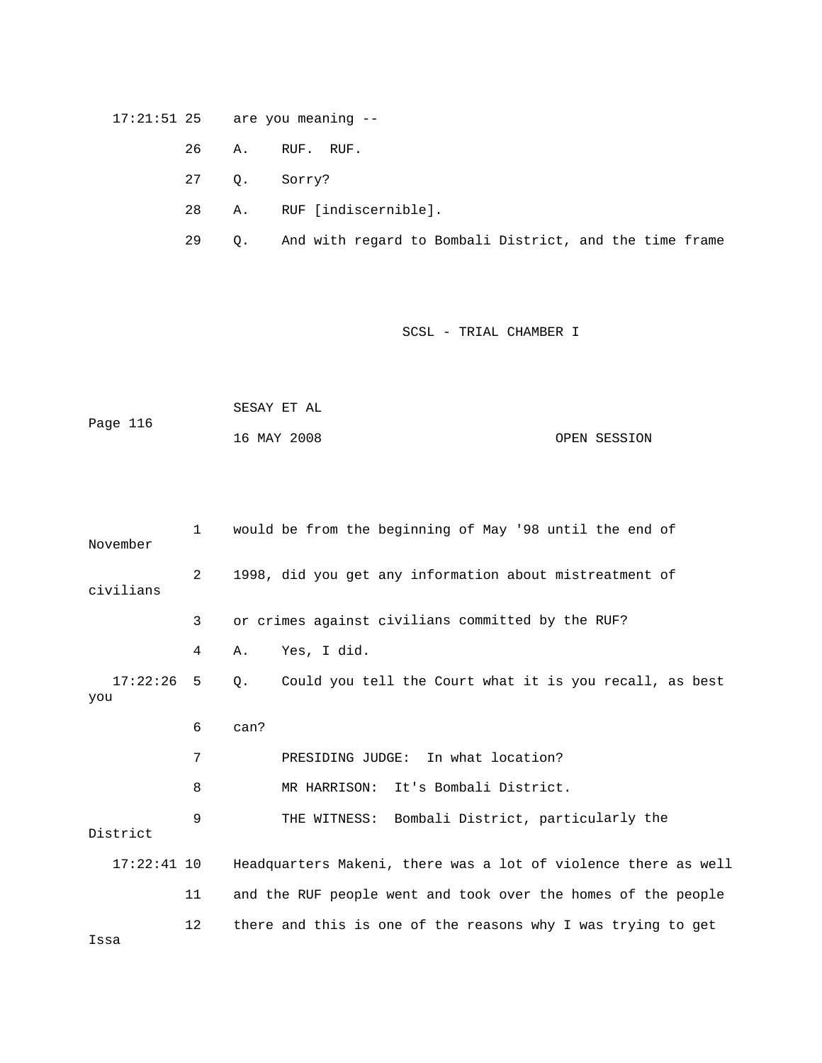17:21:51 25 are you meaning --

26 A. RUF. RUF.

27 Q. Sorry?

28 A. RUF [indiscernible].

29 Q. And with regard to Bombali District, and the time frame

1 would be from the beginning of May '98 until the end of November

2 1998, did you get any information about mistreatment of civilians

3 or crimes against civilians committed by the RUF?

4 A. Yes, I did.

17:22:26 5 Q. Could you tell the Court what it is you recall, as best you

6 can?

7 PRESIDING JUDGE: In what location?

8 MR HARRISON: It's Bombali District.

9 THE WITNESS: Bombali District, particularly the District

17:22:41 10 Headquarters Makeni, there was a lot of violence there as well

11 and the RUF people went and took over the homes of the people

12 there and this is one of the reasons why I was trying to get Issa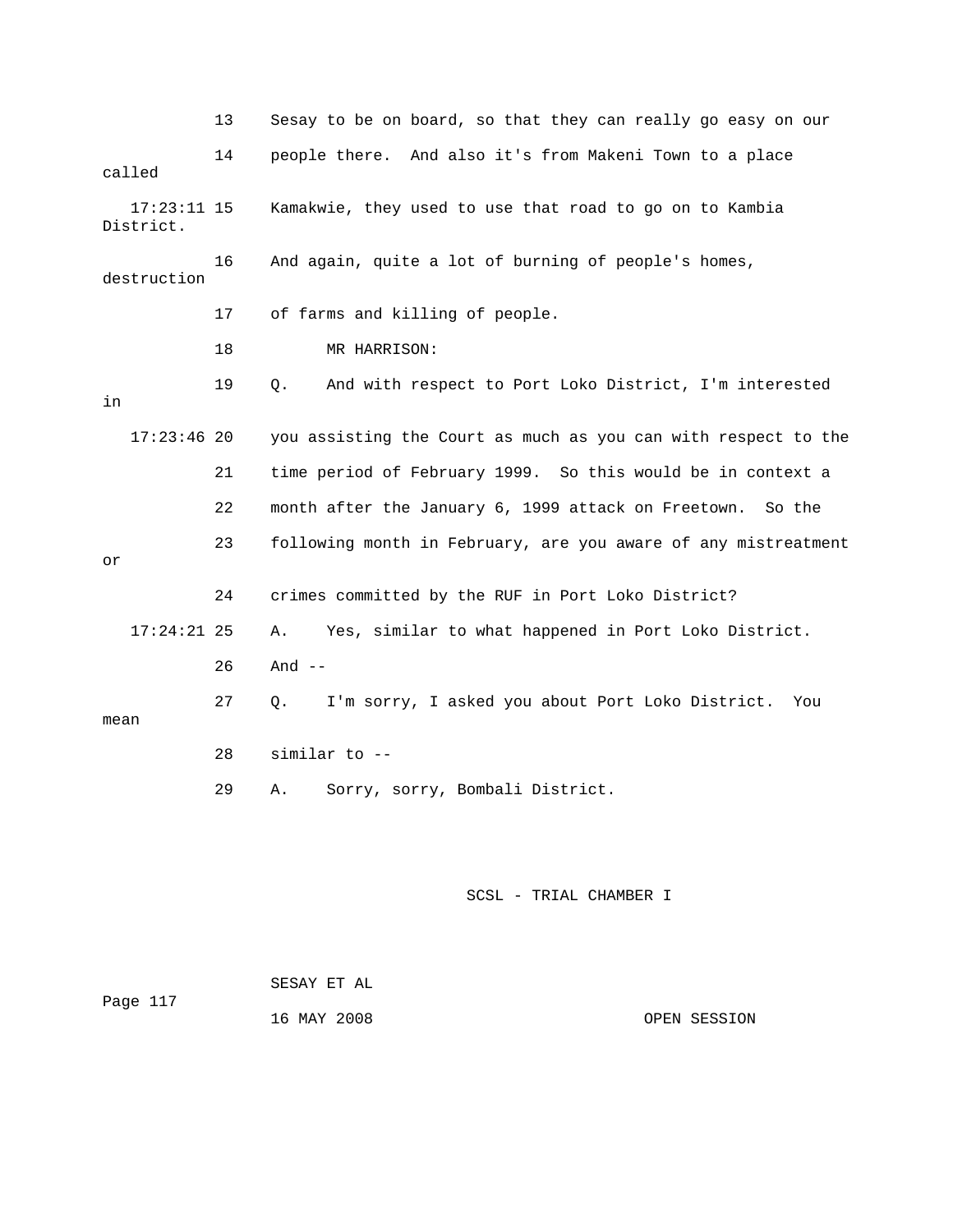13 Sesay to be on board, so that they can really go easy on our

14 people there. And also it's from Makeni Town to a place called

17:23:11 15 Kamakwie, they used to use that road to go on to Kambia District.

16 And again, quite a lot of burning of people's homes, destruction

17 of farms and killing of people.

18 MR HARRISON:

19 Q. And with respect to Port Loko District, I'm interested in

17:23:46 20 you assisting the Court as much as you can with respect to the

21 time period of February 1999. So this would be in context a

22 month after the January 6, 1999 attack on Freetown. So the

23 following month in February, are you aware of any mistreatment or

24 crimes committed by the RUF in Port Loko District?

17:24:21 25 A. Yes, similar to what happened in Port Loko District.

26 And --

27 Q. I'm sorry, I asked you about Port Loko District. You mean

28 similar to --

29 A. Sorry, sorry, Bombali District.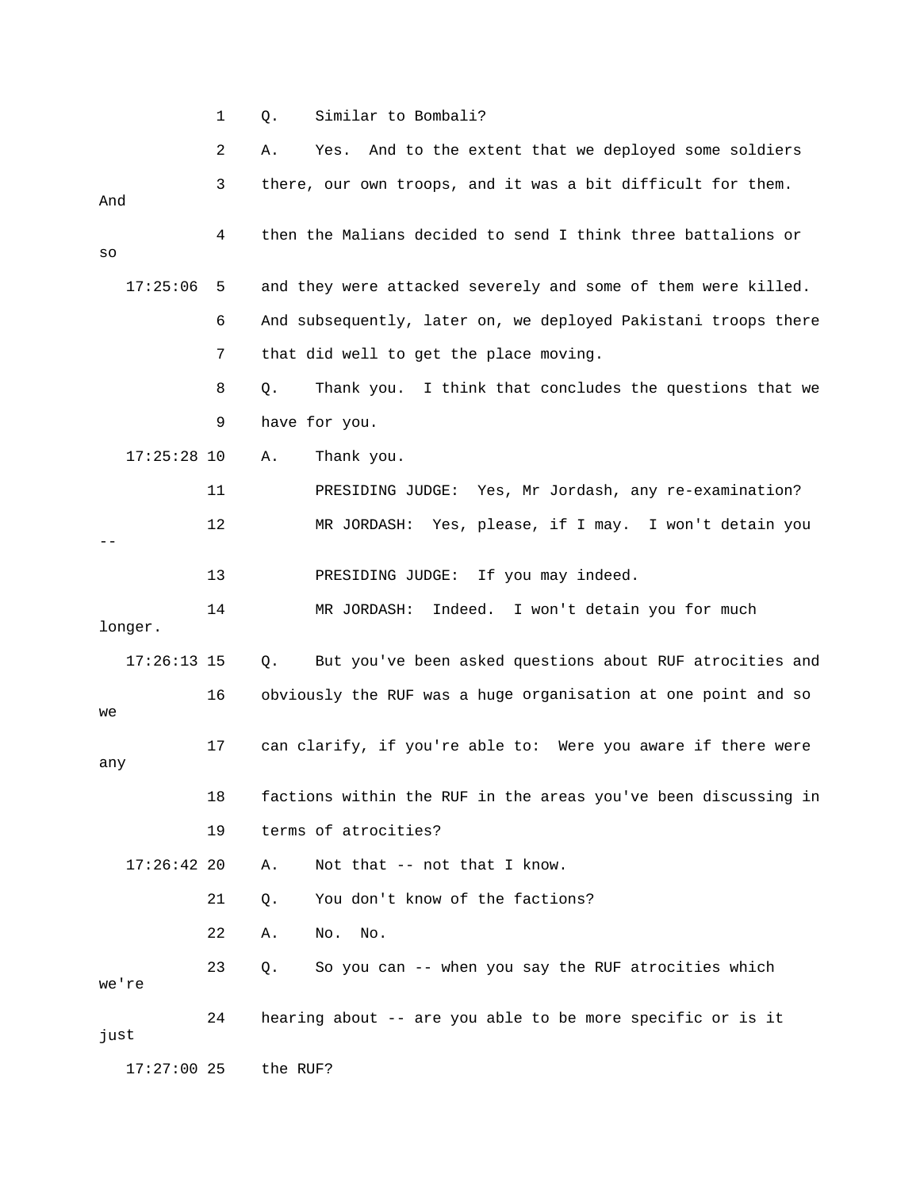1 Q. Similar to Bombali?

2 A. Yes. And to the extent that we deployed some soldiers

3 there, our own troops, and it was a bit difficult for them. And

4 then the Malians decided to send I think three battalions or so

17:25:06 5 and they were attacked severely and some of them were killed.

6 And subsequently, later on, we deployed Pakistani troops there

7 that did well to get the place moving.

8 Q. Thank you. I think that concludes the questions that we

9 have for you.

17:25:28 10 A. Thank you.

11 PRESIDING JUDGE: Yes, Mr Jordash, any re-examination?

12 MR JORDASH: Yes, please, if I may. I won't detain you --

13 PRESIDING JUDGE: If you may indeed.

14 MR JORDASH: Indeed. I won't detain you for much longer.

17:26:13 15 Q. But you've been asked questions about RUF atrocities and

16 obviously the RUF was a huge organisation at one point and so we

17 can clarify, if you're able to: Were you aware if there were any

18 factions within the RUF in the areas you've been discussing in

19 terms of atrocities?

17:26:42 20 A. Not that -- not that I know.

21 Q. You don't know of the factions?

22 A. No. No.

23 Q. So you can -- when you say the RUF atrocities which we're

24 hearing about -- are you able to be more specific or is it just

17:27:00 25 the RUF?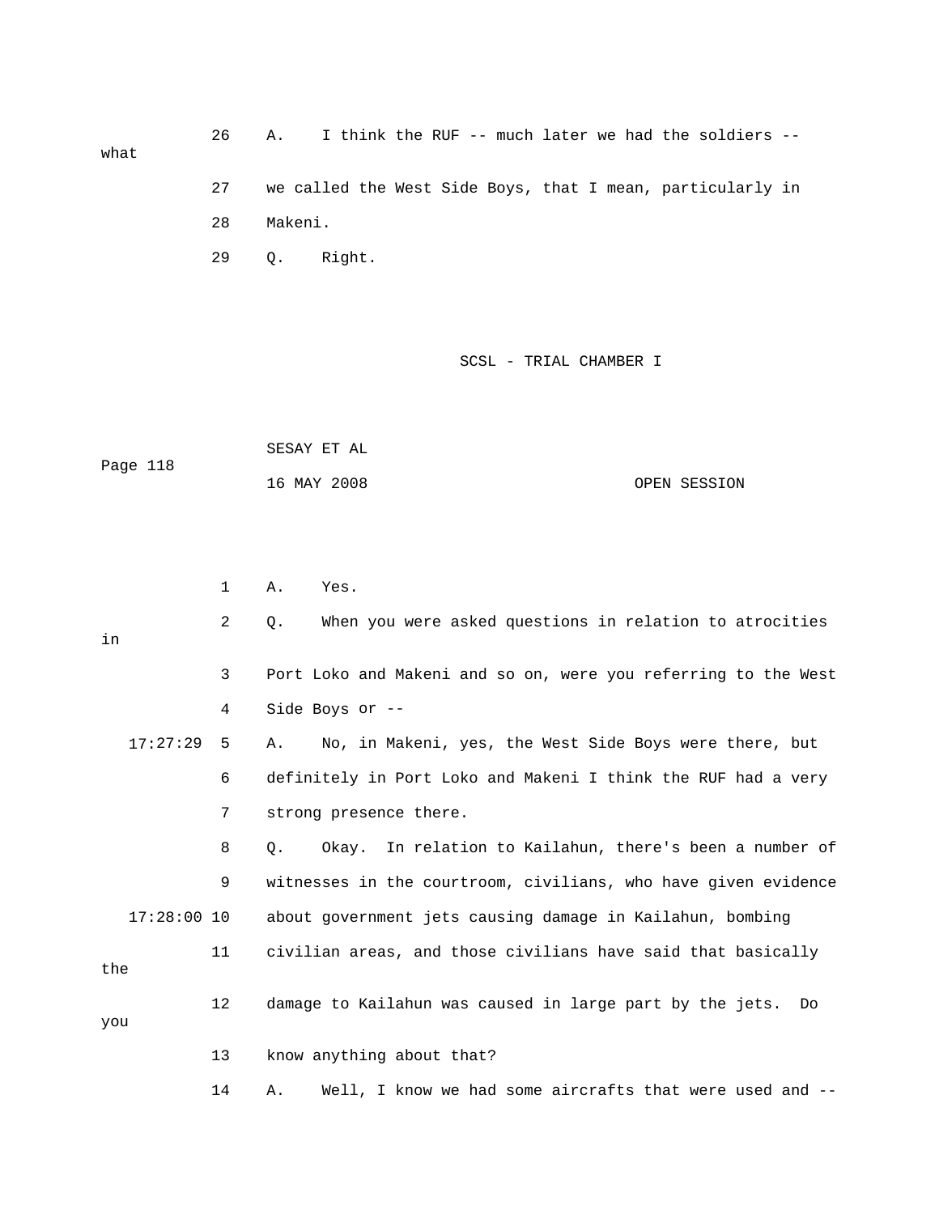26 A. I think the RUF -- much later we had the soldiers -- what

27 we called the West Side Boys, that I mean, particularly in

28 Makeni.

29 Q. Right.

SCSL - TRIAL CHAMBER I

SESAY ET AL

Page 118

16 MAY 2008 OPEN SESSION

1 A. Yes.

2 Q. When you were asked questions in relation to atrocities in

3 Port Loko and Makeni and so on, were you referring to the West

4 Side Boys or --

17:27:29 5 A. No, in Makeni, yes, the West Side Boys were there, but

6 definitely in Port Loko and Makeni I think the RUF had a very

7 strong presence there.

8 Q. Okay. In relation to Kailahun, there's been a number of

9 witnesses in the courtroom, civilians, who have given evidence

17:28:00 10 about government jets causing damage in Kailahun, bombing

11 civilian areas, and those civilians have said that basically the

12 damage to Kailahun was caused in large part by the jets. Do you

13 know anything about that?

14 A. Well, I know we had some aircrafts that were used and --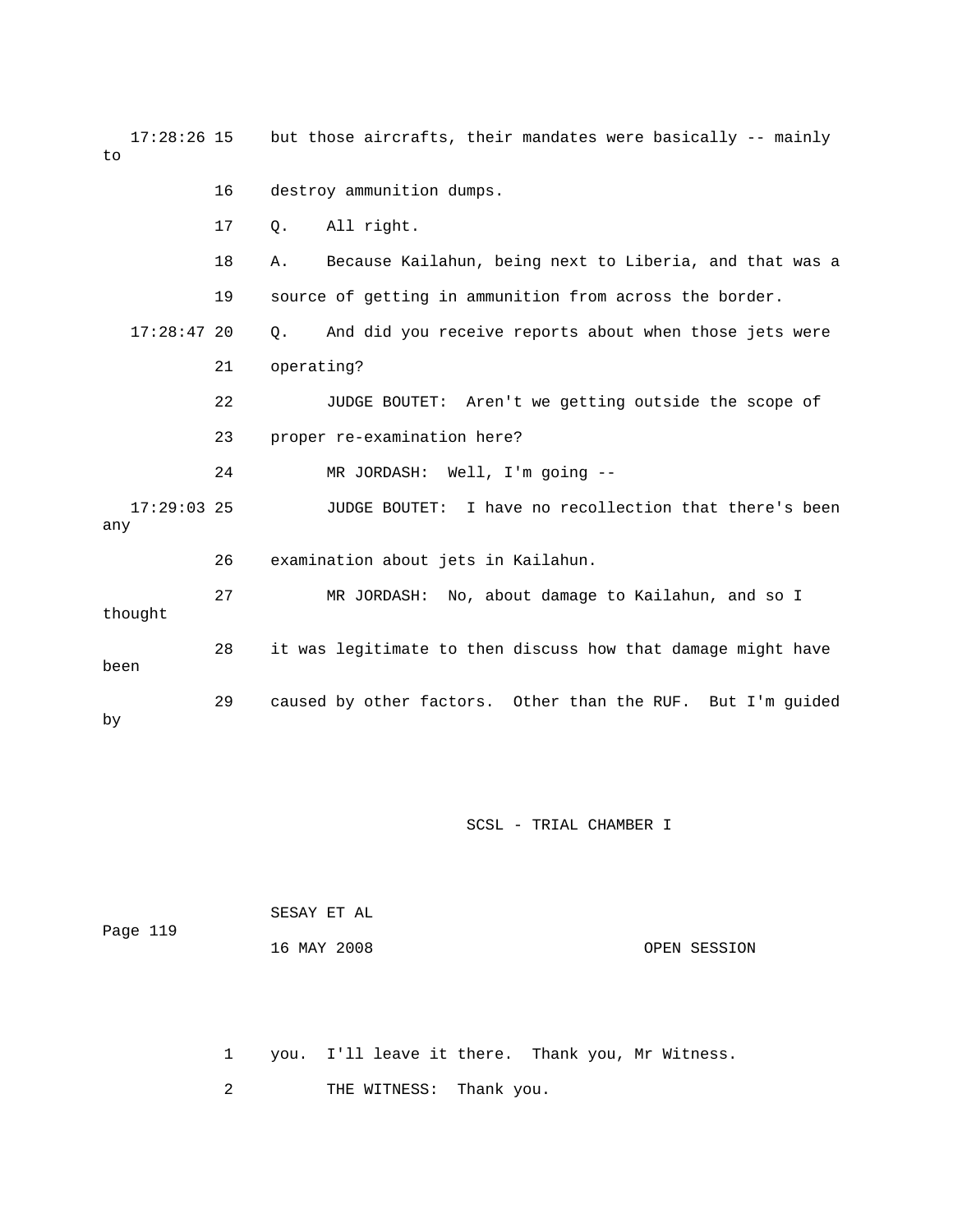17:28:26 15 but those aircrafts, their mandates were basically -- mainly to

16 destroy ammunition dumps.

17 Q. All right.

18 A. Because Kailahun, being next to Liberia, and that was a

19 source of getting in ammunition from across the border.

17:28:47 20 Q. And did you receive reports about when those jets were

21 operating?

22 JUDGE BOUTET: Aren't we getting outside the scope of

23 proper re-examination here?

24 MR JORDASH: Well, I'm going --

17:29:03 25 JUDGE BOUTET: I have no recollection that there's been any

26 examination about jets in Kailahun.

27 MR JORDASH: No, about damage to Kailahun, and so I thought

28 it was legitimate to then discuss how that damage might have been

29 caused by other factors. Other than the RUF. But I'm guided by

SESAY ET AL

16 MAY 2008 OPEN SESSION

1 you. I'll leave it there. Thank you, Mr Witness.

2 THE WITNESS: Thank you.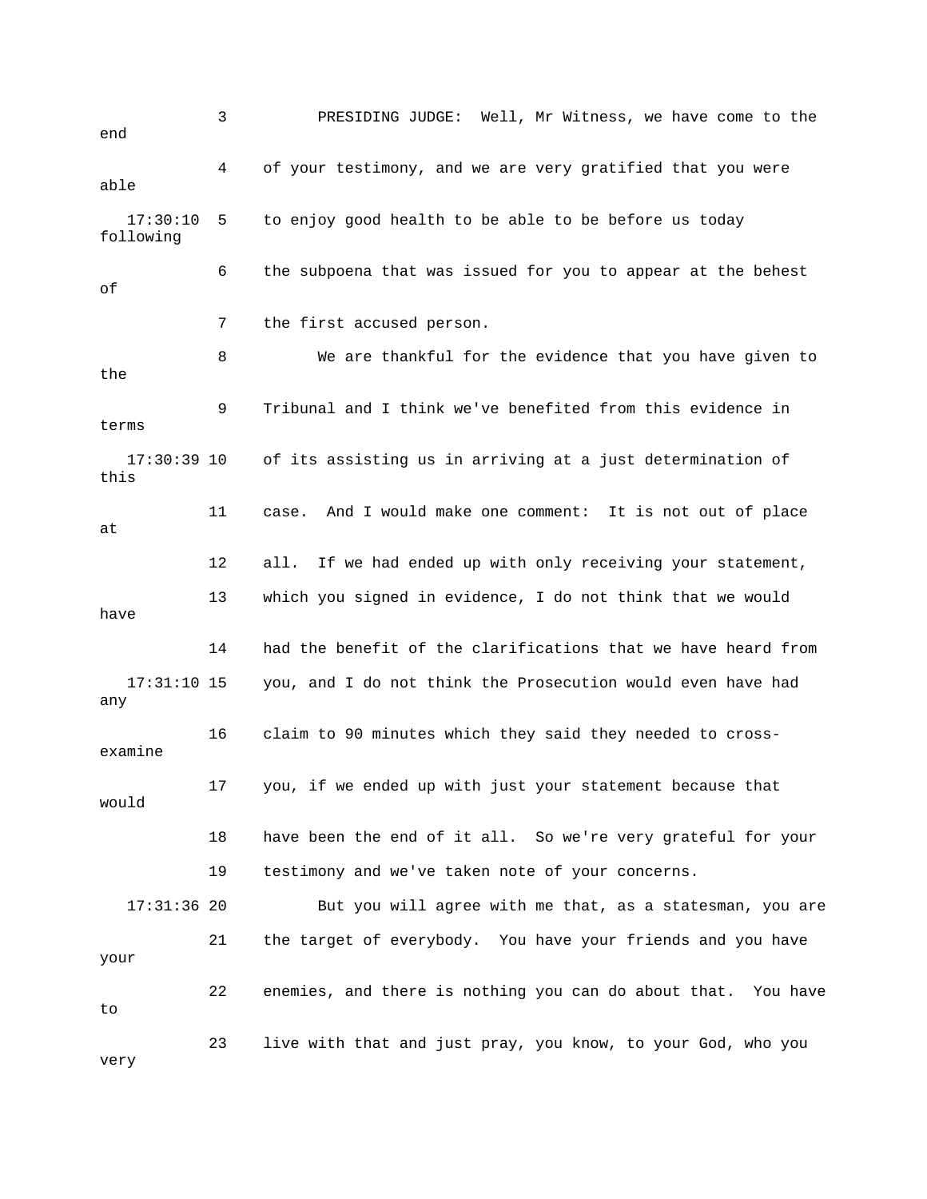3 PRESIDING JUDGE: Well, Mr Witness, we have come to the end

4 of your testimony, and we are very gratified that you were able

17:30:10 5 to enjoy good health to be able to be before us today following

6 the subpoena that was issued for you to appear at the behest of

7 the first accused person.

8 We are thankful for the evidence that you have given to the

9 Tribunal and I think we've benefited from this evidence in terms

17:30:39 10 of its assisting us in arriving at a just determination of this

11 case. And I would make one comment: It is not out of place at

12 all. If we had ended up with only receiving your statement,

13 which you signed in evidence, I do not think that we would have

14 had the benefit of the clarifications that we have heard from

17:31:10 15 you, and I do not think the Prosecution would even have had any

16 claim to 90 minutes which they said they needed to cross-examine

17 you, if we ended up with just your statement because that would

18 have been the end of it all. So we're very grateful for your

19 testimony and we've taken note of your concerns.

17:31:36 20 But you will agree with me that, as a statesman, you are

21 the target of everybody. You have your friends and you have your

22 enemies, and there is nothing you can do about that. You have to

23 live with that and just pray, you know, to your God, who you very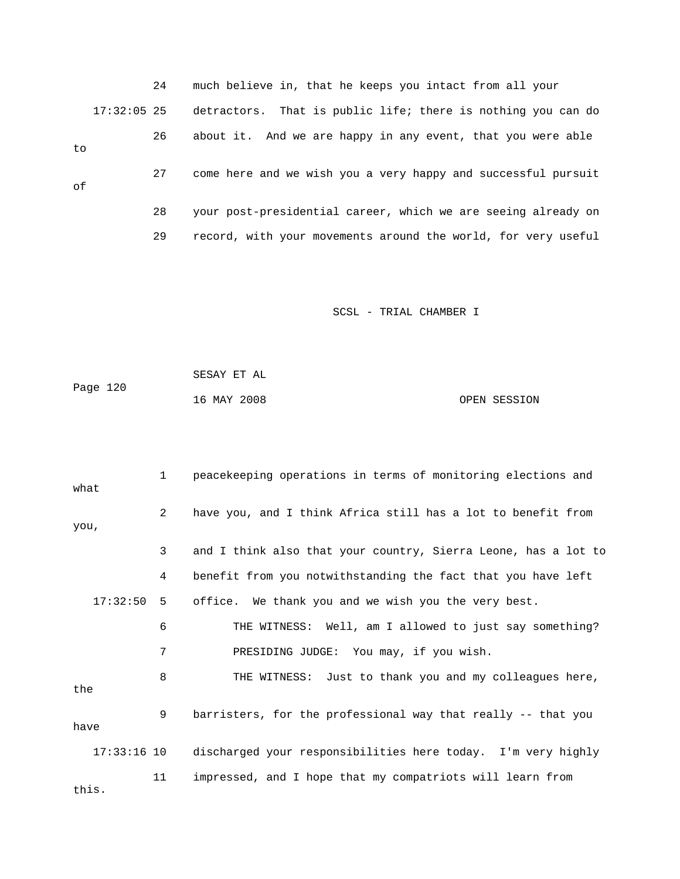24 much believe in, that he keeps you intact from all your

17:32:05 25 detractors. That is public life; there is nothing you can do

26 about it. And we are happy in any event, that you were able to

27 come here and we wish you a very happy and successful pursuit of

28 your post-presidential career, which we are seeing already on

29 record, with your movements around the world, for very useful

1 peacekeeping operations in terms of monitoring elections and what

2 have you, and I think Africa still has a lot to benefit from you,

3 and I think also that your country, Sierra Leone, has a lot to

4 benefit from you notwithstanding the fact that you have left

17:32:50 5 office. We thank you and we wish you the very best.

6 THE WITNESS: Well, am I allowed to just say something?

7 PRESIDING JUDGE: You may, if you wish.

8 THE WITNESS: Just to thank you and my colleagues here, the

9 barristers, for the professional way that really -- that you have

17:33:16 10 discharged your responsibilities here today. I'm very highly

11 impressed, and I hope that my compatriots will learn from this.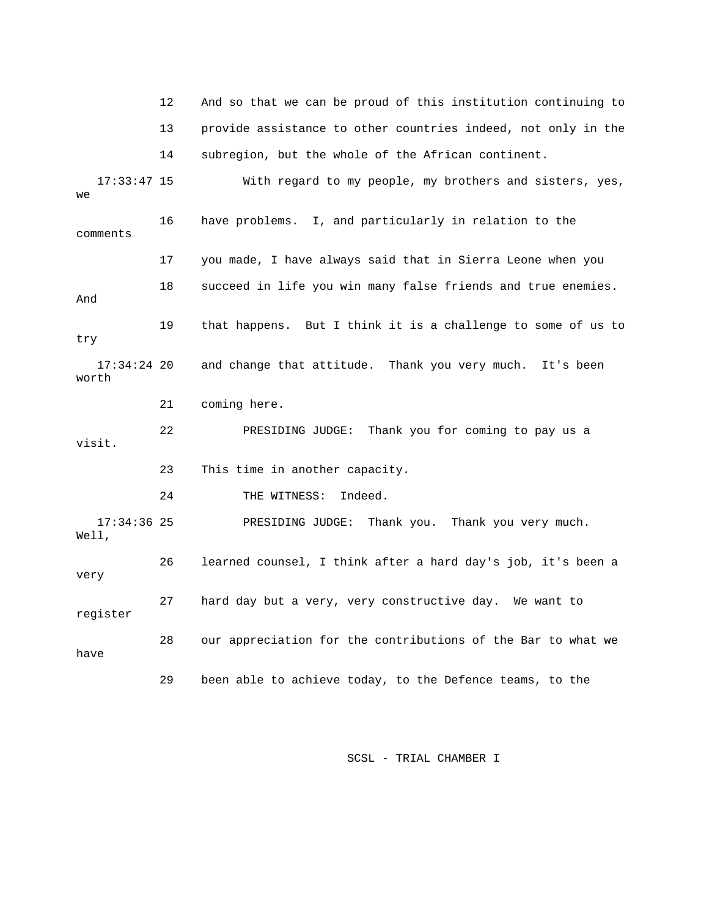12 And so that we can be proud of this institution continuing to

13 provide assistance to other countries indeed, not only in the

14 subregion, but the whole of the African continent.

17:33:47 15 With regard to my people, my brothers and sisters, yes, we

16 have problems. I, and particularly in relation to the comments

17 you made, I have always said that in Sierra Leone when you

18 succeed in life you win many false friends and true enemies. And

19 that happens. But I think it is a challenge to some of us to try

17:34:24 20 and change that attitude. Thank you very much. It's been worth

21 coming here.

22 PRESIDING JUDGE: Thank you for coming to pay us a visit.

23 This time in another capacity.

24 THE WITNESS: Indeed.

17:34:36 25 PRESIDING JUDGE: Thank you. Thank you very much. Well,

26 learned counsel, I think after a hard day's job, it's been a very

27 hard day but a very, very constructive day. We want to register

28 our appreciation for the contributions of the Bar to what we have

29 been able to achieve today, to the Defence teams, to the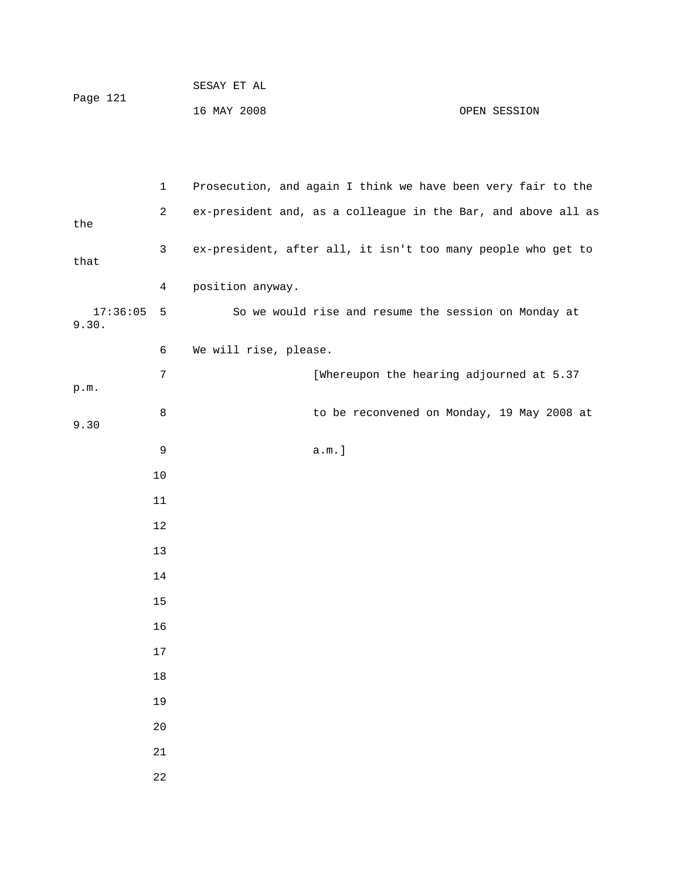Prosecution, and again I think we have been very fair to the ex-president and, as a colleague in the Bar, and above all as the ex-president, after all, it isn't too many people who get to that position anyway.

So we would rise and resume the session on Monday at 9.30. We will rise, please.

[Whereupon the hearing adjourned at 5.37 p.m. to be reconvened on Monday, 19 May 2008 at 9.30 a.m.]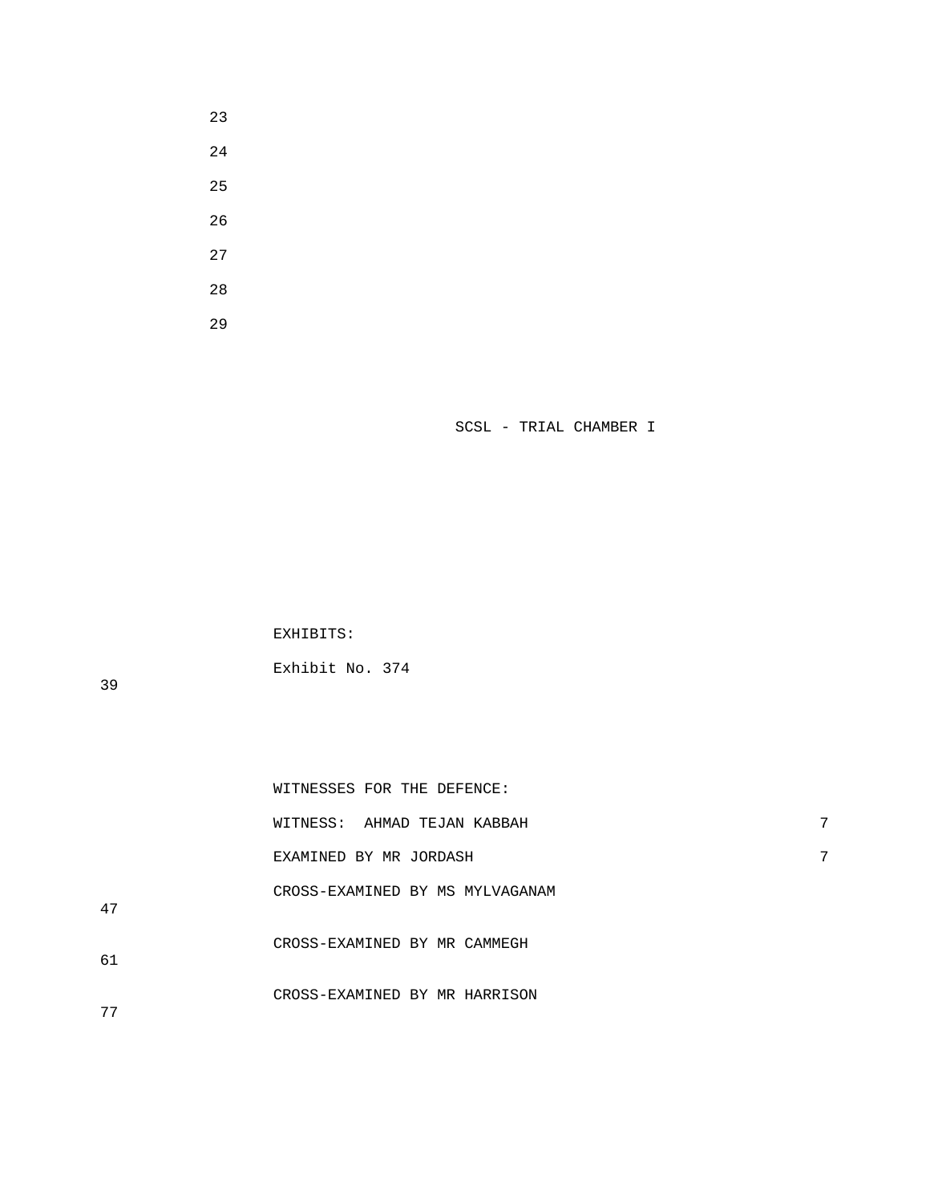SCSL - TRIAL CHAMBER I

EXHIBITS:

Exhibit No. 374 39

WITNESSES FOR THE DEFENCE:

| | |
|---|---|
| WITNESS: AHMAD TEJAN KABBAH | 7 |
| EXAMINED BY MR JORDASH | 7 |
| CROSS-EXAMINED BY MS MYLVAGANAM | 47 |
| CROSS-EXAMINED BY MR CAMMEGH | 61 |
| CROSS-EXAMINED BY MR HARRISON | 77 |